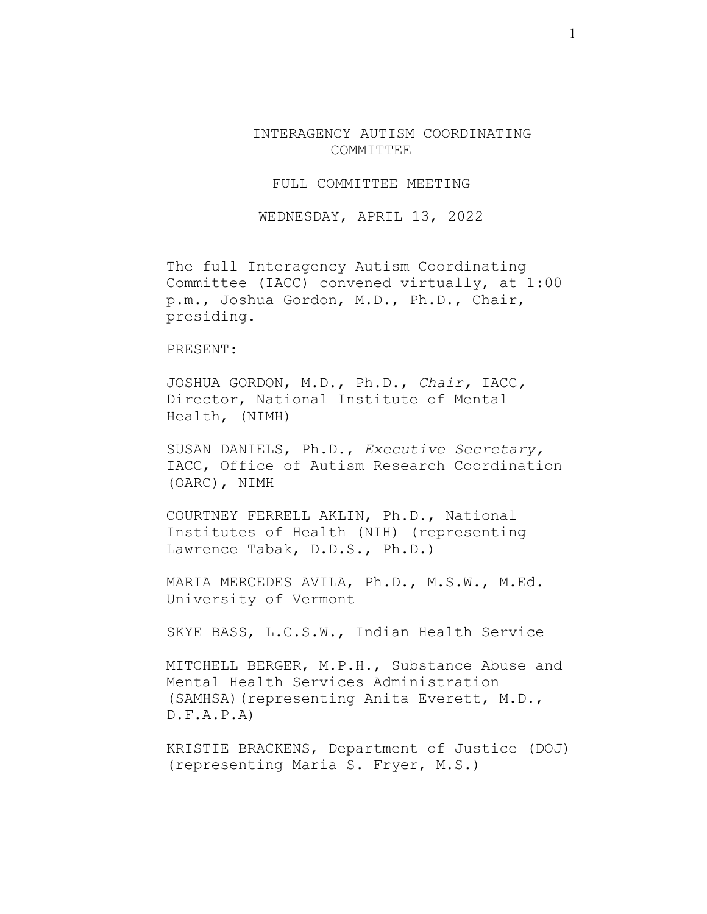# INTERAGENCY AUTISM COORDINATING COMMITTEE

## FULL COMMITTEE MEETING

## WEDNESDAY, APRIL 13, 2022

The full Interagency Autism Coordinating Committee (IACC) convened virtually, at 1:00 p.m., Joshua Gordon, M.D., Ph.D., Chair, presiding.

PRESENT:

JOSHUA GORDON, M.D., Ph.D., *Chair,* IACC, Director, National Institute of Mental Health, (NIMH)

SUSAN DANIELS, Ph.D., *Executive Secretary,* IACC, Office of Autism Research Coordination (OARC), NIMH

COURTNEY FERRELL AKLIN, Ph.D., National Institutes of Health (NIH) (representing Lawrence Tabak, D.D.S., Ph.D.)

MARIA MERCEDES AVILA, Ph.D., M.S.W., M.Ed. University of Vermont

SKYE BASS, L.C.S.W., Indian Health Service

MITCHELL BERGER, M.P.H., Substance Abuse and Mental Health Services Administration (SAMHSA)(representing Anita Everett, M.D., D.F.A.P.A)

KRISTIE BRACKENS, Department of Justice (DOJ) (representing Maria S. Fryer, M.S.)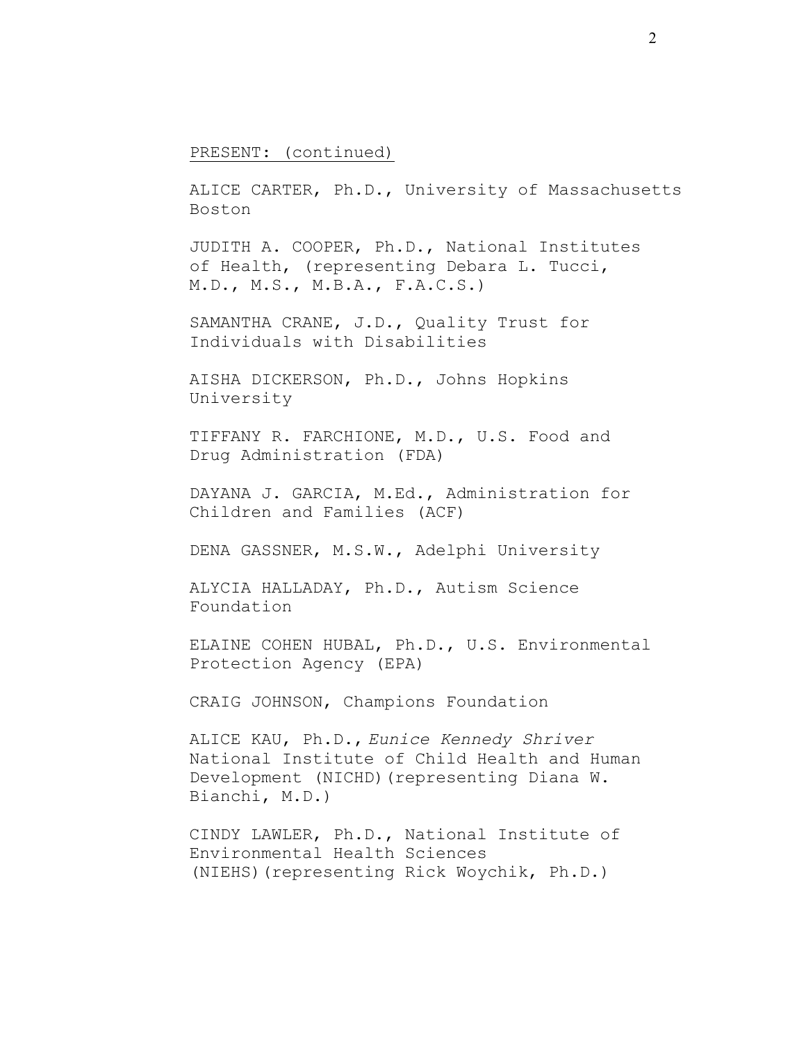PRESENT: (continued)

ALICE CARTER, Ph.D., University of Massachusetts Boston

JUDITH A. COOPER, Ph.D., National Institutes of Health, (representing Debara L. Tucci, M.D., M.S., M.B.A., F.A.C.S.)

SAMANTHA CRANE, J.D., Quality Trust for Individuals with Disabilities

AISHA DICKERSON, Ph.D., Johns Hopkins University

TIFFANY R. FARCHIONE, M.D., U.S. Food and Drug Administration (FDA)

DAYANA J. GARCIA, M.Ed., Administration for Children and Families (ACF)

DENA GASSNER, M.S.W., Adelphi University

ALYCIA HALLADAY, Ph.D., Autism Science Foundation

ELAINE COHEN HUBAL, Ph.D., U.S. Environmental Protection Agency (EPA)

CRAIG JOHNSON, Champions Foundation

ALICE KAU, Ph.D., *Eunice Kennedy Shriver* National Institute of Child Health and Human Development (NICHD)(representing Diana W. Bianchi, M.D.)

CINDY LAWLER, Ph.D., National Institute of Environmental Health Sciences (NIEHS)(representing Rick Woychik, Ph.D.)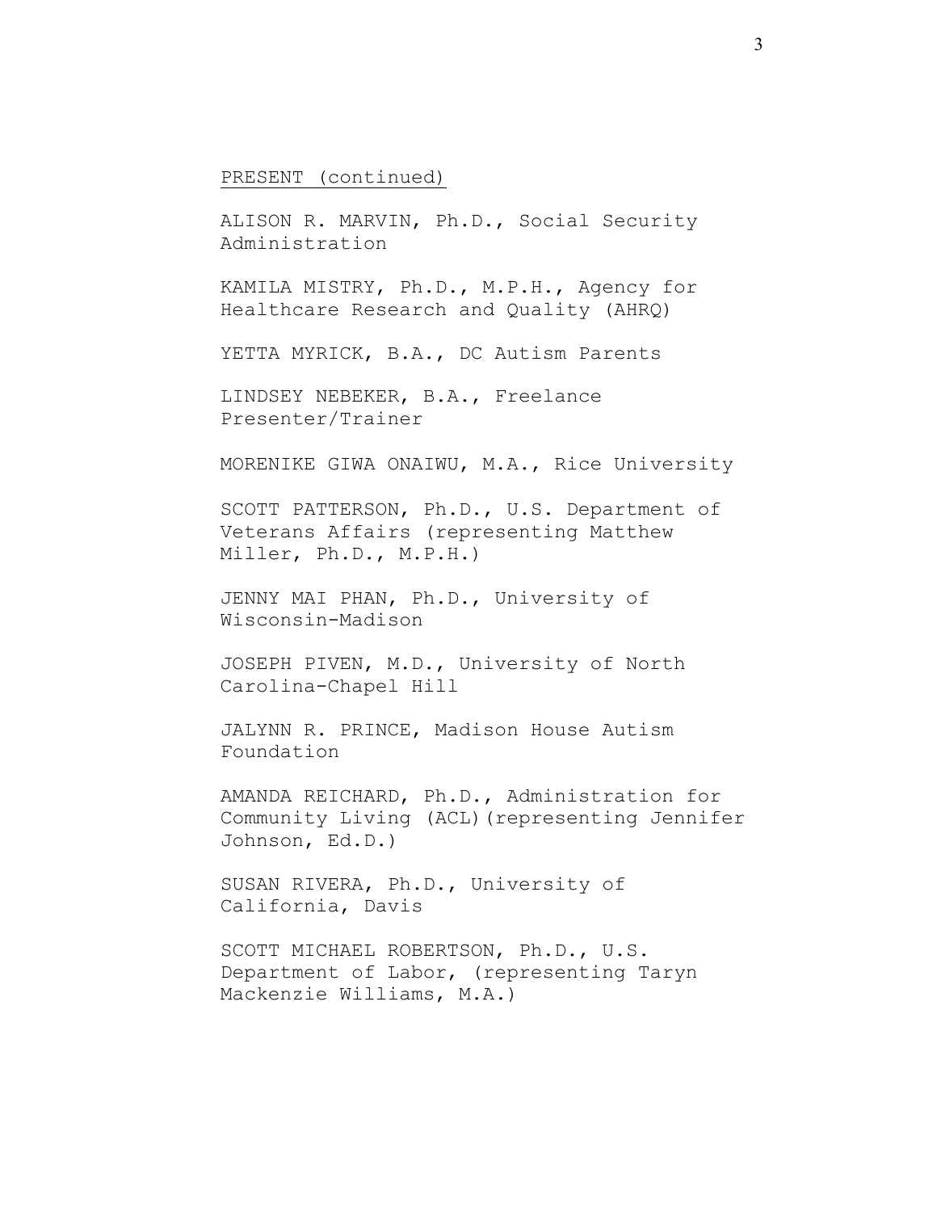PRESENT (continued)

ALISON R. MARVIN, Ph.D., Social Security Administration

KAMILA MISTRY, Ph.D., M.P.H., Agency for Healthcare Research and Quality (AHRQ)

YETTA MYRICK, B.A., DC Autism Parents

LINDSEY NEBEKER, B.A., Freelance Presenter/Trainer

MORENIKE GIWA ONAIWU, M.A., Rice University

SCOTT PATTERSON, Ph.D., U.S. Department of Veterans Affairs (representing Matthew Miller, Ph.D., M.P.H.)

JENNY MAI PHAN, Ph.D., University of Wisconsin-Madison

JOSEPH PIVEN, M.D., University of North Carolina-Chapel Hill

JALYNN R. PRINCE, Madison House Autism Foundation

AMANDA REICHARD, Ph.D., Administration for Community Living (ACL)(representing Jennifer Johnson, Ed.D.)

SUSAN RIVERA, Ph.D., University of California, Davis

SCOTT MICHAEL ROBERTSON, Ph.D., U.S. Department of Labor, (representing Taryn Mackenzie Williams, M.A.)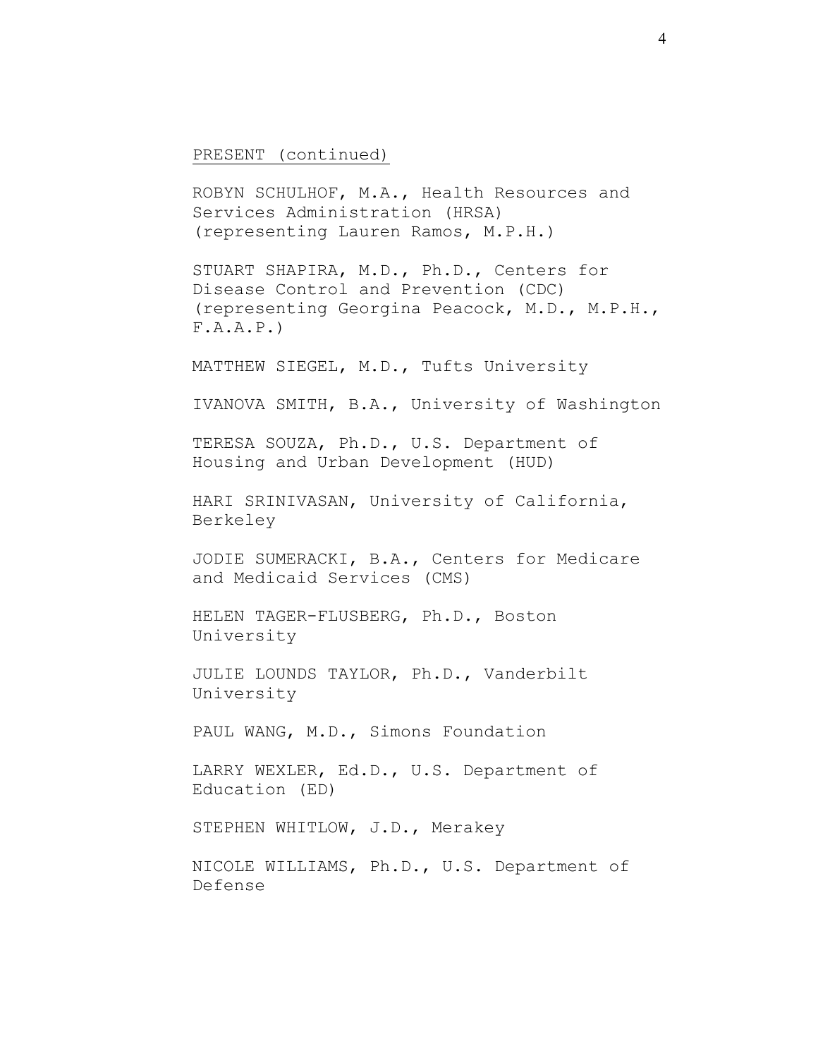PRESENT (continued)

ROBYN SCHULHOF, M.A., Health Resources and Services Administration (HRSA) (representing Lauren Ramos, M.P.H.)

STUART SHAPIRA, M.D., Ph.D., Centers for Disease Control and Prevention (CDC) (representing Georgina Peacock, M.D., M.P.H., F.A.A.P.)

MATTHEW SIEGEL, M.D., Tufts University

IVANOVA SMITH, B.A., University of Washington

TERESA SOUZA, Ph.D., U.S. Department of Housing and Urban Development (HUD)

HARI SRINIVASAN, University of California, Berkeley

JODIE SUMERACKI, B.A., Centers for Medicare and Medicaid Services (CMS)

HELEN TAGER-FLUSBERG, Ph.D., Boston University

JULIE LOUNDS TAYLOR, Ph.D., Vanderbilt University

PAUL WANG, M.D., Simons Foundation

LARRY WEXLER, Ed.D., U.S. Department of Education (ED)

STEPHEN WHITLOW, J.D., Merakey

NICOLE WILLIAMS, Ph.D., U.S. Department of Defense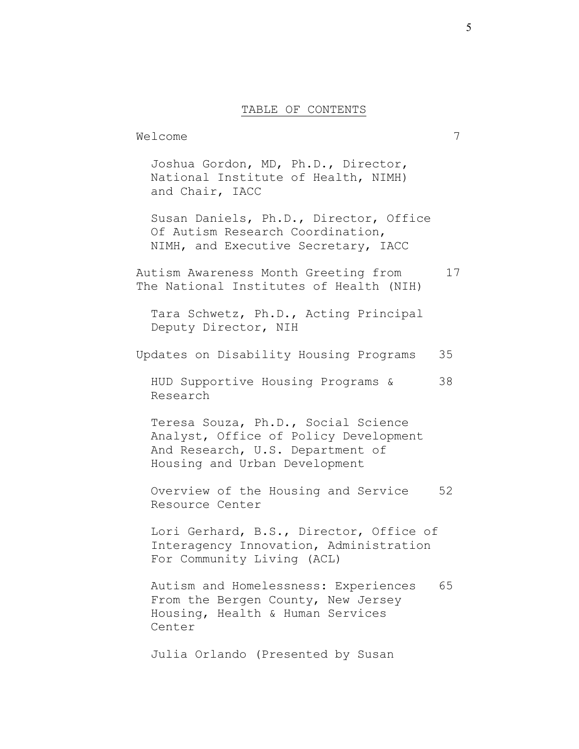## TABLE OF CONTENTS

Welcome 7

Joshua Gordon, MD, Ph.D., Director, National Institute of Health, NIMH) and Chair, IACC

Susan Daniels, Ph.D., Director, Office Of Autism Research Coordination, NIMH, and Executive Secretary, IACC

Autism Awareness Month Greeting from The National Institutes of Health (NIH) 17

Tara Schwetz, Ph.D., Acting Principal Deputy Director, NIH

Updates on Disability Housing Programs 35

HUD Supportive Housing Programs & Research 38

Teresa Souza, Ph.D., Social Science Analyst, Office of Policy Development And Research, U.S. Department of Housing and Urban Development

Overview of the Housing and Service Resource Center 52

Lori Gerhard, B.S., Director, Office of Interagency Innovation, Administration For Community Living (ACL)

Autism and Homelessness: Experiences From the Bergen County, New Jersey Housing, Health & Human Services Center 65

Julia Orlando (Presented by Susan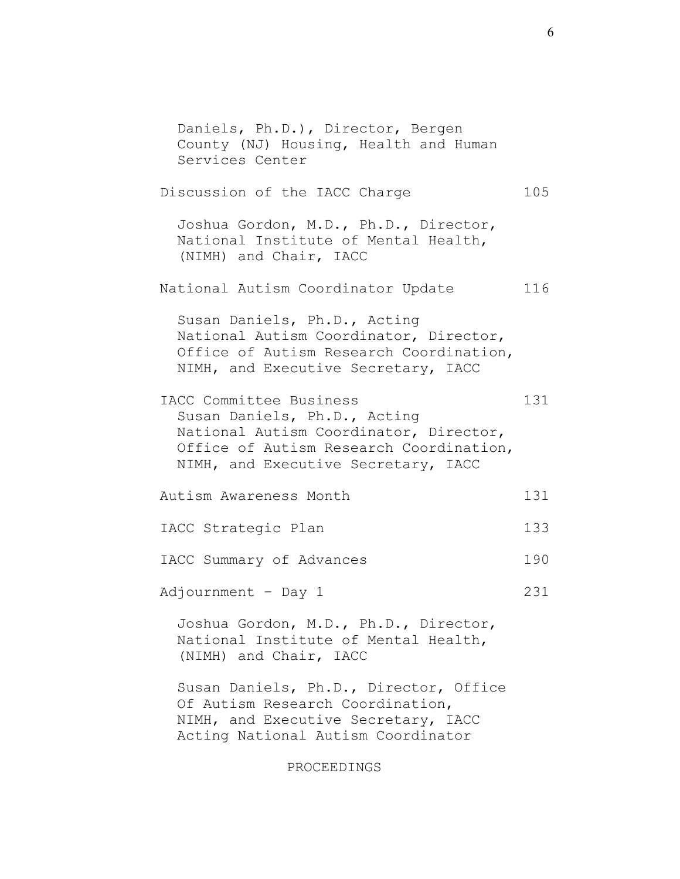Daniels, Ph.D.), Director, Bergen County (NJ) Housing, Health and Human Services Center

| | |
|---|---|
| Discussion of the IACC Charge | 105 |

Joshua Gordon, M.D., Ph.D., Director, National Institute of Mental Health, (NIMH) and Chair, IACC

| | |
|---|---|
| National Autism Coordinator Update | 116 |

Susan Daniels, Ph.D., Acting National Autism Coordinator, Director, Office of Autism Research Coordination, NIMH, and Executive Secretary, IACC

| | |
|---|---|
| IACC Committee Business | 131 |

Susan Daniels, Ph.D., Acting National Autism Coordinator, Director, Office of Autism Research Coordination, NIMH, and Executive Secretary, IACC

| | |
|---|---|
| Autism Awareness Month | 131 |
| IACC Strategic Plan | 133 |
| IACC Summary of Advances | 190 |
| Adjournment - Day 1 | 231 |

Joshua Gordon, M.D., Ph.D., Director, National Institute of Mental Health, (NIMH) and Chair, IACC

Susan Daniels, Ph.D., Director, Office Of Autism Research Coordination, NIMH, and Executive Secretary, IACC Acting National Autism Coordinator

PROCEEDINGS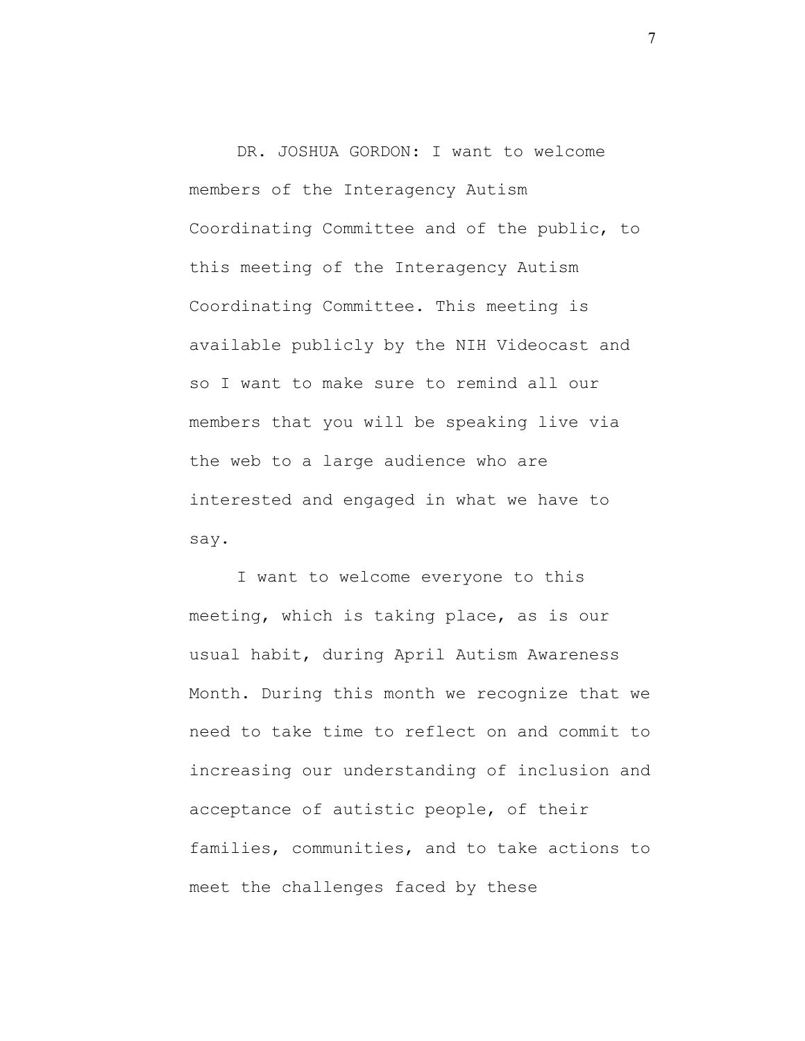DR. JOSHUA GORDON: I want to welcome members of the Interagency Autism Coordinating Committee and of the public, to this meeting of the Interagency Autism Coordinating Committee. This meeting is available publicly by the NIH Videocast and so I want to make sure to remind all our members that you will be speaking live via the web to a large audience who are interested and engaged in what we have to say.

I want to welcome everyone to this meeting, which is taking place, as is our usual habit, during April Autism Awareness Month. During this month we recognize that we need to take time to reflect on and commit to increasing our understanding of inclusion and acceptance of autistic people, of their families, communities, and to take actions to meet the challenges faced by these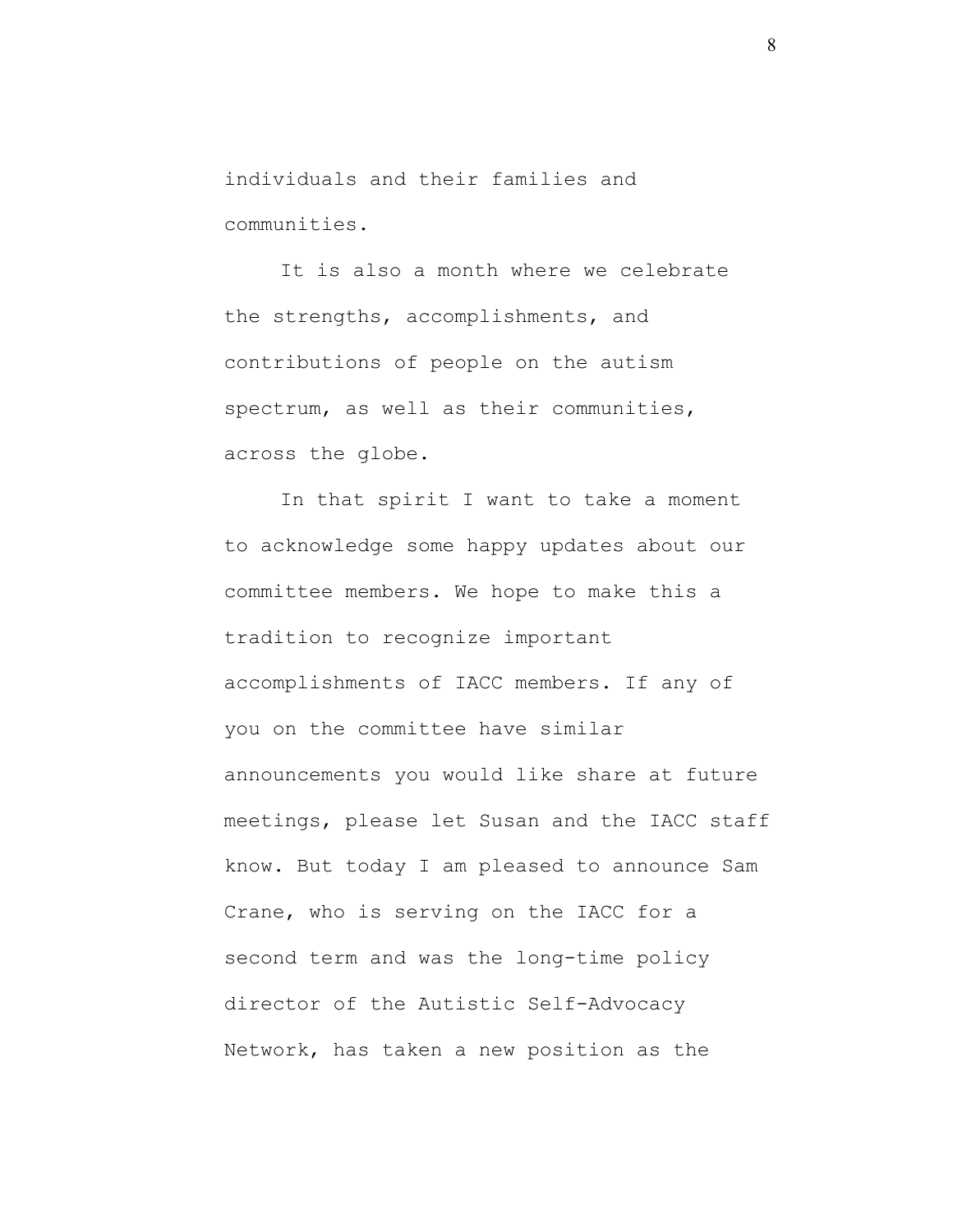individuals and their families and communities.

It is also a month where we celebrate the strengths, accomplishments, and contributions of people on the autism spectrum, as well as their communities, across the globe.

In that spirit I want to take a moment to acknowledge some happy updates about our committee members. We hope to make this a tradition to recognize important accomplishments of IACC members. If any of you on the committee have similar announcements you would like share at future meetings, please let Susan and the IACC staff know. But today I am pleased to announce Sam Crane, who is serving on the IACC for a second term and was the long-time policy director of the Autistic Self-Advocacy Network, has taken a new position as the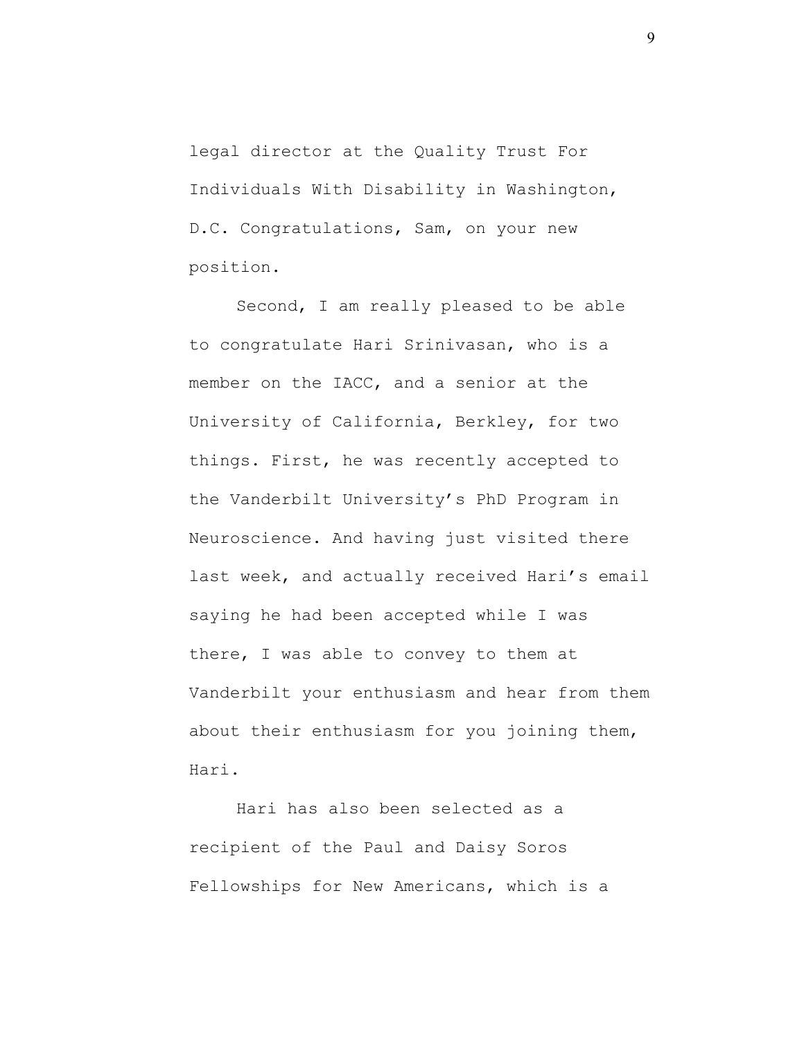legal director at the Quality Trust For Individuals With Disability in Washington, D.C. Congratulations, Sam, on your new position.

Second, I am really pleased to be able to congratulate Hari Srinivasan, who is a member on the IACC, and a senior at the University of California, Berkley, for two things. First, he was recently accepted to the Vanderbilt University's PhD Program in Neuroscience. And having just visited there last week, and actually received Hari's email saying he had been accepted while I was there, I was able to convey to them at Vanderbilt your enthusiasm and hear from them about their enthusiasm for you joining them, Hari.

Hari has also been selected as a recipient of the Paul and Daisy Soros Fellowships for New Americans, which is a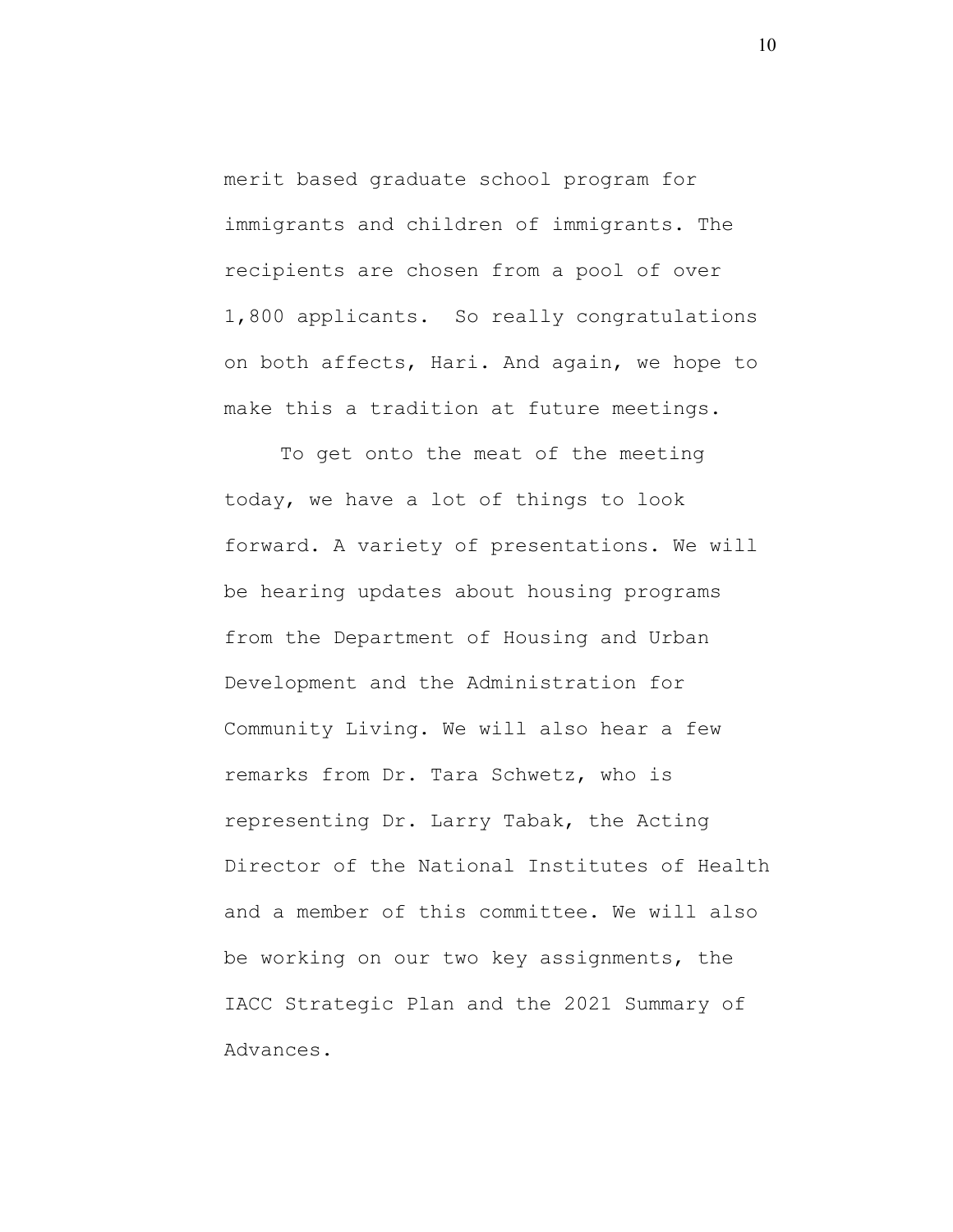merit based graduate school program for immigrants and children of immigrants. The recipients are chosen from a pool of over 1,800 applicants.  So really congratulations on both affects, Hari. And again, we hope to make this a tradition at future meetings.

To get onto the meat of the meeting today, we have a lot of things to look forward. A variety of presentations. We will be hearing updates about housing programs from the Department of Housing and Urban Development and the Administration for Community Living. We will also hear a few remarks from Dr. Tara Schwetz, who is representing Dr. Larry Tabak, the Acting Director of the National Institutes of Health and a member of this committee. We will also be working on our two key assignments, the IACC Strategic Plan and the 2021 Summary of Advances.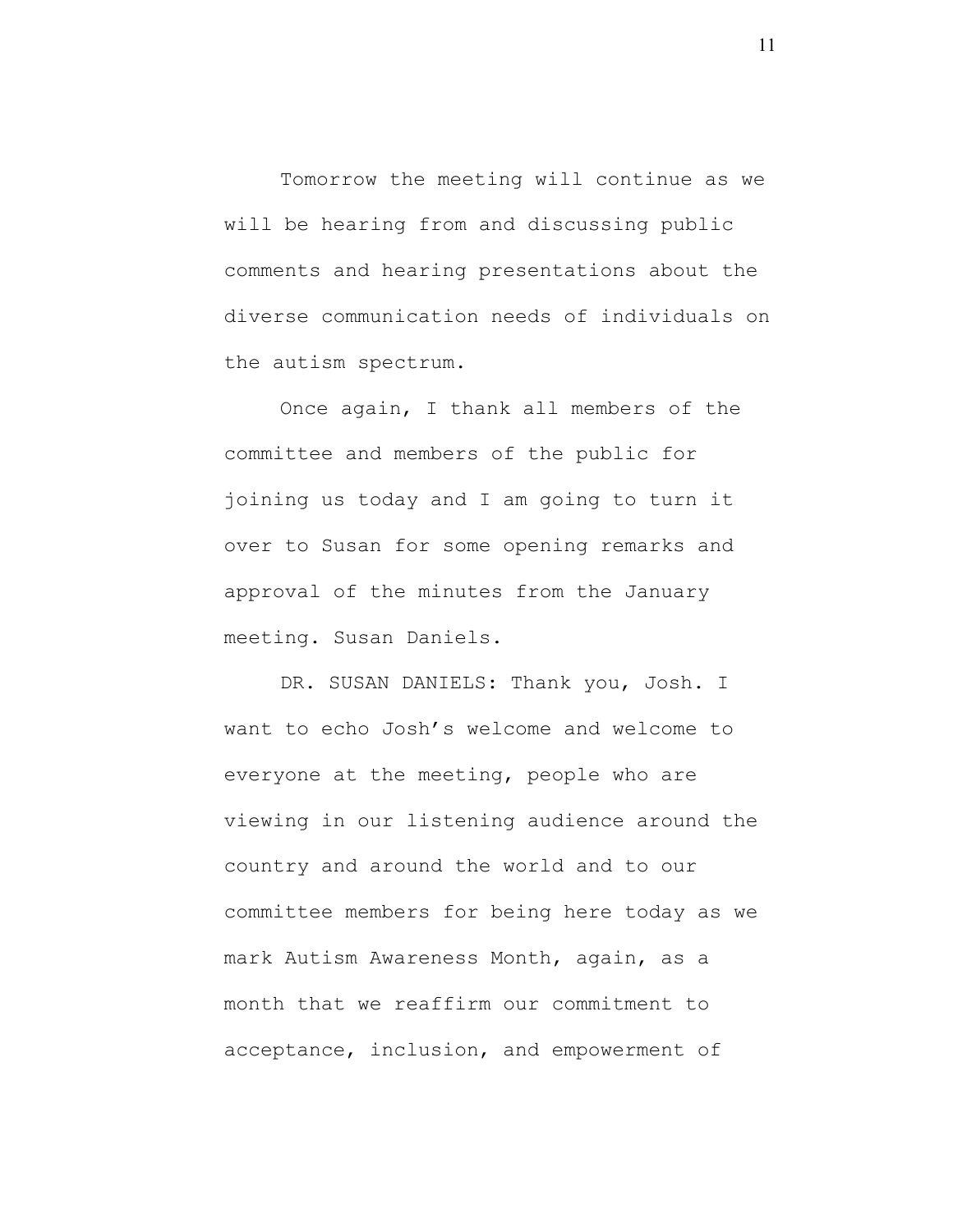Tomorrow the meeting will continue as we will be hearing from and discussing public comments and hearing presentations about the diverse communication needs of individuals on the autism spectrum.

Once again, I thank all members of the committee and members of the public for joining us today and I am going to turn it over to Susan for some opening remarks and approval of the minutes from the January meeting. Susan Daniels.

DR. SUSAN DANIELS: Thank you, Josh. I want to echo Josh's welcome and welcome to everyone at the meeting, people who are viewing in our listening audience around the country and around the world and to our committee members for being here today as we mark Autism Awareness Month, again, as a month that we reaffirm our commitment to acceptance, inclusion, and empowerment of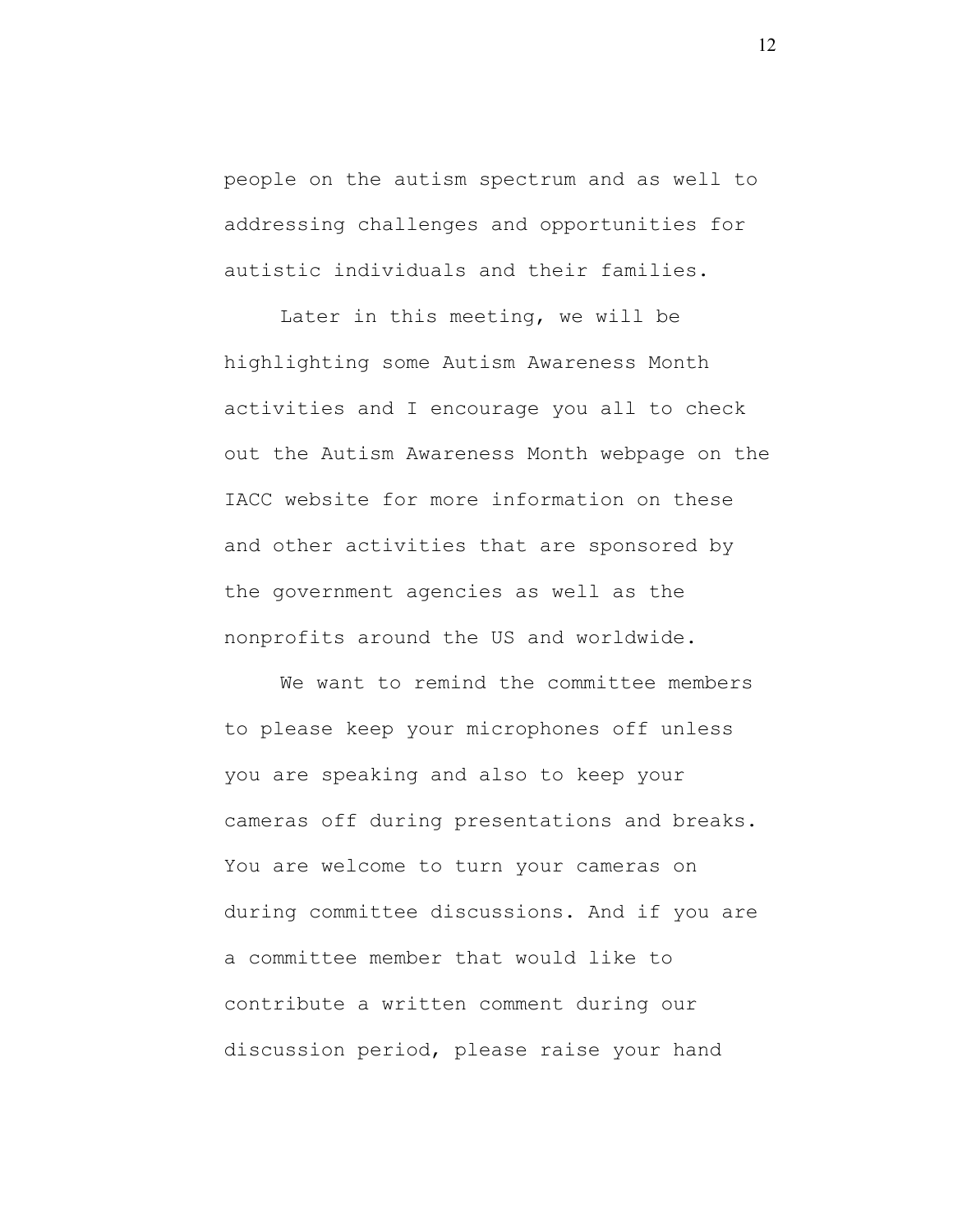people on the autism spectrum and as well to addressing challenges and opportunities for autistic individuals and their families.

Later in this meeting, we will be highlighting some Autism Awareness Month activities and I encourage you all to check out the Autism Awareness Month webpage on the IACC website for more information on these and other activities that are sponsored by the government agencies as well as the nonprofits around the US and worldwide.

We want to remind the committee members to please keep your microphones off unless you are speaking and also to keep your cameras off during presentations and breaks. You are welcome to turn your cameras on during committee discussions. And if you are a committee member that would like to contribute a written comment during our discussion period, please raise your hand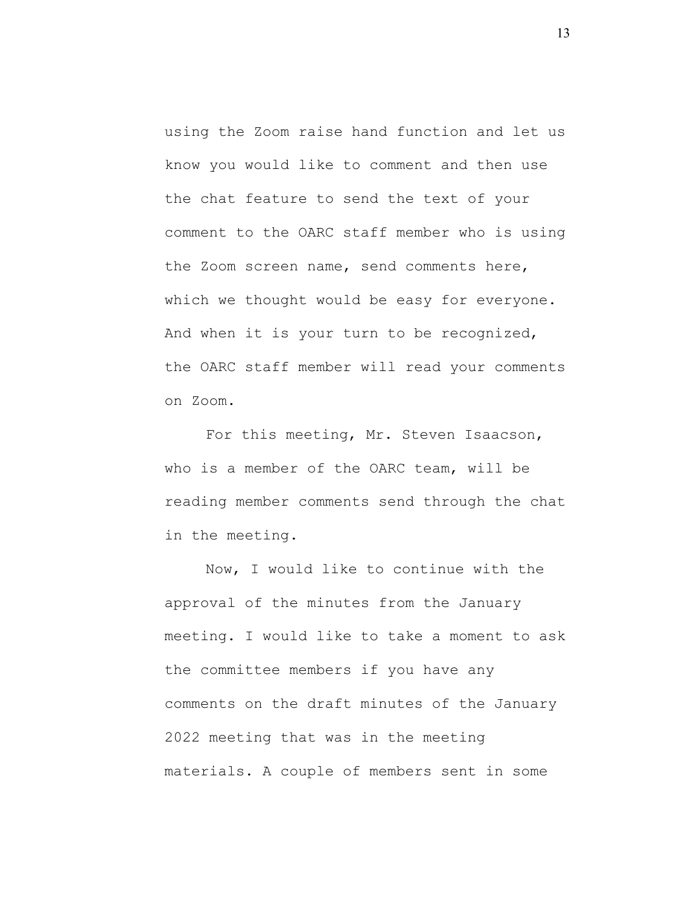using the Zoom raise hand function and let us know you would like to comment and then use the chat feature to send the text of your comment to the OARC staff member who is using the Zoom screen name, send comments here, which we thought would be easy for everyone. And when it is your turn to be recognized, the OARC staff member will read your comments on Zoom.

For this meeting, Mr. Steven Isaacson, who is a member of the OARC team, will be reading member comments send through the chat in the meeting.

Now, I would like to continue with the approval of the minutes from the January meeting. I would like to take a moment to ask the committee members if you have any comments on the draft minutes of the January 2022 meeting that was in the meeting materials. A couple of members sent in some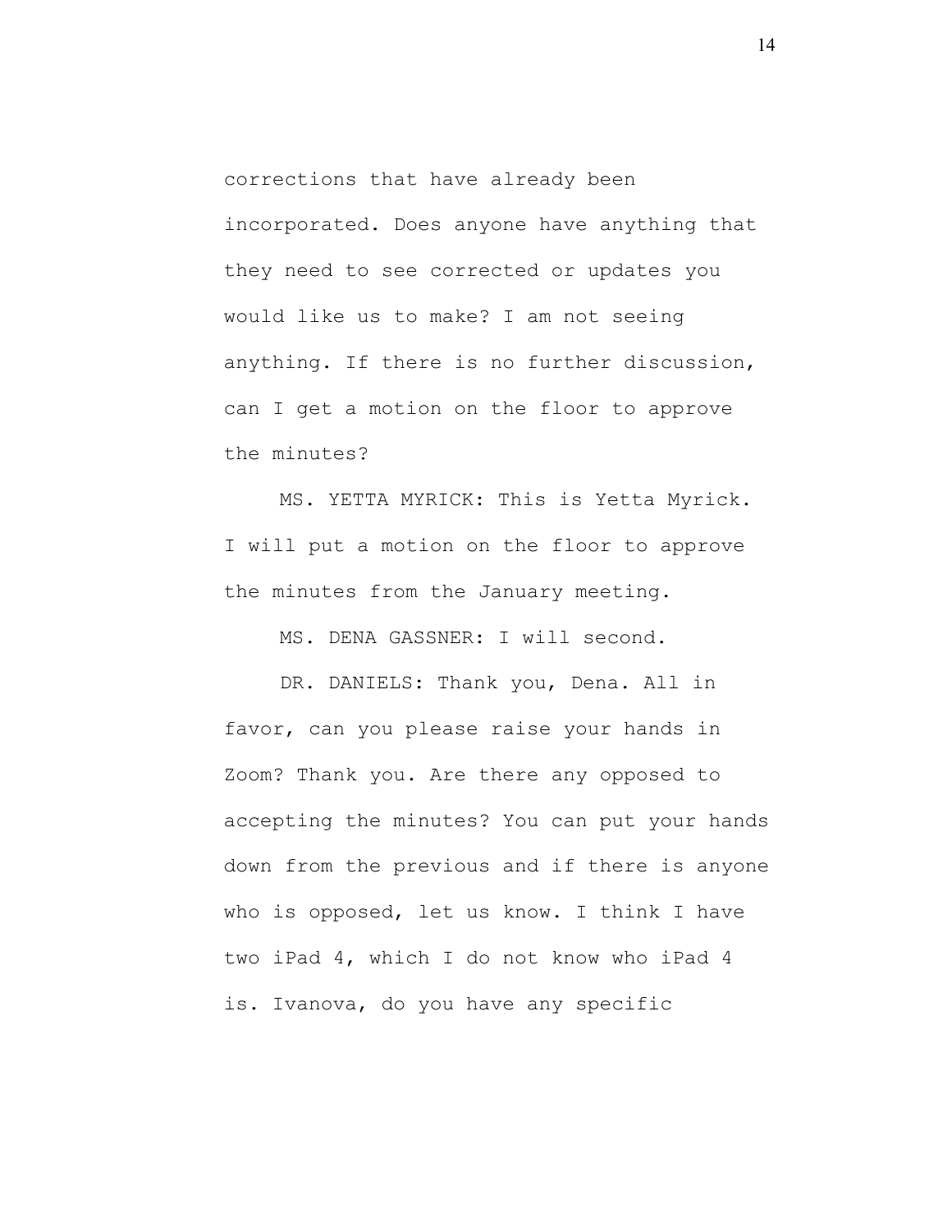corrections that have already been incorporated. Does anyone have anything that they need to see corrected or updates you would like us to make? I am not seeing anything. If there is no further discussion, can I get a motion on the floor to approve the minutes?

MS. YETTA MYRICK: This is Yetta Myrick. I will put a motion on the floor to approve the minutes from the January meeting.

MS. DENA GASSNER: I will second.

DR. DANIELS: Thank you, Dena. All in favor, can you please raise your hands in Zoom? Thank you. Are there any opposed to accepting the minutes? You can put your hands down from the previous and if there is anyone who is opposed, let us know. I think I have two iPad 4, which I do not know who iPad 4 is. Ivanova, do you have any specific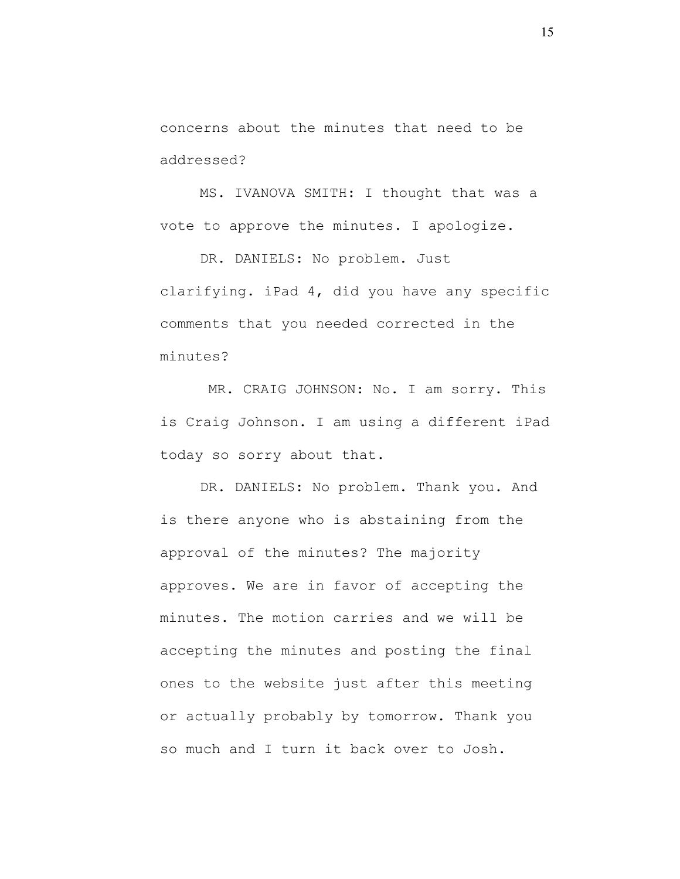concerns about the minutes that need to be addressed?

MS. IVANOVA SMITH: I thought that was a vote to approve the minutes. I apologize.

DR. DANIELS: No problem. Just clarifying. iPad 4, did you have any specific comments that you needed corrected in the minutes?

MR. CRAIG JOHNSON: No. I am sorry. This is Craig Johnson. I am using a different iPad today so sorry about that.

DR. DANIELS: No problem. Thank you. And is there anyone who is abstaining from the approval of the minutes? The majority approves. We are in favor of accepting the minutes. The motion carries and we will be accepting the minutes and posting the final ones to the website just after this meeting or actually probably by tomorrow. Thank you so much and I turn it back over to Josh.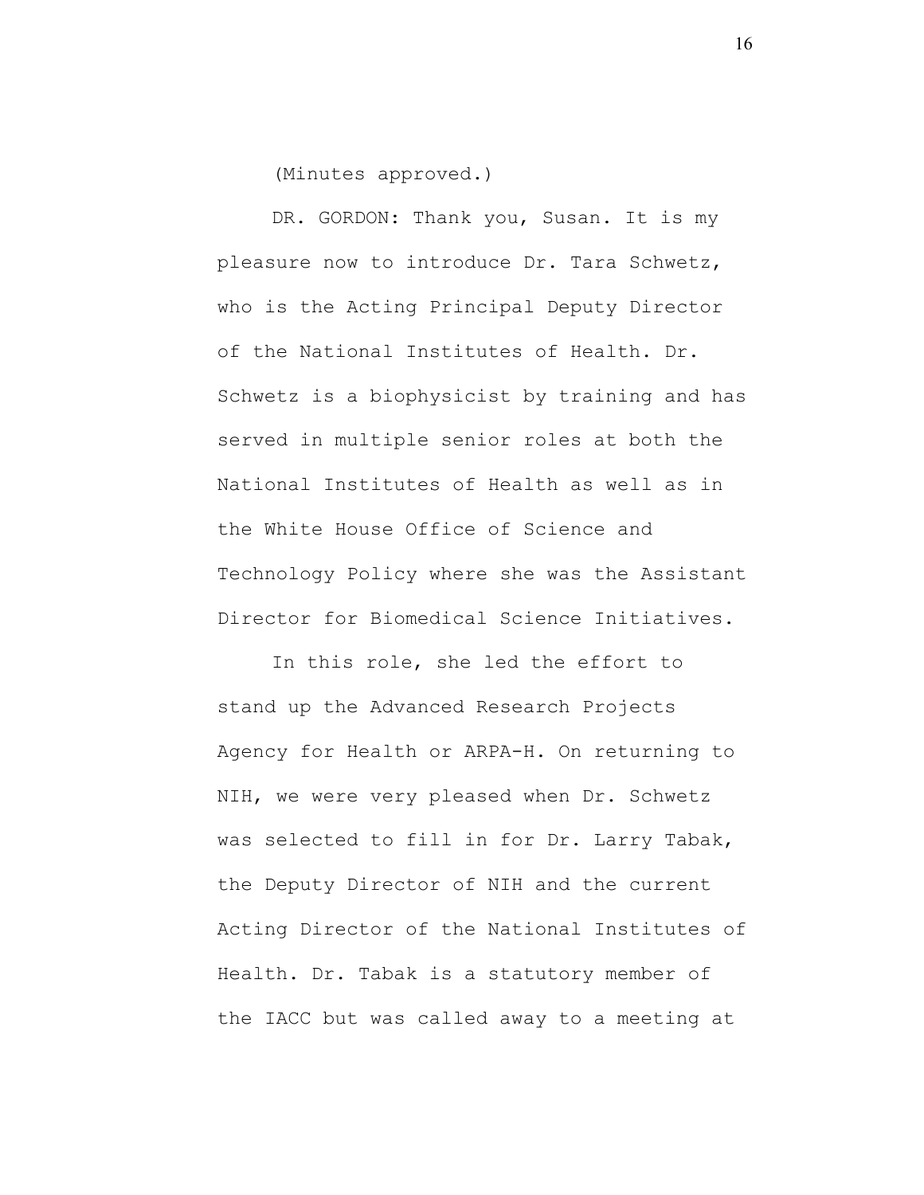(Minutes approved.)

DR. GORDON: Thank you, Susan. It is my pleasure now to introduce Dr. Tara Schwetz, who is the Acting Principal Deputy Director of the National Institutes of Health. Dr. Schwetz is a biophysicist by training and has served in multiple senior roles at both the National Institutes of Health as well as in the White House Office of Science and Technology Policy where she was the Assistant Director for Biomedical Science Initiatives.

In this role, she led the effort to stand up the Advanced Research Projects Agency for Health or ARPA-H. On returning to NIH, we were very pleased when Dr. Schwetz was selected to fill in for Dr. Larry Tabak, the Deputy Director of NIH and the current Acting Director of the National Institutes of Health. Dr. Tabak is a statutory member of the IACC but was called away to a meeting at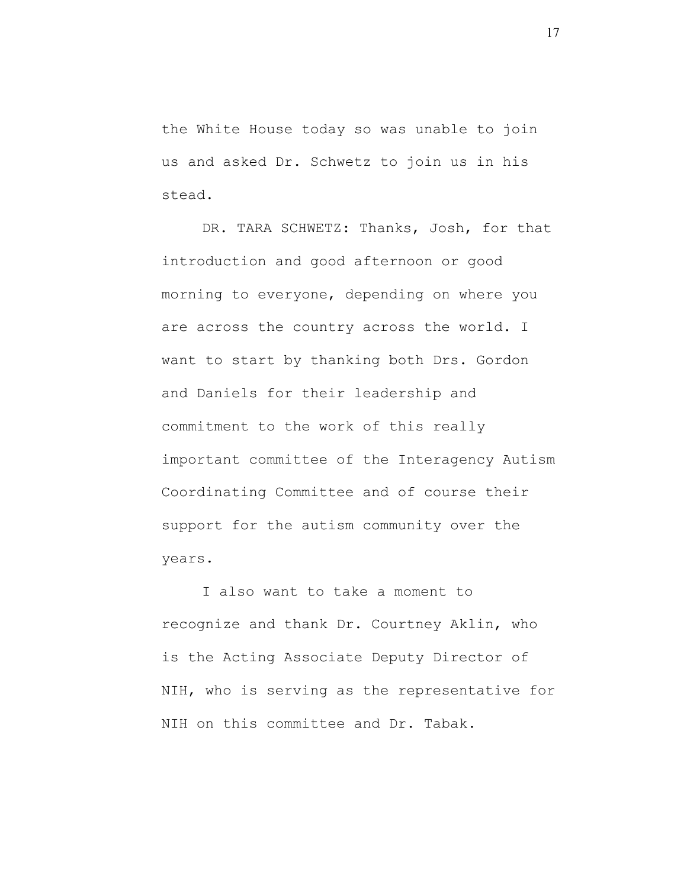the White House today so was unable to join us and asked Dr. Schwetz to join us in his stead.

DR. TARA SCHWETZ: Thanks, Josh, for that introduction and good afternoon or good morning to everyone, depending on where you are across the country across the world. I want to start by thanking both Drs. Gordon and Daniels for their leadership and commitment to the work of this really important committee of the Interagency Autism Coordinating Committee and of course their support for the autism community over the years.

I also want to take a moment to recognize and thank Dr. Courtney Aklin, who is the Acting Associate Deputy Director of NIH, who is serving as the representative for NIH on this committee and Dr. Tabak.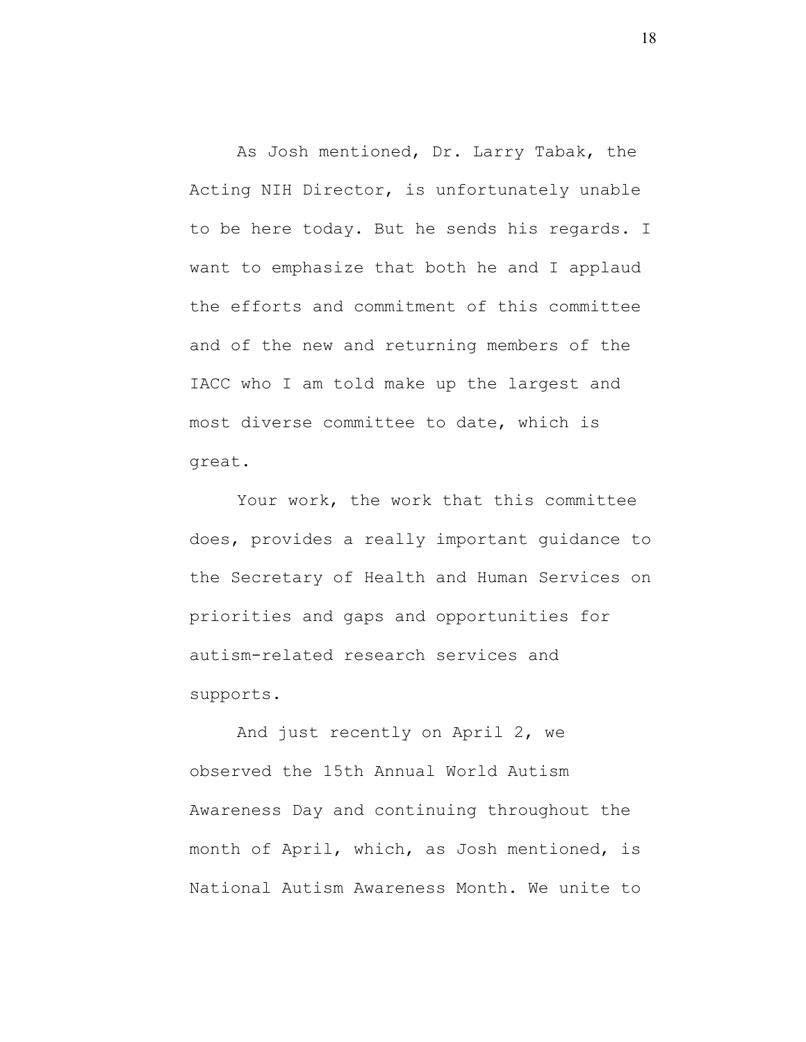As Josh mentioned, Dr. Larry Tabak, the Acting NIH Director, is unfortunately unable to be here today. But he sends his regards. I want to emphasize that both he and I applaud the efforts and commitment of this committee and of the new and returning members of the IACC who I am told make up the largest and most diverse committee to date, which is great.

Your work, the work that this committee does, provides a really important guidance to the Secretary of Health and Human Services on priorities and gaps and opportunities for autism-related research services and supports.

And just recently on April 2, we observed the 15th Annual World Autism Awareness Day and continuing throughout the month of April, which, as Josh mentioned, is National Autism Awareness Month. We unite to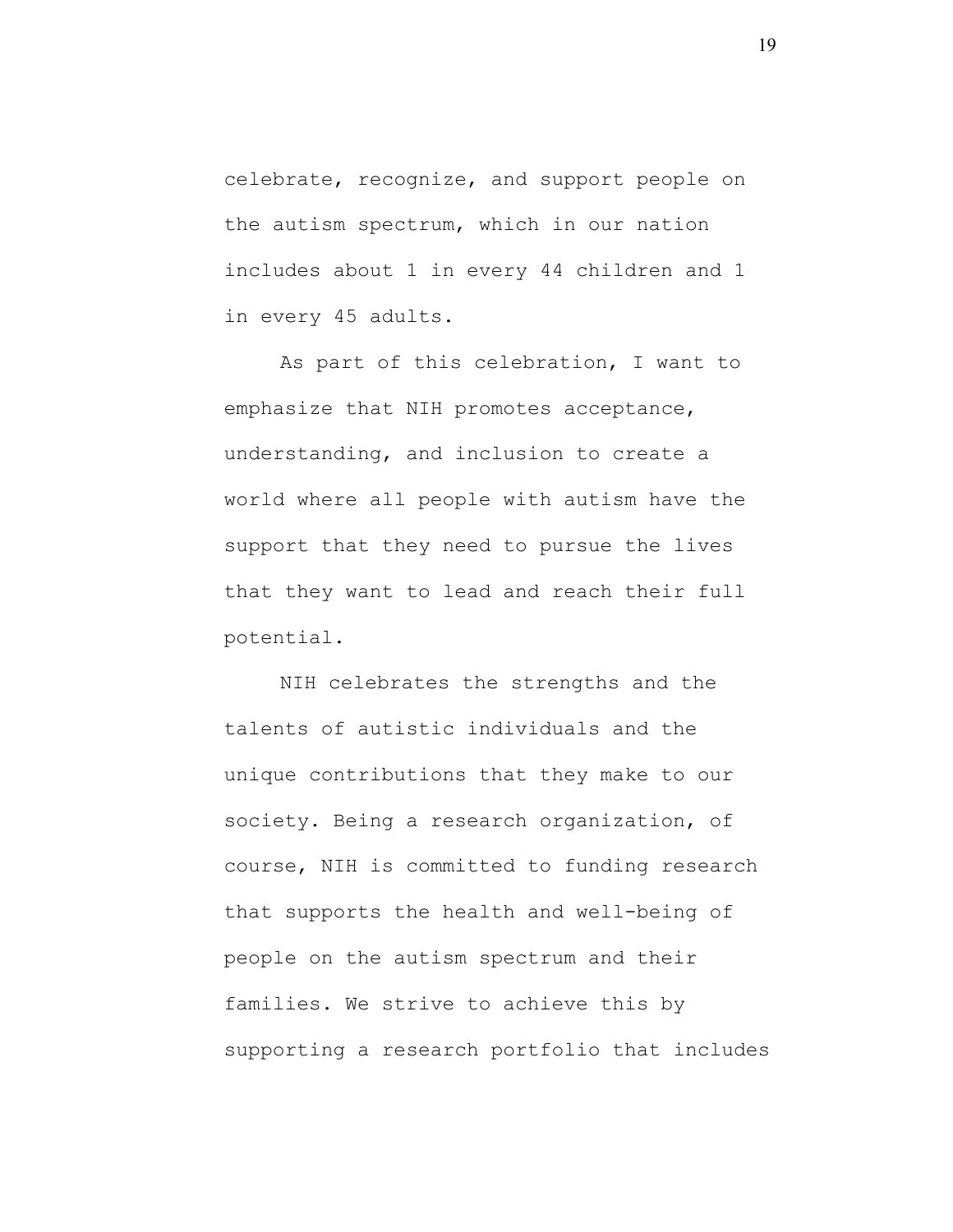celebrate, recognize, and support people on the autism spectrum, which in our nation includes about 1 in every 44 children and 1 in every 45 adults.

As part of this celebration, I want to emphasize that NIH promotes acceptance, understanding, and inclusion to create a world where all people with autism have the support that they need to pursue the lives that they want to lead and reach their full potential.

NIH celebrates the strengths and the talents of autistic individuals and the unique contributions that they make to our society. Being a research organization, of course, NIH is committed to funding research that supports the health and well-being of people on the autism spectrum and their families. We strive to achieve this by supporting a research portfolio that includes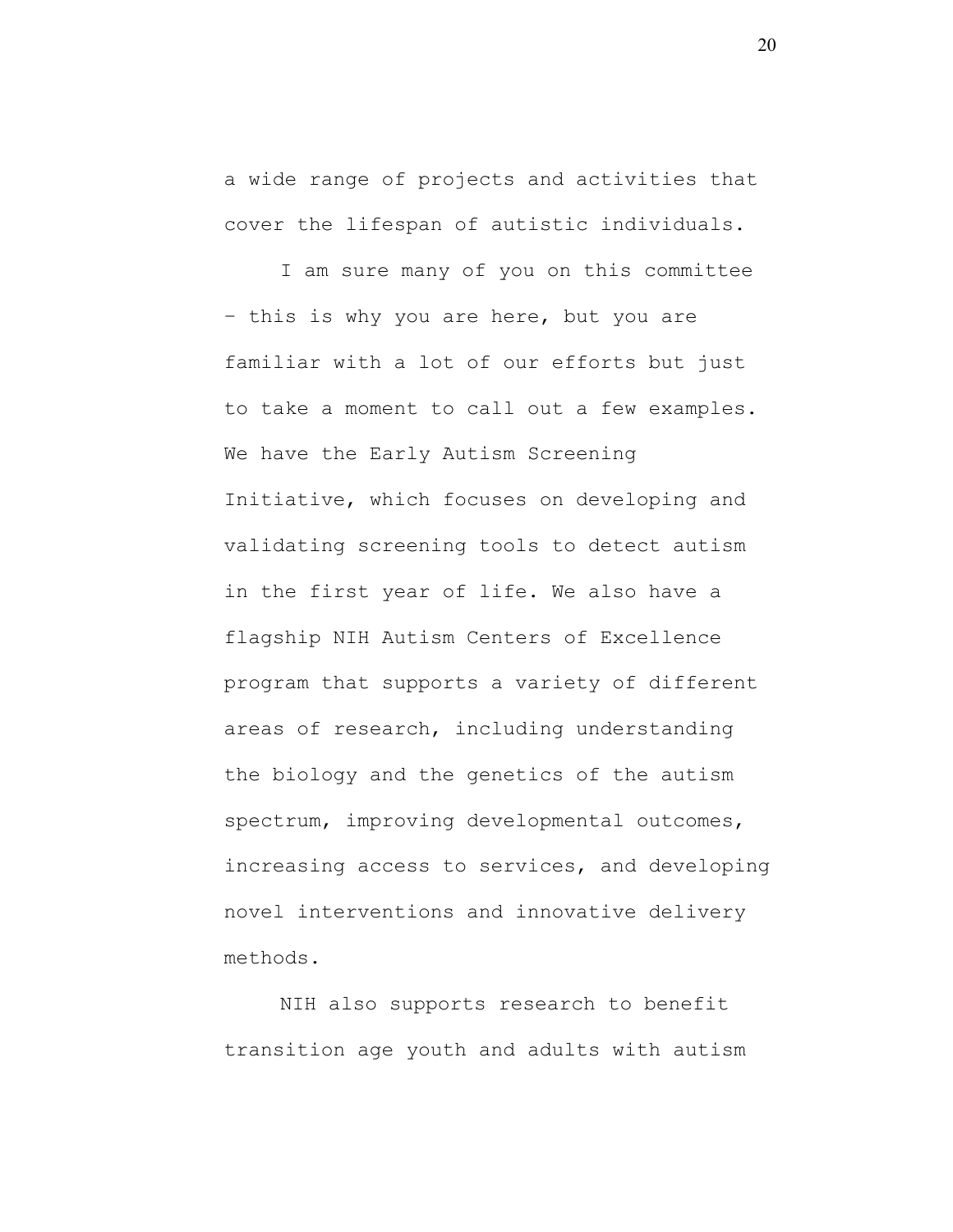a wide range of projects and activities that cover the lifespan of autistic individuals.

I am sure many of you on this committee – this is why you are here, but you are familiar with a lot of our efforts but just to take a moment to call out a few examples. We have the Early Autism Screening Initiative, which focuses on developing and validating screening tools to detect autism in the first year of life. We also have a flagship NIH Autism Centers of Excellence program that supports a variety of different areas of research, including understanding the biology and the genetics of the autism spectrum, improving developmental outcomes, increasing access to services, and developing novel interventions and innovative delivery methods.

NIH also supports research to benefit transition age youth and adults with autism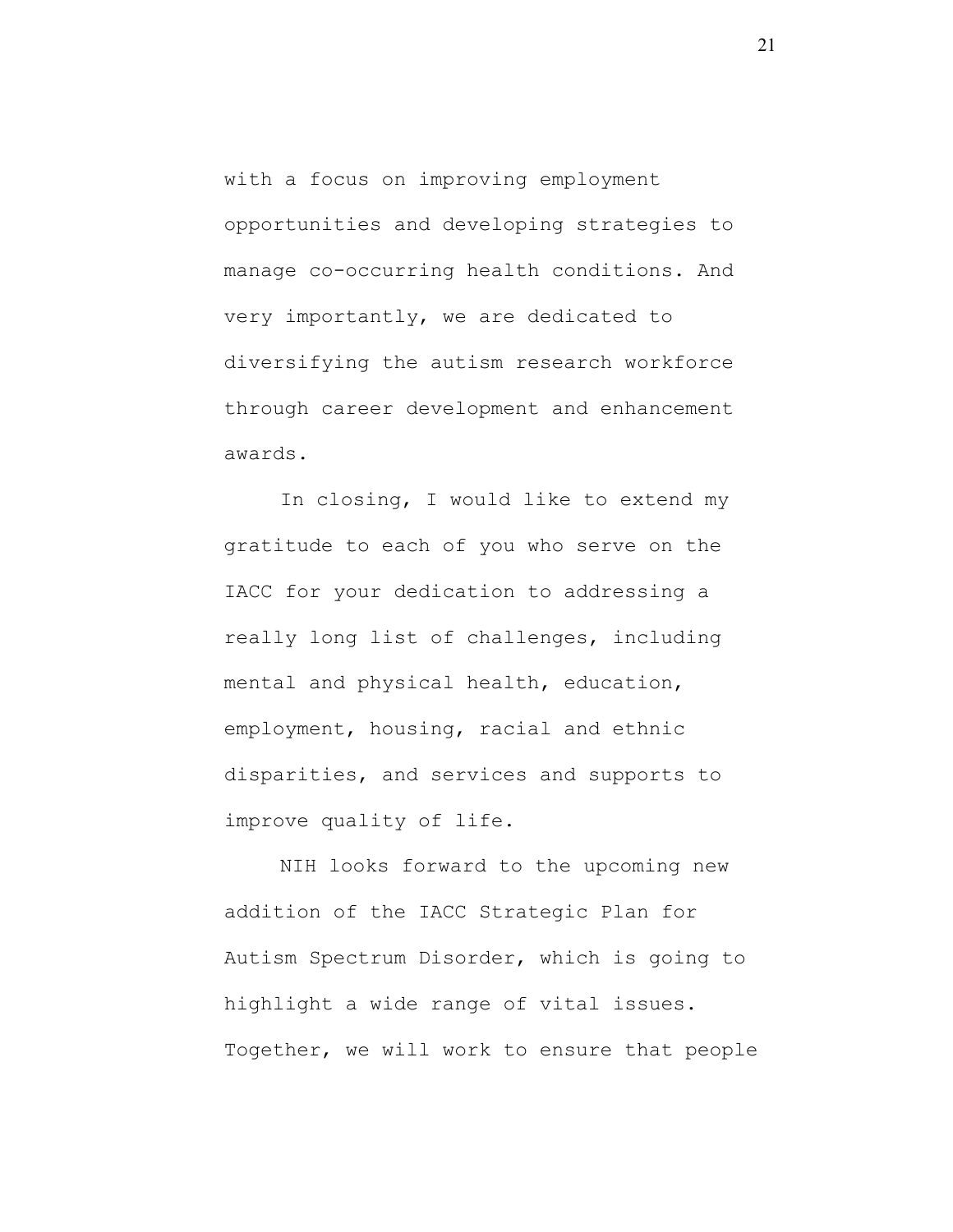with a focus on improving employment opportunities and developing strategies to manage co-occurring health conditions. And very importantly, we are dedicated to diversifying the autism research workforce through career development and enhancement awards.

In closing, I would like to extend my gratitude to each of you who serve on the IACC for your dedication to addressing a really long list of challenges, including mental and physical health, education, employment, housing, racial and ethnic disparities, and services and supports to improve quality of life.

NIH looks forward to the upcoming new addition of the IACC Strategic Plan for Autism Spectrum Disorder, which is going to highlight a wide range of vital issues. Together, we will work to ensure that people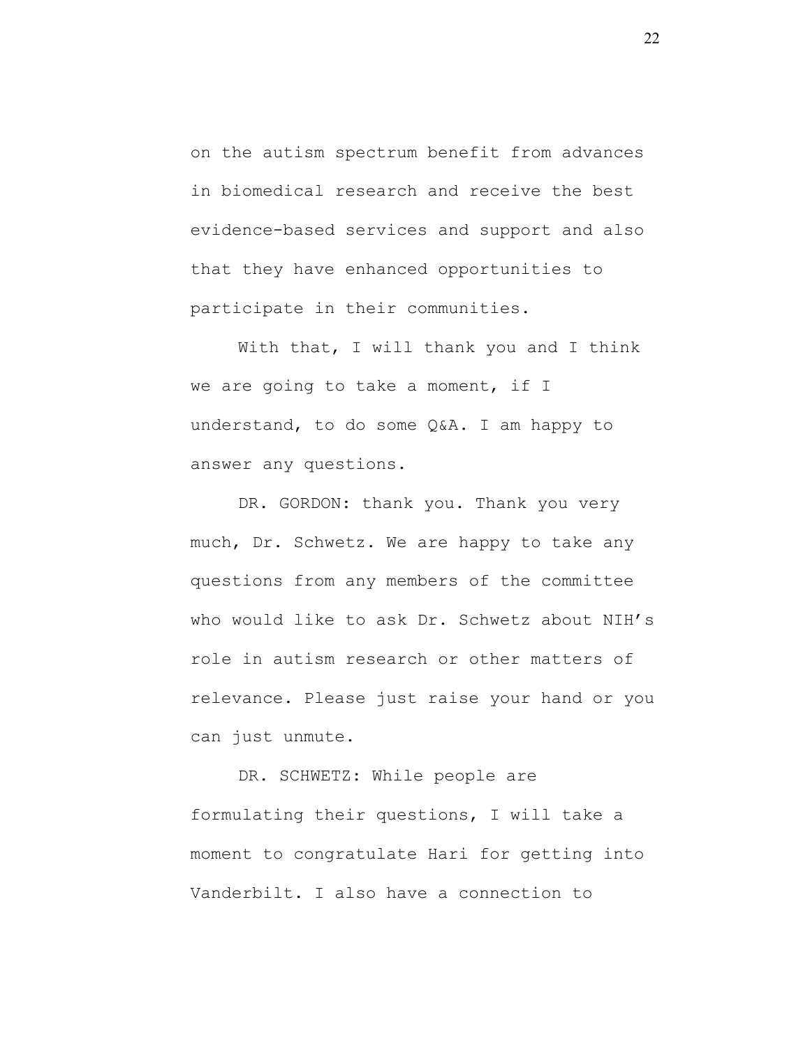on the autism spectrum benefit from advances in biomedical research and receive the best evidence-based services and support and also that they have enhanced opportunities to participate in their communities.

With that, I will thank you and I think we are going to take a moment, if I understand, to do some Q&A. I am happy to answer any questions.

DR. GORDON: thank you. Thank you very much, Dr. Schwetz. We are happy to take any questions from any members of the committee who would like to ask Dr. Schwetz about NIH's role in autism research or other matters of relevance. Please just raise your hand or you can just unmute.

DR. SCHWETZ: While people are formulating their questions, I will take a moment to congratulate Hari for getting into Vanderbilt. I also have a connection to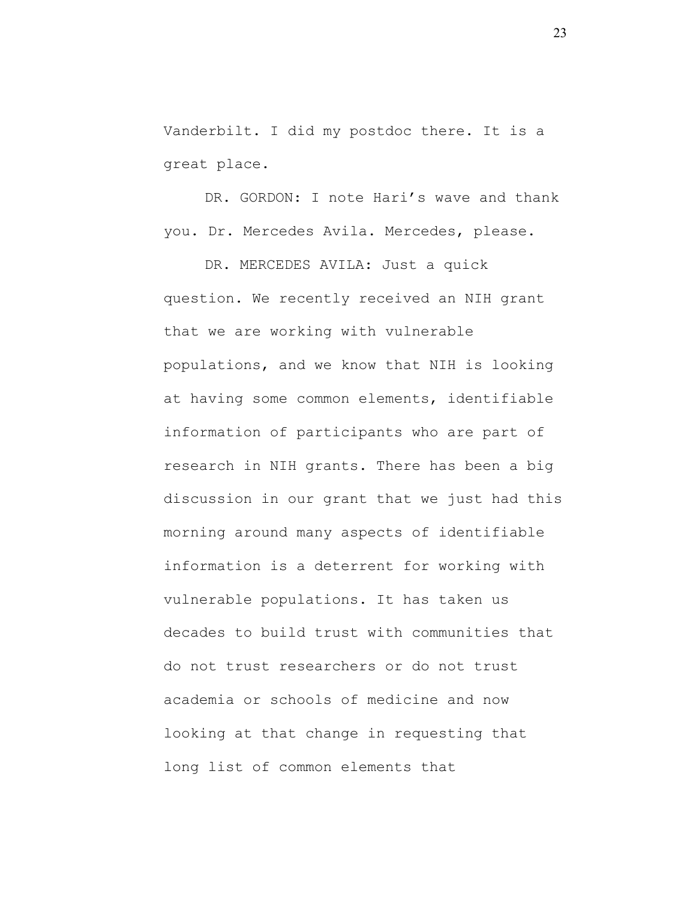Vanderbilt. I did my postdoc there. It is a great place.

DR. GORDON: I note Hari’s wave and thank you. Dr. Mercedes Avila. Mercedes, please.

DR. MERCEDES AVILA: Just a quick question. We recently received an NIH grant that we are working with vulnerable populations, and we know that NIH is looking at having some common elements, identifiable information of participants who are part of research in NIH grants. There has been a big discussion in our grant that we just had this morning around many aspects of identifiable information is a deterrent for working with vulnerable populations. It has taken us decades to build trust with communities that do not trust researchers or do not trust academia or schools of medicine and now looking at that change in requesting that long list of common elements that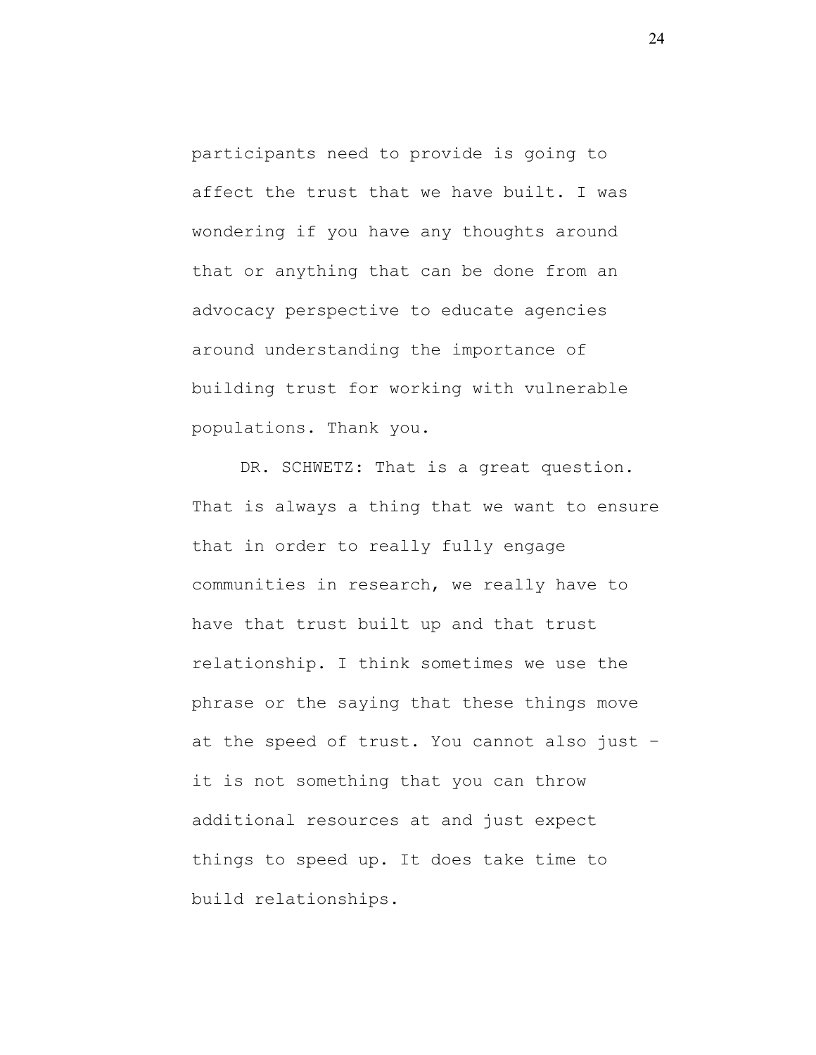participants need to provide is going to affect the trust that we have built. I was wondering if you have any thoughts around that or anything that can be done from an advocacy perspective to educate agencies around understanding the importance of building trust for working with vulnerable populations. Thank you.

DR. SCHWETZ: That is a great question. That is always a thing that we want to ensure that in order to really fully engage communities in research, we really have to have that trust built up and that trust relationship. I think sometimes we use the phrase or the saying that these things move at the speed of trust. You cannot also just – it is not something that you can throw additional resources at and just expect things to speed up. It does take time to build relationships.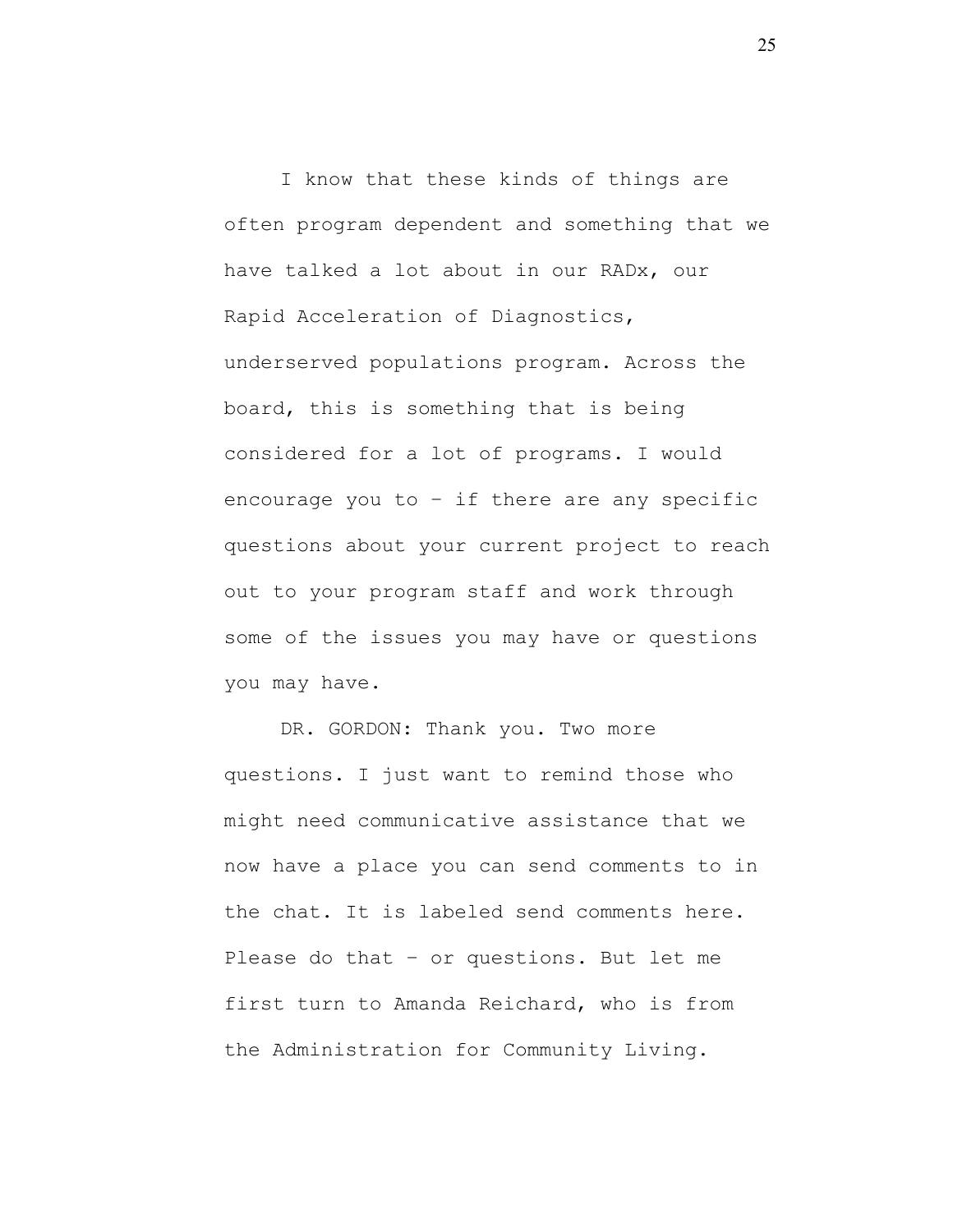I know that these kinds of things are often program dependent and something that we have talked a lot about in our RADx, our Rapid Acceleration of Diagnostics, underserved populations program. Across the board, this is something that is being considered for a lot of programs. I would encourage you to – if there are any specific questions about your current project to reach out to your program staff and work through some of the issues you may have or questions you may have.

DR. GORDON: Thank you. Two more questions. I just want to remind those who might need communicative assistance that we now have a place you can send comments to in the chat. It is labeled send comments here. Please do that – or questions. But let me first turn to Amanda Reichard, who is from the Administration for Community Living.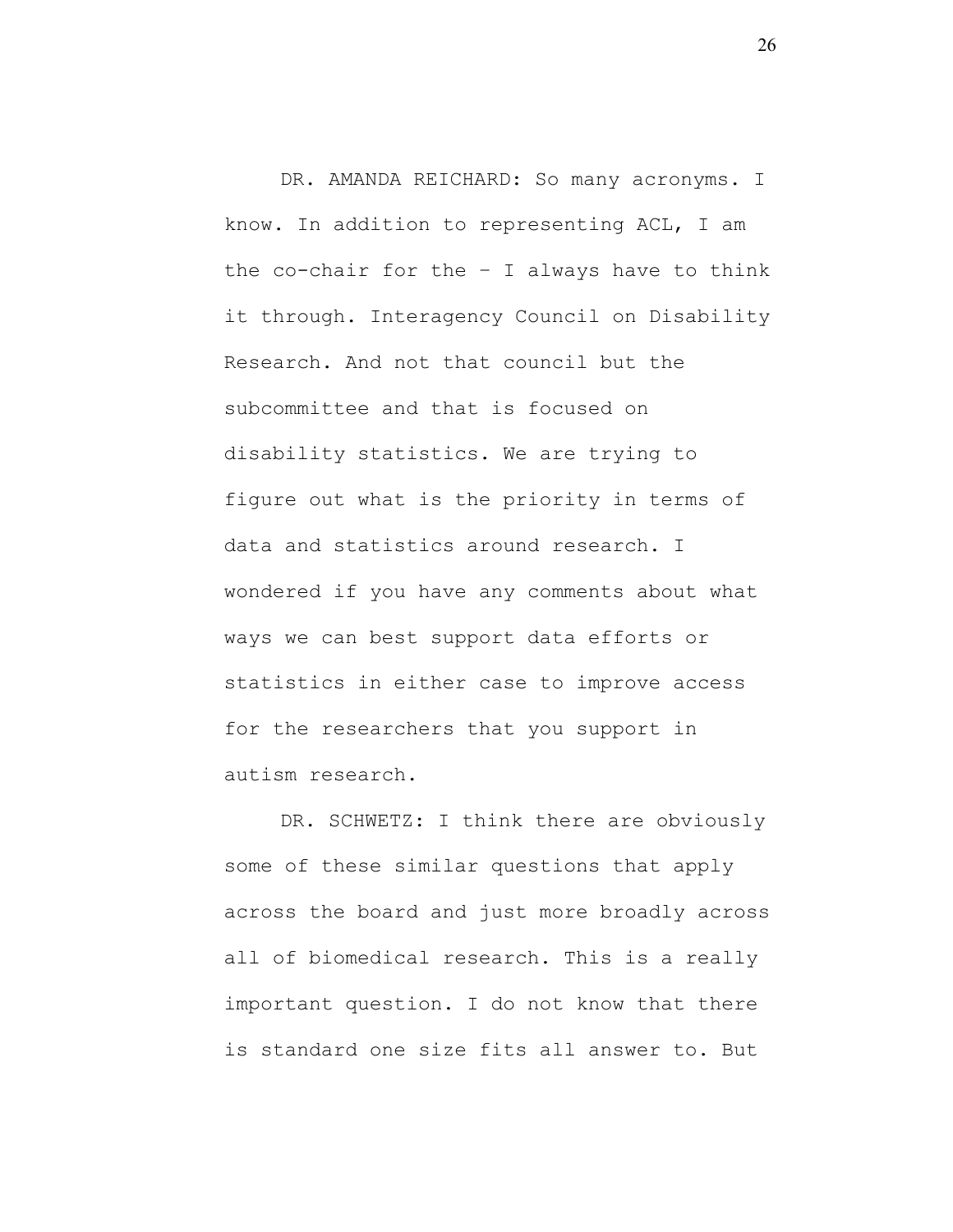DR. AMANDA REICHARD: So many acronyms. I know. In addition to representing ACL, I am the co-chair for the – I always have to think it through. Interagency Council on Disability Research. And not that council but the subcommittee and that is focused on disability statistics. We are trying to figure out what is the priority in terms of data and statistics around research. I wondered if you have any comments about what ways we can best support data efforts or statistics in either case to improve access for the researchers that you support in autism research.

DR. SCHWETZ: I think there are obviously some of these similar questions that apply across the board and just more broadly across all of biomedical research. This is a really important question. I do not know that there is standard one size fits all answer to. But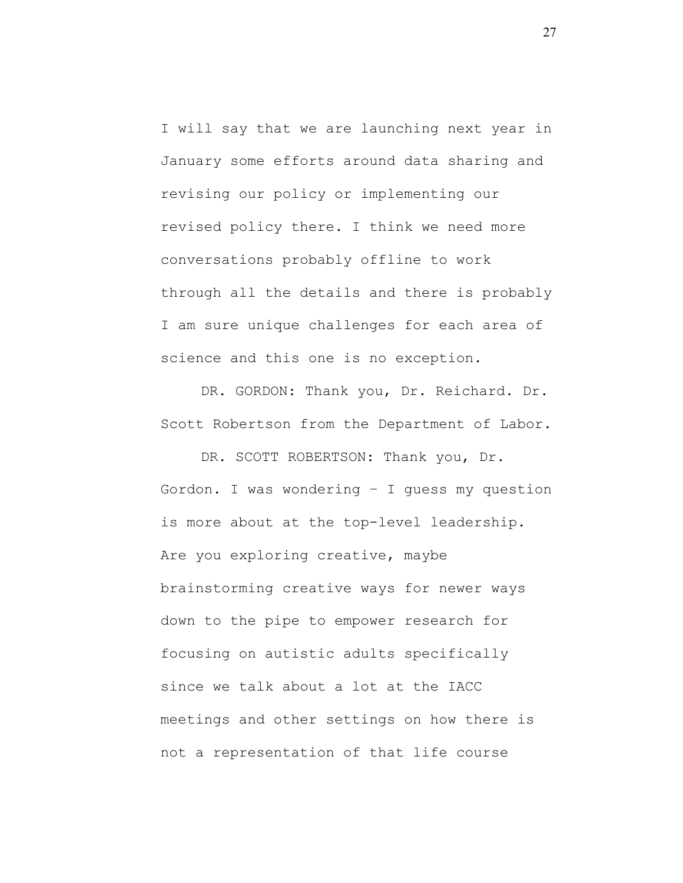I will say that we are launching next year in January some efforts around data sharing and revising our policy or implementing our revised policy there. I think we need more conversations probably offline to work through all the details and there is probably I am sure unique challenges for each area of science and this one is no exception.

DR. GORDON: Thank you, Dr. Reichard. Dr. Scott Robertson from the Department of Labor.

DR. SCOTT ROBERTSON: Thank you, Dr. Gordon. I was wondering – I guess my question is more about at the top-level leadership. Are you exploring creative, maybe brainstorming creative ways for newer ways down to the pipe to empower research for focusing on autistic adults specifically since we talk about a lot at the IACC meetings and other settings on how there is not a representation of that life course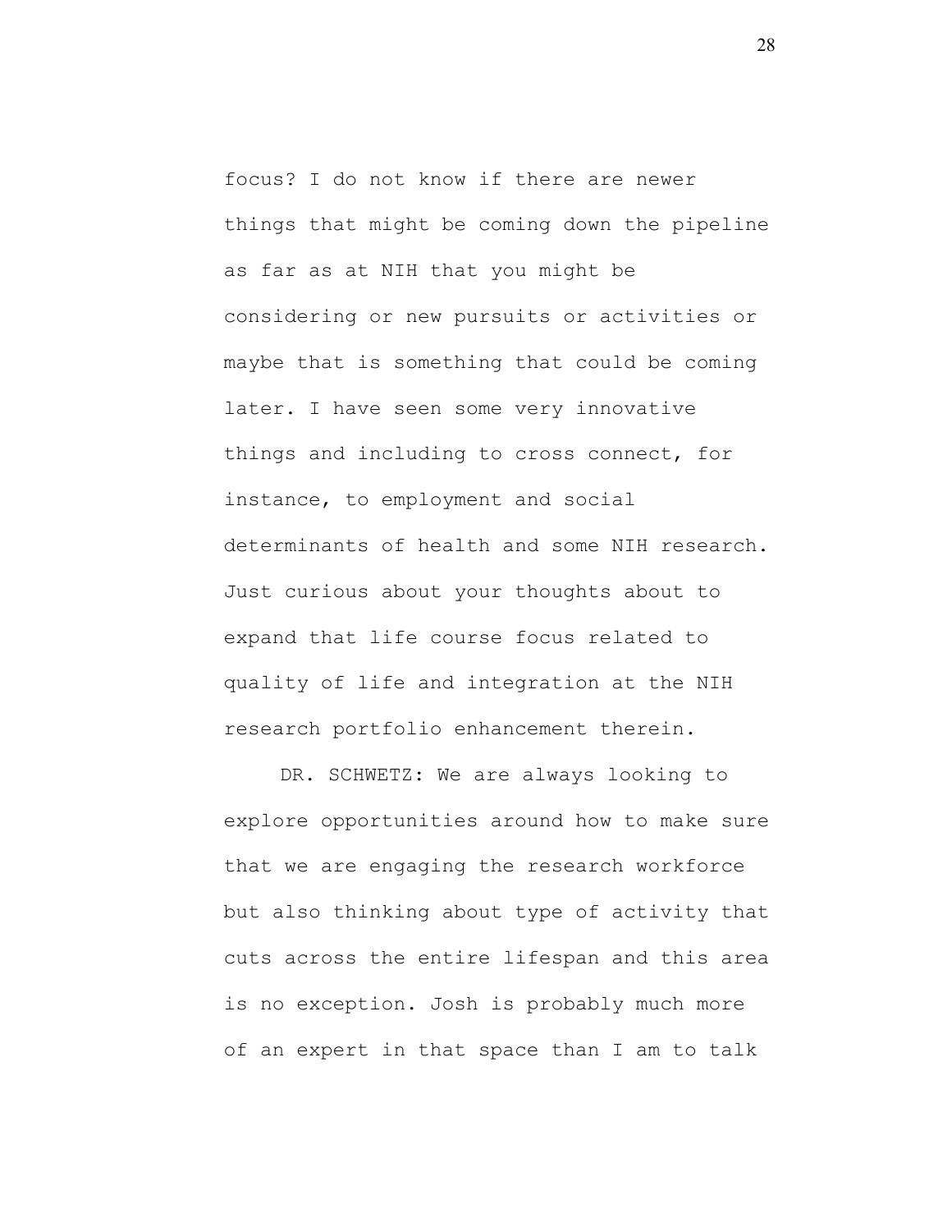focus? I do not know if there are newer things that might be coming down the pipeline as far as at NIH that you might be considering or new pursuits or activities or maybe that is something that could be coming later. I have seen some very innovative things and including to cross connect, for instance, to employment and social determinants of health and some NIH research. Just curious about your thoughts about to expand that life course focus related to quality of life and integration at the NIH research portfolio enhancement therein.

DR. SCHWETZ: We are always looking to explore opportunities around how to make sure that we are engaging the research workforce but also thinking about type of activity that cuts across the entire lifespan and this area is no exception. Josh is probably much more of an expert in that space than I am to talk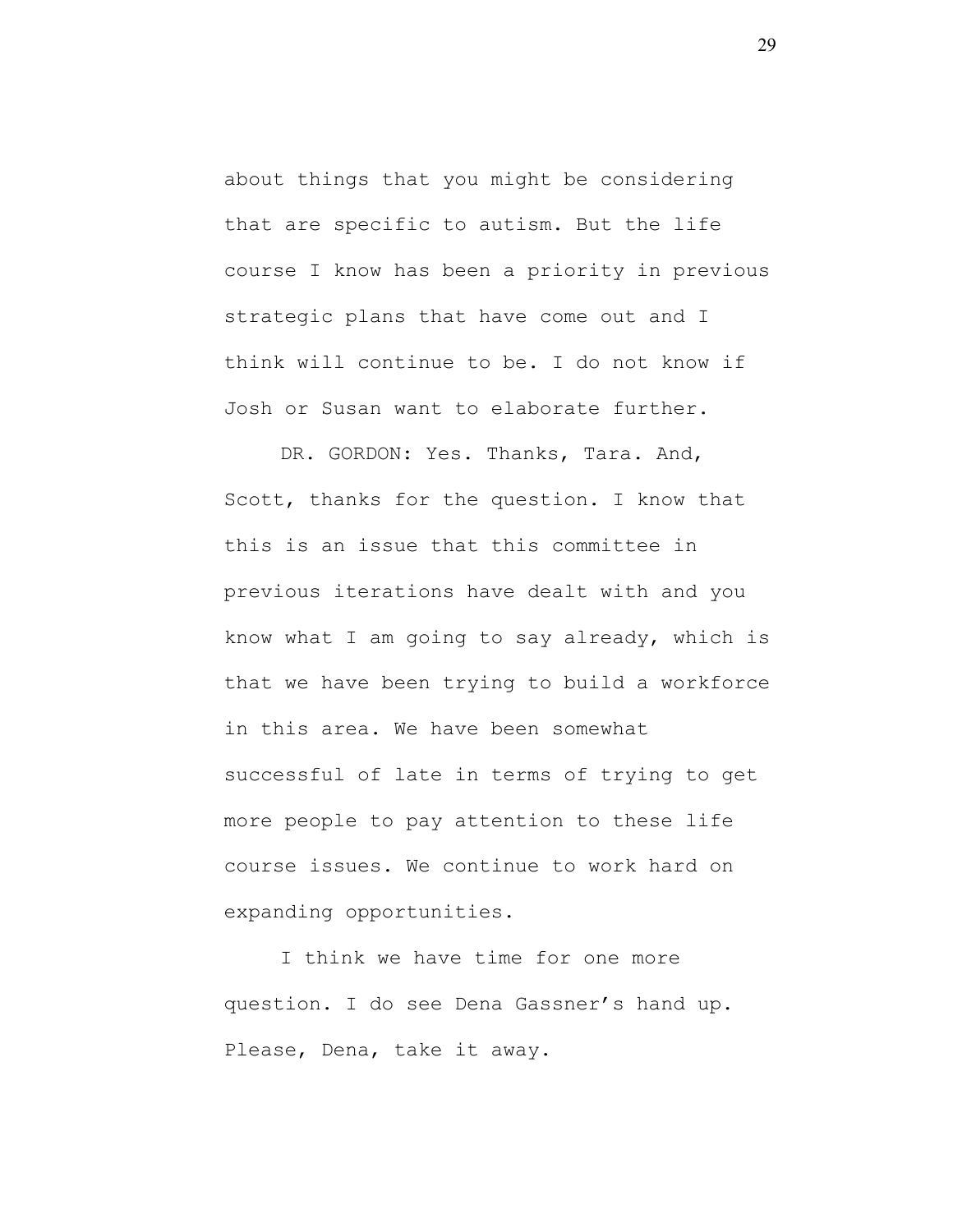about things that you might be considering that are specific to autism. But the life course I know has been a priority in previous strategic plans that have come out and I think will continue to be. I do not know if Josh or Susan want to elaborate further.

DR. GORDON: Yes. Thanks, Tara. And, Scott, thanks for the question. I know that this is an issue that this committee in previous iterations have dealt with and you know what I am going to say already, which is that we have been trying to build a workforce in this area. We have been somewhat successful of late in terms of trying to get more people to pay attention to these life course issues. We continue to work hard on expanding opportunities.

I think we have time for one more question. I do see Dena Gassner’s hand up. Please, Dena, take it away.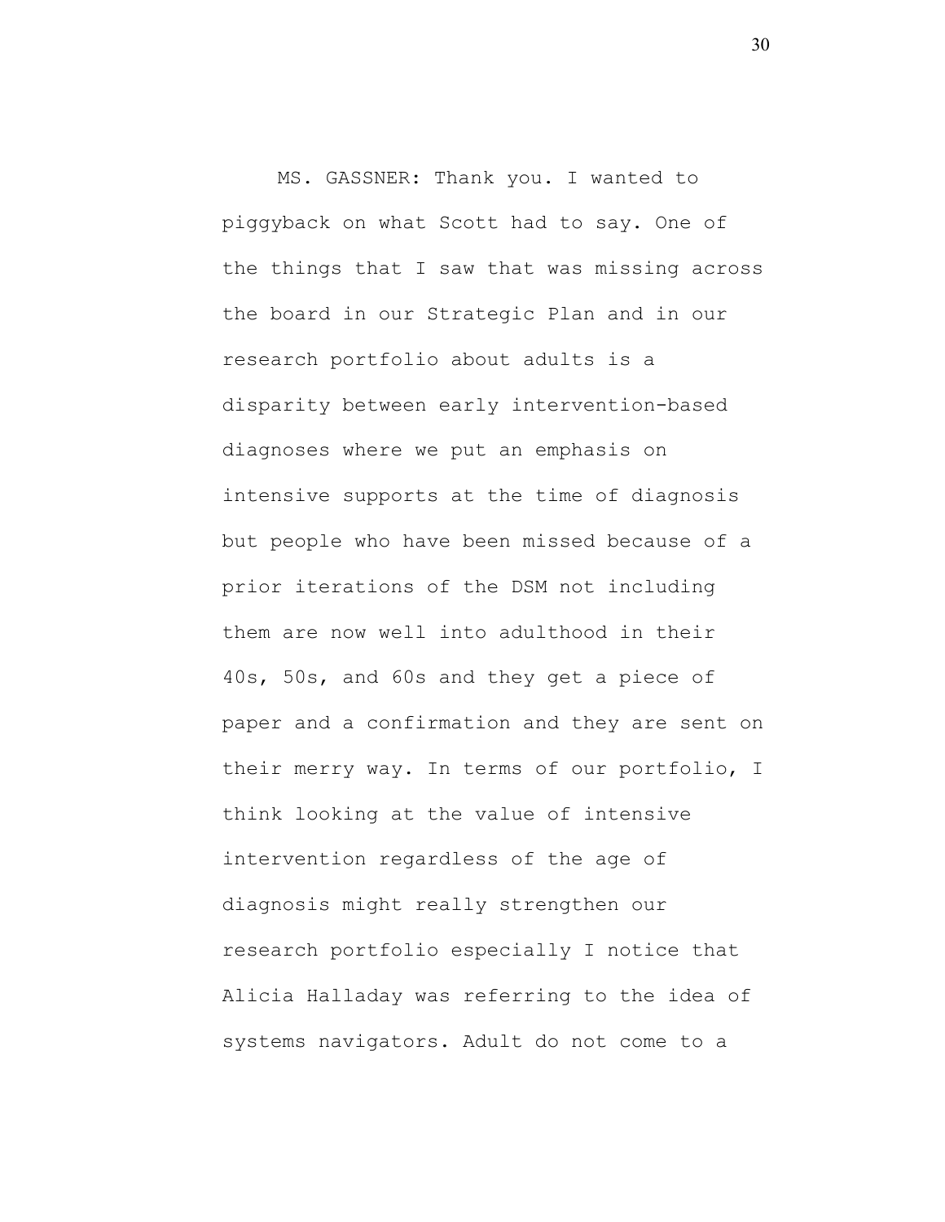MS. GASSNER: Thank you. I wanted to piggyback on what Scott had to say. One of the things that I saw that was missing across the board in our Strategic Plan and in our research portfolio about adults is a disparity between early intervention-based diagnoses where we put an emphasis on intensive supports at the time of diagnosis but people who have been missed because of a prior iterations of the DSM not including them are now well into adulthood in their 40s, 50s, and 60s and they get a piece of paper and a confirmation and they are sent on their merry way. In terms of our portfolio, I think looking at the value of intensive intervention regardless of the age of diagnosis might really strengthen our research portfolio especially I notice that Alicia Halladay was referring to the idea of systems navigators. Adult do not come to a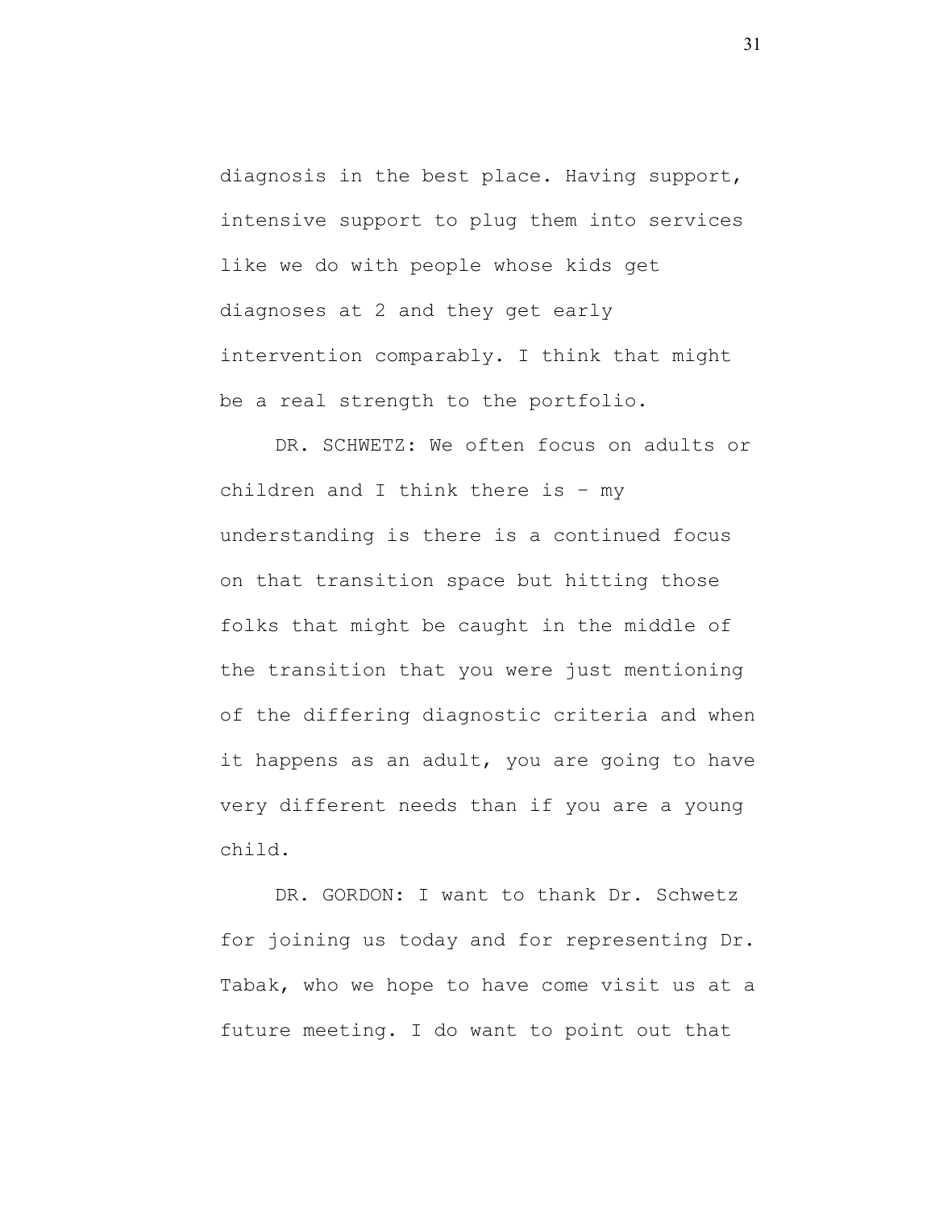diagnosis in the best place. Having support, intensive support to plug them into services like we do with people whose kids get diagnoses at 2 and they get early intervention comparably. I think that might be a real strength to the portfolio.

DR. SCHWETZ: We often focus on adults or children and I think there is – my understanding is there is a continued focus on that transition space but hitting those folks that might be caught in the middle of the transition that you were just mentioning of the differing diagnostic criteria and when it happens as an adult, you are going to have very different needs than if you are a young child.

DR. GORDON: I want to thank Dr. Schwetz for joining us today and for representing Dr. Tabak, who we hope to have come visit us at a future meeting. I do want to point out that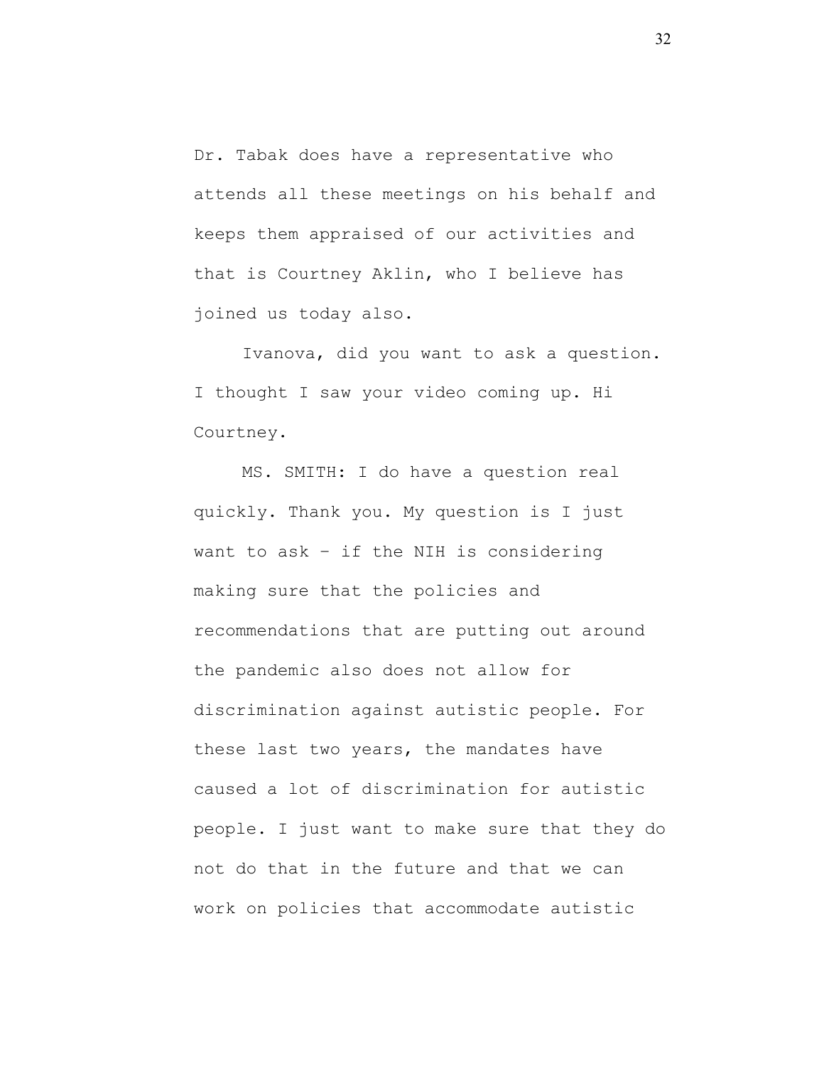Dr. Tabak does have a representative who attends all these meetings on his behalf and keeps them appraised of our activities and that is Courtney Aklin, who I believe has joined us today also.

Ivanova, did you want to ask a question. I thought I saw your video coming up. Hi Courtney.

MS. SMITH: I do have a question real quickly. Thank you. My question is I just want to ask – if the NIH is considering making sure that the policies and recommendations that are putting out around the pandemic also does not allow for discrimination against autistic people. For these last two years, the mandates have caused a lot of discrimination for autistic people. I just want to make sure that they do not do that in the future and that we can work on policies that accommodate autistic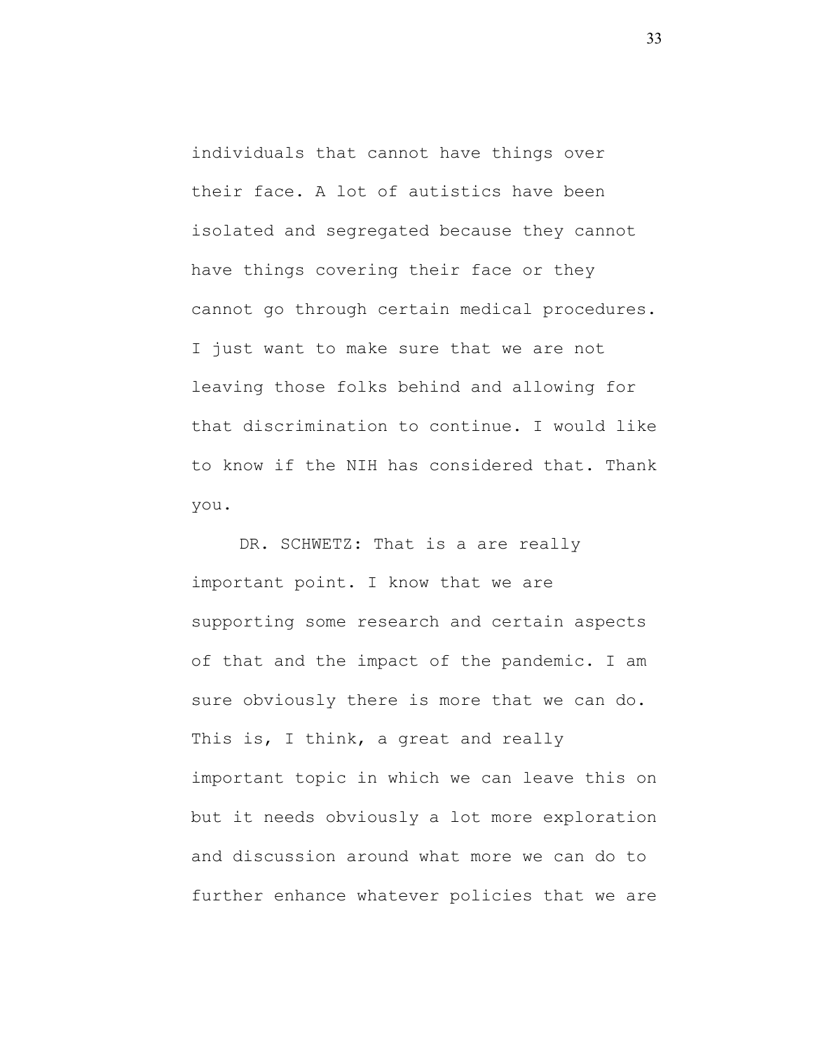individuals that cannot have things over their face. A lot of autistics have been isolated and segregated because they cannot have things covering their face or they cannot go through certain medical procedures. I just want to make sure that we are not leaving those folks behind and allowing for that discrimination to continue. I would like to know if the NIH has considered that. Thank you.

DR. SCHWETZ: That is a are really important point. I know that we are supporting some research and certain aspects of that and the impact of the pandemic. I am sure obviously there is more that we can do. This is, I think, a great and really important topic in which we can leave this on but it needs obviously a lot more exploration and discussion around what more we can do to further enhance whatever policies that we are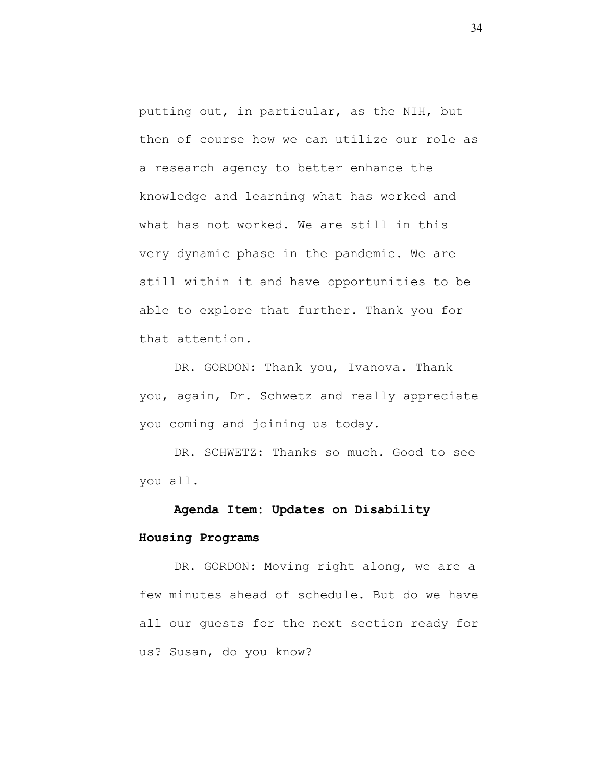putting out, in particular, as the NIH, but then of course how we can utilize our role as a research agency to better enhance the knowledge and learning what has worked and what has not worked. We are still in this very dynamic phase in the pandemic. We are still within it and have opportunities to be able to explore that further. Thank you for that attention.

DR. GORDON: Thank you, Ivanova. Thank you, again, Dr. Schwetz and really appreciate you coming and joining us today.

DR. SCHWETZ: Thanks so much. Good to see you all.

**Agenda Item: Updates on Disability Housing Programs**

DR. GORDON: Moving right along, we are a few minutes ahead of schedule. But do we have all our guests for the next section ready for us? Susan, do you know?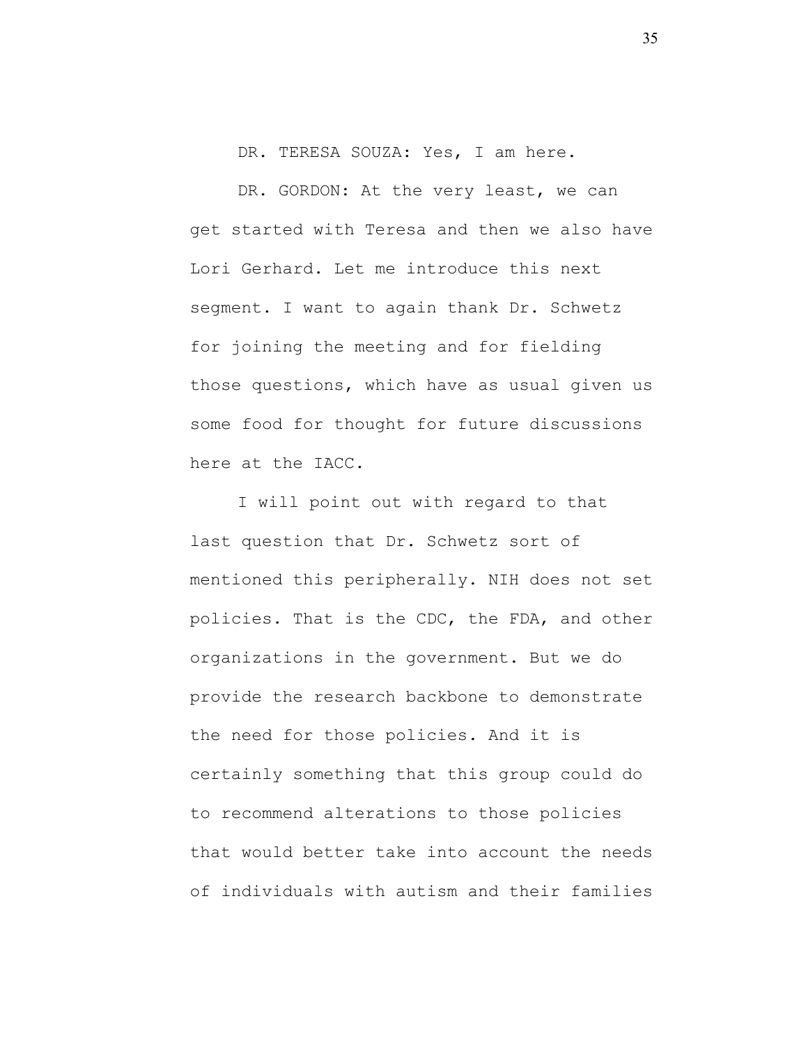DR. TERESA SOUZA: Yes, I am here.

DR. GORDON: At the very least, we can get started with Teresa and then we also have Lori Gerhard. Let me introduce this next segment. I want to again thank Dr. Schwetz for joining the meeting and for fielding those questions, which have as usual given us some food for thought for future discussions here at the IACC.

I will point out with regard to that last question that Dr. Schwetz sort of mentioned this peripherally. NIH does not set policies. That is the CDC, the FDA, and other organizations in the government. But we do provide the research backbone to demonstrate the need for those policies. And it is certainly something that this group could do to recommend alterations to those policies that would better take into account the needs of individuals with autism and their families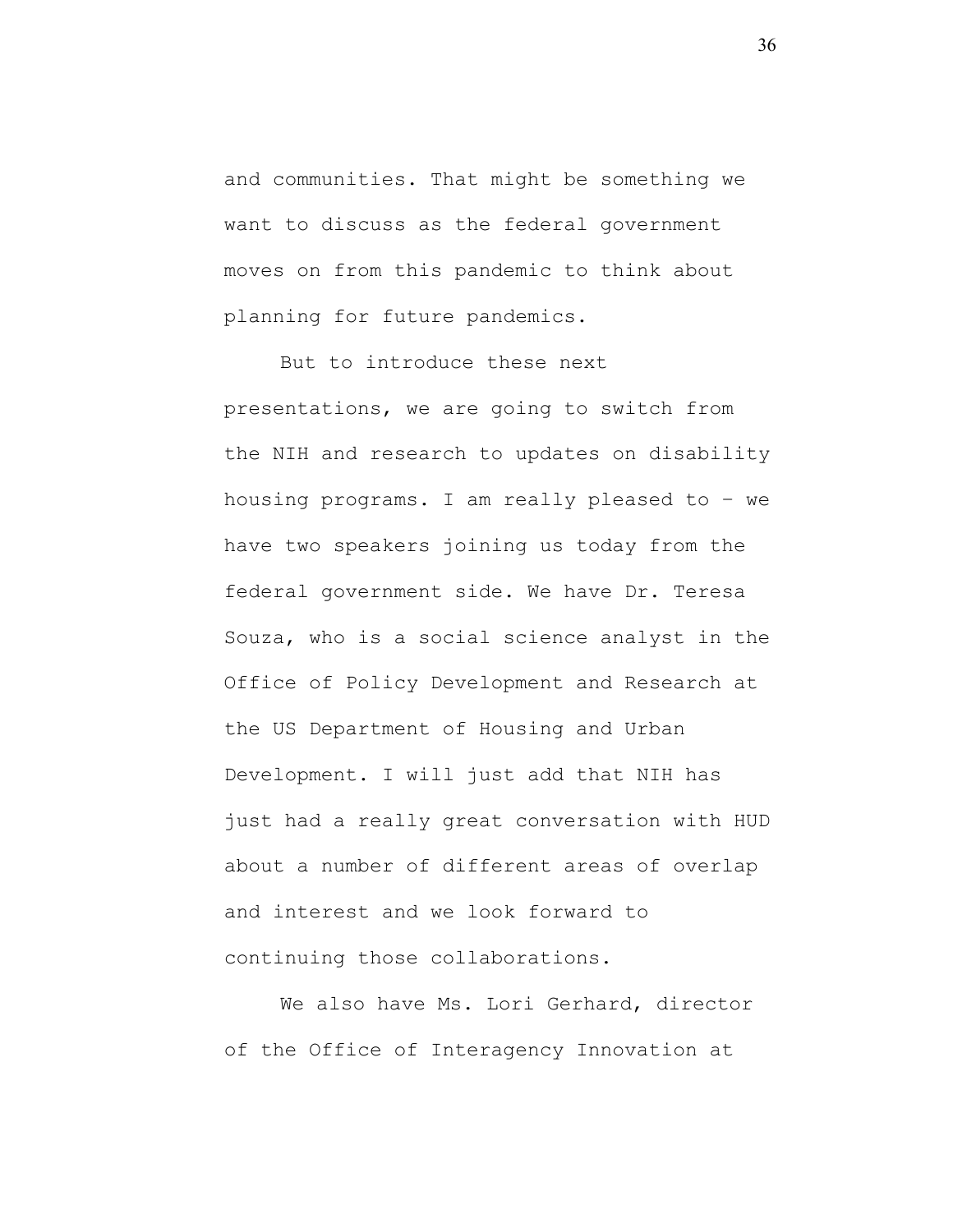and communities. That might be something we want to discuss as the federal government moves on from this pandemic to think about planning for future pandemics.

But to introduce these next presentations, we are going to switch from the NIH and research to updates on disability housing programs. I am really pleased to – we have two speakers joining us today from the federal government side. We have Dr. Teresa Souza, who is a social science analyst in the Office of Policy Development and Research at the US Department of Housing and Urban Development. I will just add that NIH has just had a really great conversation with HUD about a number of different areas of overlap and interest and we look forward to continuing those collaborations.

We also have Ms. Lori Gerhard, director of the Office of Interagency Innovation at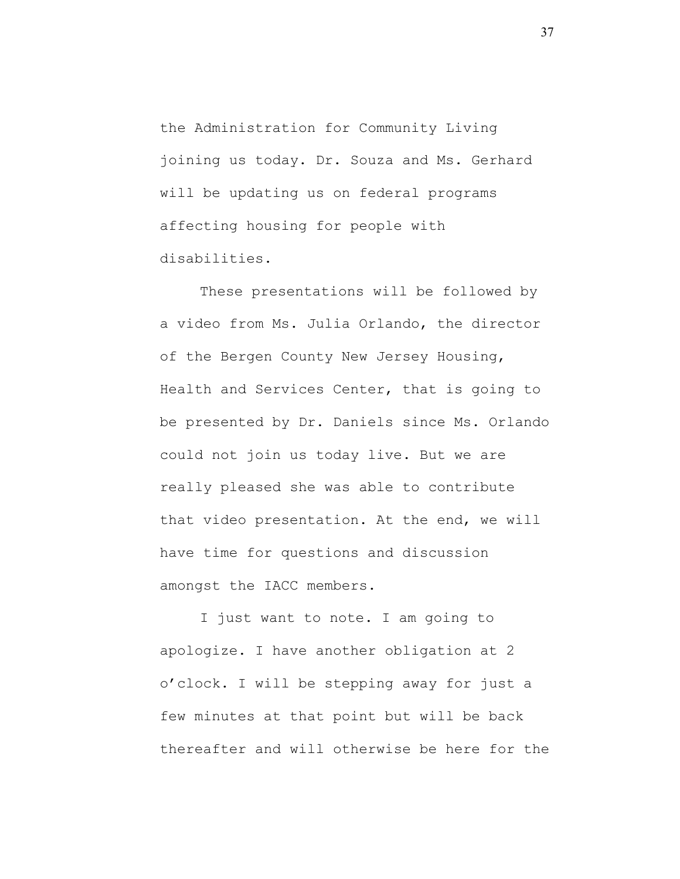the Administration for Community Living joining us today. Dr. Souza and Ms. Gerhard will be updating us on federal programs affecting housing for people with disabilities.

These presentations will be followed by a video from Ms. Julia Orlando, the director of the Bergen County New Jersey Housing, Health and Services Center, that is going to be presented by Dr. Daniels since Ms. Orlando could not join us today live. But we are really pleased she was able to contribute that video presentation. At the end, we will have time for questions and discussion amongst the IACC members.

I just want to note. I am going to apologize. I have another obligation at 2 o'clock. I will be stepping away for just a few minutes at that point but will be back thereafter and will otherwise be here for the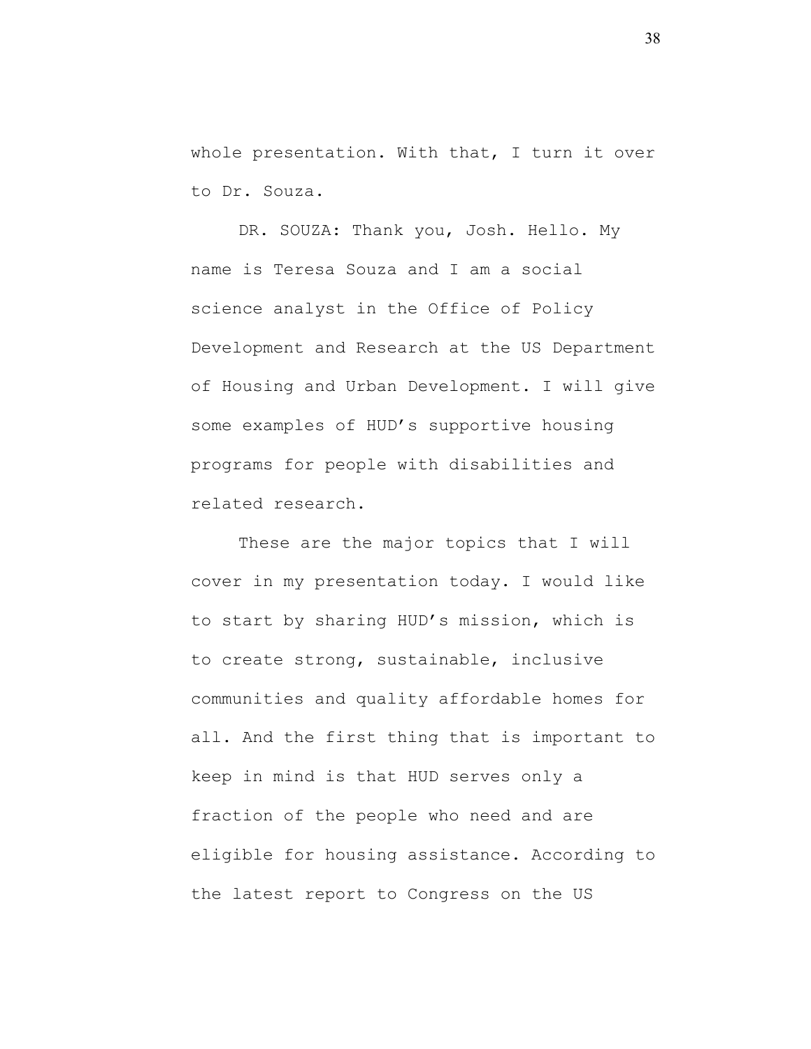whole presentation. With that, I turn it over to Dr. Souza.

DR. SOUZA: Thank you, Josh. Hello. My name is Teresa Souza and I am a social science analyst in the Office of Policy Development and Research at the US Department of Housing and Urban Development. I will give some examples of HUD's supportive housing programs for people with disabilities and related research.

These are the major topics that I will cover in my presentation today. I would like to start by sharing HUD's mission, which is to create strong, sustainable, inclusive communities and quality affordable homes for all. And the first thing that is important to keep in mind is that HUD serves only a fraction of the people who need and are eligible for housing assistance. According to the latest report to Congress on the US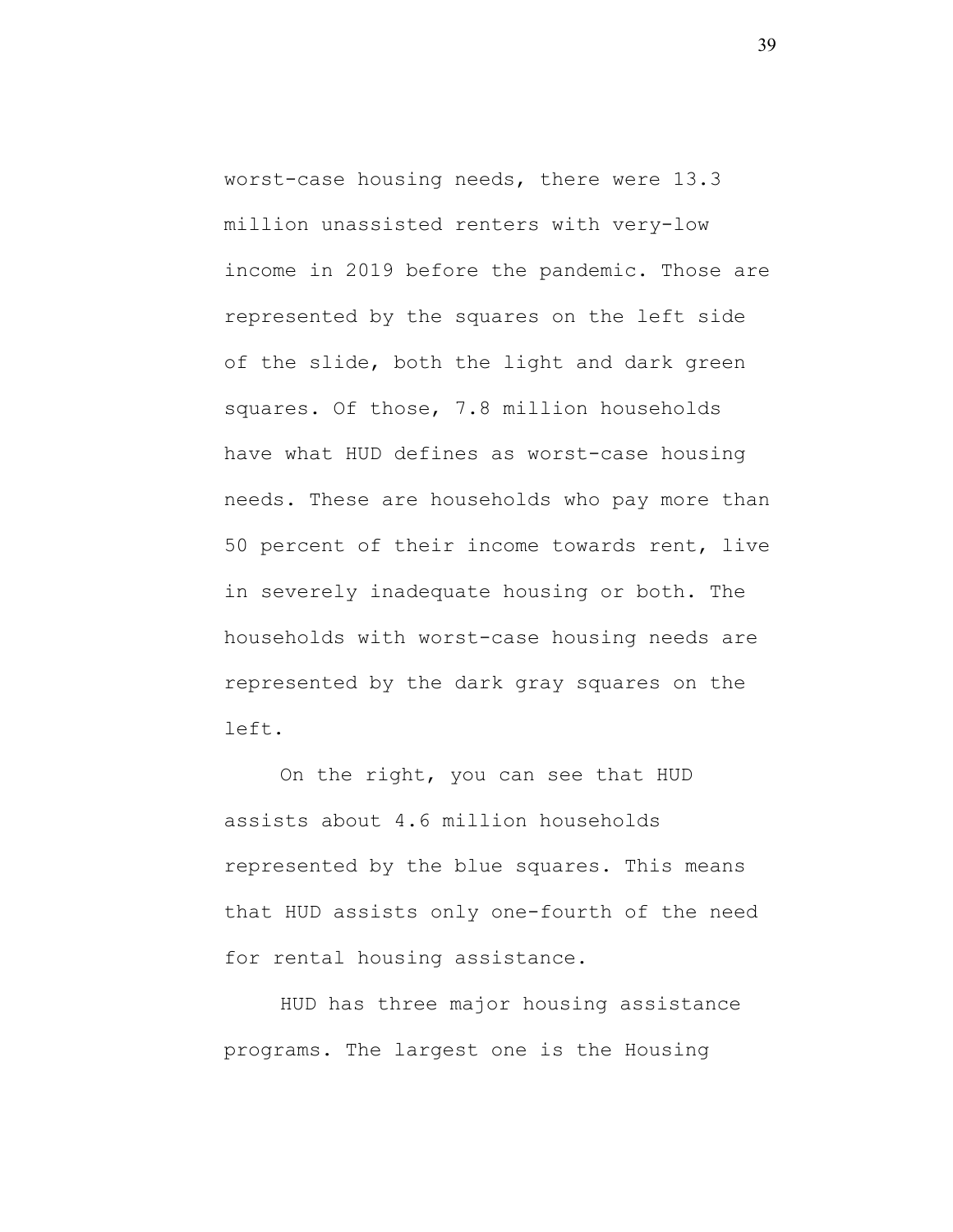worst-case housing needs, there were 13.3 million unassisted renters with very-low income in 2019 before the pandemic. Those are represented by the squares on the left side of the slide, both the light and dark green squares. Of those, 7.8 million households have what HUD defines as worst-case housing needs. These are households who pay more than 50 percent of their income towards rent, live in severely inadequate housing or both. The households with worst-case housing needs are represented by the dark gray squares on the left.

On the right, you can see that HUD assists about 4.6 million households represented by the blue squares. This means that HUD assists only one-fourth of the need for rental housing assistance.

HUD has three major housing assistance programs. The largest one is the Housing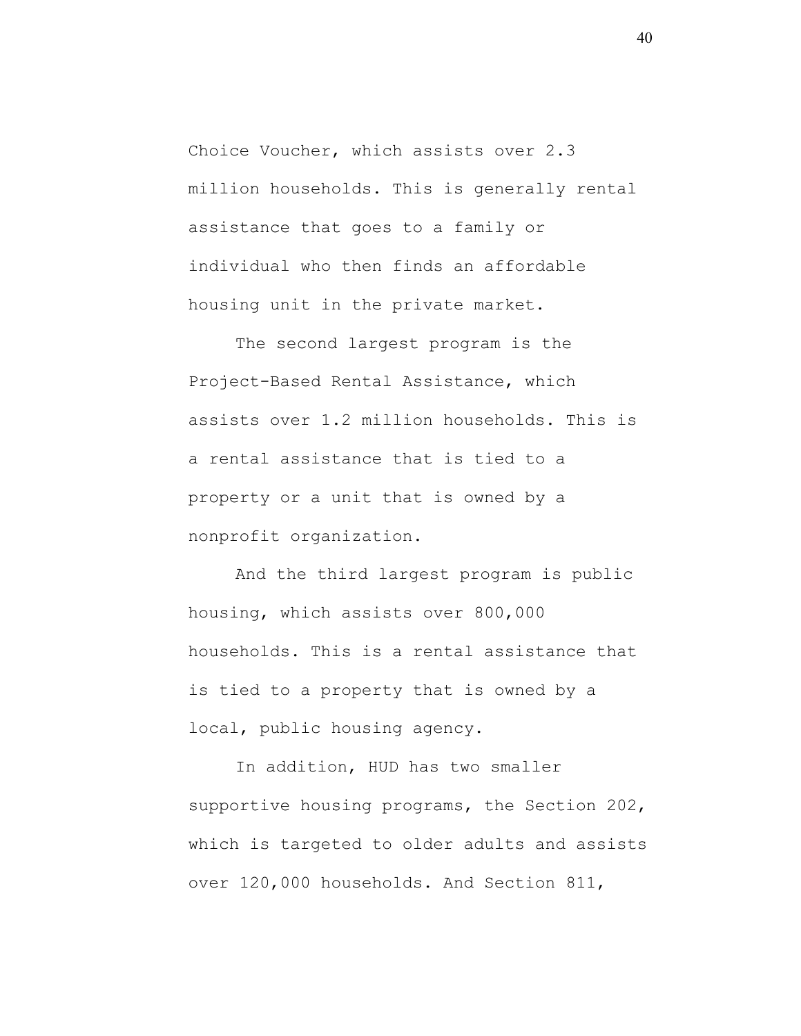Choice Voucher, which assists over 2.3 million households. This is generally rental assistance that goes to a family or individual who then finds an affordable housing unit in the private market.

The second largest program is the Project-Based Rental Assistance, which assists over 1.2 million households. This is a rental assistance that is tied to a property or a unit that is owned by a nonprofit organization.

And the third largest program is public housing, which assists over 800,000 households. This is a rental assistance that is tied to a property that is owned by a local, public housing agency.

In addition, HUD has two smaller supportive housing programs, the Section 202, which is targeted to older adults and assists over 120,000 households. And Section 811,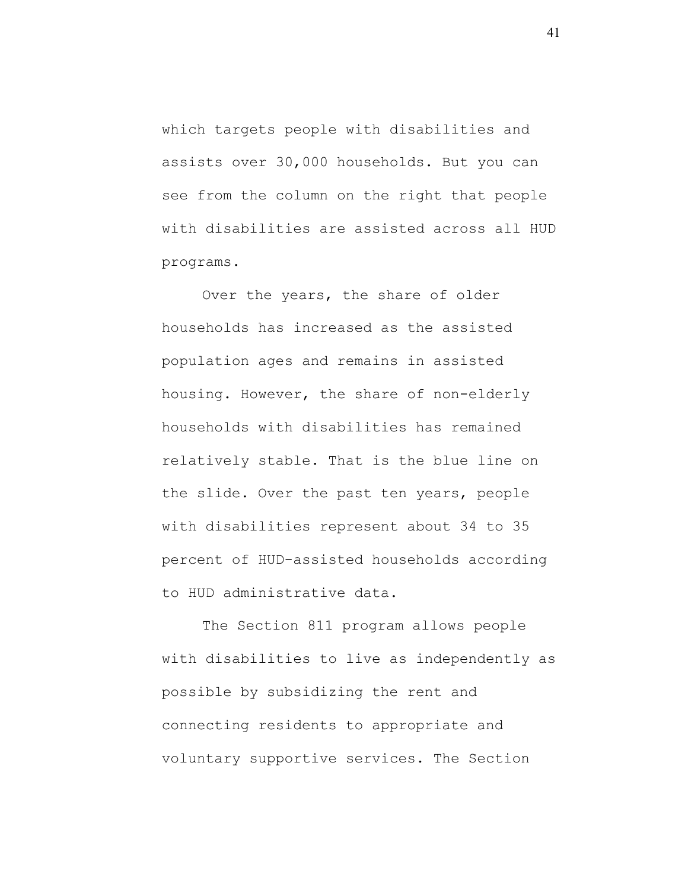which targets people with disabilities and assists over 30,000 households. But you can see from the column on the right that people with disabilities are assisted across all HUD programs.

Over the years, the share of older households has increased as the assisted population ages and remains in assisted housing. However, the share of non-elderly households with disabilities has remained relatively stable. That is the blue line on the slide. Over the past ten years, people with disabilities represent about 34 to 35 percent of HUD-assisted households according to HUD administrative data.

The Section 811 program allows people with disabilities to live as independently as possible by subsidizing the rent and connecting residents to appropriate and voluntary supportive services. The Section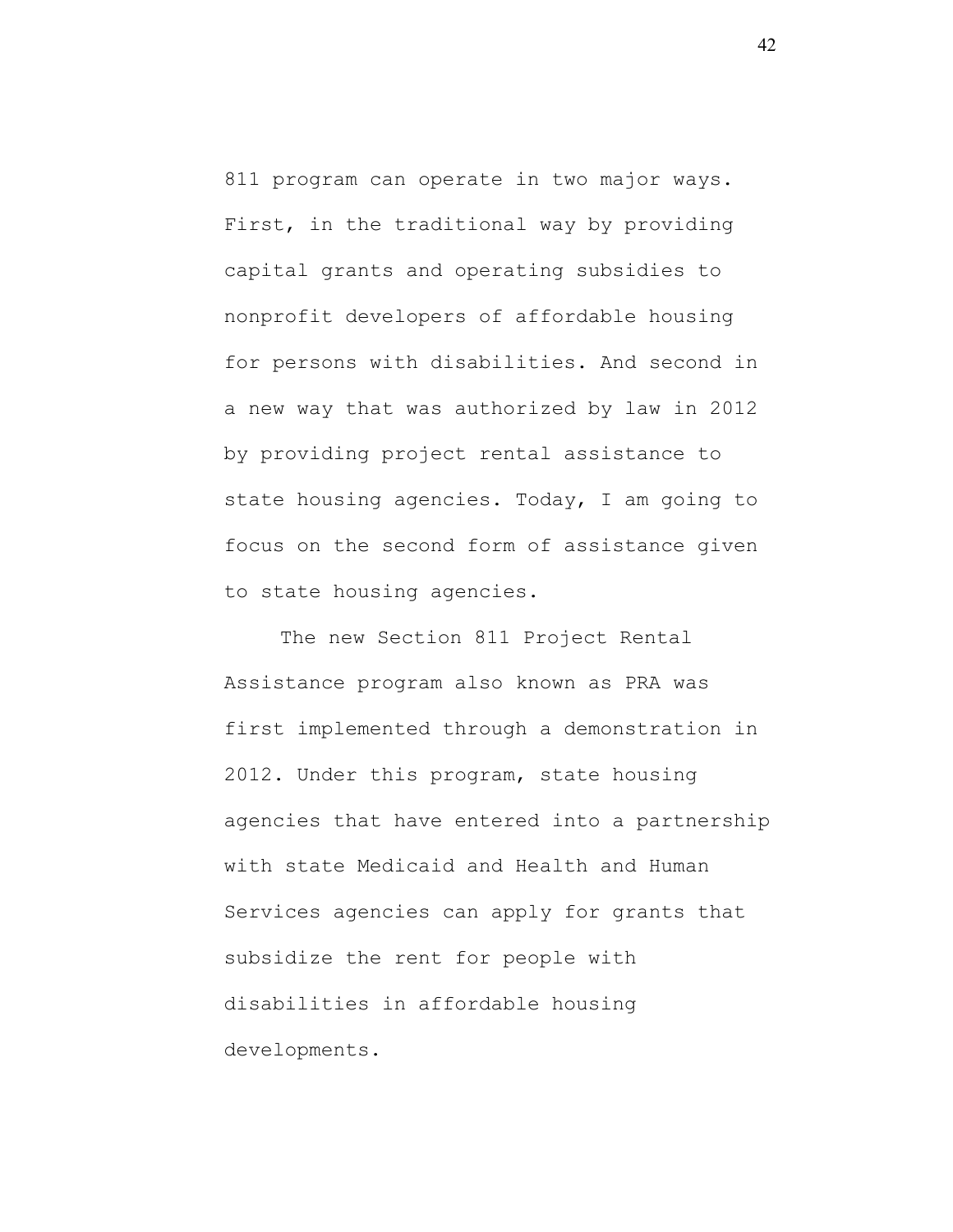811 program can operate in two major ways. First, in the traditional way by providing capital grants and operating subsidies to nonprofit developers of affordable housing for persons with disabilities. And second in a new way that was authorized by law in 2012 by providing project rental assistance to state housing agencies. Today, I am going to focus on the second form of assistance given to state housing agencies.

The new Section 811 Project Rental Assistance program also known as PRA was first implemented through a demonstration in 2012. Under this program, state housing agencies that have entered into a partnership with state Medicaid and Health and Human Services agencies can apply for grants that subsidize the rent for people with disabilities in affordable housing developments.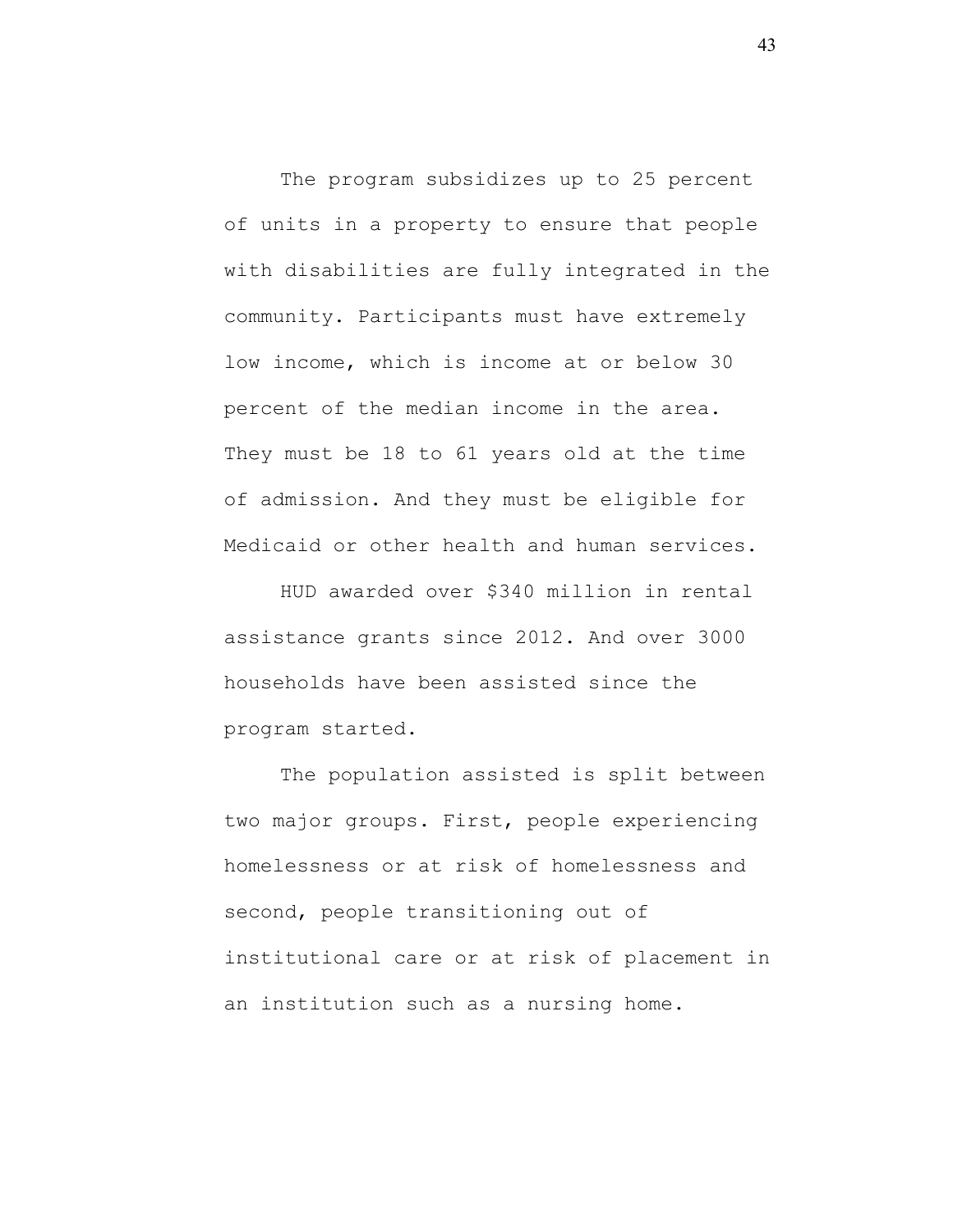The program subsidizes up to 25 percent of units in a property to ensure that people with disabilities are fully integrated in the community. Participants must have extremely low income, which is income at or below 30 percent of the median income in the area. They must be 18 to 61 years old at the time of admission. And they must be eligible for Medicaid or other health and human services.

HUD awarded over $340 million in rental assistance grants since 2012. And over 3000 households have been assisted since the program started.

The population assisted is split between two major groups. First, people experiencing homelessness or at risk of homelessness and second, people transitioning out of institutional care or at risk of placement in an institution such as a nursing home.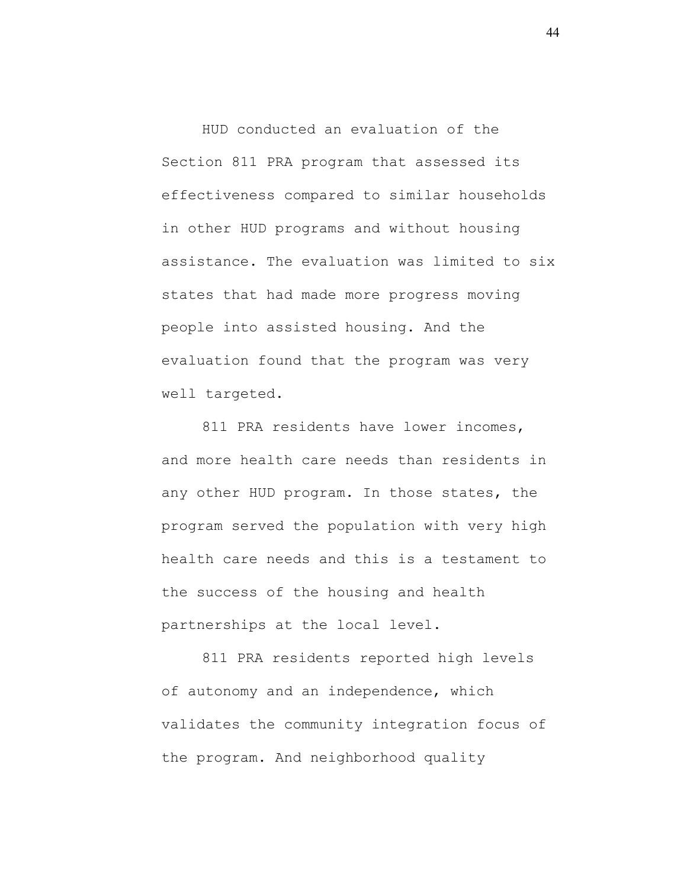HUD conducted an evaluation of the Section 811 PRA program that assessed its effectiveness compared to similar households in other HUD programs and without housing assistance. The evaluation was limited to six states that had made more progress moving people into assisted housing. And the evaluation found that the program was very well targeted.

811 PRA residents have lower incomes, and more health care needs than residents in any other HUD program. In those states, the program served the population with very high health care needs and this is a testament to the success of the housing and health partnerships at the local level.

811 PRA residents reported high levels of autonomy and an independence, which validates the community integration focus of the program. And neighborhood quality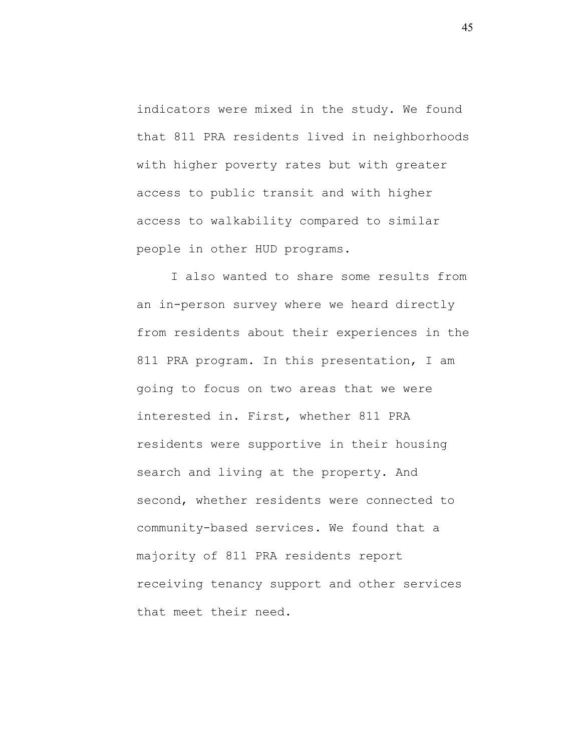indicators were mixed in the study. We found that 811 PRA residents lived in neighborhoods with higher poverty rates but with greater access to public transit and with higher access to walkability compared to similar people in other HUD programs.

I also wanted to share some results from an in-person survey where we heard directly from residents about their experiences in the 811 PRA program. In this presentation, I am going to focus on two areas that we were interested in. First, whether 811 PRA residents were supportive in their housing search and living at the property. And second, whether residents were connected to community-based services. We found that a majority of 811 PRA residents report receiving tenancy support and other services that meet their need.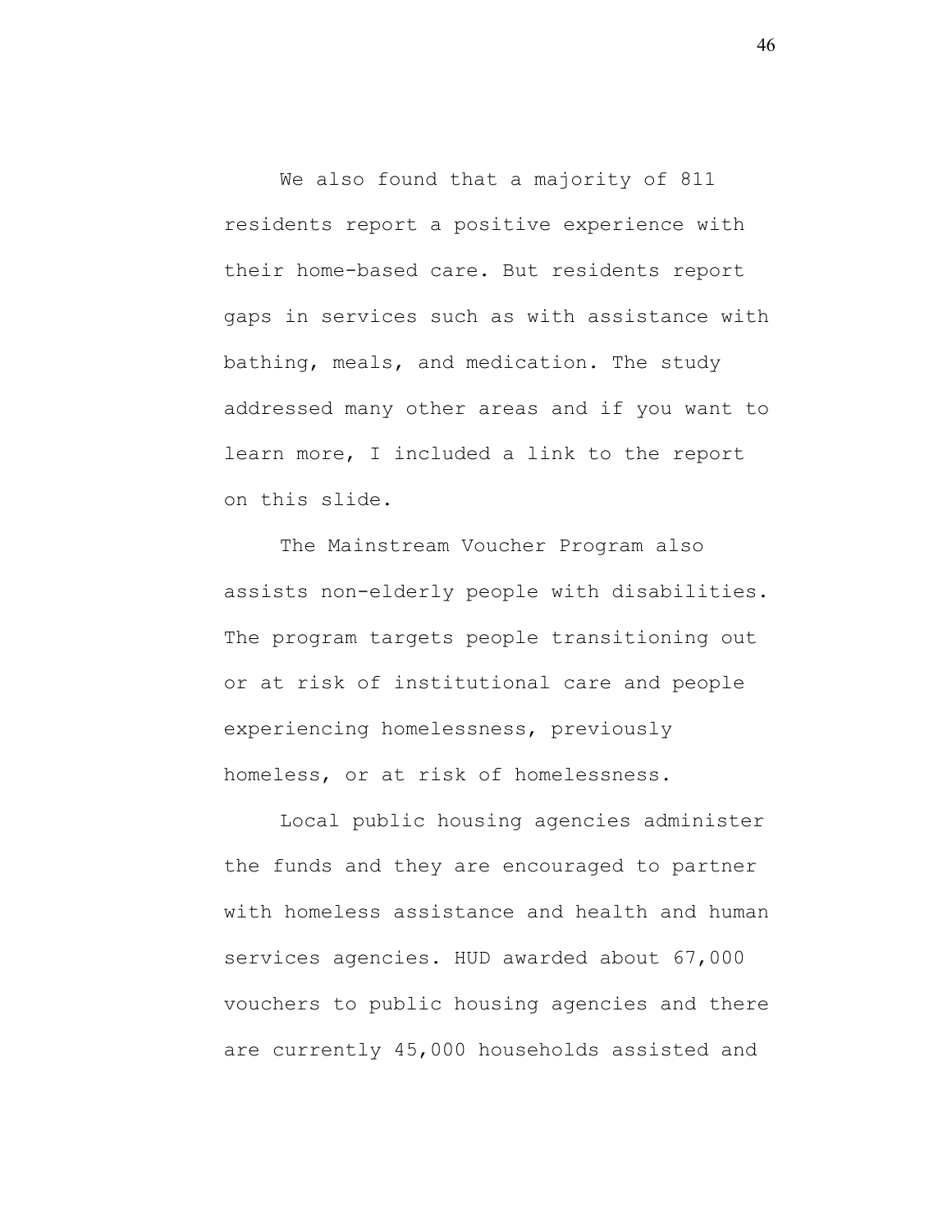We also found that a majority of 811 residents report a positive experience with their home-based care. But residents report gaps in services such as with assistance with bathing, meals, and medication. The study addressed many other areas and if you want to learn more, I included a link to the report on this slide.

The Mainstream Voucher Program also assists non-elderly people with disabilities. The program targets people transitioning out or at risk of institutional care and people experiencing homelessness, previously homeless, or at risk of homelessness.

Local public housing agencies administer the funds and they are encouraged to partner with homeless assistance and health and human services agencies. HUD awarded about 67,000 vouchers to public housing agencies and there are currently 45,000 households assisted and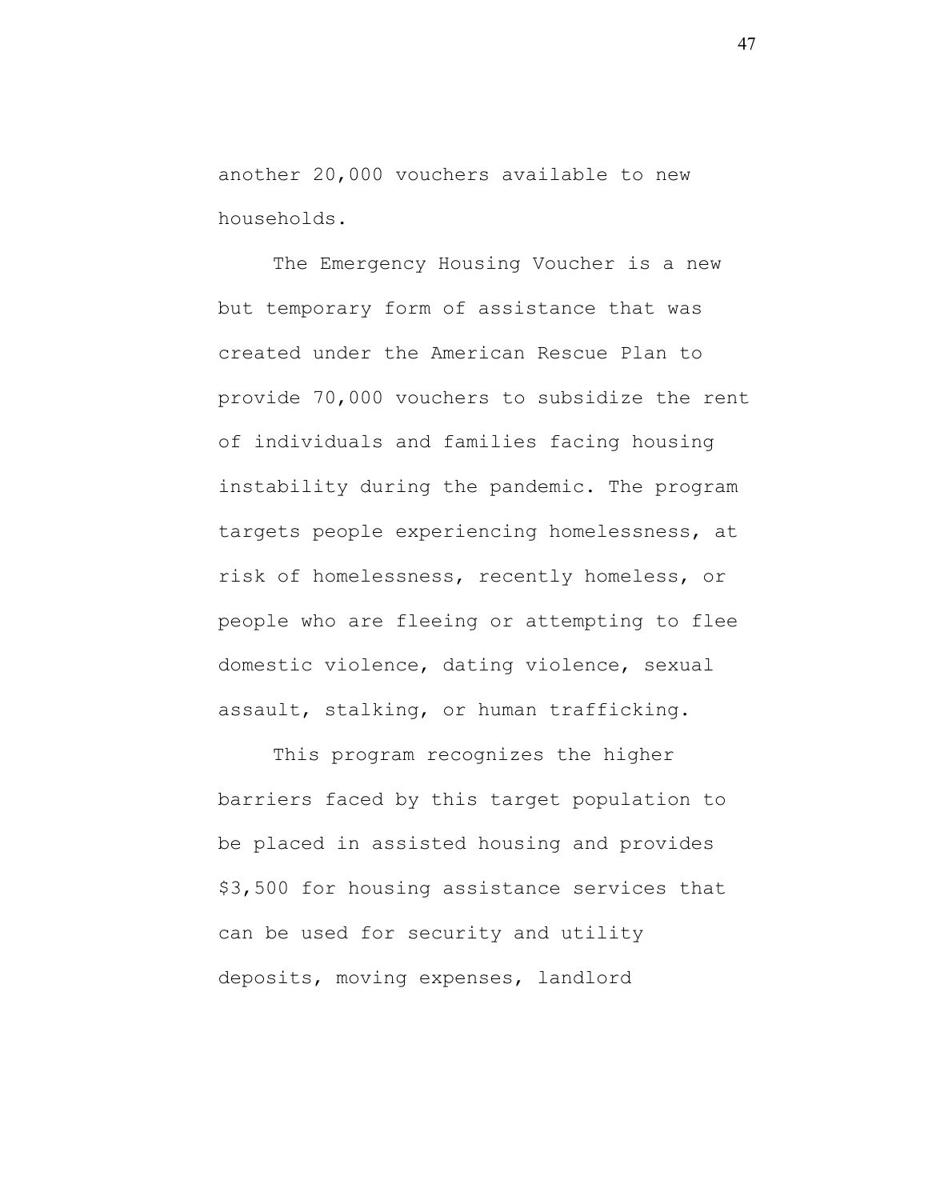another 20,000 vouchers available to new households.

The Emergency Housing Voucher is a new but temporary form of assistance that was created under the American Rescue Plan to provide 70,000 vouchers to subsidize the rent of individuals and families facing housing instability during the pandemic. The program targets people experiencing homelessness, at risk of homelessness, recently homeless, or people who are fleeing or attempting to flee domestic violence, dating violence, sexual assault, stalking, or human trafficking.

This program recognizes the higher barriers faced by this target population to be placed in assisted housing and provides $3,500 for housing assistance services that can be used for security and utility deposits, moving expenses, landlord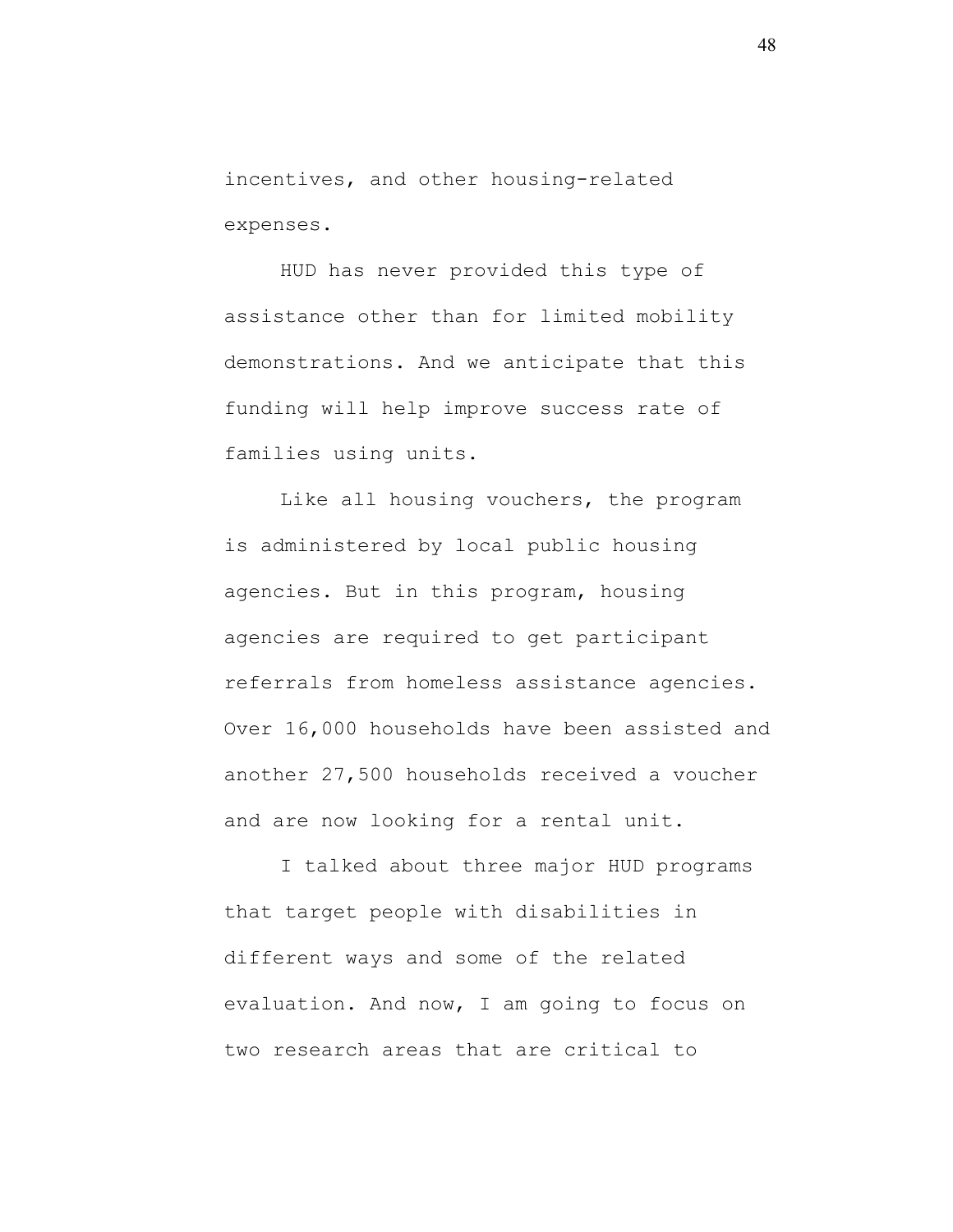incentives, and other housing-related expenses.

HUD has never provided this type of assistance other than for limited mobility demonstrations. And we anticipate that this funding will help improve success rate of families using units.

Like all housing vouchers, the program is administered by local public housing agencies. But in this program, housing agencies are required to get participant referrals from homeless assistance agencies. Over 16,000 households have been assisted and another 27,500 households received a voucher and are now looking for a rental unit.

I talked about three major HUD programs that target people with disabilities in different ways and some of the related evaluation. And now, I am going to focus on two research areas that are critical to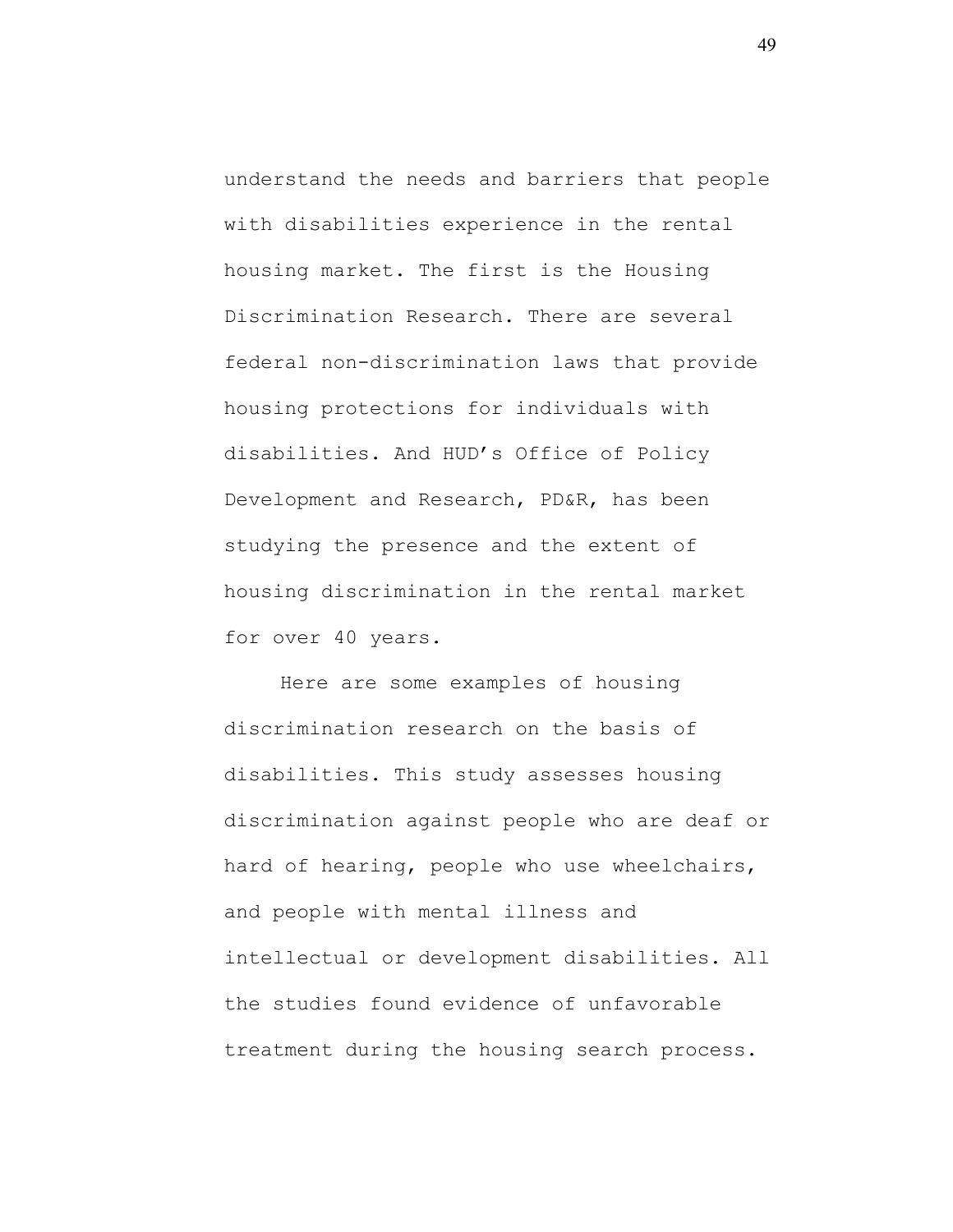understand the needs and barriers that people with disabilities experience in the rental housing market. The first is the Housing Discrimination Research. There are several federal non-discrimination laws that provide housing protections for individuals with disabilities. And HUD’s Office of Policy Development and Research, PD&R, has been studying the presence and the extent of housing discrimination in the rental market for over 40 years.

Here are some examples of housing discrimination research on the basis of disabilities. This study assesses housing discrimination against people who are deaf or hard of hearing, people who use wheelchairs, and people with mental illness and intellectual or development disabilities. All the studies found evidence of unfavorable treatment during the housing search process.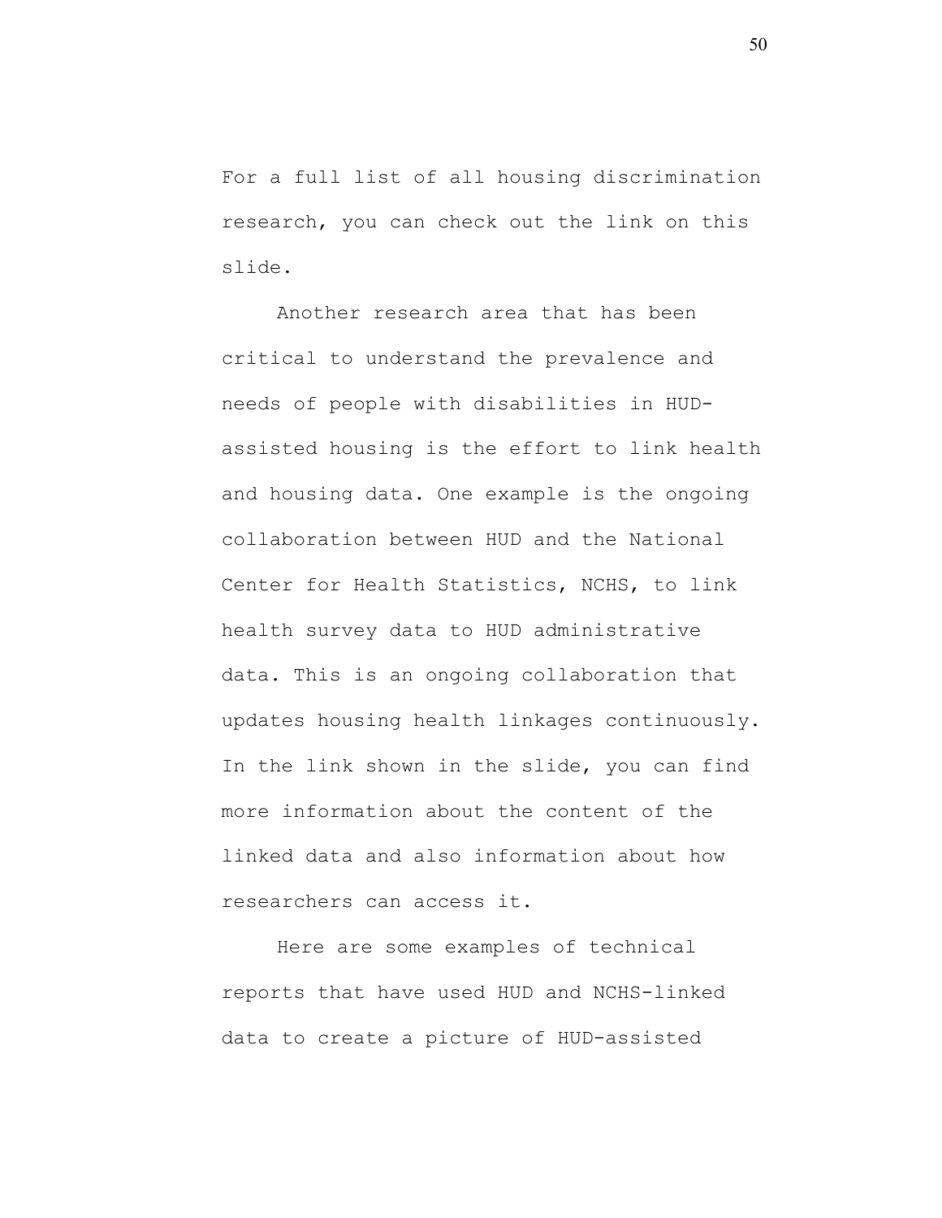For a full list of all housing discrimination research, you can check out the link on this slide.

Another research area that has been critical to understand the prevalence and needs of people with disabilities in HUD-assisted housing is the effort to link health and housing data. One example is the ongoing collaboration between HUD and the National Center for Health Statistics, NCHS, to link health survey data to HUD administrative data. This is an ongoing collaboration that updates housing health linkages continuously. In the link shown in the slide, you can find more information about the content of the linked data and also information about how researchers can access it.

Here are some examples of technical reports that have used HUD and NCHS-linked data to create a picture of HUD-assisted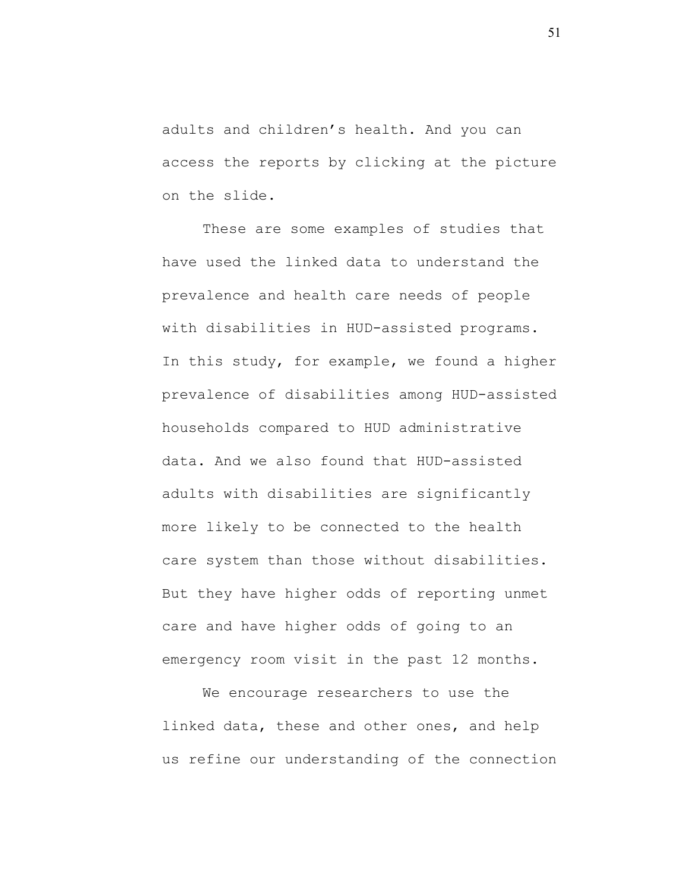adults and children's health. And you can access the reports by clicking at the picture on the slide.

These are some examples of studies that have used the linked data to understand the prevalence and health care needs of people with disabilities in HUD-assisted programs. In this study, for example, we found a higher prevalence of disabilities among HUD-assisted households compared to HUD administrative data. And we also found that HUD-assisted adults with disabilities are significantly more likely to be connected to the health care system than those without disabilities. But they have higher odds of reporting unmet care and have higher odds of going to an emergency room visit in the past 12 months.

We encourage researchers to use the linked data, these and other ones, and help us refine our understanding of the connection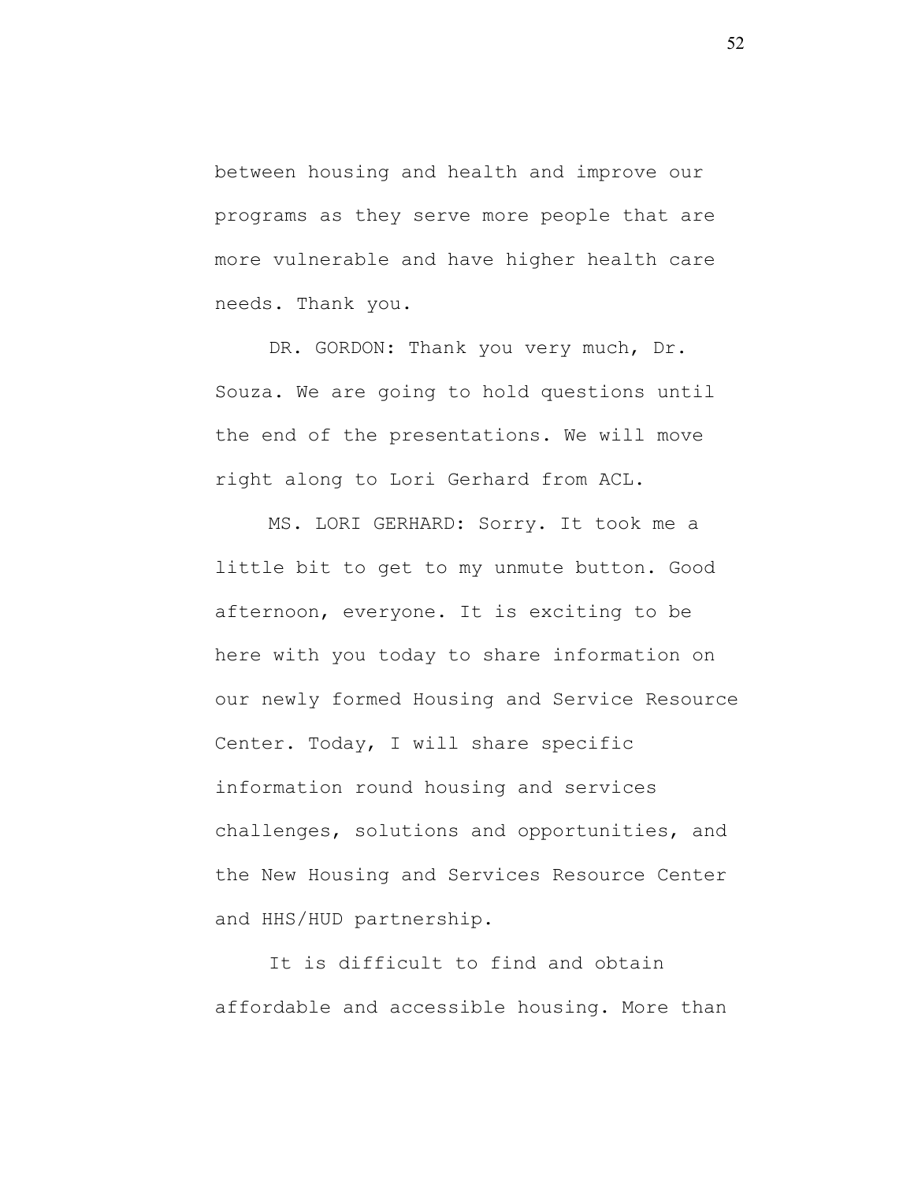between housing and health and improve our programs as they serve more people that are more vulnerable and have higher health care needs. Thank you.

DR. GORDON: Thank you very much, Dr. Souza. We are going to hold questions until the end of the presentations. We will move right along to Lori Gerhard from ACL.

MS. LORI GERHARD: Sorry. It took me a little bit to get to my unmute button. Good afternoon, everyone. It is exciting to be here with you today to share information on our newly formed Housing and Service Resource Center. Today, I will share specific information round housing and services challenges, solutions and opportunities, and the New Housing and Services Resource Center and HHS/HUD partnership.

It is difficult to find and obtain affordable and accessible housing. More than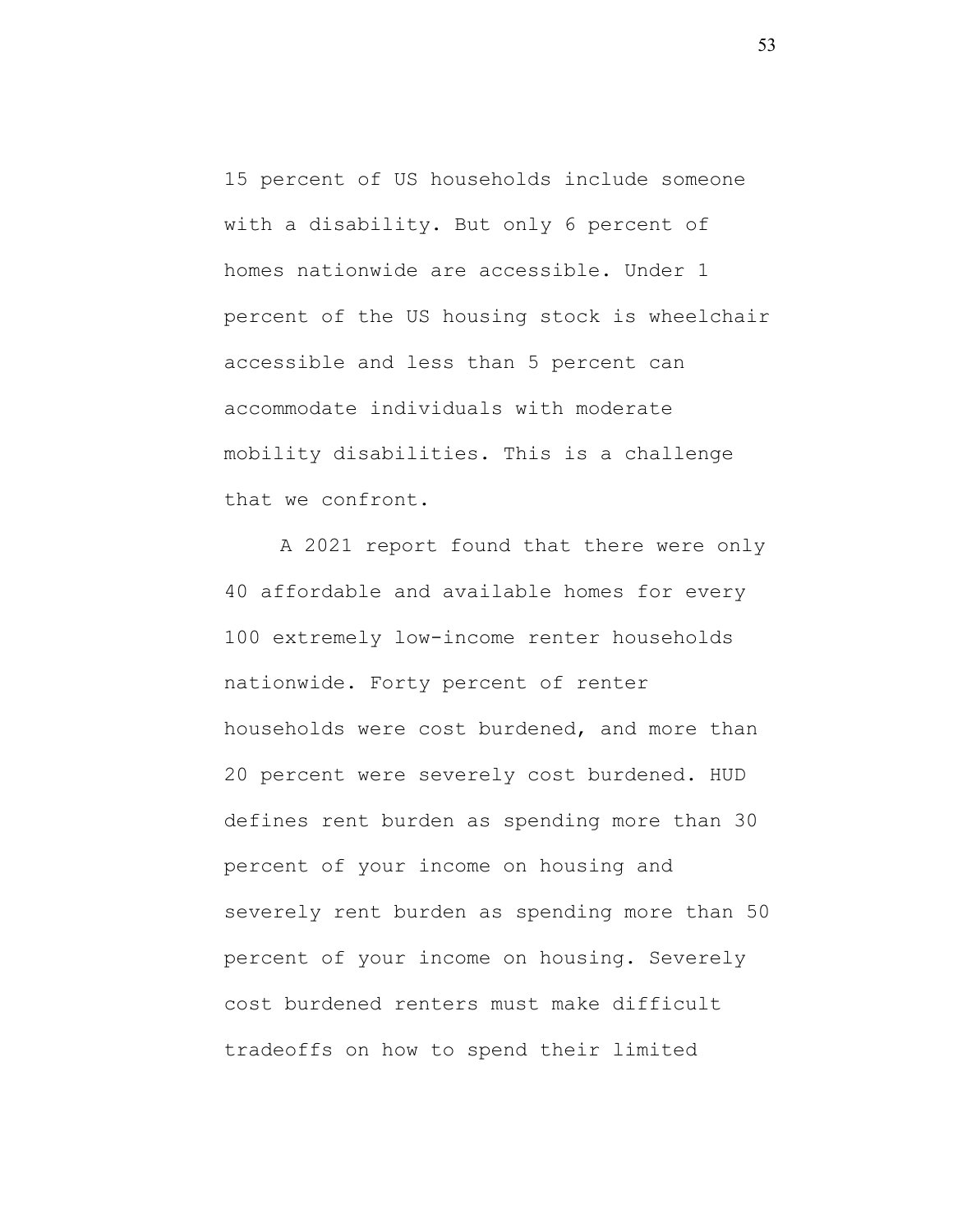15 percent of US households include someone with a disability. But only 6 percent of homes nationwide are accessible. Under 1 percent of the US housing stock is wheelchair accessible and less than 5 percent can accommodate individuals with moderate mobility disabilities. This is a challenge that we confront.

A 2021 report found that there were only 40 affordable and available homes for every 100 extremely low-income renter households nationwide. Forty percent of renter households were cost burdened, and more than 20 percent were severely cost burdened. HUD defines rent burden as spending more than 30 percent of your income on housing and severely rent burden as spending more than 50 percent of your income on housing. Severely cost burdened renters must make difficult tradeoffs on how to spend their limited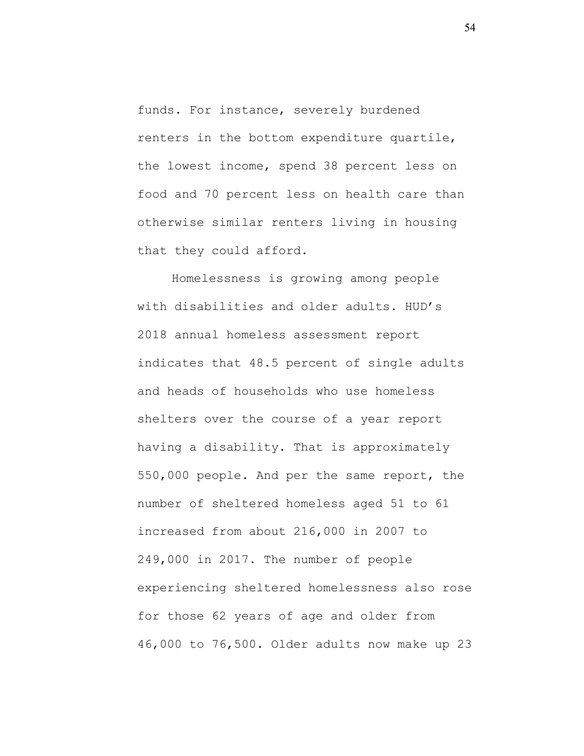funds. For instance, severely burdened renters in the bottom expenditure quartile, the lowest income, spend 38 percent less on food and 70 percent less on health care than otherwise similar renters living in housing that they could afford.

Homelessness is growing among people with disabilities and older adults. HUD's 2018 annual homeless assessment report indicates that 48.5 percent of single adults and heads of households who use homeless shelters over the course of a year report having a disability. That is approximately 550,000 people. And per the same report, the number of sheltered homeless aged 51 to 61 increased from about 216,000 in 2007 to 249,000 in 2017. The number of people experiencing sheltered homelessness also rose for those 62 years of age and older from 46,000 to 76,500. Older adults now make up 23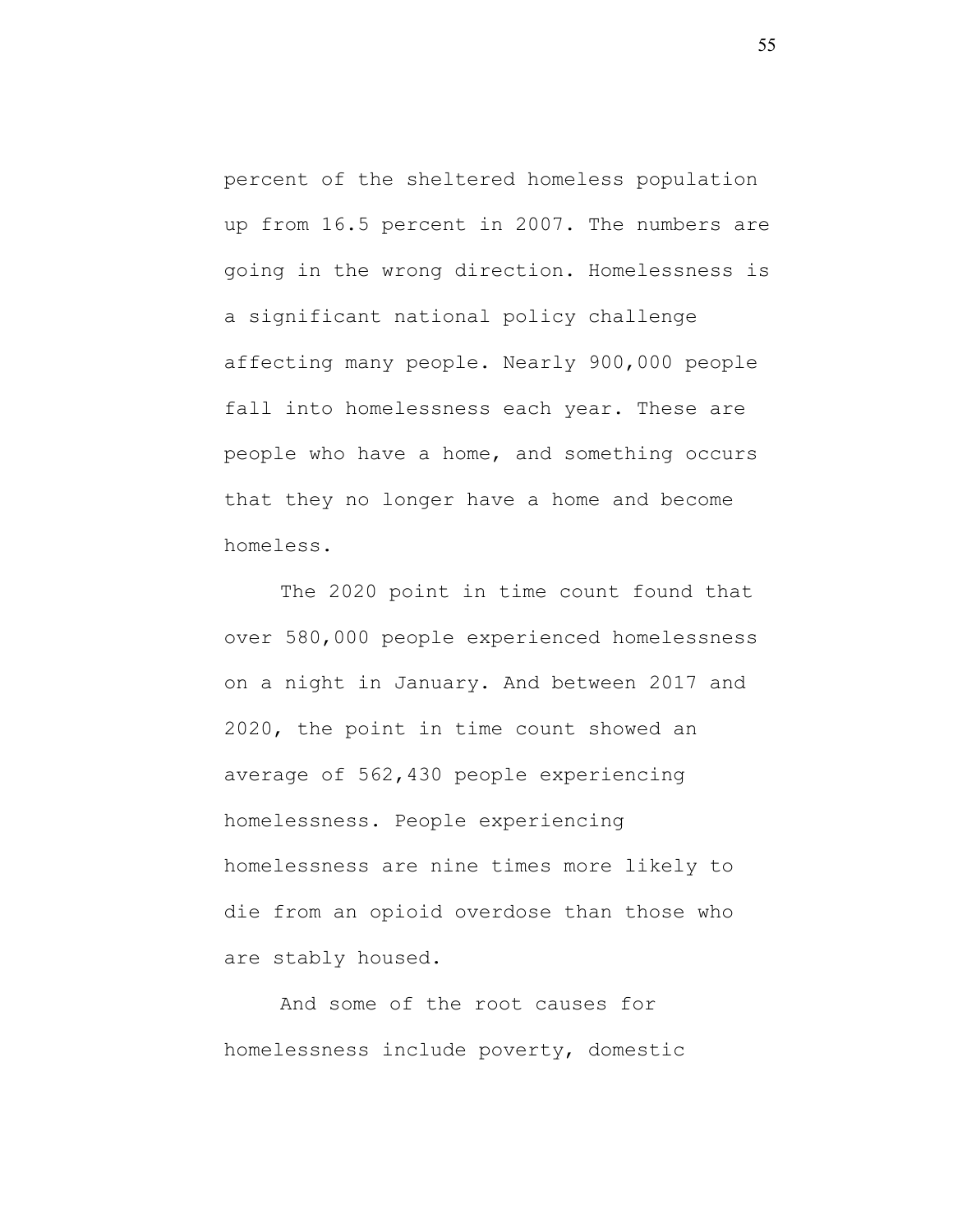percent of the sheltered homeless population up from 16.5 percent in 2007. The numbers are going in the wrong direction. Homelessness is a significant national policy challenge affecting many people. Nearly 900,000 people fall into homelessness each year. These are people who have a home, and something occurs that they no longer have a home and become homeless.

The 2020 point in time count found that over 580,000 people experienced homelessness on a night in January. And between 2017 and 2020, the point in time count showed an average of 562,430 people experiencing homelessness. People experiencing homelessness are nine times more likely to die from an opioid overdose than those who are stably housed.

And some of the root causes for homelessness include poverty, domestic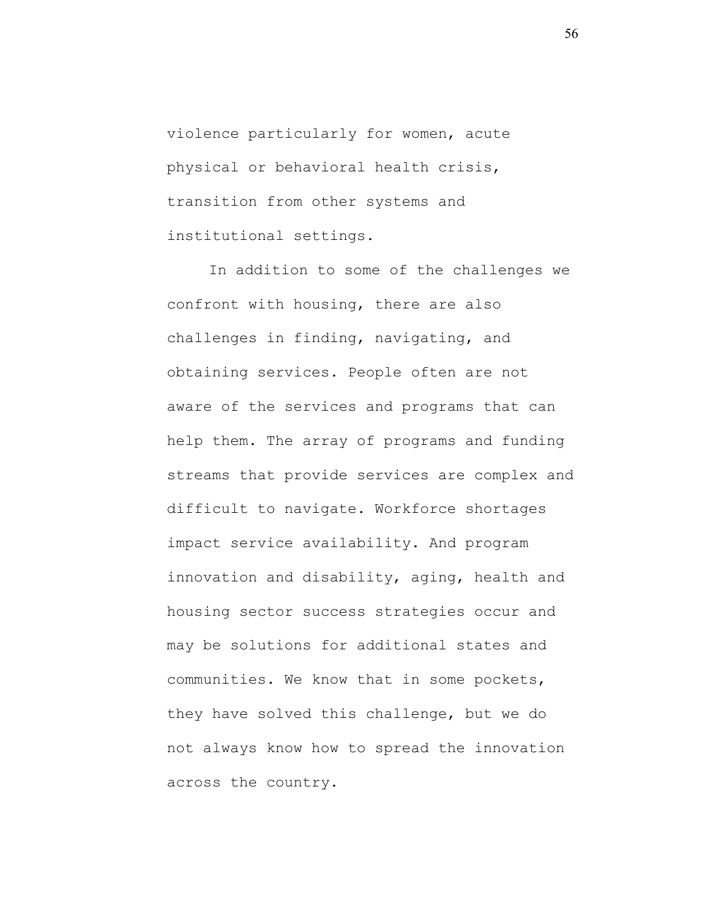violence particularly for women, acute physical or behavioral health crisis, transition from other systems and institutional settings.

In addition to some of the challenges we confront with housing, there are also challenges in finding, navigating, and obtaining services. People often are not aware of the services and programs that can help them. The array of programs and funding streams that provide services are complex and difficult to navigate. Workforce shortages impact service availability. And program innovation and disability, aging, health and housing sector success strategies occur and may be solutions for additional states and communities. We know that in some pockets, they have solved this challenge, but we do not always know how to spread the innovation across the country.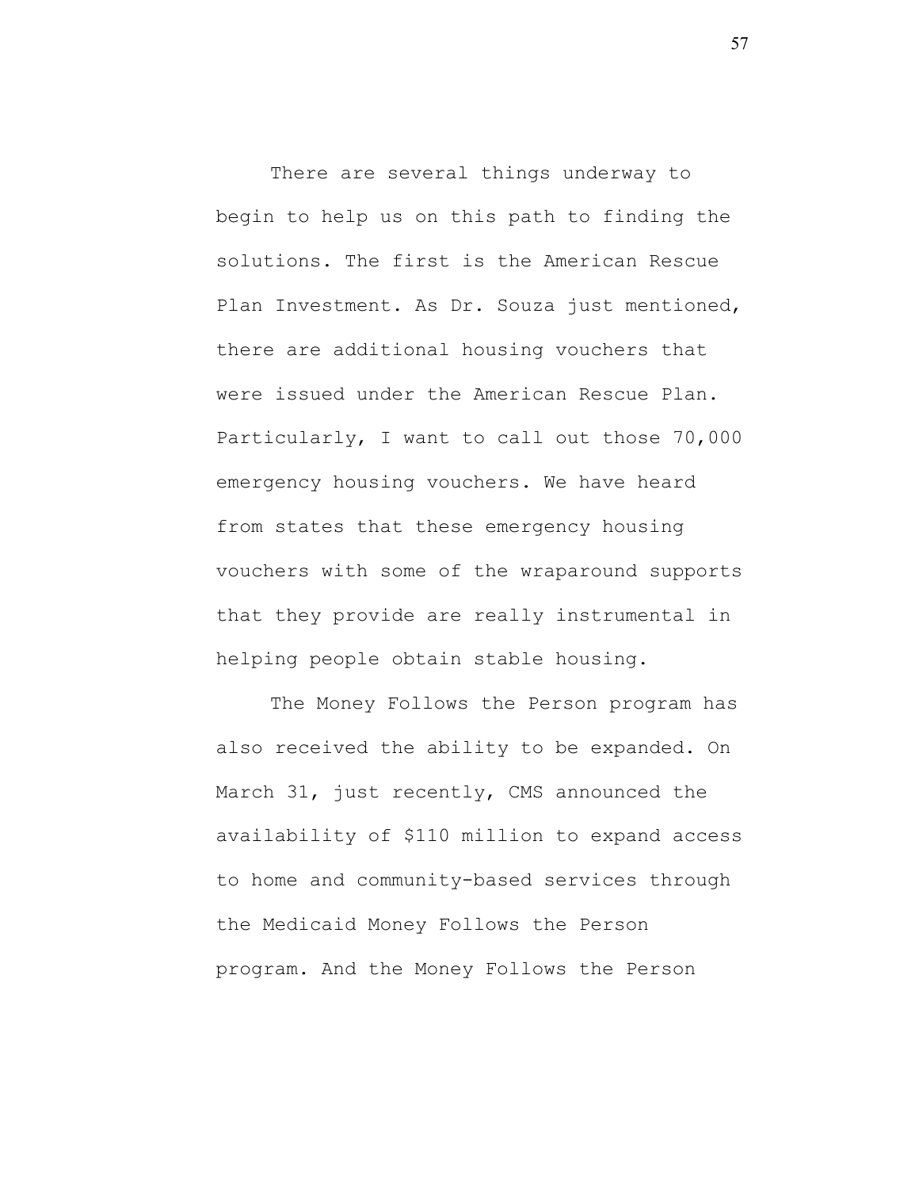There are several things underway to begin to help us on this path to finding the solutions. The first is the American Rescue Plan Investment. As Dr. Souza just mentioned, there are additional housing vouchers that were issued under the American Rescue Plan. Particularly, I want to call out those 70,000 emergency housing vouchers. We have heard from states that these emergency housing vouchers with some of the wraparound supports that they provide are really instrumental in helping people obtain stable housing.

The Money Follows the Person program has also received the ability to be expanded. On March 31, just recently, CMS announced the availability of $110 million to expand access to home and community-based services through the Medicaid Money Follows the Person program. And the Money Follows the Person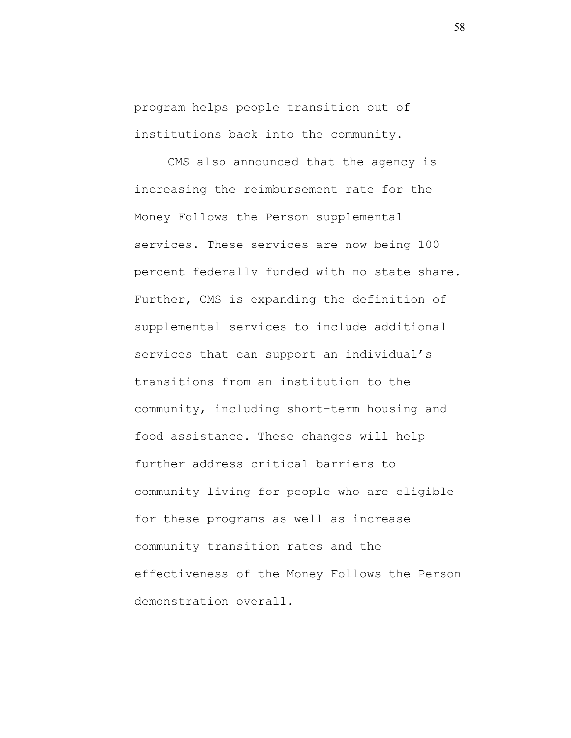program helps people transition out of institutions back into the community.

CMS also announced that the agency is increasing the reimbursement rate for the Money Follows the Person supplemental services. These services are now being 100 percent federally funded with no state share. Further, CMS is expanding the definition of supplemental services to include additional services that can support an individual's transitions from an institution to the community, including short-term housing and food assistance. These changes will help further address critical barriers to community living for people who are eligible for these programs as well as increase community transition rates and the effectiveness of the Money Follows the Person demonstration overall.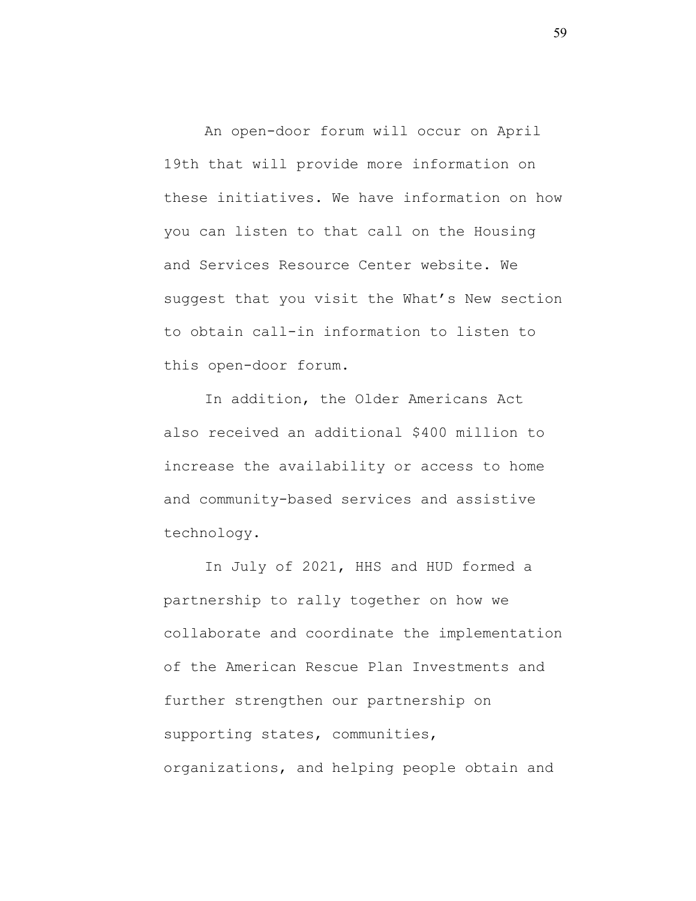An open-door forum will occur on April 19th that will provide more information on these initiatives. We have information on how you can listen to that call on the Housing and Services Resource Center website. We suggest that you visit the What's New section to obtain call-in information to listen to this open-door forum.

In addition, the Older Americans Act also received an additional $400 million to increase the availability or access to home and community-based services and assistive technology.

In July of 2021, HHS and HUD formed a partnership to rally together on how we collaborate and coordinate the implementation of the American Rescue Plan Investments and further strengthen our partnership on supporting states, communities, organizations, and helping people obtain and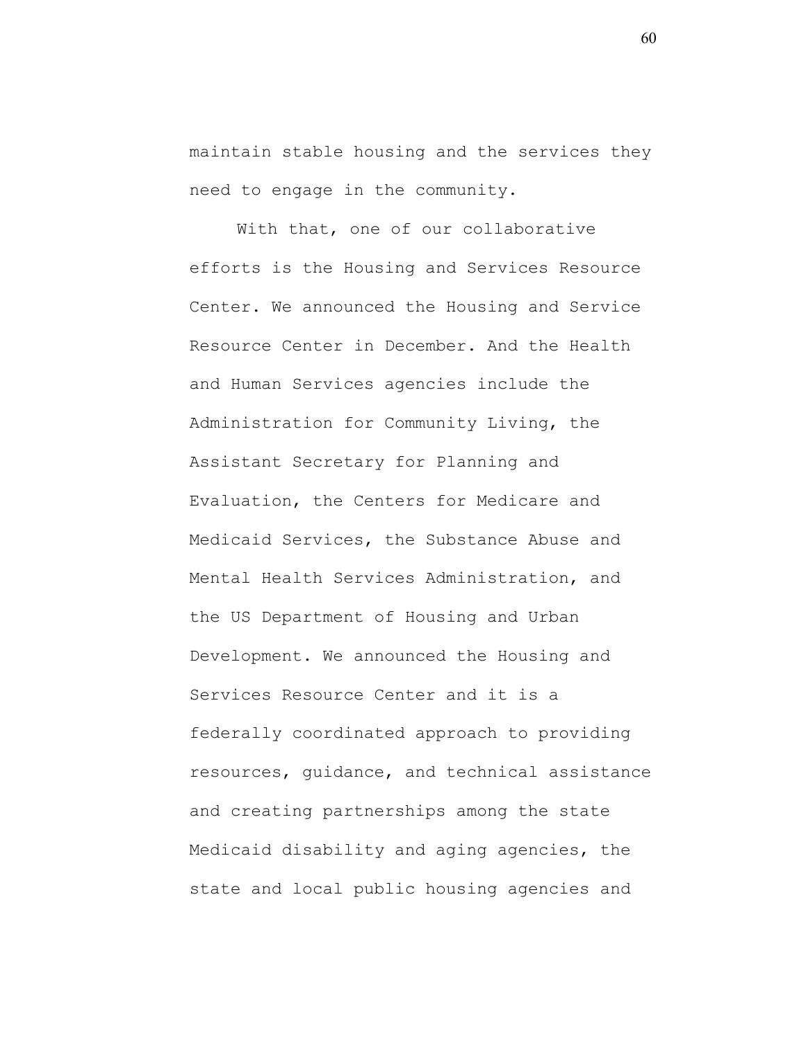maintain stable housing and the services they need to engage in the community.

With that, one of our collaborative efforts is the Housing and Services Resource Center. We announced the Housing and Service Resource Center in December. And the Health and Human Services agencies include the Administration for Community Living, the Assistant Secretary for Planning and Evaluation, the Centers for Medicare and Medicaid Services, the Substance Abuse and Mental Health Services Administration, and the US Department of Housing and Urban Development. We announced the Housing and Services Resource Center and it is a federally coordinated approach to providing resources, guidance, and technical assistance and creating partnerships among the state Medicaid disability and aging agencies, the state and local public housing agencies and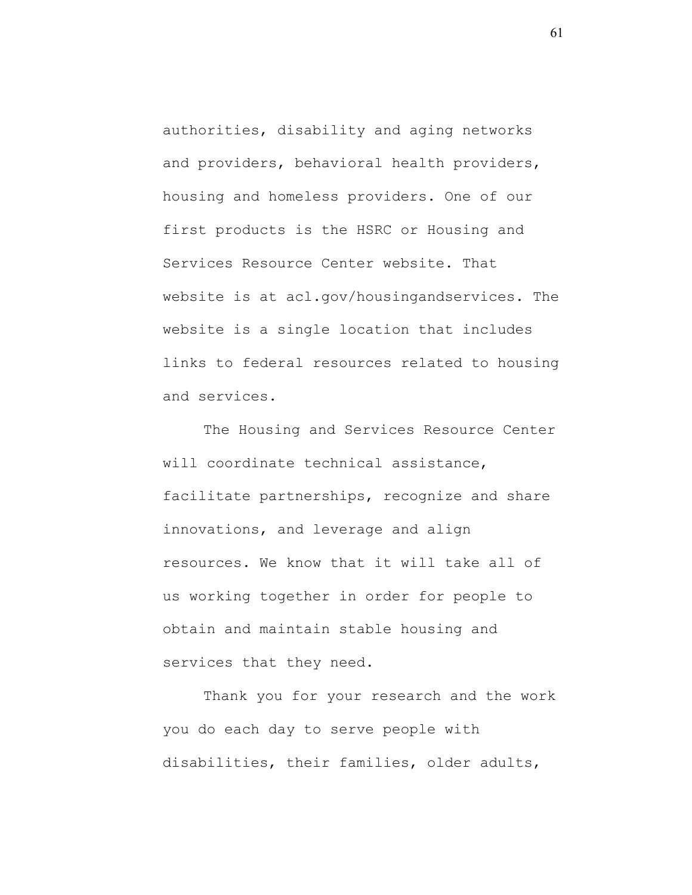authorities, disability and aging networks and providers, behavioral health providers, housing and homeless providers. One of our first products is the HSRC or Housing and Services Resource Center website. That website is at acl.gov/housingandservices. The website is a single location that includes links to federal resources related to housing and services.

The Housing and Services Resource Center will coordinate technical assistance, facilitate partnerships, recognize and share innovations, and leverage and align resources. We know that it will take all of us working together in order for people to obtain and maintain stable housing and services that they need.

Thank you for your research and the work you do each day to serve people with disabilities, their families, older adults,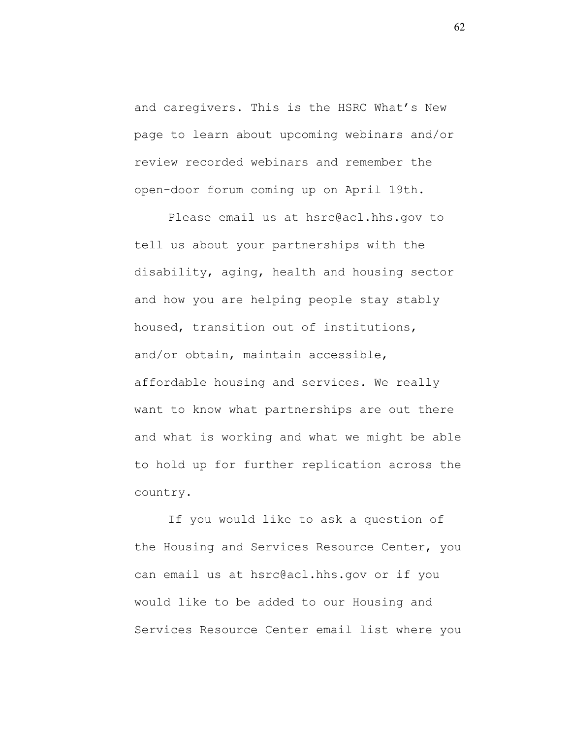and caregivers. This is the HSRC What's New page to learn about upcoming webinars and/or review recorded webinars and remember the open-door forum coming up on April 19th.

Please email us at hsrc@acl.hhs.gov to tell us about your partnerships with the disability, aging, health and housing sector and how you are helping people stay stably housed, transition out of institutions, and/or obtain, maintain accessible, affordable housing and services. We really want to know what partnerships are out there and what is working and what we might be able to hold up for further replication across the country.

If you would like to ask a question of the Housing and Services Resource Center, you can email us at hsrc@acl.hhs.gov or if you would like to be added to our Housing and Services Resource Center email list where you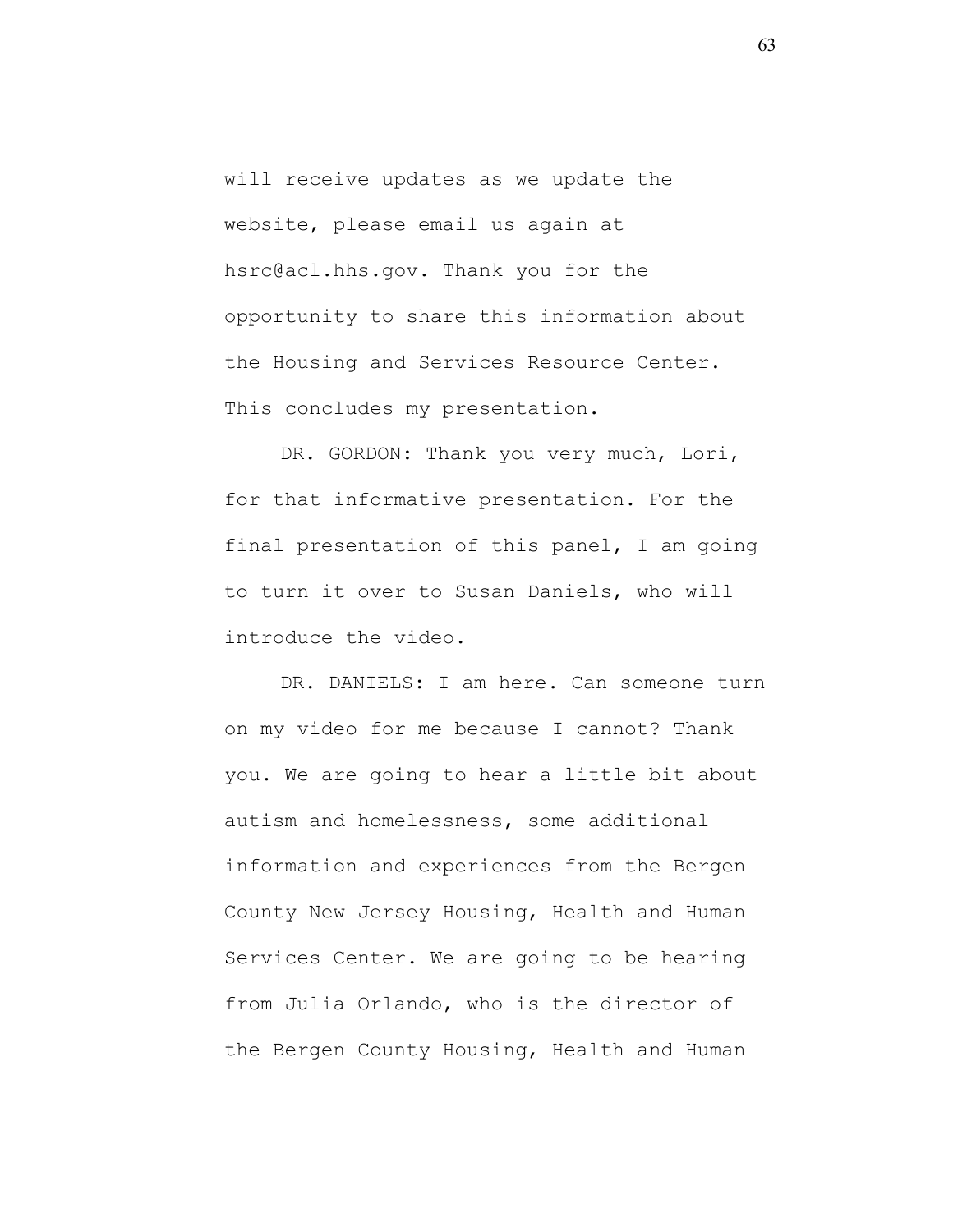will receive updates as we update the website, please email us again at hsrc@acl.hhs.gov. Thank you for the opportunity to share this information about the Housing and Services Resource Center. This concludes my presentation.

DR. GORDON: Thank you very much, Lori, for that informative presentation. For the final presentation of this panel, I am going to turn it over to Susan Daniels, who will introduce the video.

DR. DANIELS: I am here. Can someone turn on my video for me because I cannot? Thank you. We are going to hear a little bit about autism and homelessness, some additional information and experiences from the Bergen County New Jersey Housing, Health and Human Services Center. We are going to be hearing from Julia Orlando, who is the director of the Bergen County Housing, Health and Human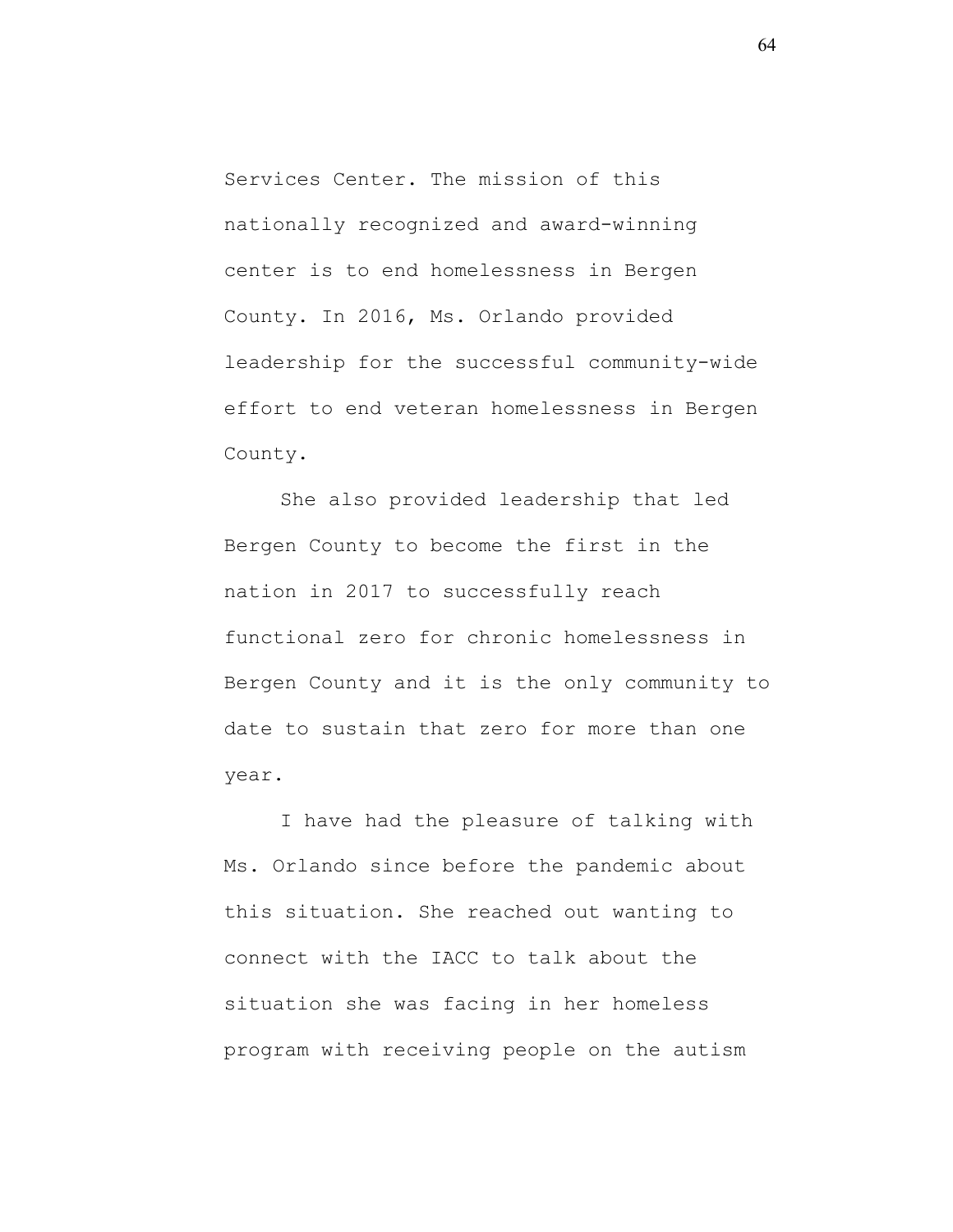Services Center. The mission of this nationally recognized and award-winning center is to end homelessness in Bergen County. In 2016, Ms. Orlando provided leadership for the successful community-wide effort to end veteran homelessness in Bergen County.

She also provided leadership that led Bergen County to become the first in the nation in 2017 to successfully reach functional zero for chronic homelessness in Bergen County and it is the only community to date to sustain that zero for more than one year.

I have had the pleasure of talking with Ms. Orlando since before the pandemic about this situation. She reached out wanting to connect with the IACC to talk about the situation she was facing in her homeless program with receiving people on the autism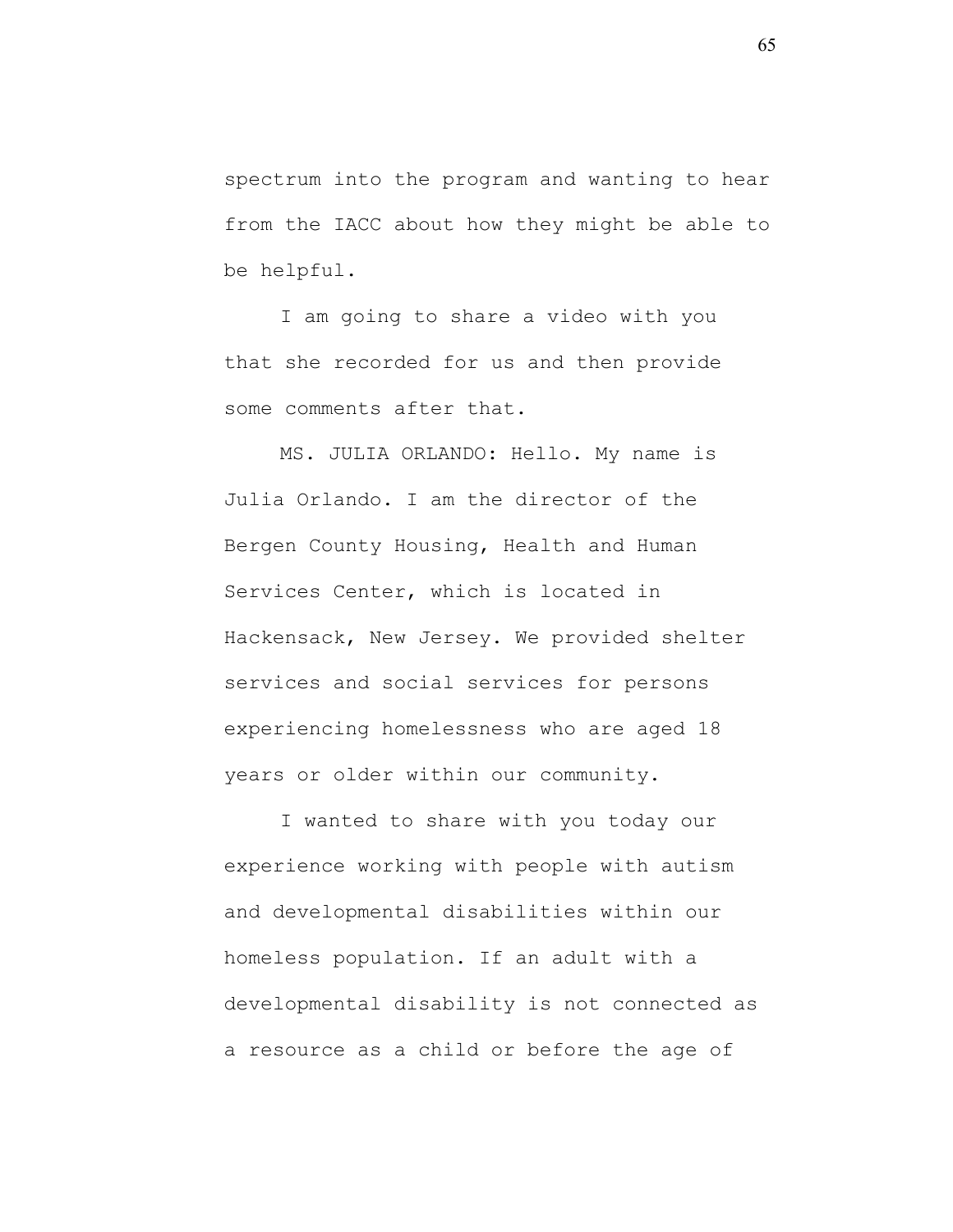spectrum into the program and wanting to hear from the IACC about how they might be able to be helpful.

I am going to share a video with you that she recorded for us and then provide some comments after that.

MS. JULIA ORLANDO: Hello. My name is Julia Orlando. I am the director of the Bergen County Housing, Health and Human Services Center, which is located in Hackensack, New Jersey. We provided shelter services and social services for persons experiencing homelessness who are aged 18 years or older within our community.

I wanted to share with you today our experience working with people with autism and developmental disabilities within our homeless population. If an adult with a developmental disability is not connected as a resource as a child or before the age of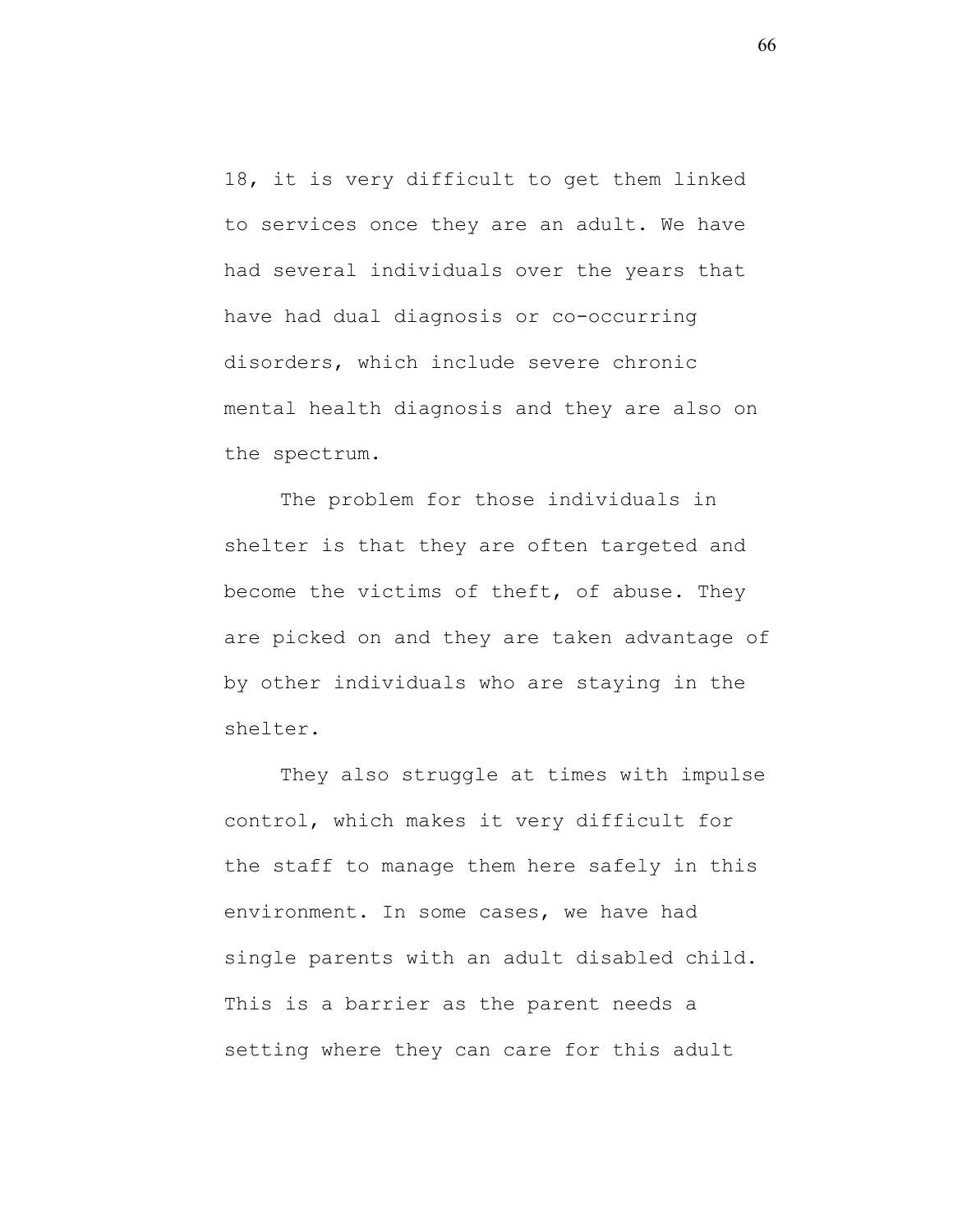18, it is very difficult to get them linked to services once they are an adult. We have had several individuals over the years that have had dual diagnosis or co-occurring disorders, which include severe chronic mental health diagnosis and they are also on the spectrum.

The problem for those individuals in shelter is that they are often targeted and become the victims of theft, of abuse. They are picked on and they are taken advantage of by other individuals who are staying in the shelter.

They also struggle at times with impulse control, which makes it very difficult for the staff to manage them here safely in this environment. In some cases, we have had single parents with an adult disabled child. This is a barrier as the parent needs a setting where they can care for this adult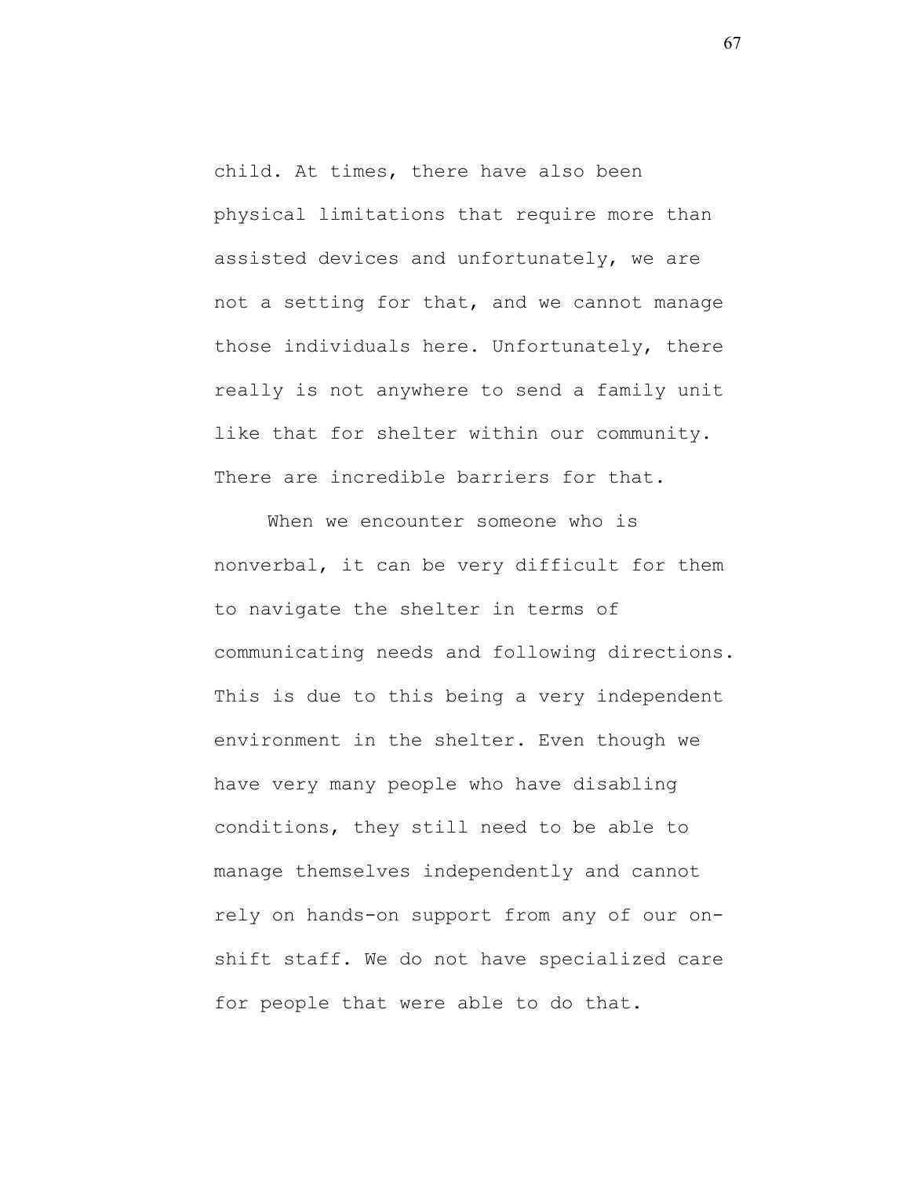child. At times, there have also been physical limitations that require more than assisted devices and unfortunately, we are not a setting for that, and we cannot manage those individuals here. Unfortunately, there really is not anywhere to send a family unit like that for shelter within our community. There are incredible barriers for that.

When we encounter someone who is nonverbal, it can be very difficult for them to navigate the shelter in terms of communicating needs and following directions. This is due to this being a very independent environment in the shelter. Even though we have very many people who have disabling conditions, they still need to be able to manage themselves independently and cannot rely on hands-on support from any of our on-shift staff. We do not have specialized care for people that were able to do that.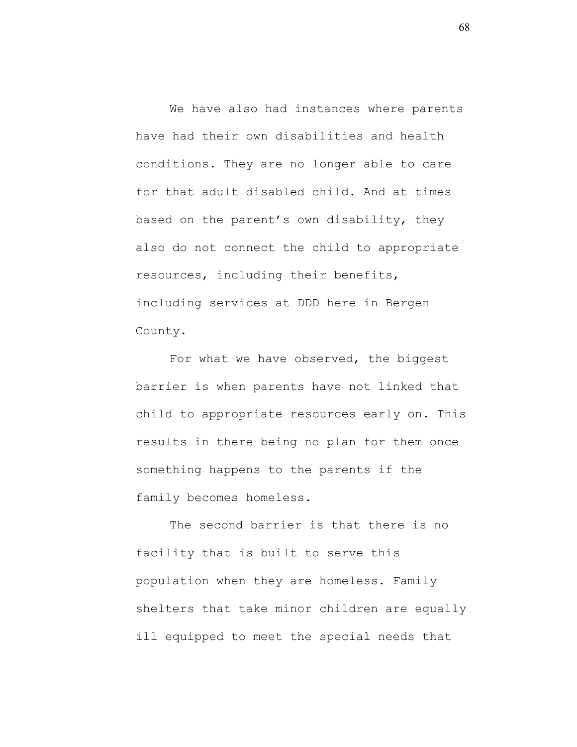We have also had instances where parents have had their own disabilities and health conditions. They are no longer able to care for that adult disabled child. And at times based on the parent's own disability, they also do not connect the child to appropriate resources, including their benefits, including services at DDD here in Bergen County.

For what we have observed, the biggest barrier is when parents have not linked that child to appropriate resources early on. This results in there being no plan for them once something happens to the parents if the family becomes homeless.

The second barrier is that there is no facility that is built to serve this population when they are homeless. Family shelters that take minor children are equally ill equipped to meet the special needs that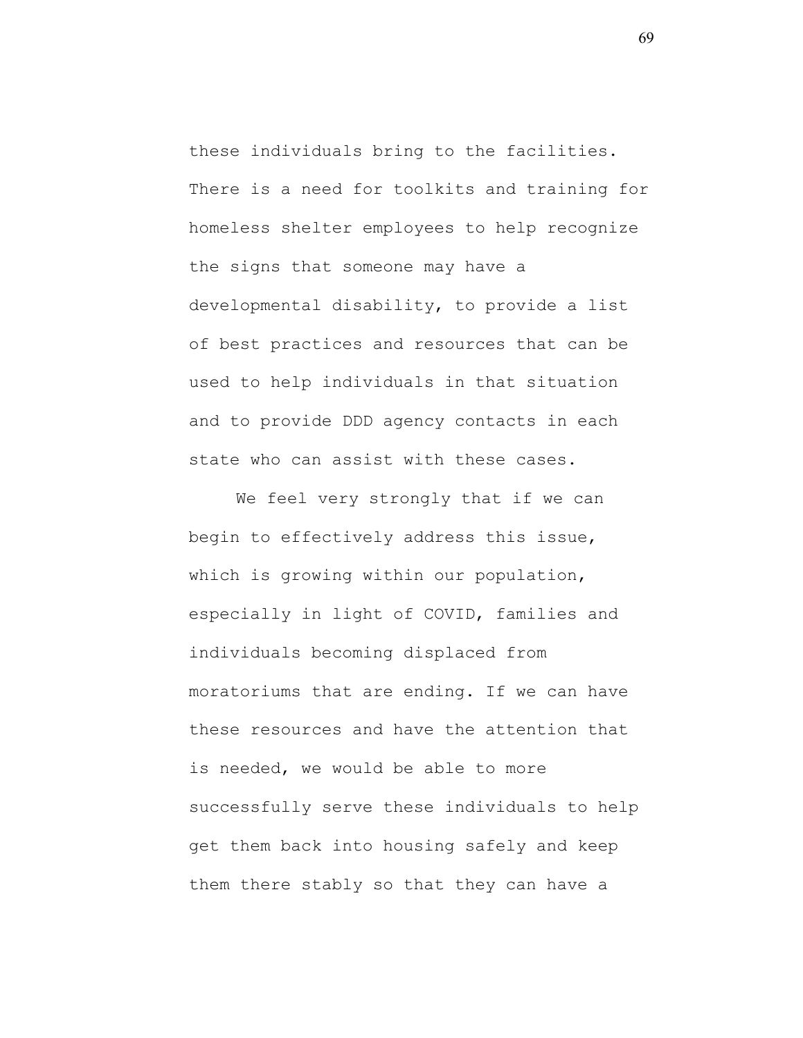these individuals bring to the facilities. There is a need for toolkits and training for homeless shelter employees to help recognize the signs that someone may have a developmental disability, to provide a list of best practices and resources that can be used to help individuals in that situation and to provide DDD agency contacts in each state who can assist with these cases.

We feel very strongly that if we can begin to effectively address this issue, which is growing within our population, especially in light of COVID, families and individuals becoming displaced from moratoriums that are ending. If we can have these resources and have the attention that is needed, we would be able to more successfully serve these individuals to help get them back into housing safely and keep them there stably so that they can have a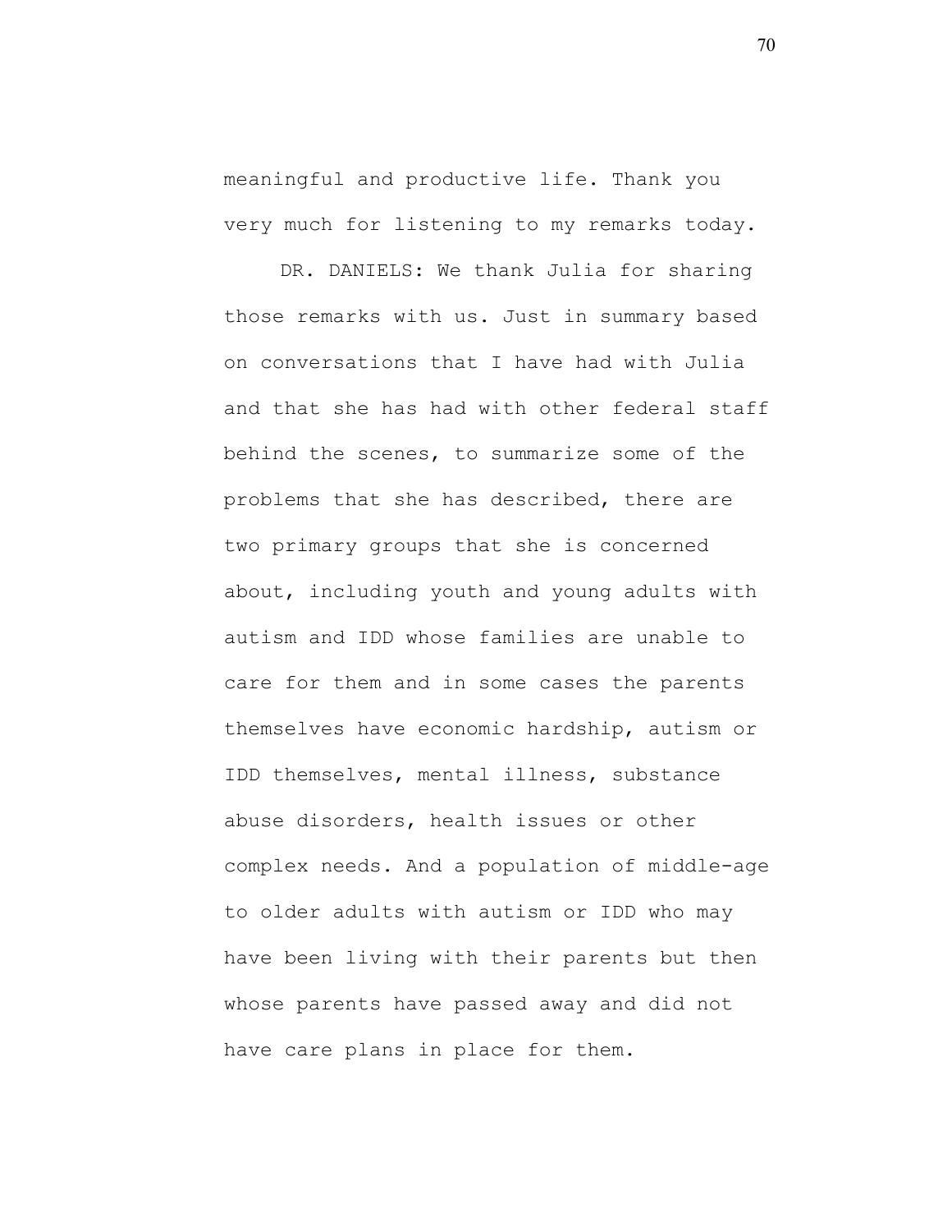meaningful and productive life. Thank you very much for listening to my remarks today.

DR. DANIELS: We thank Julia for sharing those remarks with us. Just in summary based on conversations that I have had with Julia and that she has had with other federal staff behind the scenes, to summarize some of the problems that she has described, there are two primary groups that she is concerned about, including youth and young adults with autism and IDD whose families are unable to care for them and in some cases the parents themselves have economic hardship, autism or IDD themselves, mental illness, substance abuse disorders, health issues or other complex needs. And a population of middle-age to older adults with autism or IDD who may have been living with their parents but then whose parents have passed away and did not have care plans in place for them.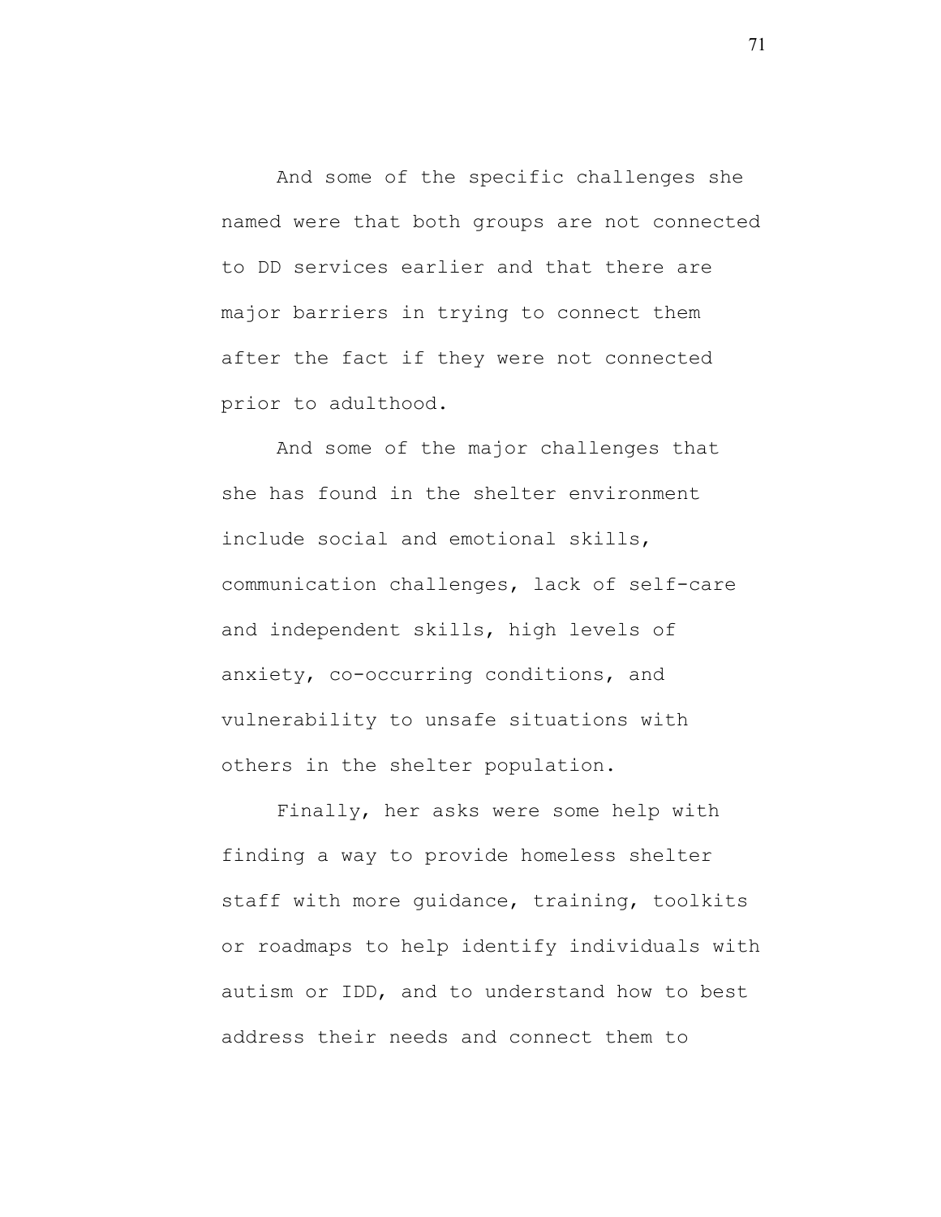And some of the specific challenges she named were that both groups are not connected to DD services earlier and that there are major barriers in trying to connect them after the fact if they were not connected prior to adulthood.

And some of the major challenges that she has found in the shelter environment include social and emotional skills, communication challenges, lack of self-care and independent skills, high levels of anxiety, co-occurring conditions, and vulnerability to unsafe situations with others in the shelter population.

Finally, her asks were some help with finding a way to provide homeless shelter staff with more guidance, training, toolkits or roadmaps to help identify individuals with autism or IDD, and to understand how to best address their needs and connect them to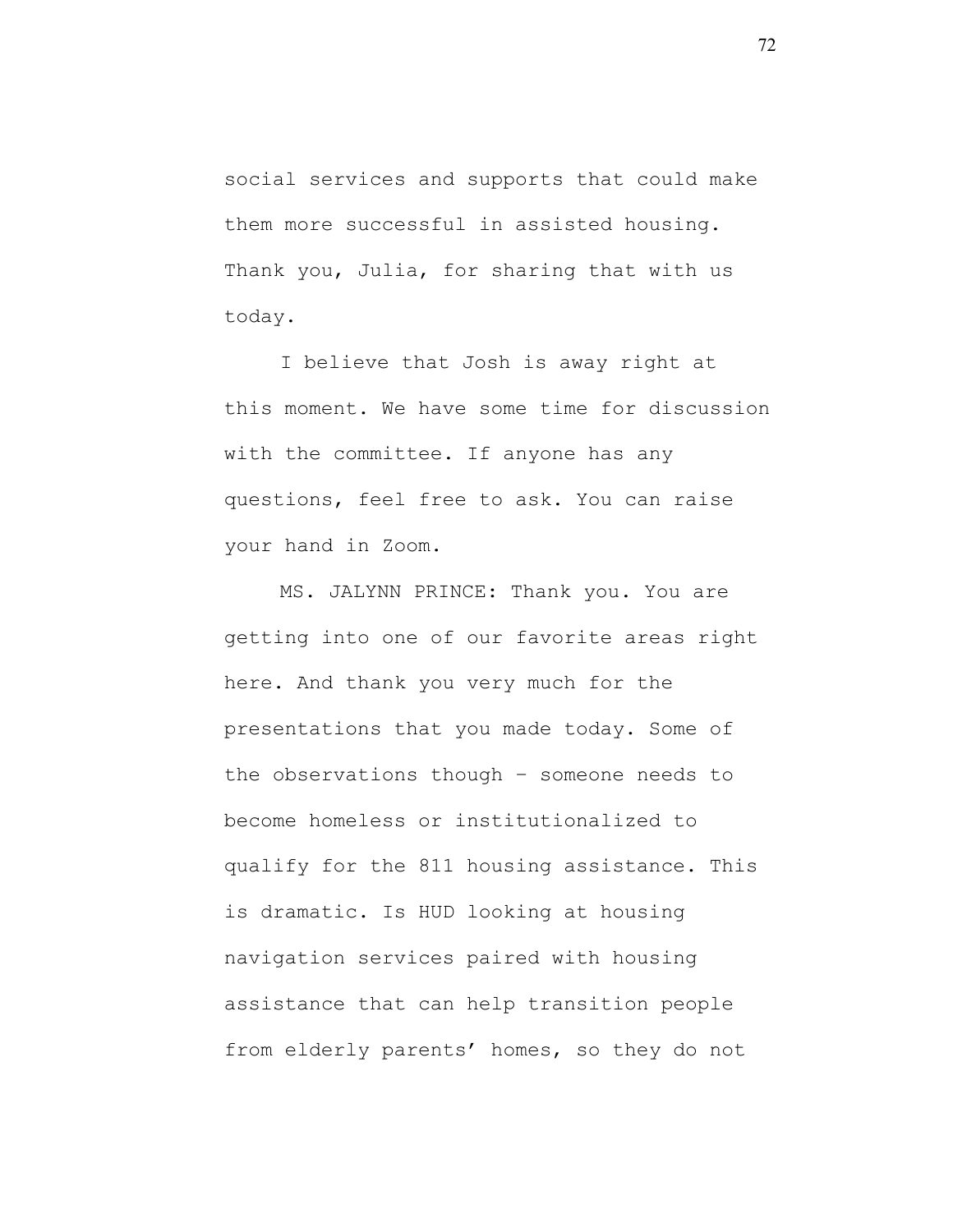social services and supports that could make them more successful in assisted housing. Thank you, Julia, for sharing that with us today.

I believe that Josh is away right at this moment. We have some time for discussion with the committee. If anyone has any questions, feel free to ask. You can raise your hand in Zoom.

MS. JALYNN PRINCE: Thank you. You are getting into one of our favorite areas right here. And thank you very much for the presentations that you made today. Some of the observations though – someone needs to become homeless or institutionalized to qualify for the 811 housing assistance. This is dramatic. Is HUD looking at housing navigation services paired with housing assistance that can help transition people from elderly parents' homes, so they do not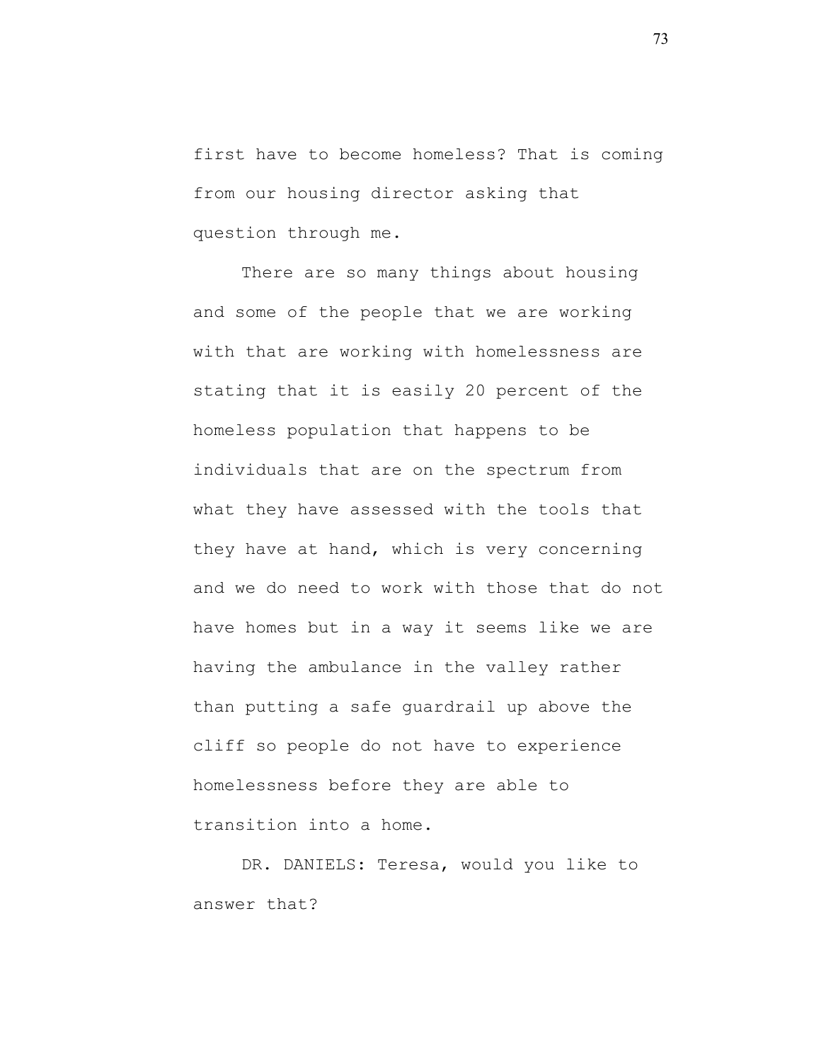first have to become homeless? That is coming from our housing director asking that question through me.

There are so many things about housing and some of the people that we are working with that are working with homelessness are stating that it is easily 20 percent of the homeless population that happens to be individuals that are on the spectrum from what they have assessed with the tools that they have at hand, which is very concerning and we do need to work with those that do not have homes but in a way it seems like we are having the ambulance in the valley rather than putting a safe guardrail up above the cliff so people do not have to experience homelessness before they are able to transition into a home.

DR. DANIELS: Teresa, would you like to answer that?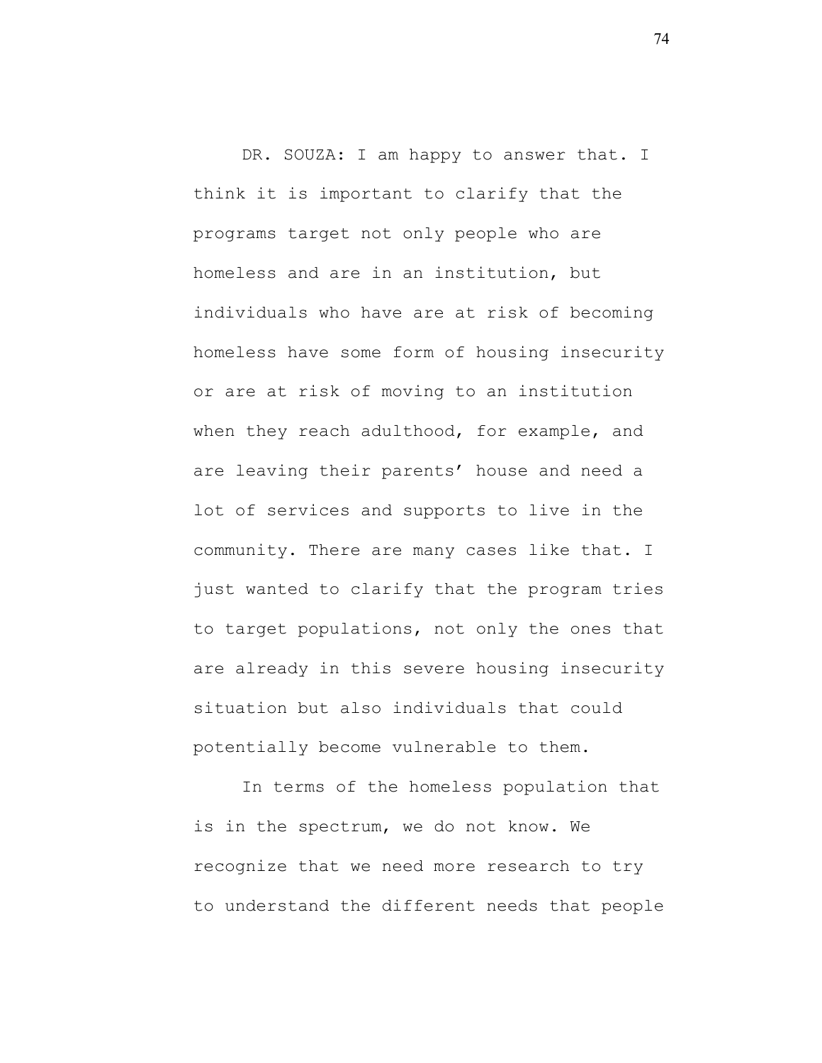DR. SOUZA: I am happy to answer that. I think it is important to clarify that the programs target not only people who are homeless and are in an institution, but individuals who have are at risk of becoming homeless have some form of housing insecurity or are at risk of moving to an institution when they reach adulthood, for example, and are leaving their parents' house and need a lot of services and supports to live in the community. There are many cases like that. I just wanted to clarify that the program tries to target populations, not only the ones that are already in this severe housing insecurity situation but also individuals that could potentially become vulnerable to them.

In terms of the homeless population that is in the spectrum, we do not know. We recognize that we need more research to try to understand the different needs that people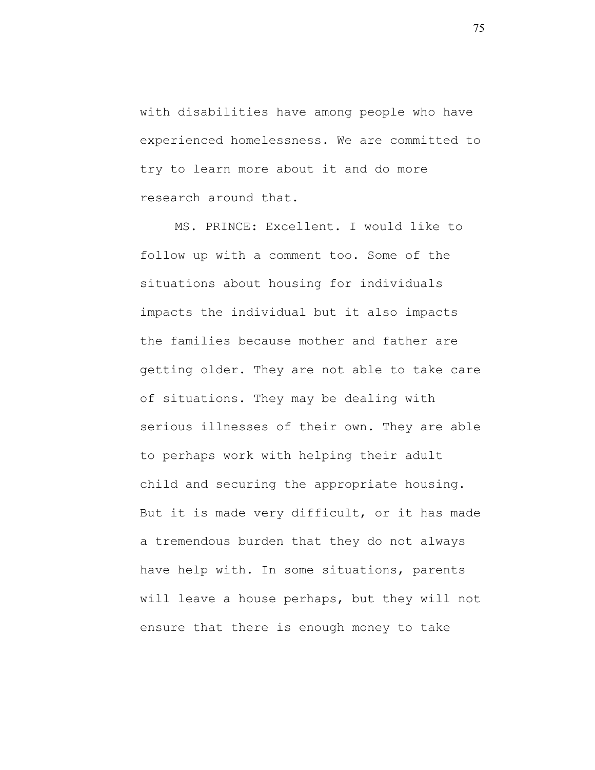with disabilities have among people who have experienced homelessness. We are committed to try to learn more about it and do more research around that.

MS. PRINCE: Excellent. I would like to follow up with a comment too. Some of the situations about housing for individuals impacts the individual but it also impacts the families because mother and father are getting older. They are not able to take care of situations. They may be dealing with serious illnesses of their own. They are able to perhaps work with helping their adult child and securing the appropriate housing. But it is made very difficult, or it has made a tremendous burden that they do not always have help with. In some situations, parents will leave a house perhaps, but they will not ensure that there is enough money to take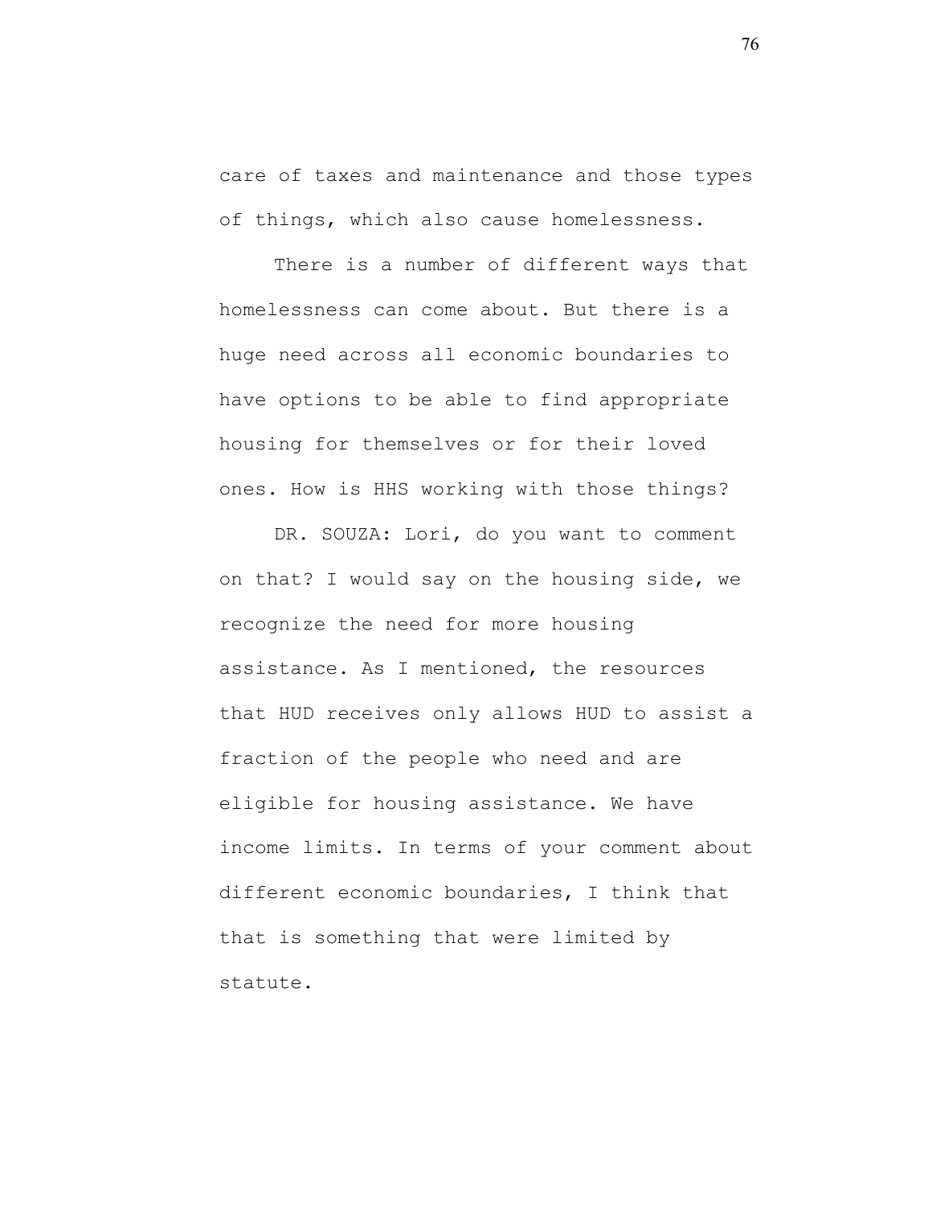care of taxes and maintenance and those types of things, which also cause homelessness.

There is a number of different ways that homelessness can come about. But there is a huge need across all economic boundaries to have options to be able to find appropriate housing for themselves or for their loved ones. How is HHS working with those things?

DR. SOUZA: Lori, do you want to comment on that? I would say on the housing side, we recognize the need for more housing assistance. As I mentioned, the resources that HUD receives only allows HUD to assist a fraction of the people who need and are eligible for housing assistance. We have income limits. In terms of your comment about different economic boundaries, I think that that is something that were limited by statute.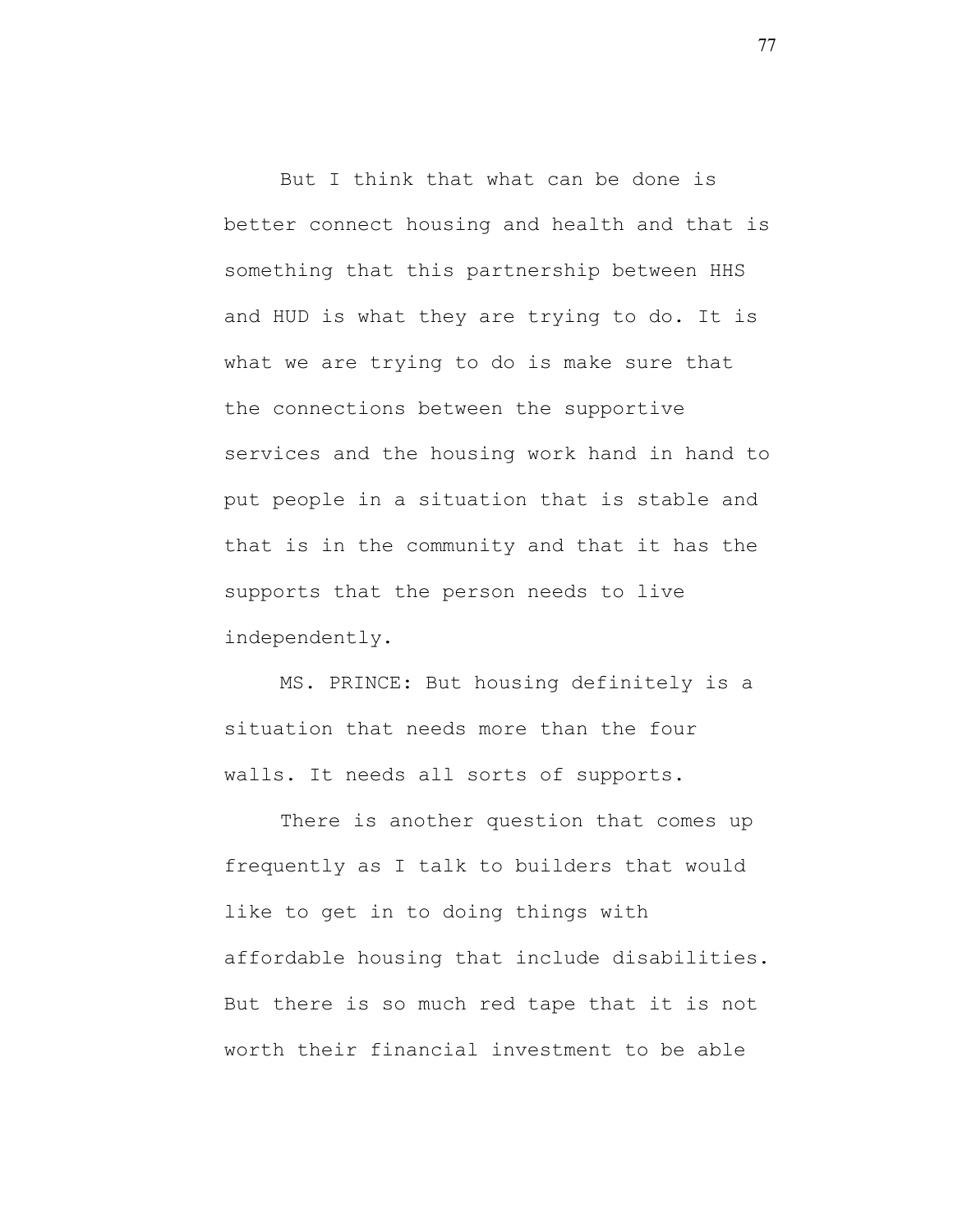But I think that what can be done is better connect housing and health and that is something that this partnership between HHS and HUD is what they are trying to do. It is what we are trying to do is make sure that the connections between the supportive services and the housing work hand in hand to put people in a situation that is stable and that is in the community and that it has the supports that the person needs to live independently.

MS. PRINCE: But housing definitely is a situation that needs more than the four walls. It needs all sorts of supports.

There is another question that comes up frequently as I talk to builders that would like to get in to doing things with affordable housing that include disabilities. But there is so much red tape that it is not worth their financial investment to be able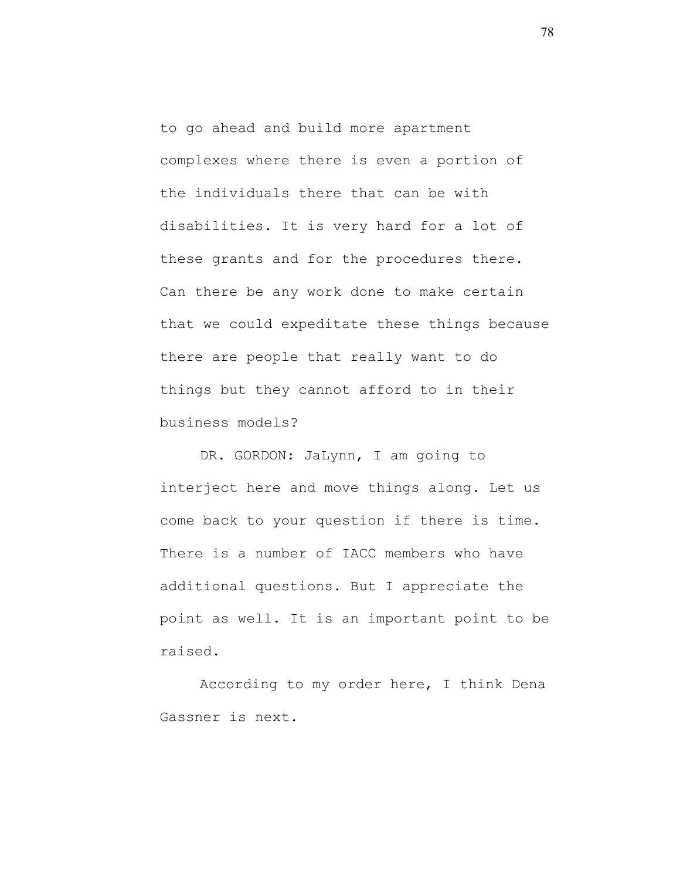to go ahead and build more apartment complexes where there is even a portion of the individuals there that can be with disabilities. It is very hard for a lot of these grants and for the procedures there. Can there be any work done to make certain that we could expeditate these things because there are people that really want to do things but they cannot afford to in their business models?

DR. GORDON: JaLynn, I am going to interject here and move things along. Let us come back to your question if there is time. There is a number of IACC members who have additional questions. But I appreciate the point as well. It is an important point to be raised.

According to my order here, I think Dena Gassner is next.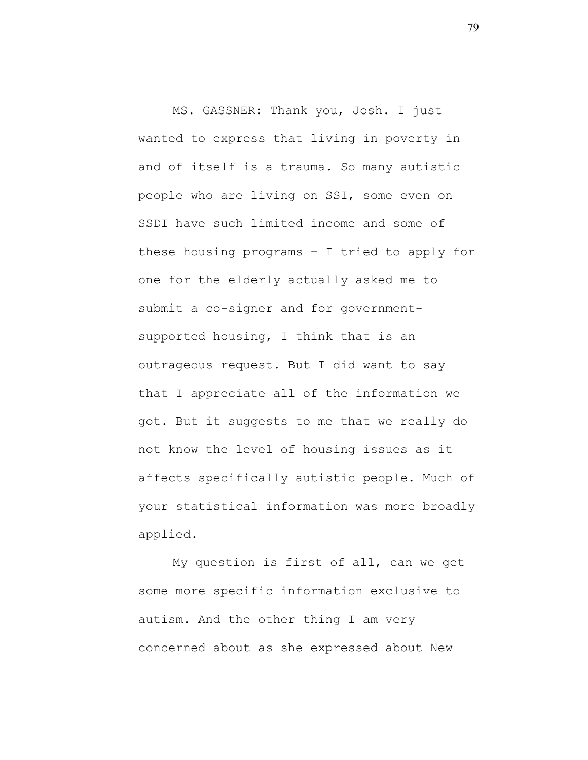MS. GASSNER: Thank you, Josh. I just wanted to express that living in poverty in and of itself is a trauma. So many autistic people who are living on SSI, some even on SSDI have such limited income and some of these housing programs – I tried to apply for one for the elderly actually asked me to submit a co-signer and for government-supported housing, I think that is an outrageous request. But I did want to say that I appreciate all of the information we got. But it suggests to me that we really do not know the level of housing issues as it affects specifically autistic people. Much of your statistical information was more broadly applied.

My question is first of all, can we get some more specific information exclusive to autism. And the other thing I am very concerned about as she expressed about New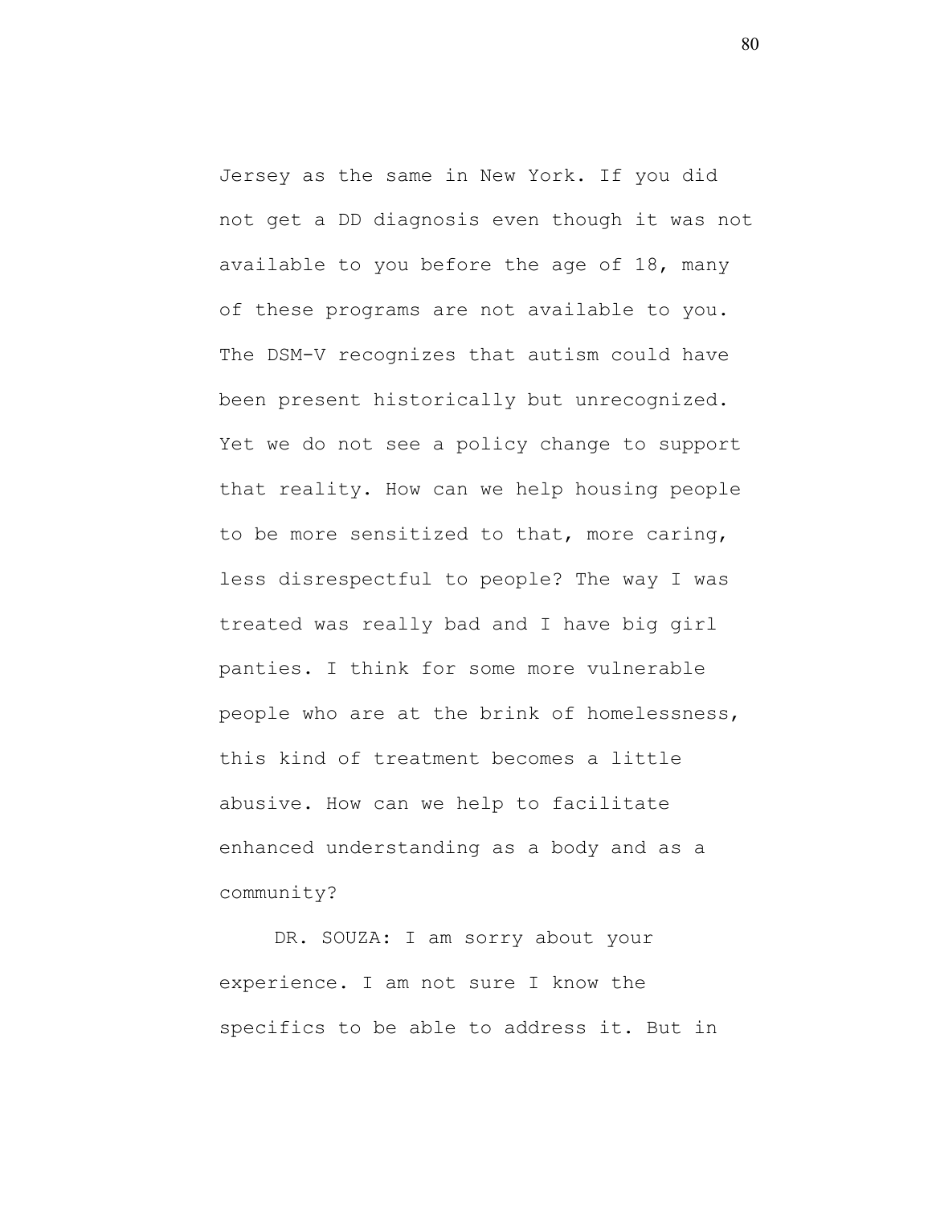Jersey as the same in New York. If you did not get a DD diagnosis even though it was not available to you before the age of 18, many of these programs are not available to you. The DSM-V recognizes that autism could have been present historically but unrecognized. Yet we do not see a policy change to support that reality. How can we help housing people to be more sensitized to that, more caring, less disrespectful to people? The way I was treated was really bad and I have big girl panties. I think for some more vulnerable people who are at the brink of homelessness, this kind of treatment becomes a little abusive. How can we help to facilitate enhanced understanding as a body and as a community?

DR. SOUZA: I am sorry about your experience. I am not sure I know the specifics to be able to address it. But in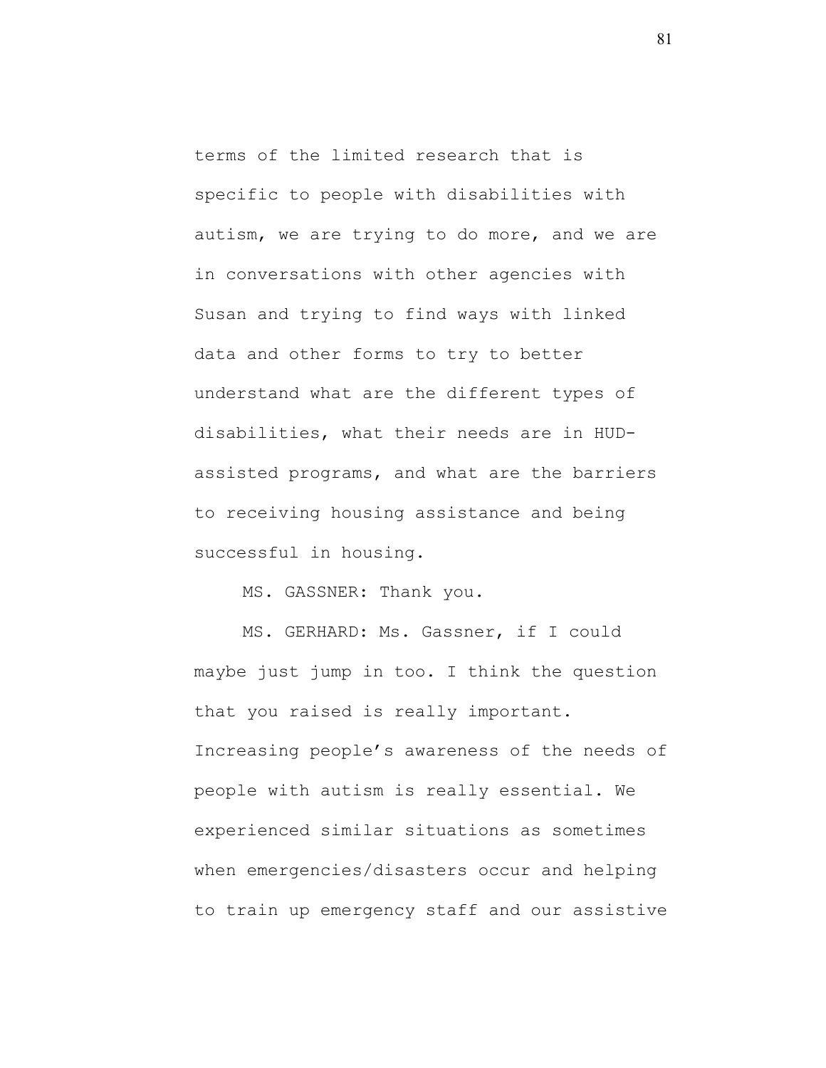terms of the limited research that is specific to people with disabilities with autism, we are trying to do more, and we are in conversations with other agencies with Susan and trying to find ways with linked data and other forms to try to better understand what are the different types of disabilities, what their needs are in HUD-assisted programs, and what are the barriers to receiving housing assistance and being successful in housing.

MS. GASSNER: Thank you.

MS. GERHARD: Ms. Gassner, if I could maybe just jump in too. I think the question that you raised is really important. Increasing people's awareness of the needs of people with autism is really essential. We experienced similar situations as sometimes when emergencies/disasters occur and helping to train up emergency staff and our assistive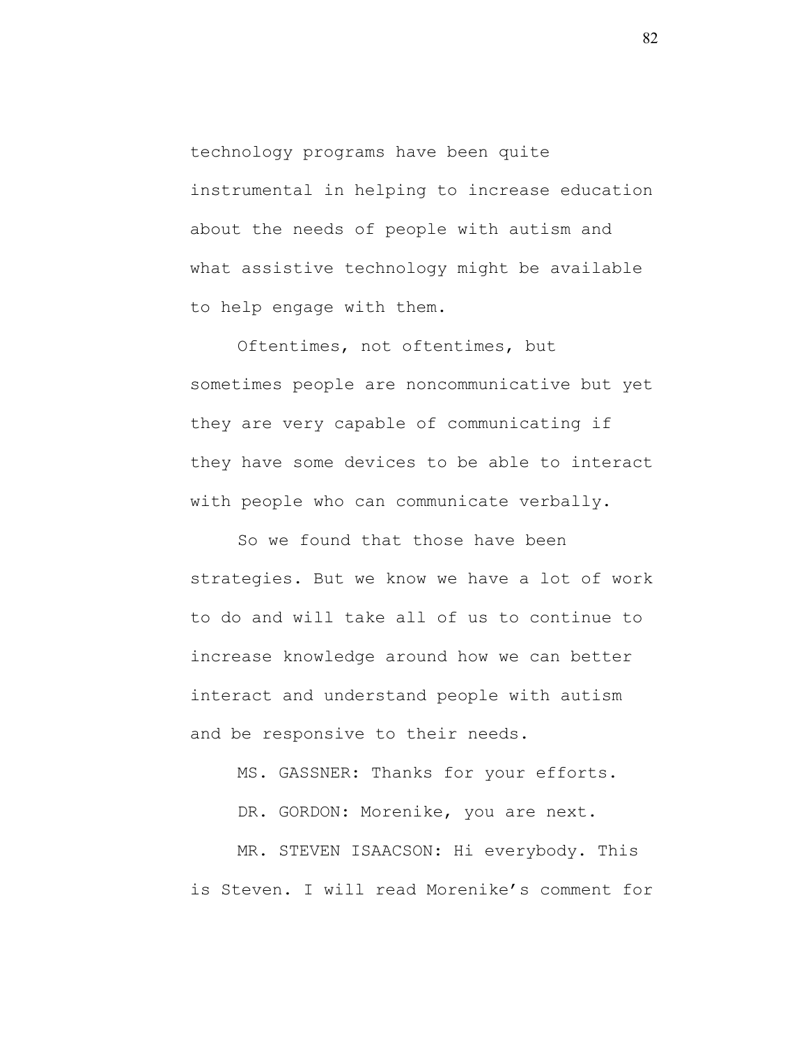technology programs have been quite instrumental in helping to increase education about the needs of people with autism and what assistive technology might be available to help engage with them.

Oftentimes, not oftentimes, but sometimes people are noncommunicative but yet they are very capable of communicating if they have some devices to be able to interact with people who can communicate verbally.

So we found that those have been strategies. But we know we have a lot of work to do and will take all of us to continue to increase knowledge around how we can better interact and understand people with autism and be responsive to their needs.

MS. GASSNER: Thanks for your efforts.

DR. GORDON: Morenike, you are next.

MR. STEVEN ISAACSON: Hi everybody. This is Steven. I will read Morenike’s comment for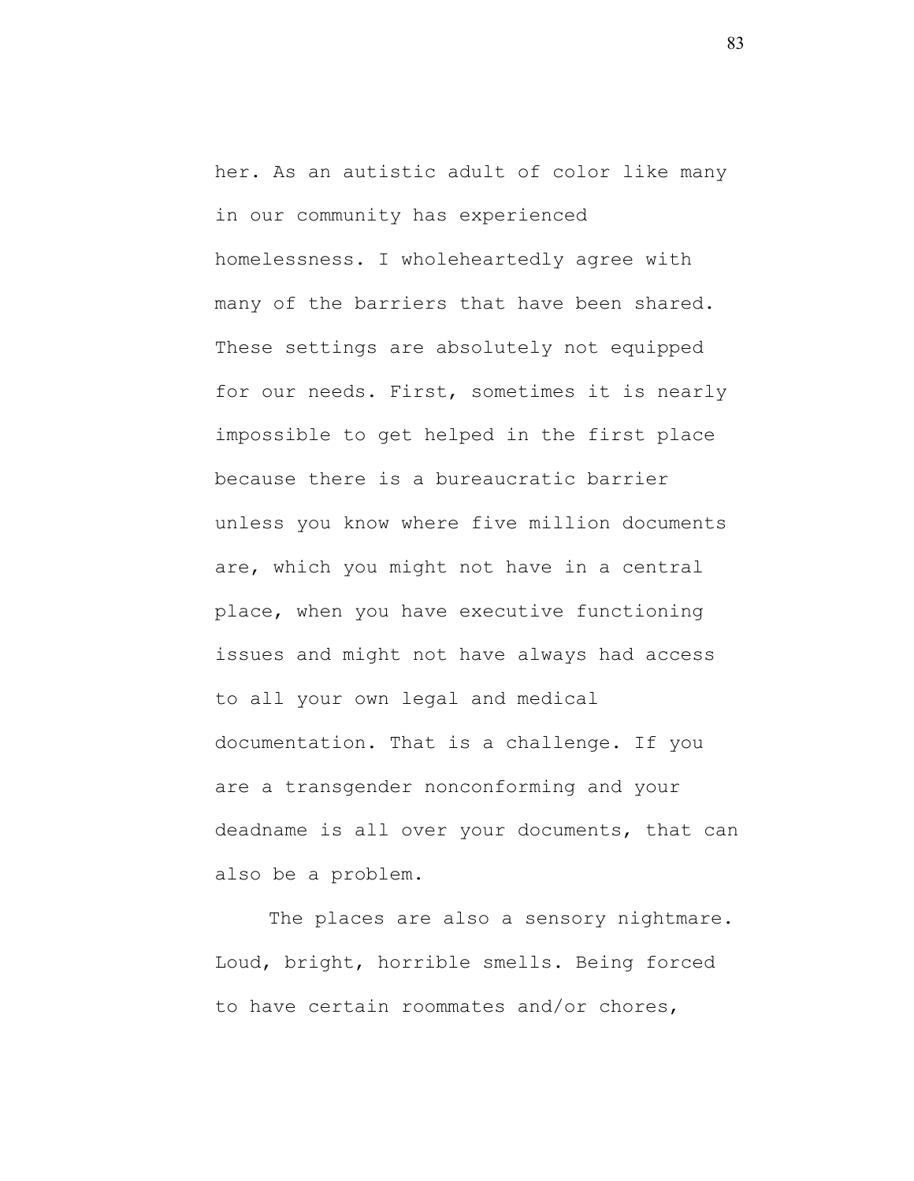her. As an autistic adult of color like many in our community has experienced homelessness. I wholeheartedly agree with many of the barriers that have been shared. These settings are absolutely not equipped for our needs. First, sometimes it is nearly impossible to get helped in the first place because there is a bureaucratic barrier unless you know where five million documents are, which you might not have in a central place, when you have executive functioning issues and might not have always had access to all your own legal and medical documentation. That is a challenge. If you are a transgender nonconforming and your deadname is all over your documents, that can also be a problem.

The places are also a sensory nightmare. Loud, bright, horrible smells. Being forced to have certain roommates and/or chores,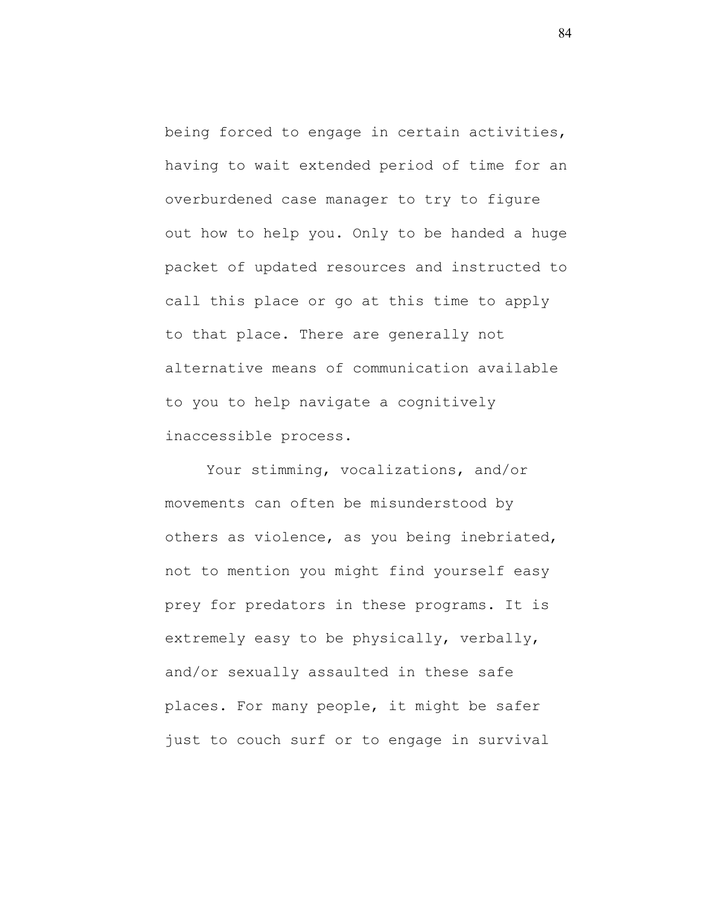being forced to engage in certain activities, having to wait extended period of time for an overburdened case manager to try to figure out how to help you. Only to be handed a huge packet of updated resources and instructed to call this place or go at this time to apply to that place. There are generally not alternative means of communication available to you to help navigate a cognitively inaccessible process.

Your stimming, vocalizations, and/or movements can often be misunderstood by others as violence, as you being inebriated, not to mention you might find yourself easy prey for predators in these programs. It is extremely easy to be physically, verbally, and/or sexually assaulted in these safe places. For many people, it might be safer just to couch surf or to engage in survival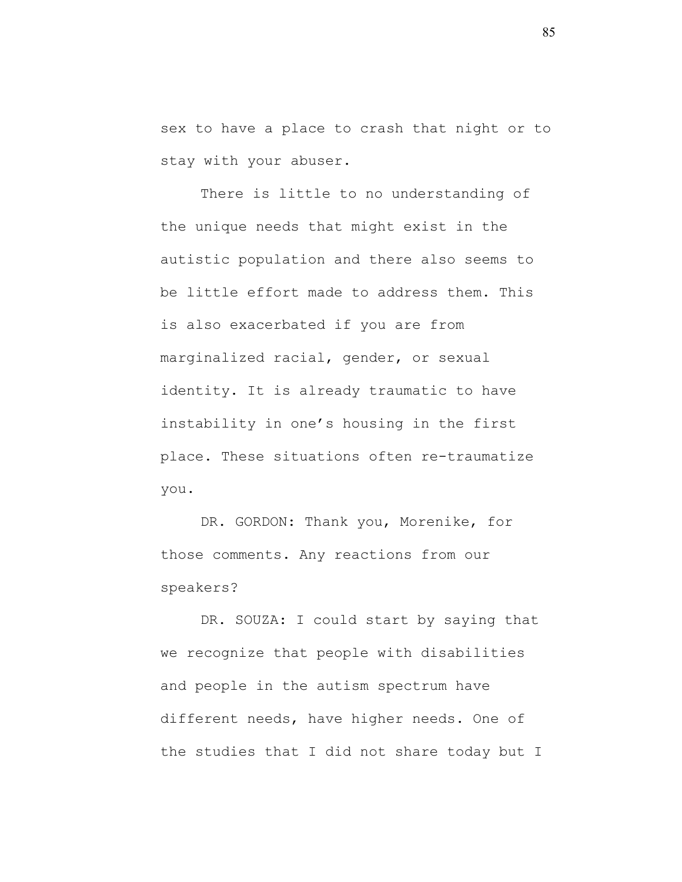sex to have a place to crash that night or to stay with your abuser.

There is little to no understanding of the unique needs that might exist in the autistic population and there also seems to be little effort made to address them. This is also exacerbated if you are from marginalized racial, gender, or sexual identity. It is already traumatic to have instability in one's housing in the first place. These situations often re-traumatize you.

DR. GORDON: Thank you, Morenike, for those comments. Any reactions from our speakers?

DR. SOUZA: I could start by saying that we recognize that people with disabilities and people in the autism spectrum have different needs, have higher needs. One of the studies that I did not share today but I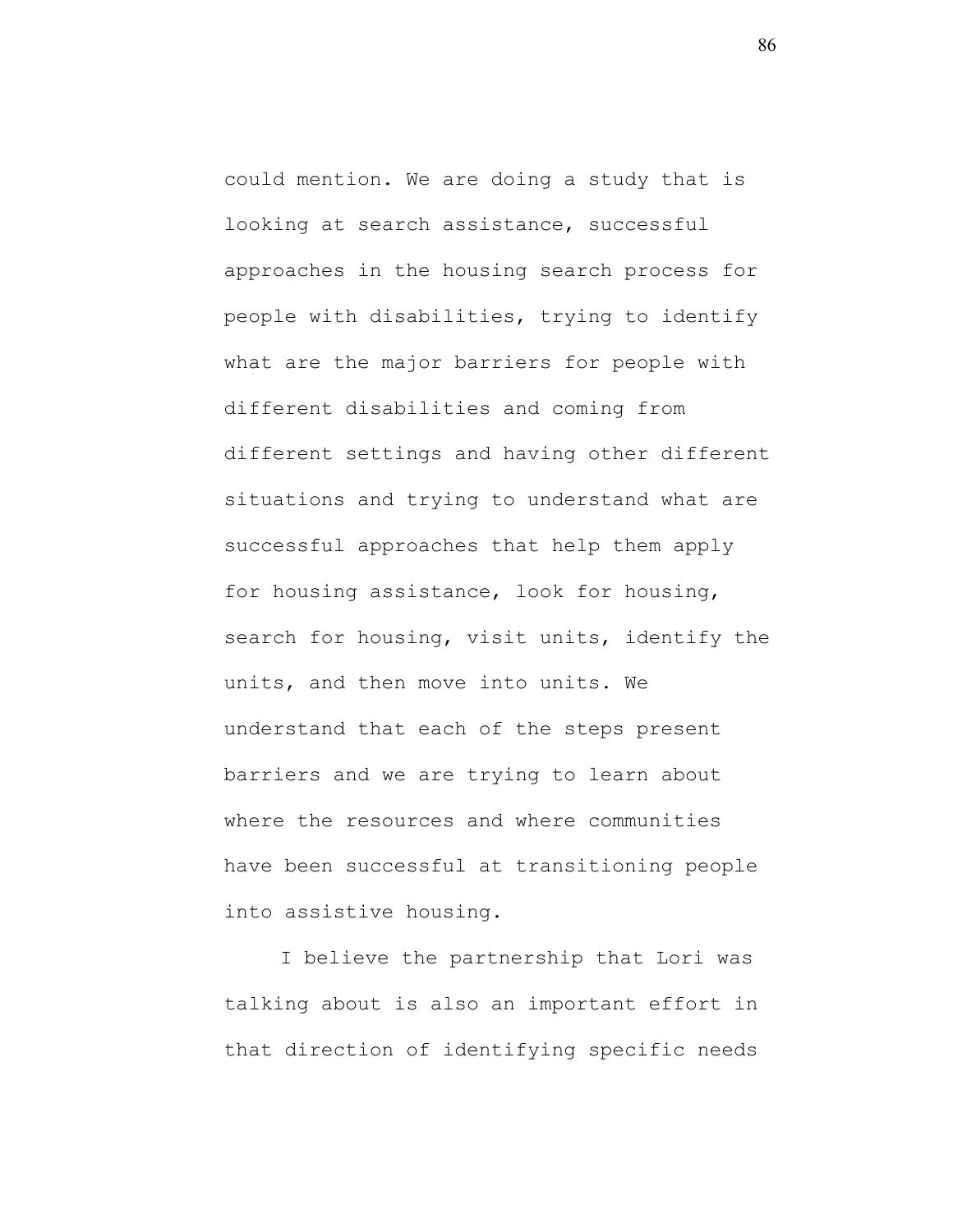could mention. We are doing a study that is looking at search assistance, successful approaches in the housing search process for people with disabilities, trying to identify what are the major barriers for people with different disabilities and coming from different settings and having other different situations and trying to understand what are successful approaches that help them apply for housing assistance, look for housing, search for housing, visit units, identify the units, and then move into units. We understand that each of the steps present barriers and we are trying to learn about where the resources and where communities have been successful at transitioning people into assistive housing.

I believe the partnership that Lori was talking about is also an important effort in that direction of identifying specific needs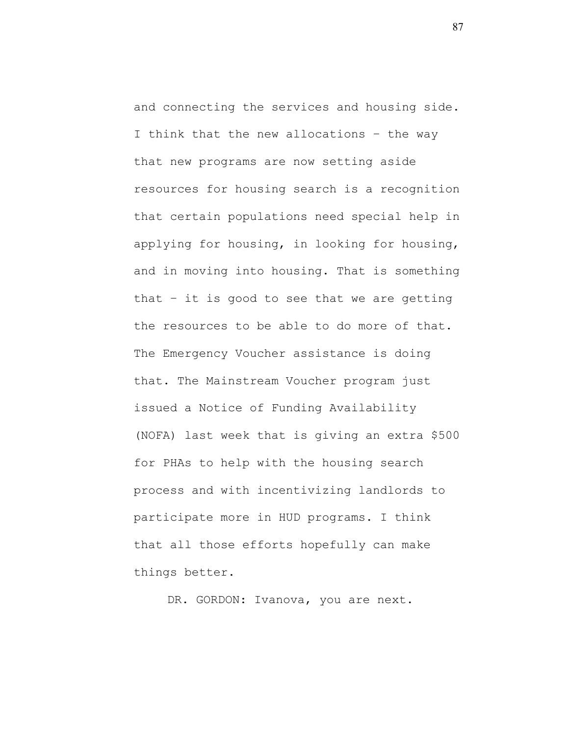and connecting the services and housing side. I think that the new allocations – the way that new programs are now setting aside resources for housing search is a recognition that certain populations need special help in applying for housing, in looking for housing, and in moving into housing. That is something that – it is good to see that we are getting the resources to be able to do more of that. The Emergency Voucher assistance is doing that. The Mainstream Voucher program just issued a Notice of Funding Availability (NOFA) last week that is giving an extra $500 for PHAs to help with the housing search process and with incentivizing landlords to participate more in HUD programs. I think that all those efforts hopefully can make things better.

DR. GORDON: Ivanova, you are next.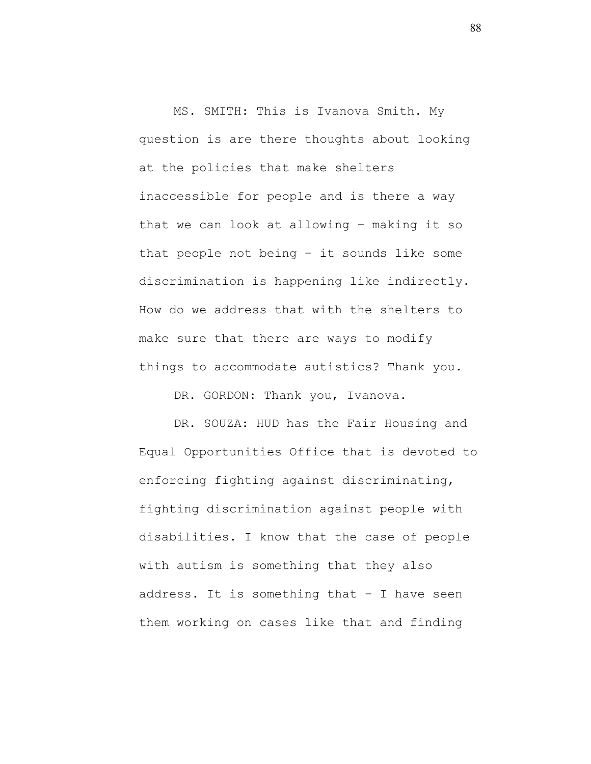MS. SMITH: This is Ivanova Smith. My question is are there thoughts about looking at the policies that make shelters inaccessible for people and is there a way that we can look at allowing – making it so that people not being – it sounds like some discrimination is happening like indirectly. How do we address that with the shelters to make sure that there are ways to modify things to accommodate autistics? Thank you.

DR. GORDON: Thank you, Ivanova.

DR. SOUZA: HUD has the Fair Housing and Equal Opportunities Office that is devoted to enforcing fighting against discriminating, fighting discrimination against people with disabilities. I know that the case of people with autism is something that they also address. It is something that – I have seen them working on cases like that and finding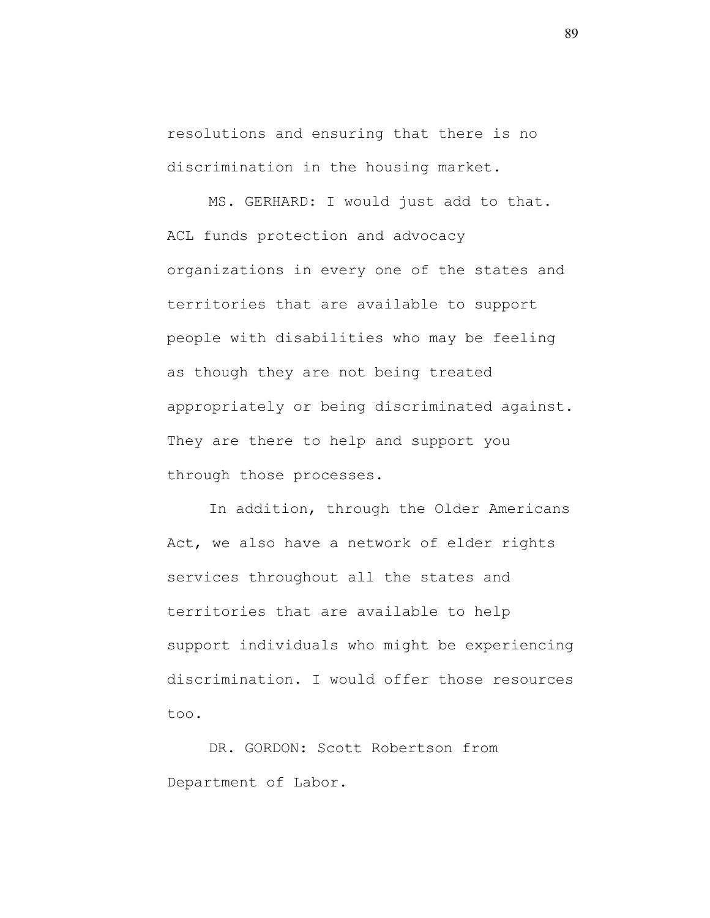resolutions and ensuring that there is no discrimination in the housing market.

MS. GERHARD: I would just add to that. ACL funds protection and advocacy organizations in every one of the states and territories that are available to support people with disabilities who may be feeling as though they are not being treated appropriately or being discriminated against. They are there to help and support you through those processes.

In addition, through the Older Americans Act, we also have a network of elder rights services throughout all the states and territories that are available to help support individuals who might be experiencing discrimination. I would offer those resources too.

DR. GORDON: Scott Robertson from Department of Labor.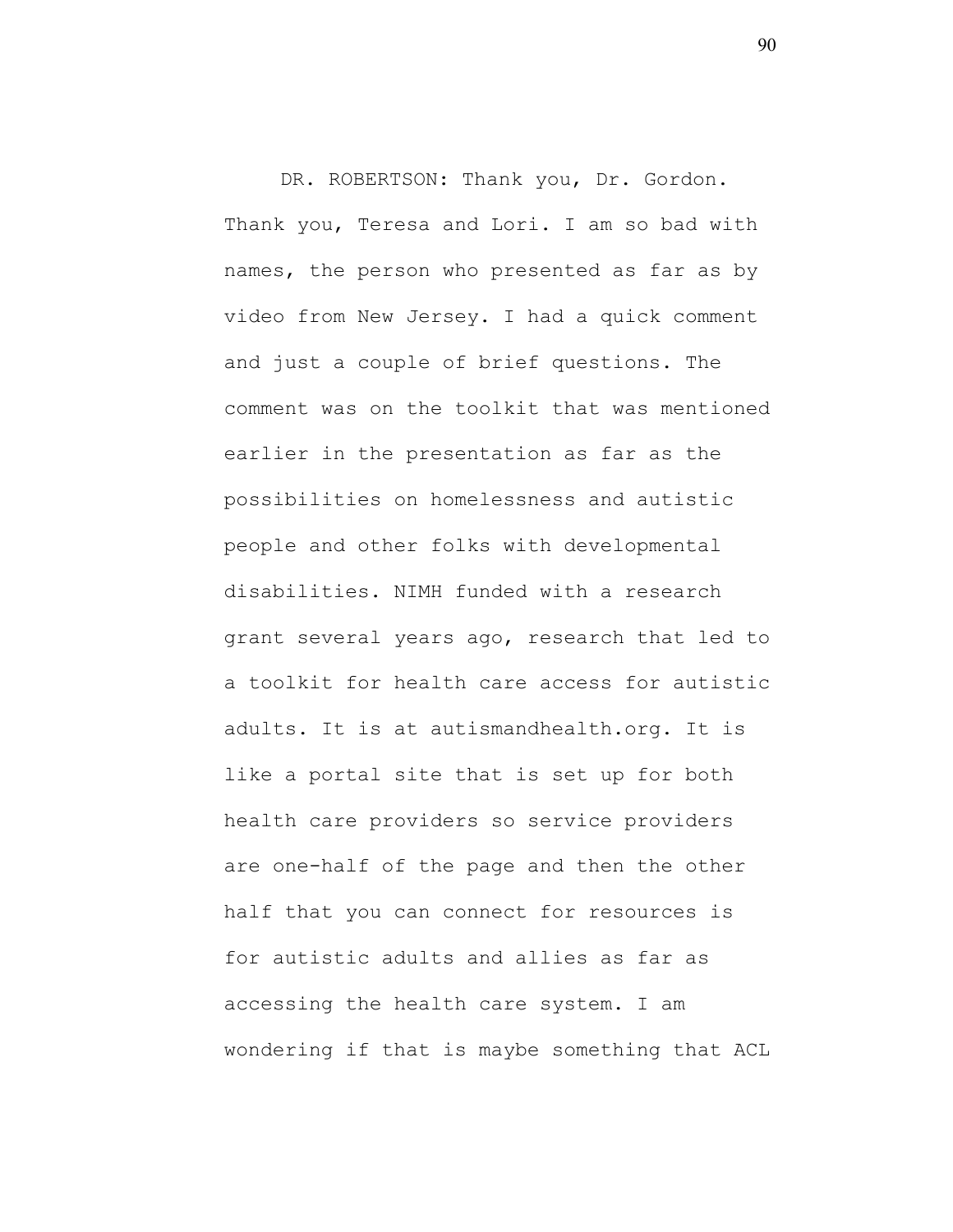DR. ROBERTSON: Thank you, Dr. Gordon. Thank you, Teresa and Lori. I am so bad with names, the person who presented as far as by video from New Jersey. I had a quick comment and just a couple of brief questions. The comment was on the toolkit that was mentioned earlier in the presentation as far as the possibilities on homelessness and autistic people and other folks with developmental disabilities. NIMH funded with a research grant several years ago, research that led to a toolkit for health care access for autistic adults. It is at autismandhealth.org. It is like a portal site that is set up for both health care providers so service providers are one-half of the page and then the other half that you can connect for resources is for autistic adults and allies as far as accessing the health care system. I am wondering if that is maybe something that ACL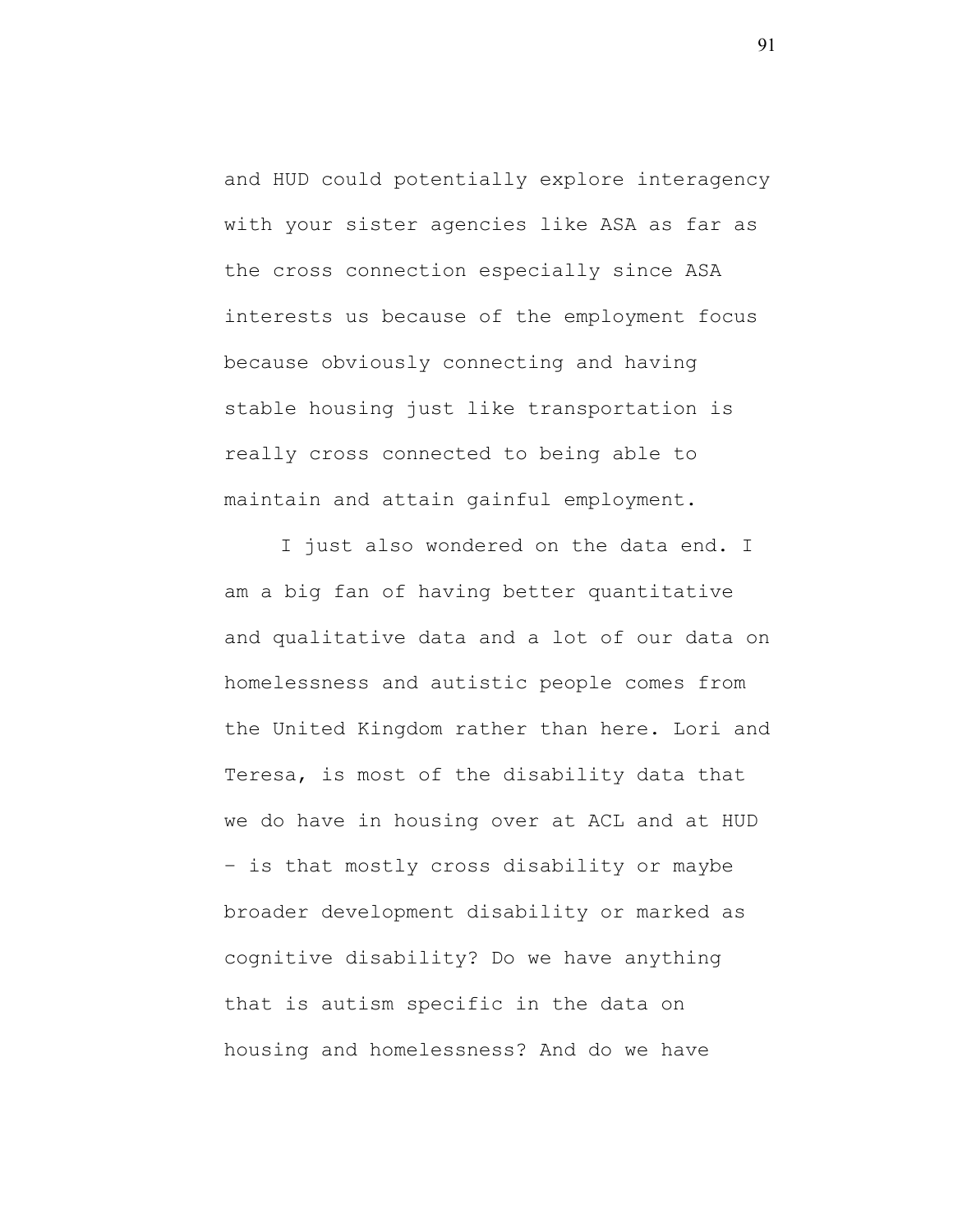and HUD could potentially explore interagency with your sister agencies like ASA as far as the cross connection especially since ASA interests us because of the employment focus because obviously connecting and having stable housing just like transportation is really cross connected to being able to maintain and attain gainful employment.

I just also wondered on the data end. I am a big fan of having better quantitative and qualitative data and a lot of our data on homelessness and autistic people comes from the United Kingdom rather than here. Lori and Teresa, is most of the disability data that we do have in housing over at ACL and at HUD – is that mostly cross disability or maybe broader development disability or marked as cognitive disability? Do we have anything that is autism specific in the data on housing and homelessness? And do we have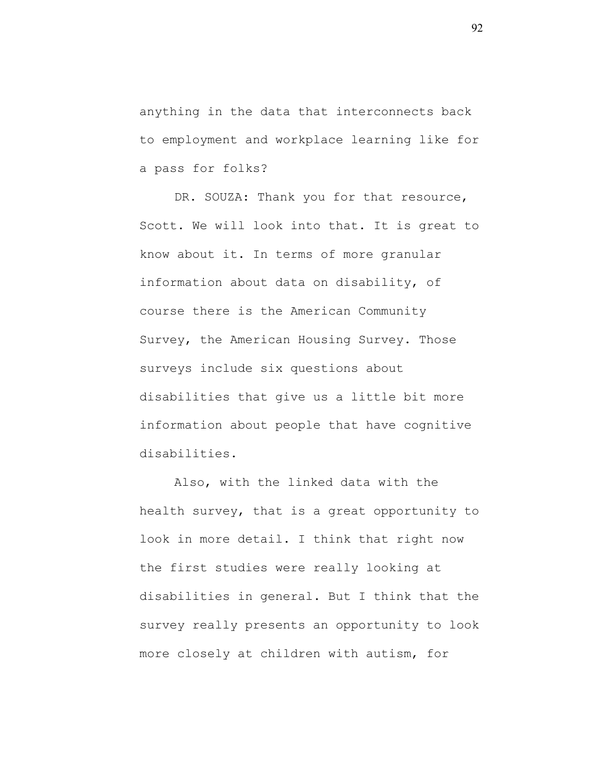anything in the data that interconnects back to employment and workplace learning like for a pass for folks?

DR. SOUZA: Thank you for that resource, Scott. We will look into that. It is great to know about it. In terms of more granular information about data on disability, of course there is the American Community Survey, the American Housing Survey. Those surveys include six questions about disabilities that give us a little bit more information about people that have cognitive disabilities.

Also, with the linked data with the health survey, that is a great opportunity to look in more detail. I think that right now the first studies were really looking at disabilities in general. But I think that the survey really presents an opportunity to look more closely at children with autism, for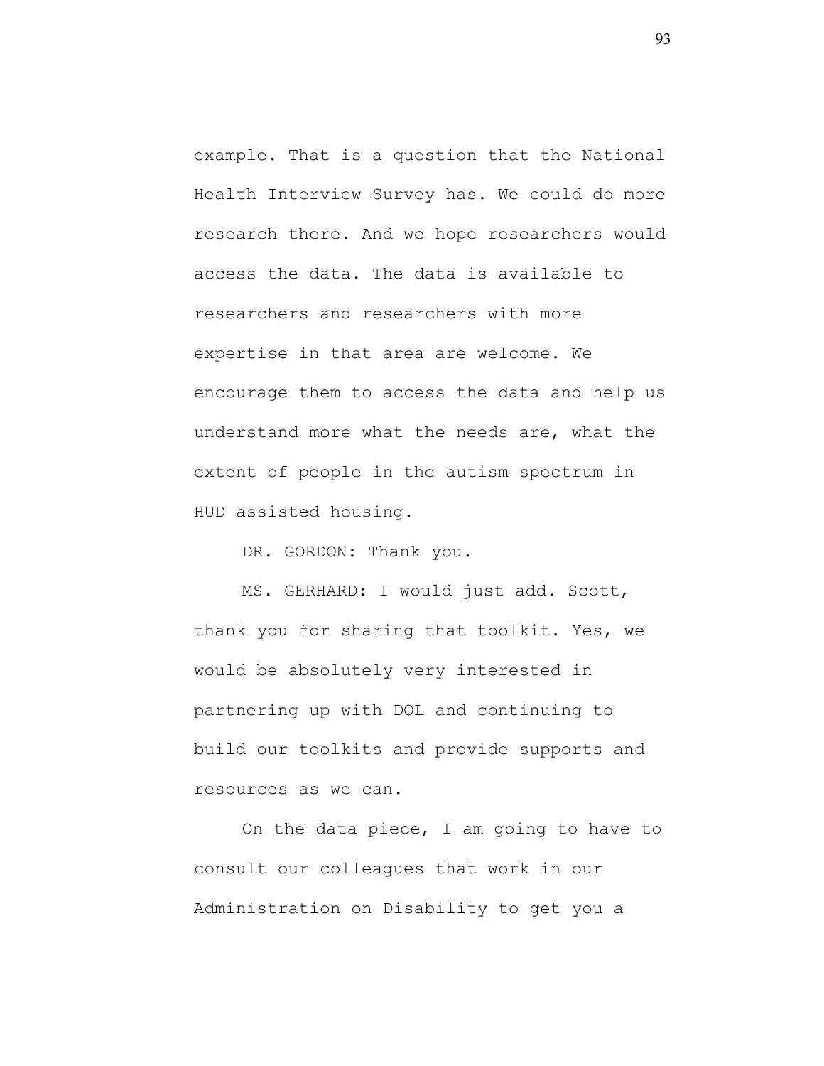example. That is a question that the National Health Interview Survey has. We could do more research there. And we hope researchers would access the data. The data is available to researchers and researchers with more expertise in that area are welcome. We encourage them to access the data and help us understand more what the needs are, what the extent of people in the autism spectrum in HUD assisted housing.

DR. GORDON: Thank you.

MS. GERHARD: I would just add. Scott, thank you for sharing that toolkit. Yes, we would be absolutely very interested in partnering up with DOL and continuing to build our toolkits and provide supports and resources as we can.

On the data piece, I am going to have to consult our colleagues that work in our Administration on Disability to get you a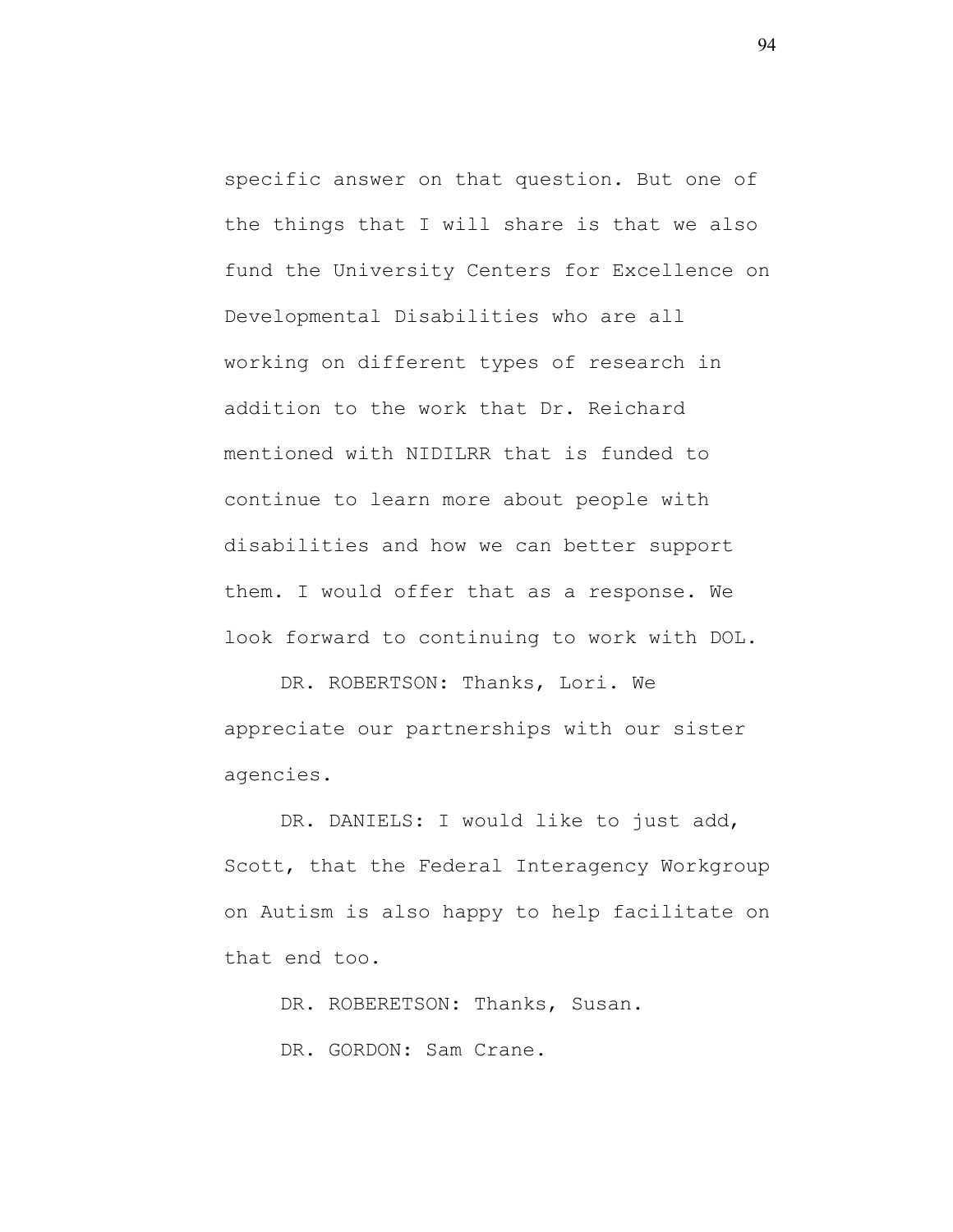specific answer on that question. But one of the things that I will share is that we also fund the University Centers for Excellence on Developmental Disabilities who are all working on different types of research in addition to the work that Dr. Reichard mentioned with NIDILRR that is funded to continue to learn more about people with disabilities and how we can better support them. I would offer that as a response. We look forward to continuing to work with DOL.

DR. ROBERTSON: Thanks, Lori. We appreciate our partnerships with our sister agencies.

DR. DANIELS: I would like to just add, Scott, that the Federal Interagency Workgroup on Autism is also happy to help facilitate on that end too.

DR. ROBERETSON: Thanks, Susan.

DR. GORDON: Sam Crane.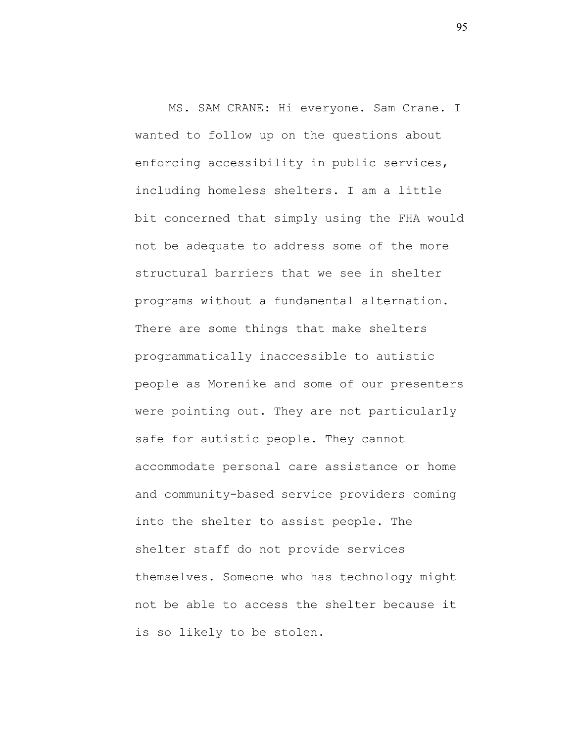MS. SAM CRANE: Hi everyone. Sam Crane. I wanted to follow up on the questions about enforcing accessibility in public services, including homeless shelters. I am a little bit concerned that simply using the FHA would not be adequate to address some of the more structural barriers that we see in shelter programs without a fundamental alternation. There are some things that make shelters programmatically inaccessible to autistic people as Morenike and some of our presenters were pointing out. They are not particularly safe for autistic people. They cannot accommodate personal care assistance or home and community-based service providers coming into the shelter to assist people. The shelter staff do not provide services themselves. Someone who has technology might not be able to access the shelter because it is so likely to be stolen.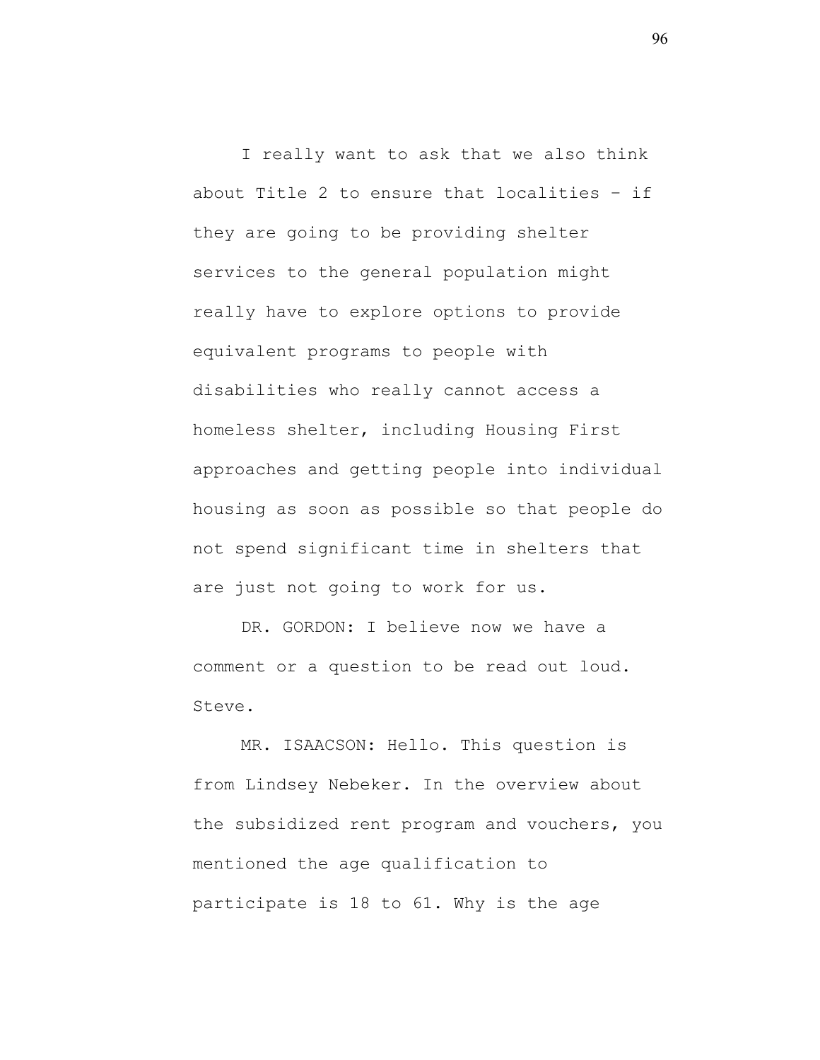I really want to ask that we also think about Title 2 to ensure that localities – if they are going to be providing shelter services to the general population might really have to explore options to provide equivalent programs to people with disabilities who really cannot access a homeless shelter, including Housing First approaches and getting people into individual housing as soon as possible so that people do not spend significant time in shelters that are just not going to work for us.

DR. GORDON: I believe now we have a comment or a question to be read out loud. Steve.

MR. ISAACSON: Hello. This question is from Lindsey Nebeker. In the overview about the subsidized rent program and vouchers, you mentioned the age qualification to participate is 18 to 61. Why is the age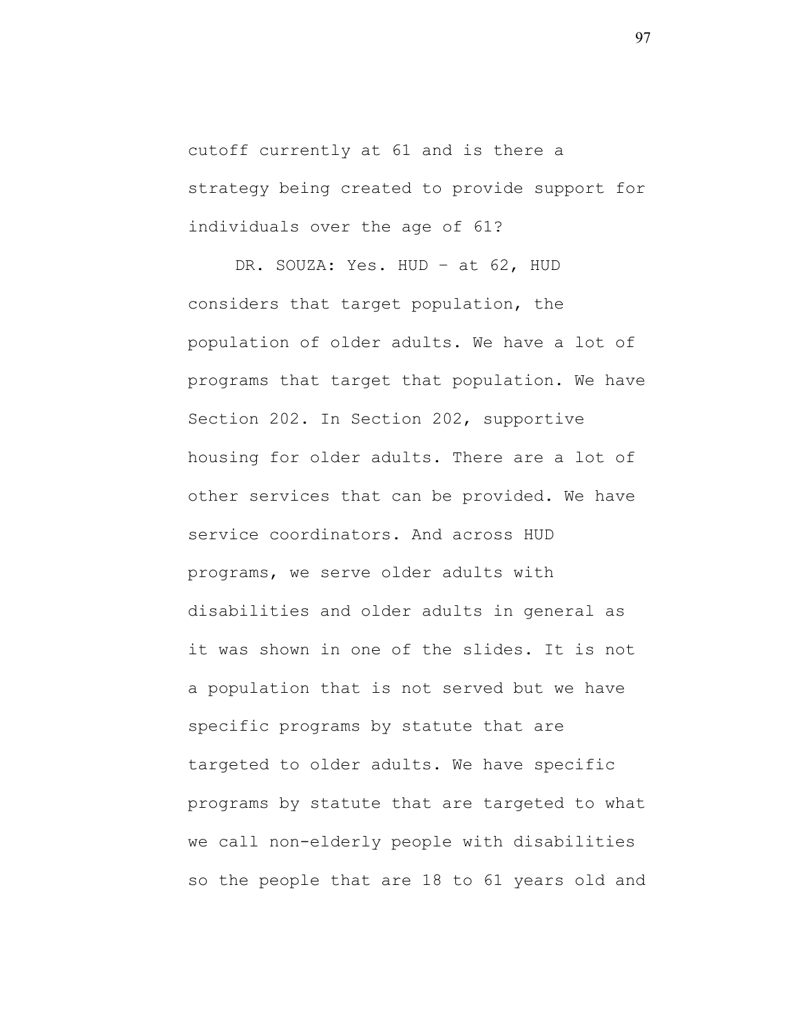cutoff currently at 61 and is there a strategy being created to provide support for individuals over the age of 61?

DR. SOUZA: Yes. HUD – at 62, HUD considers that target population, the population of older adults. We have a lot of programs that target that population. We have Section 202. In Section 202, supportive housing for older adults. There are a lot of other services that can be provided. We have service coordinators. And across HUD programs, we serve older adults with disabilities and older adults in general as it was shown in one of the slides. It is not a population that is not served but we have specific programs by statute that are targeted to older adults. We have specific programs by statute that are targeted to what we call non-elderly people with disabilities so the people that are 18 to 61 years old and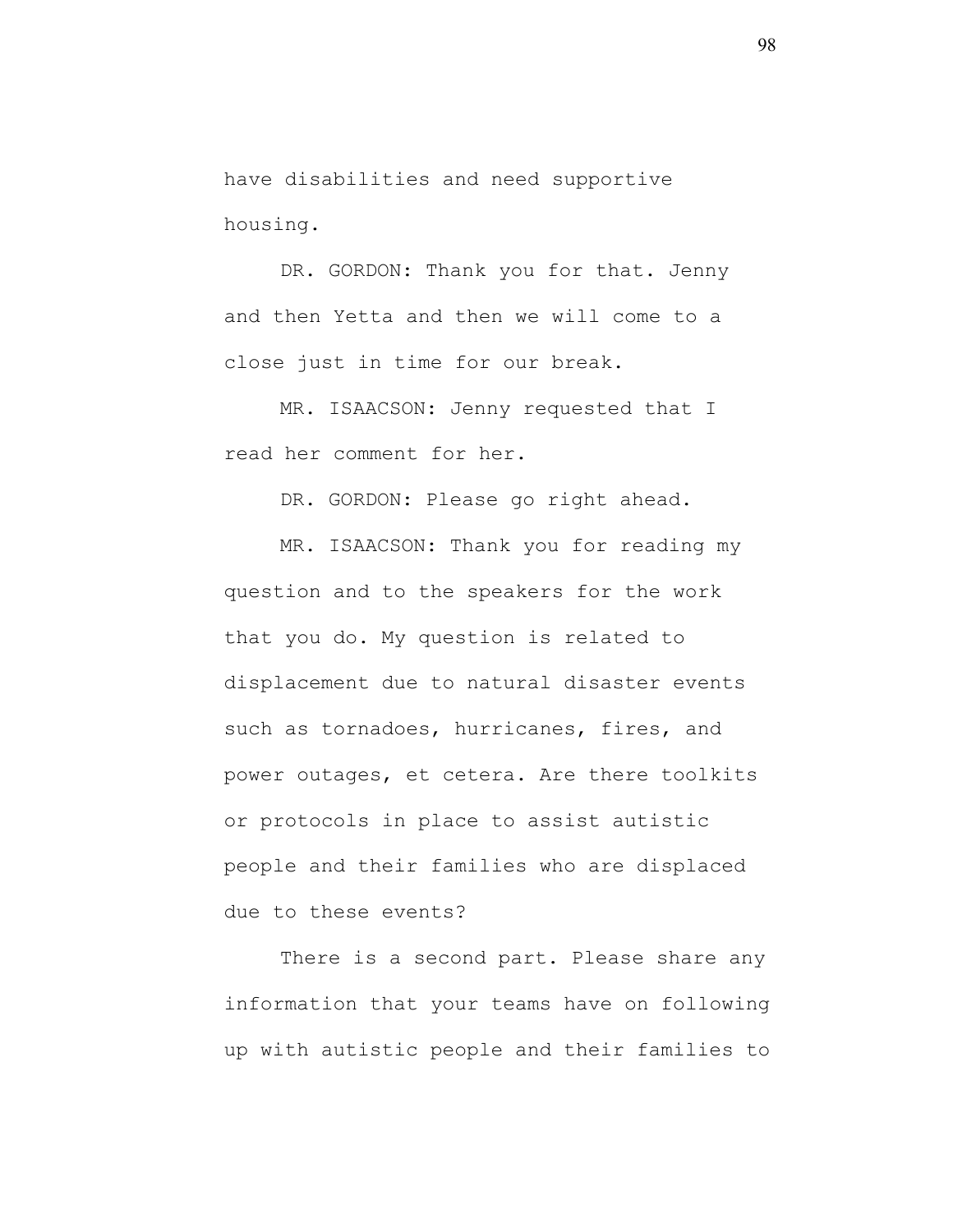have disabilities and need supportive housing.

DR. GORDON: Thank you for that. Jenny and then Yetta and then we will come to a close just in time for our break.

MR. ISAACSON: Jenny requested that I read her comment for her.

DR. GORDON: Please go right ahead.

MR. ISAACSON: Thank you for reading my question and to the speakers for the work that you do. My question is related to displacement due to natural disaster events such as tornadoes, hurricanes, fires, and power outages, et cetera. Are there toolkits or protocols in place to assist autistic people and their families who are displaced due to these events?

There is a second part. Please share any information that your teams have on following up with autistic people and their families to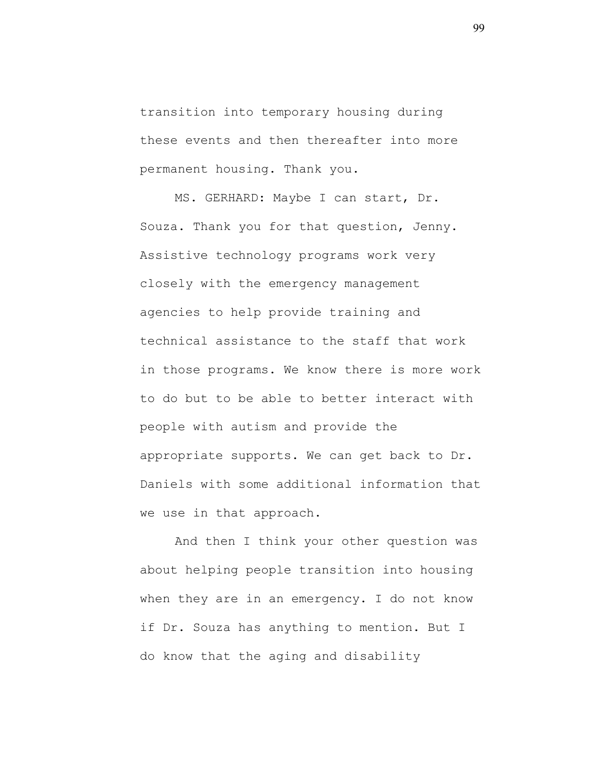transition into temporary housing during these events and then thereafter into more permanent housing. Thank you.

MS. GERHARD: Maybe I can start, Dr. Souza. Thank you for that question, Jenny. Assistive technology programs work very closely with the emergency management agencies to help provide training and technical assistance to the staff that work in those programs. We know there is more work to do but to be able to better interact with people with autism and provide the appropriate supports. We can get back to Dr. Daniels with some additional information that we use in that approach.

And then I think your other question was about helping people transition into housing when they are in an emergency. I do not know if Dr. Souza has anything to mention. But I do know that the aging and disability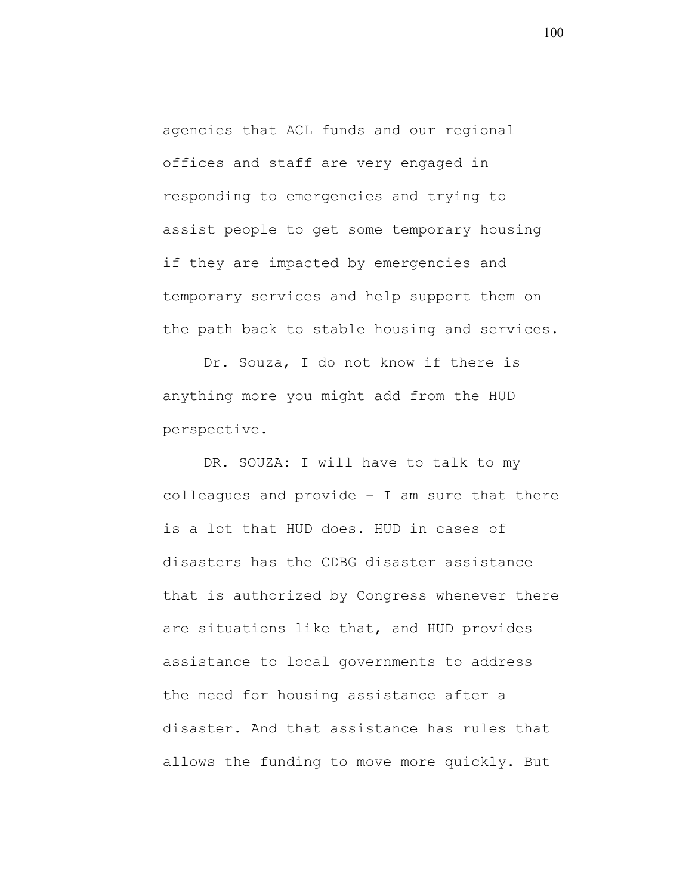agencies that ACL funds and our regional offices and staff are very engaged in responding to emergencies and trying to assist people to get some temporary housing if they are impacted by emergencies and temporary services and help support them on the path back to stable housing and services.

Dr. Souza, I do not know if there is anything more you might add from the HUD perspective.

DR. SOUZA: I will have to talk to my colleagues and provide – I am sure that there is a lot that HUD does. HUD in cases of disasters has the CDBG disaster assistance that is authorized by Congress whenever there are situations like that, and HUD provides assistance to local governments to address the need for housing assistance after a disaster. And that assistance has rules that allows the funding to move more quickly. But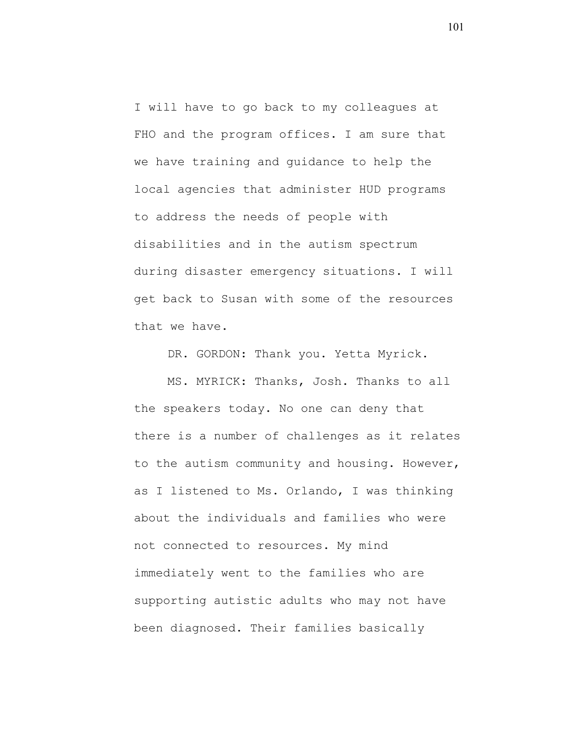I will have to go back to my colleagues at FHO and the program offices. I am sure that we have training and guidance to help the local agencies that administer HUD programs to address the needs of people with disabilities and in the autism spectrum during disaster emergency situations. I will get back to Susan with some of the resources that we have.

DR. GORDON: Thank you. Yetta Myrick.

MS. MYRICK: Thanks, Josh. Thanks to all the speakers today. No one can deny that there is a number of challenges as it relates to the autism community and housing. However, as I listened to Ms. Orlando, I was thinking about the individuals and families who were not connected to resources. My mind immediately went to the families who are supporting autistic adults who may not have been diagnosed. Their families basically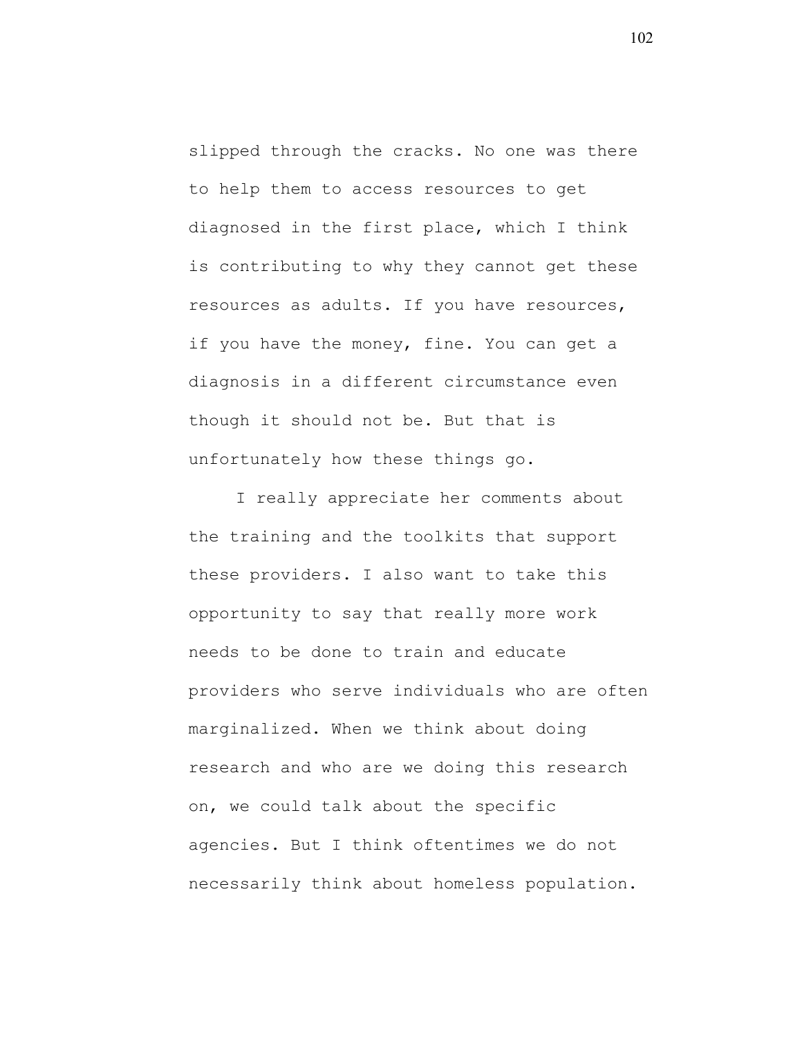slipped through the cracks. No one was there to help them to access resources to get diagnosed in the first place, which I think is contributing to why they cannot get these resources as adults. If you have resources, if you have the money, fine. You can get a diagnosis in a different circumstance even though it should not be. But that is unfortunately how these things go.

I really appreciate her comments about the training and the toolkits that support these providers. I also want to take this opportunity to say that really more work needs to be done to train and educate providers who serve individuals who are often marginalized. When we think about doing research and who are we doing this research on, we could talk about the specific agencies. But I think oftentimes we do not necessarily think about homeless population.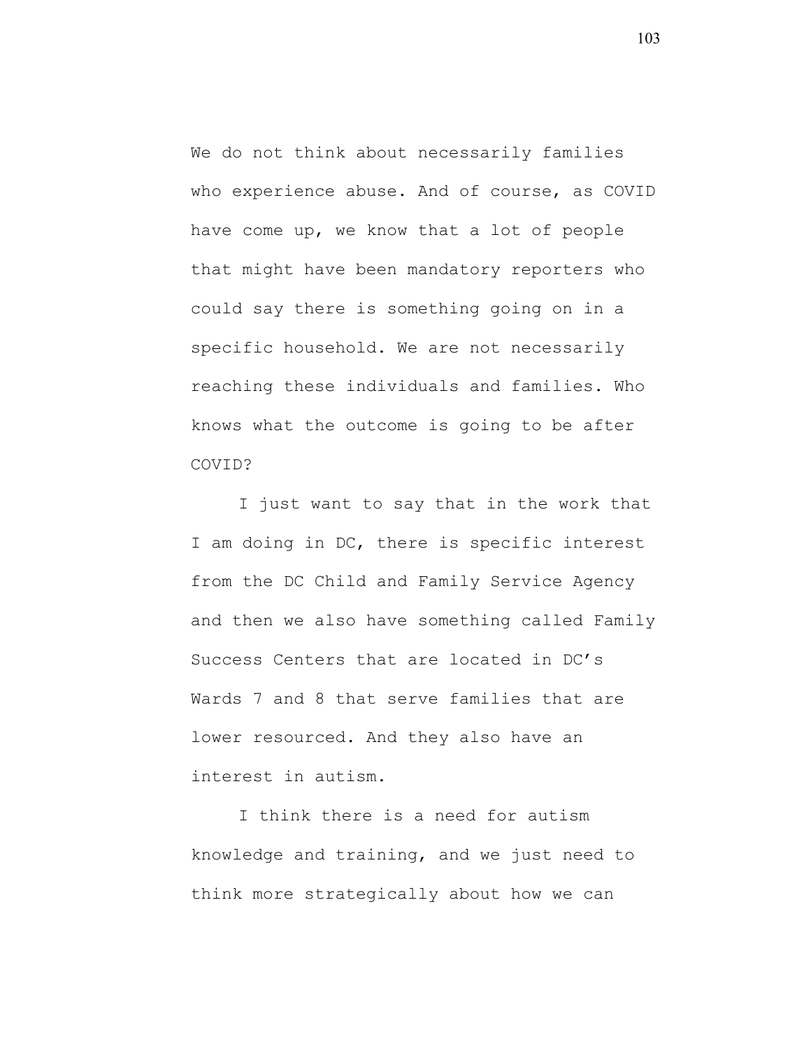We do not think about necessarily families who experience abuse. And of course, as COVID have come up, we know that a lot of people that might have been mandatory reporters who could say there is something going on in a specific household. We are not necessarily reaching these individuals and families. Who knows what the outcome is going to be after COVID?

I just want to say that in the work that I am doing in DC, there is specific interest from the DC Child and Family Service Agency and then we also have something called Family Success Centers that are located in DC's Wards 7 and 8 that serve families that are lower resourced. And they also have an interest in autism.

I think there is a need for autism knowledge and training, and we just need to think more strategically about how we can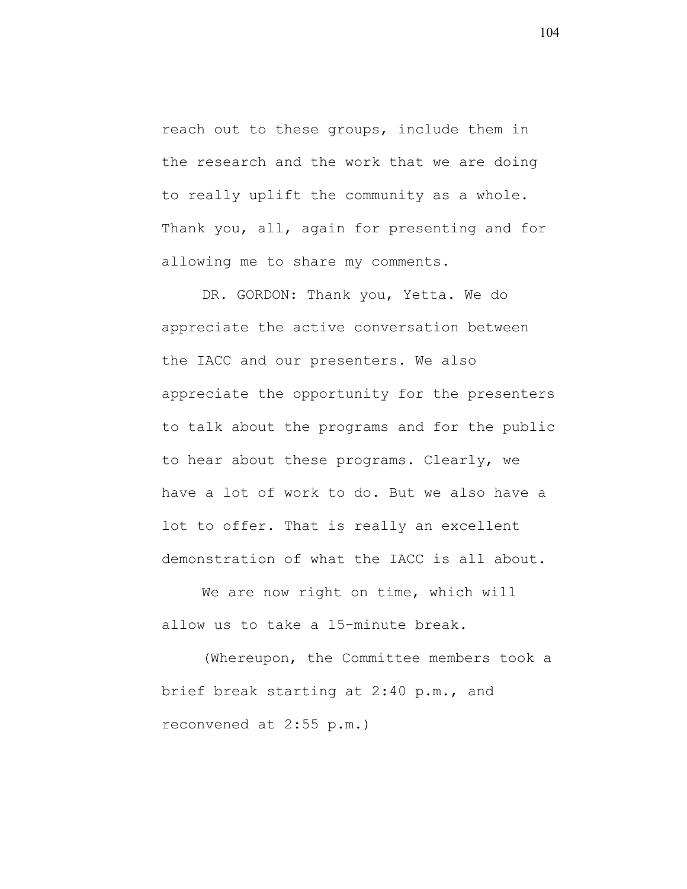reach out to these groups, include them in the research and the work that we are doing to really uplift the community as a whole. Thank you, all, again for presenting and for allowing me to share my comments.

DR. GORDON: Thank you, Yetta. We do appreciate the active conversation between the IACC and our presenters. We also appreciate the opportunity for the presenters to talk about the programs and for the public to hear about these programs. Clearly, we have a lot of work to do. But we also have a lot to offer. That is really an excellent demonstration of what the IACC is all about.

We are now right on time, which will allow us to take a 15-minute break.

(Whereupon, the Committee members took a brief break starting at 2:40 p.m., and reconvened at 2:55 p.m.)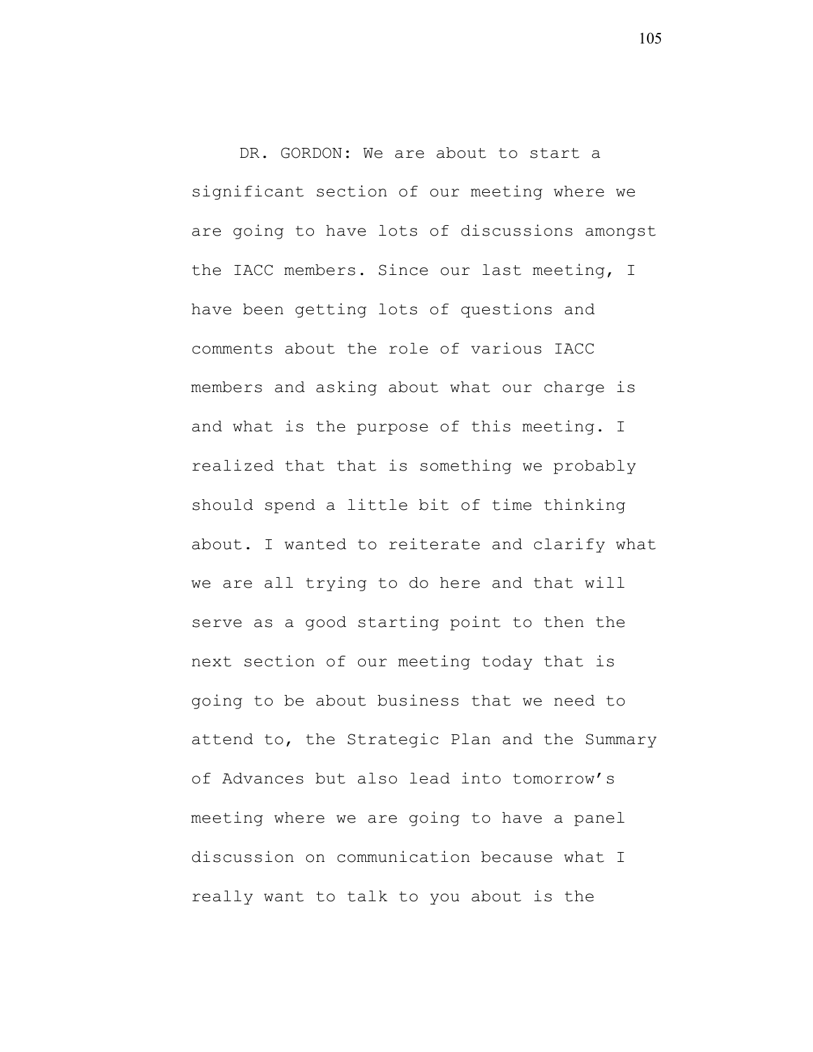DR. GORDON: We are about to start a significant section of our meeting where we are going to have lots of discussions amongst the IACC members. Since our last meeting, I have been getting lots of questions and comments about the role of various IACC members and asking about what our charge is and what is the purpose of this meeting. I realized that that is something we probably should spend a little bit of time thinking about. I wanted to reiterate and clarify what we are all trying to do here and that will serve as a good starting point to then the next section of our meeting today that is going to be about business that we need to attend to, the Strategic Plan and the Summary of Advances but also lead into tomorrow's meeting where we are going to have a panel discussion on communication because what I really want to talk to you about is the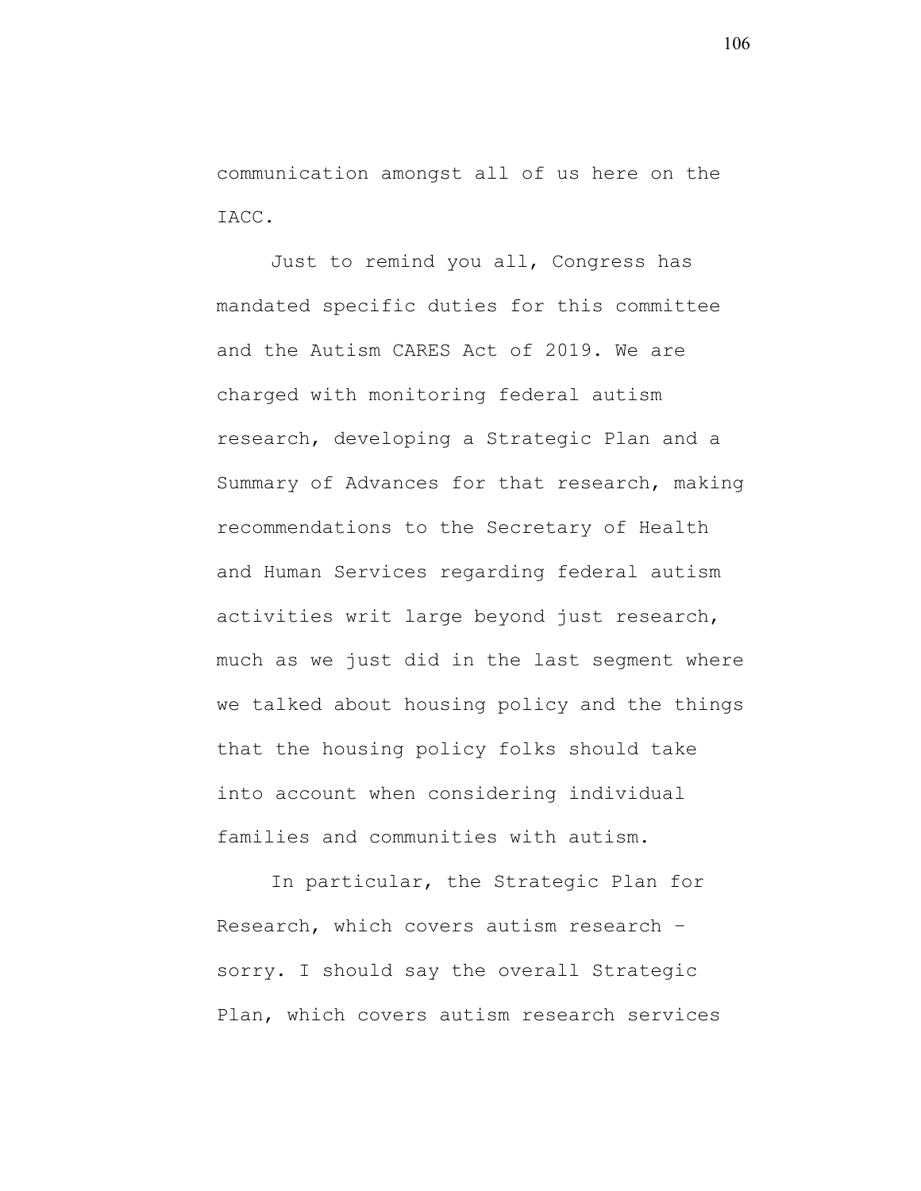communication amongst all of us here on the IACC.

Just to remind you all, Congress has mandated specific duties for this committee and the Autism CARES Act of 2019. We are charged with monitoring federal autism research, developing a Strategic Plan and a Summary of Advances for that research, making recommendations to the Secretary of Health and Human Services regarding federal autism activities writ large beyond just research, much as we just did in the last segment where we talked about housing policy and the things that the housing policy folks should take into account when considering individual families and communities with autism.

In particular, the Strategic Plan for Research, which covers autism research – sorry. I should say the overall Strategic Plan, which covers autism research services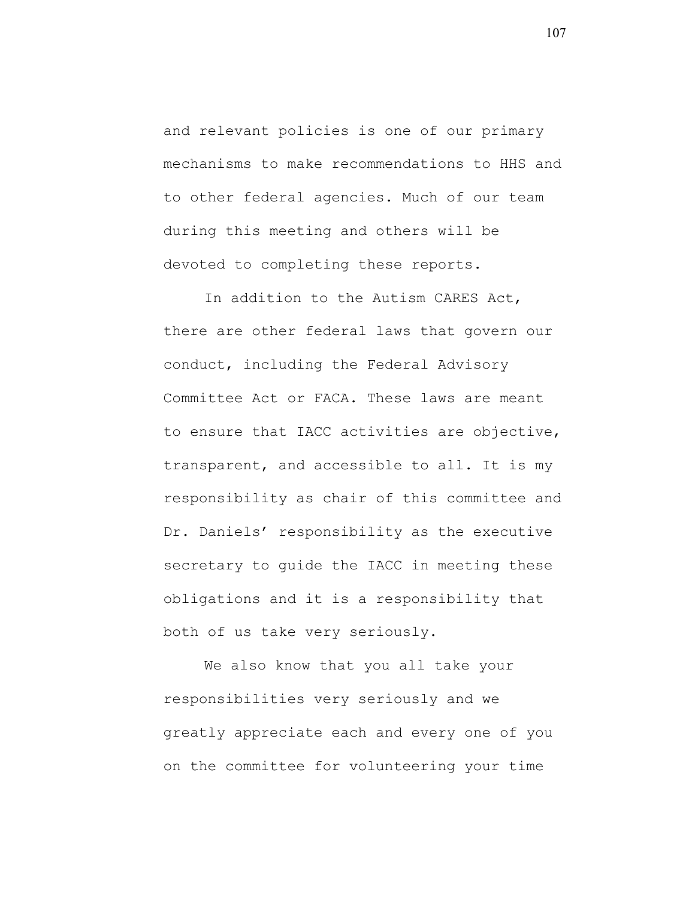and relevant policies is one of our primary mechanisms to make recommendations to HHS and to other federal agencies. Much of our team during this meeting and others will be devoted to completing these reports.

In addition to the Autism CARES Act, there are other federal laws that govern our conduct, including the Federal Advisory Committee Act or FACA. These laws are meant to ensure that IACC activities are objective, transparent, and accessible to all. It is my responsibility as chair of this committee and Dr. Daniels' responsibility as the executive secretary to guide the IACC in meeting these obligations and it is a responsibility that both of us take very seriously.

We also know that you all take your responsibilities very seriously and we greatly appreciate each and every one of you on the committee for volunteering your time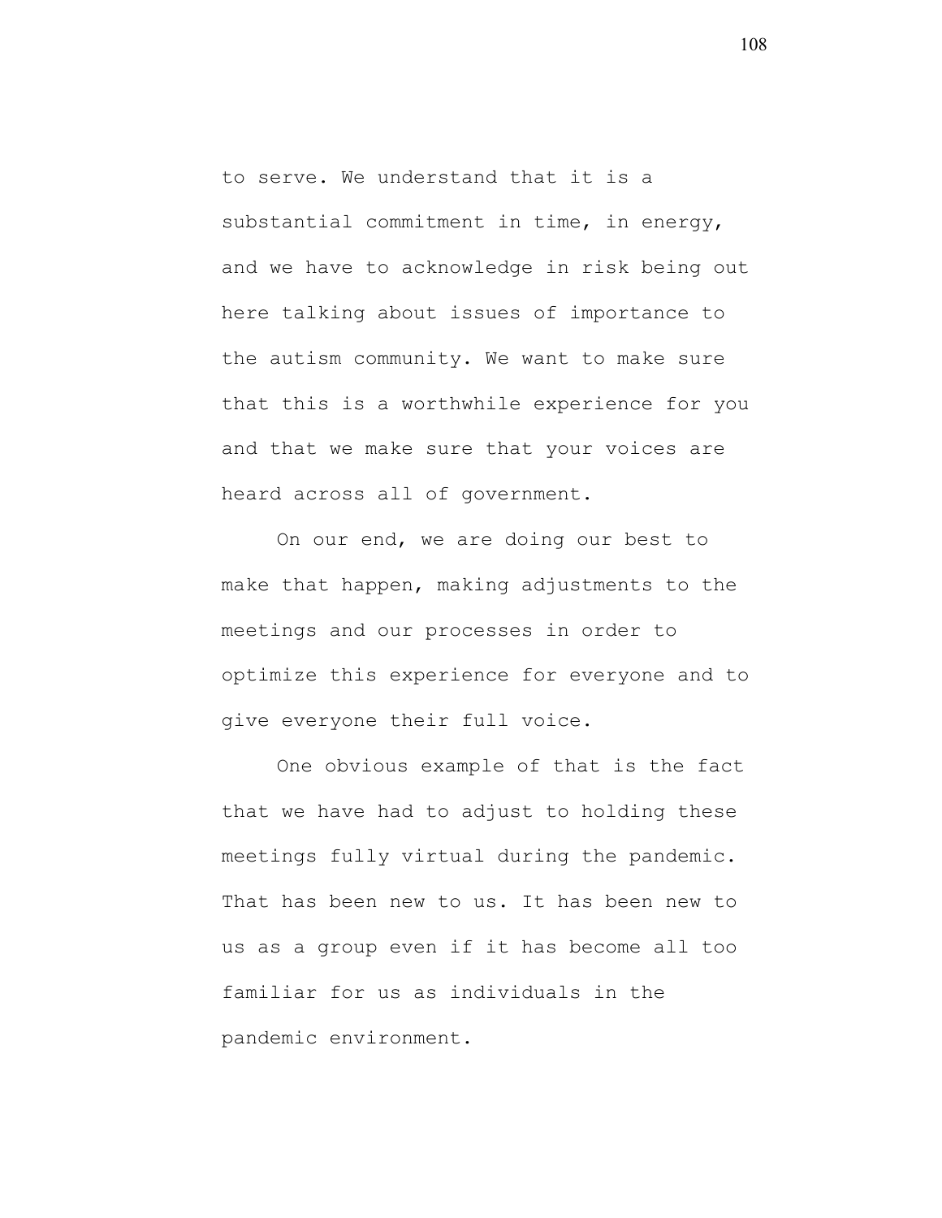to serve. We understand that it is a substantial commitment in time, in energy, and we have to acknowledge in risk being out here talking about issues of importance to the autism community. We want to make sure that this is a worthwhile experience for you and that we make sure that your voices are heard across all of government.

On our end, we are doing our best to make that happen, making adjustments to the meetings and our processes in order to optimize this experience for everyone and to give everyone their full voice.

One obvious example of that is the fact that we have had to adjust to holding these meetings fully virtual during the pandemic. That has been new to us. It has been new to us as a group even if it has become all too familiar for us as individuals in the pandemic environment.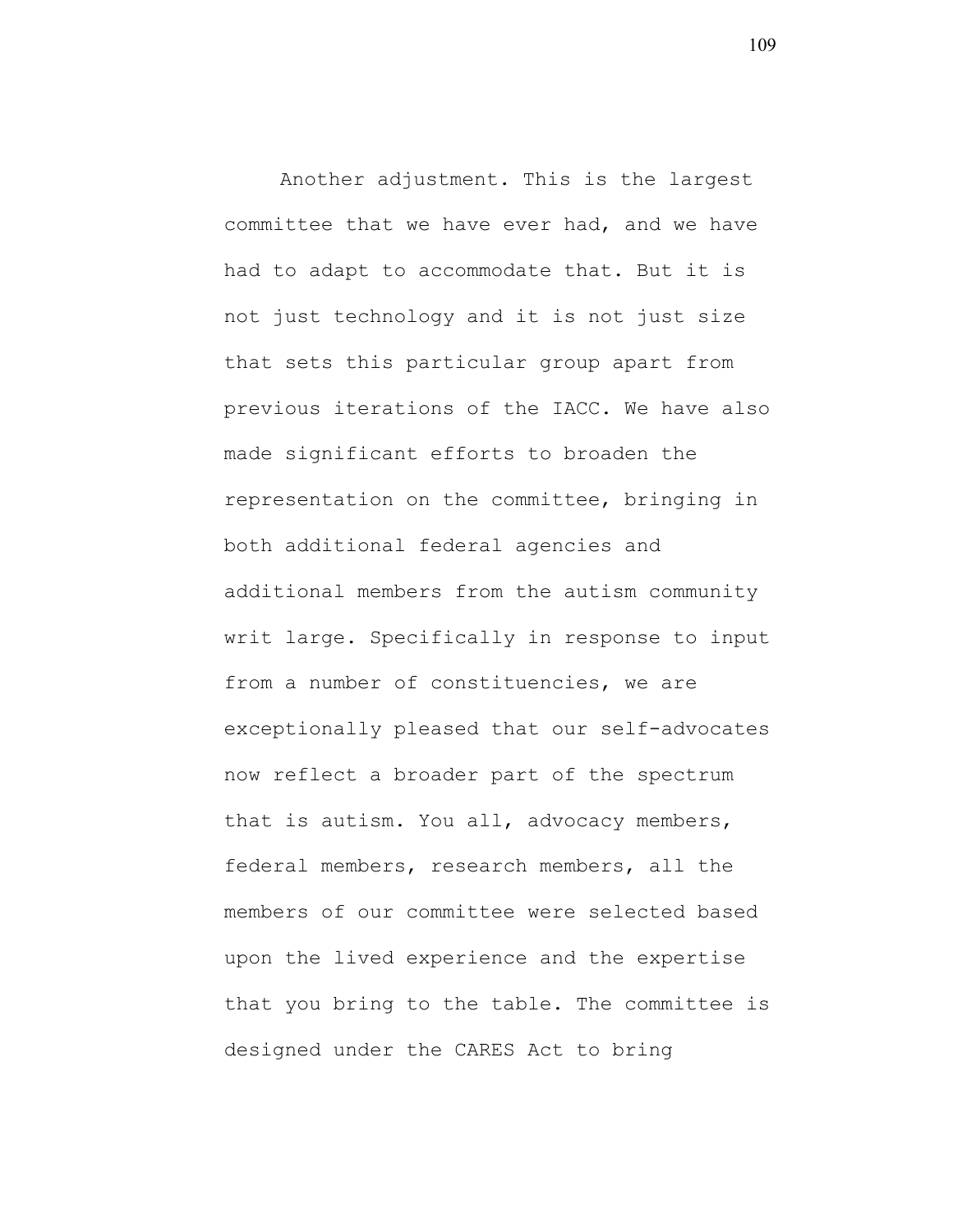Another adjustment. This is the largest committee that we have ever had, and we have had to adapt to accommodate that. But it is not just technology and it is not just size that sets this particular group apart from previous iterations of the IACC. We have also made significant efforts to broaden the representation on the committee, bringing in both additional federal agencies and additional members from the autism community writ large. Specifically in response to input from a number of constituencies, we are exceptionally pleased that our self-advocates now reflect a broader part of the spectrum that is autism. You all, advocacy members, federal members, research members, all the members of our committee were selected based upon the lived experience and the expertise that you bring to the table. The committee is designed under the CARES Act to bring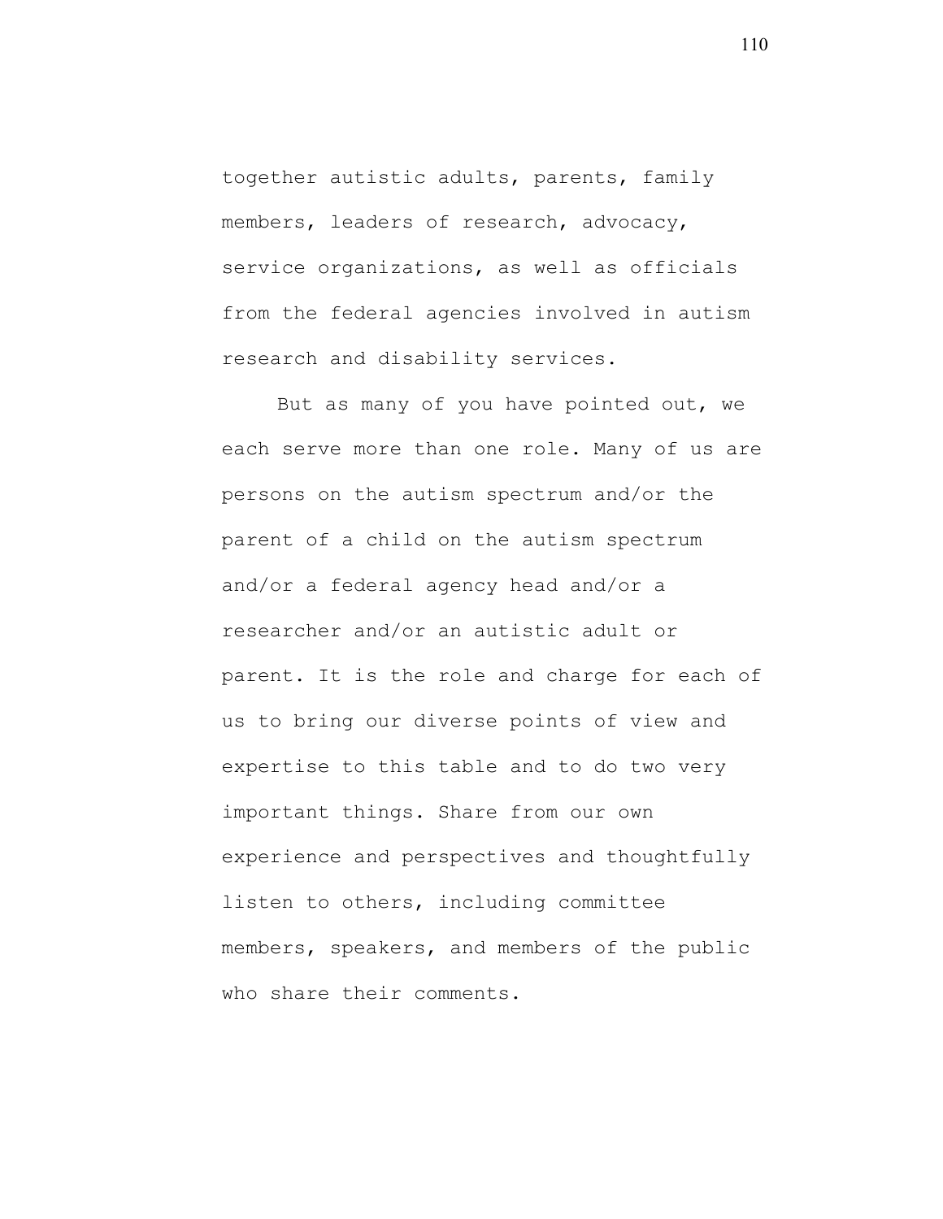together autistic adults, parents, family members, leaders of research, advocacy, service organizations, as well as officials from the federal agencies involved in autism research and disability services.

But as many of you have pointed out, we each serve more than one role. Many of us are persons on the autism spectrum and/or the parent of a child on the autism spectrum and/or a federal agency head and/or a researcher and/or an autistic adult or parent. It is the role and charge for each of us to bring our diverse points of view and expertise to this table and to do two very important things. Share from our own experience and perspectives and thoughtfully listen to others, including committee members, speakers, and members of the public who share their comments.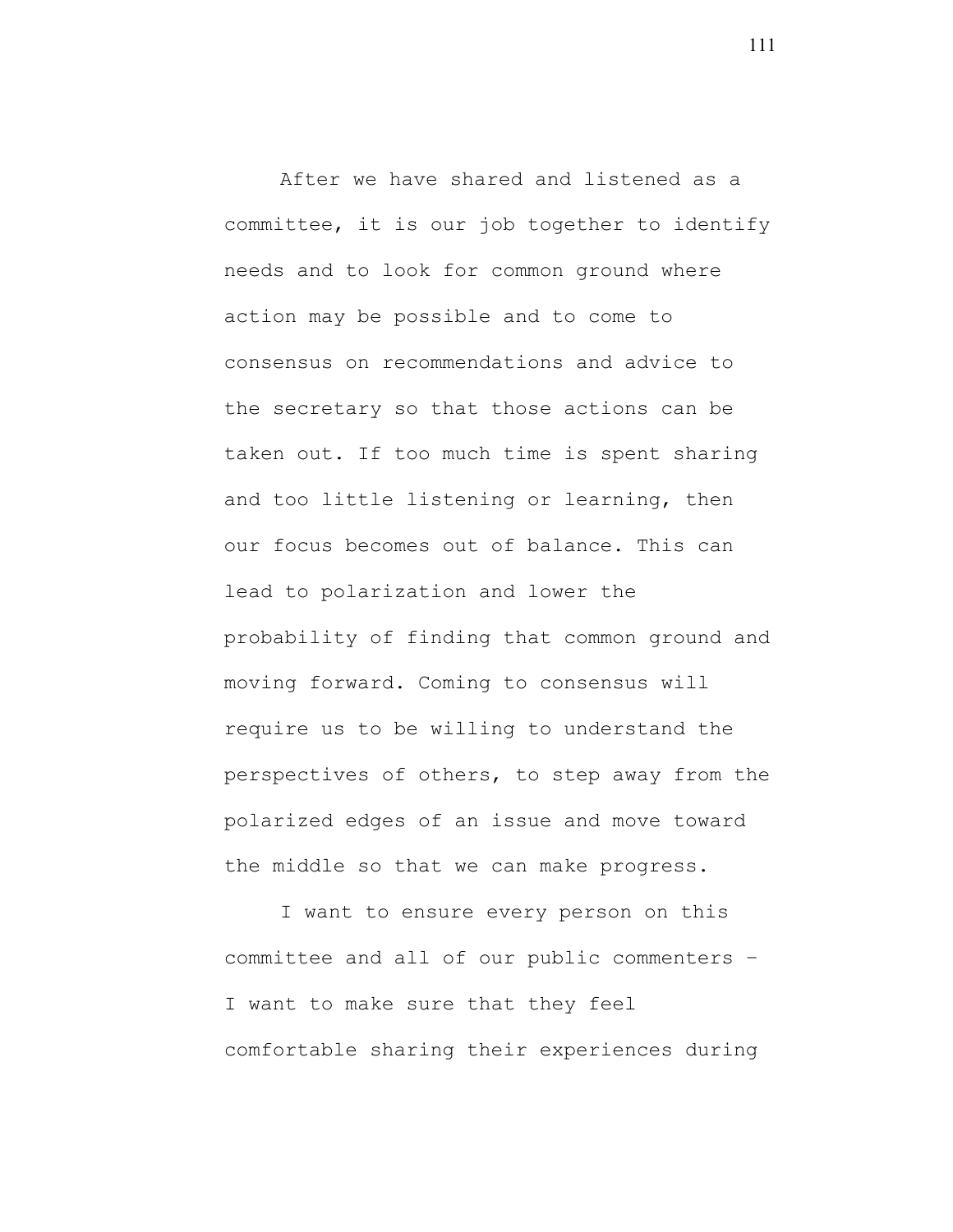After we have shared and listened as a committee, it is our job together to identify needs and to look for common ground where action may be possible and to come to consensus on recommendations and advice to the secretary so that those actions can be taken out. If too much time is spent sharing and too little listening or learning, then our focus becomes out of balance. This can lead to polarization and lower the probability of finding that common ground and moving forward. Coming to consensus will require us to be willing to understand the perspectives of others, to step away from the polarized edges of an issue and move toward the middle so that we can make progress.

I want to ensure every person on this committee and all of our public commenters – I want to make sure that they feel comfortable sharing their experiences during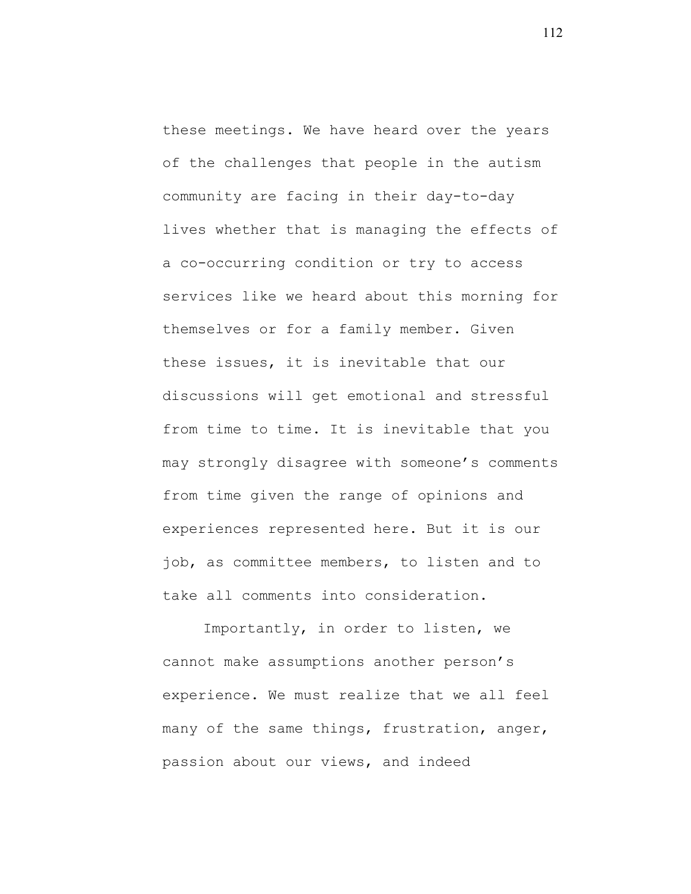these meetings. We have heard over the years of the challenges that people in the autism community are facing in their day-to-day lives whether that is managing the effects of a co-occurring condition or try to access services like we heard about this morning for themselves or for a family member. Given these issues, it is inevitable that our discussions will get emotional and stressful from time to time. It is inevitable that you may strongly disagree with someone's comments from time given the range of opinions and experiences represented here. But it is our job, as committee members, to listen and to take all comments into consideration.

Importantly, in order to listen, we cannot make assumptions another person's experience. We must realize that we all feel many of the same things, frustration, anger, passion about our views, and indeed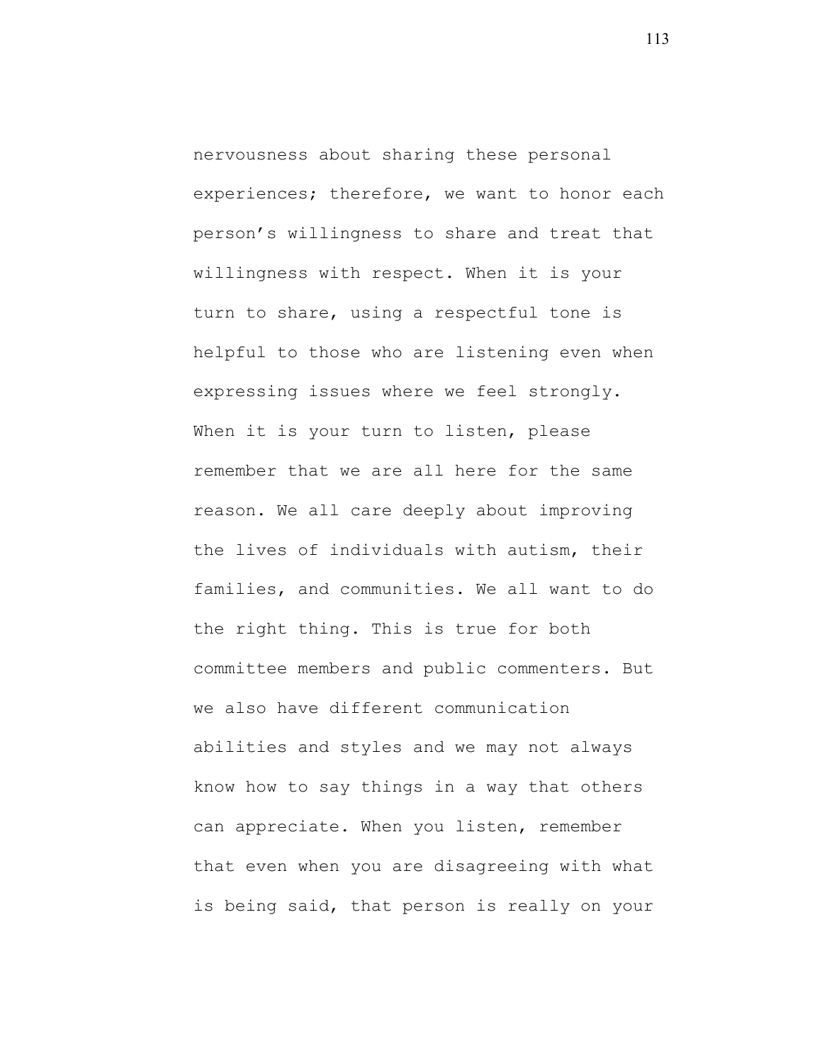nervousness about sharing these personal experiences; therefore, we want to honor each person's willingness to share and treat that willingness with respect. When it is your turn to share, using a respectful tone is helpful to those who are listening even when expressing issues where we feel strongly. When it is your turn to listen, please remember that we are all here for the same reason. We all care deeply about improving the lives of individuals with autism, their families, and communities. We all want to do the right thing. This is true for both committee members and public commenters. But we also have different communication abilities and styles and we may not always know how to say things in a way that others can appreciate. When you listen, remember that even when you are disagreeing with what is being said, that person is really on your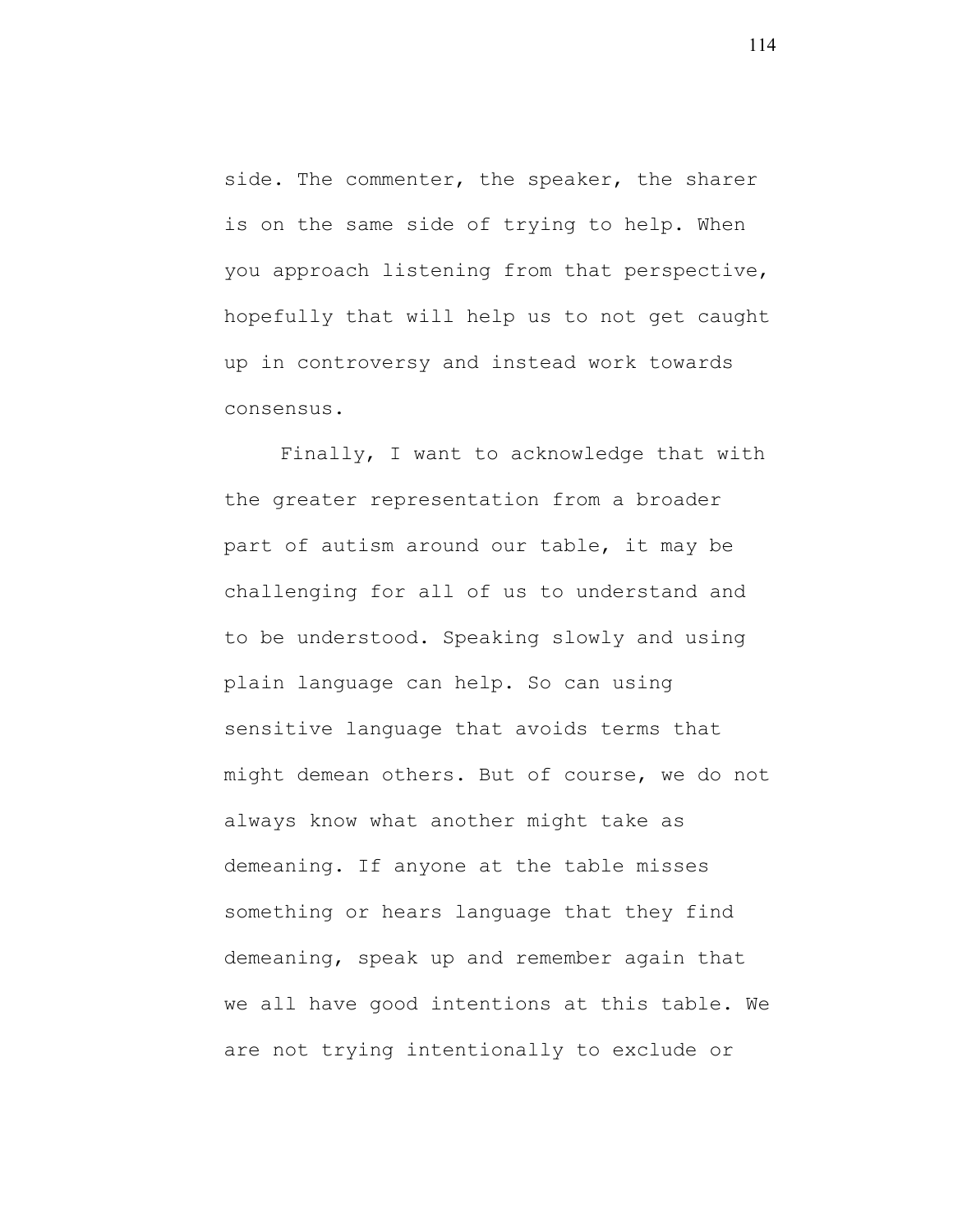side. The commenter, the speaker, the sharer is on the same side of trying to help. When you approach listening from that perspective, hopefully that will help us to not get caught up in controversy and instead work towards consensus.

Finally, I want to acknowledge that with the greater representation from a broader part of autism around our table, it may be challenging for all of us to understand and to be understood. Speaking slowly and using plain language can help. So can using sensitive language that avoids terms that might demean others. But of course, we do not always know what another might take as demeaning. If anyone at the table misses something or hears language that they find demeaning, speak up and remember again that we all have good intentions at this table. We are not trying intentionally to exclude or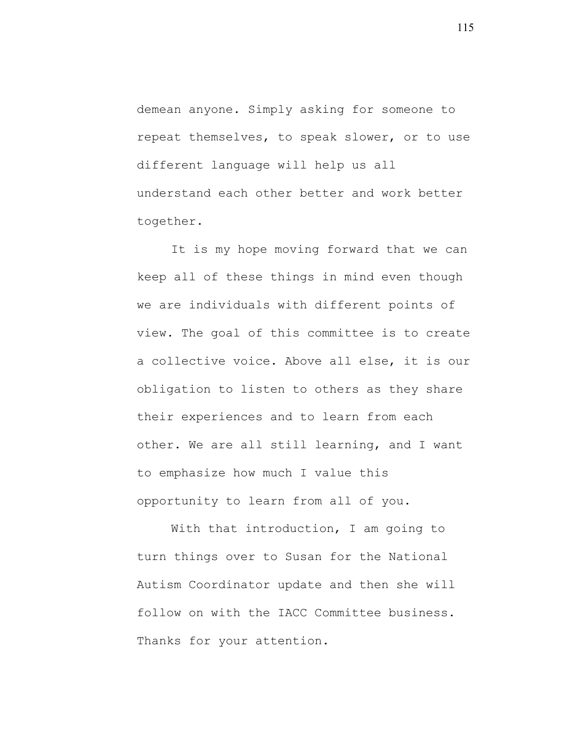demean anyone. Simply asking for someone to repeat themselves, to speak slower, or to use different language will help us all understand each other better and work better together.

It is my hope moving forward that we can keep all of these things in mind even though we are individuals with different points of view. The goal of this committee is to create a collective voice. Above all else, it is our obligation to listen to others as they share their experiences and to learn from each other. We are all still learning, and I want to emphasize how much I value this opportunity to learn from all of you.

With that introduction, I am going to turn things over to Susan for the National Autism Coordinator update and then she will follow on with the IACC Committee business. Thanks for your attention.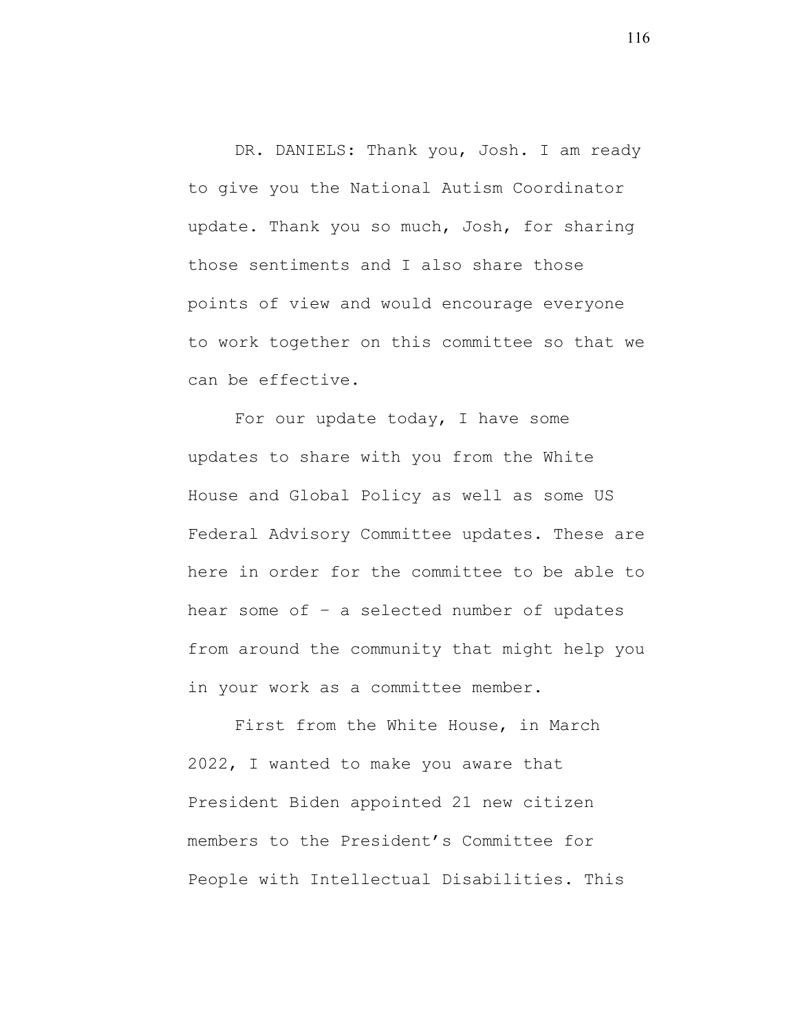DR. DANIELS: Thank you, Josh. I am ready to give you the National Autism Coordinator update. Thank you so much, Josh, for sharing those sentiments and I also share those points of view and would encourage everyone to work together on this committee so that we can be effective.

For our update today, I have some updates to share with you from the White House and Global Policy as well as some US Federal Advisory Committee updates. These are here in order for the committee to be able to hear some of – a selected number of updates from around the community that might help you in your work as a committee member.

First from the White House, in March 2022, I wanted to make you aware that President Biden appointed 21 new citizen members to the President's Committee for People with Intellectual Disabilities. This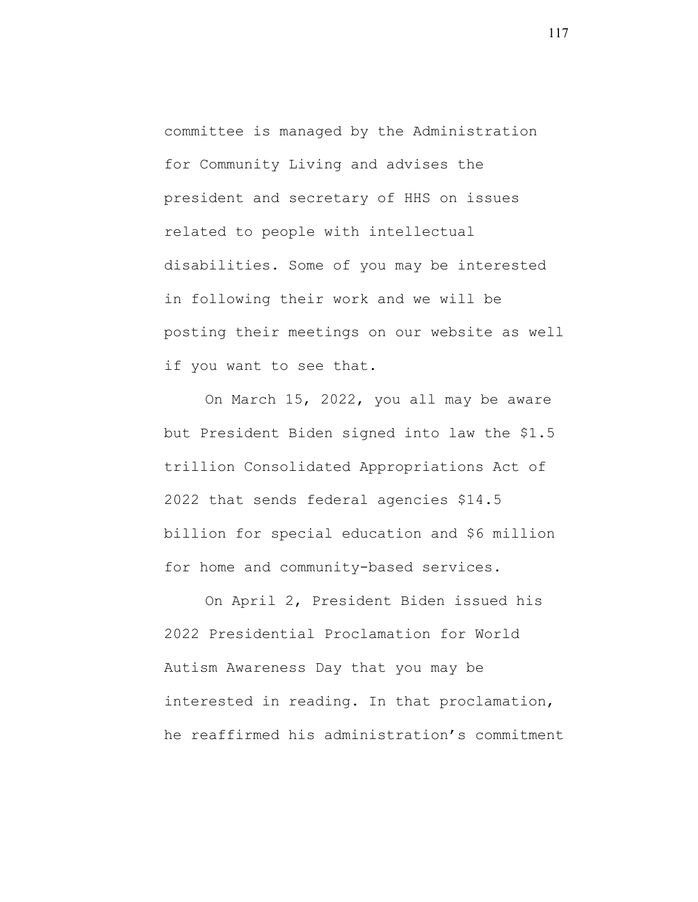committee is managed by the Administration for Community Living and advises the president and secretary of HHS on issues related to people with intellectual disabilities. Some of you may be interested in following their work and we will be posting their meetings on our website as well if you want to see that.

On March 15, 2022, you all may be aware but President Biden signed into law the $1.5 trillion Consolidated Appropriations Act of 2022 that sends federal agencies $14.5 billion for special education and $6 million for home and community-based services.

On April 2, President Biden issued his 2022 Presidential Proclamation for World Autism Awareness Day that you may be interested in reading. In that proclamation, he reaffirmed his administration's commitment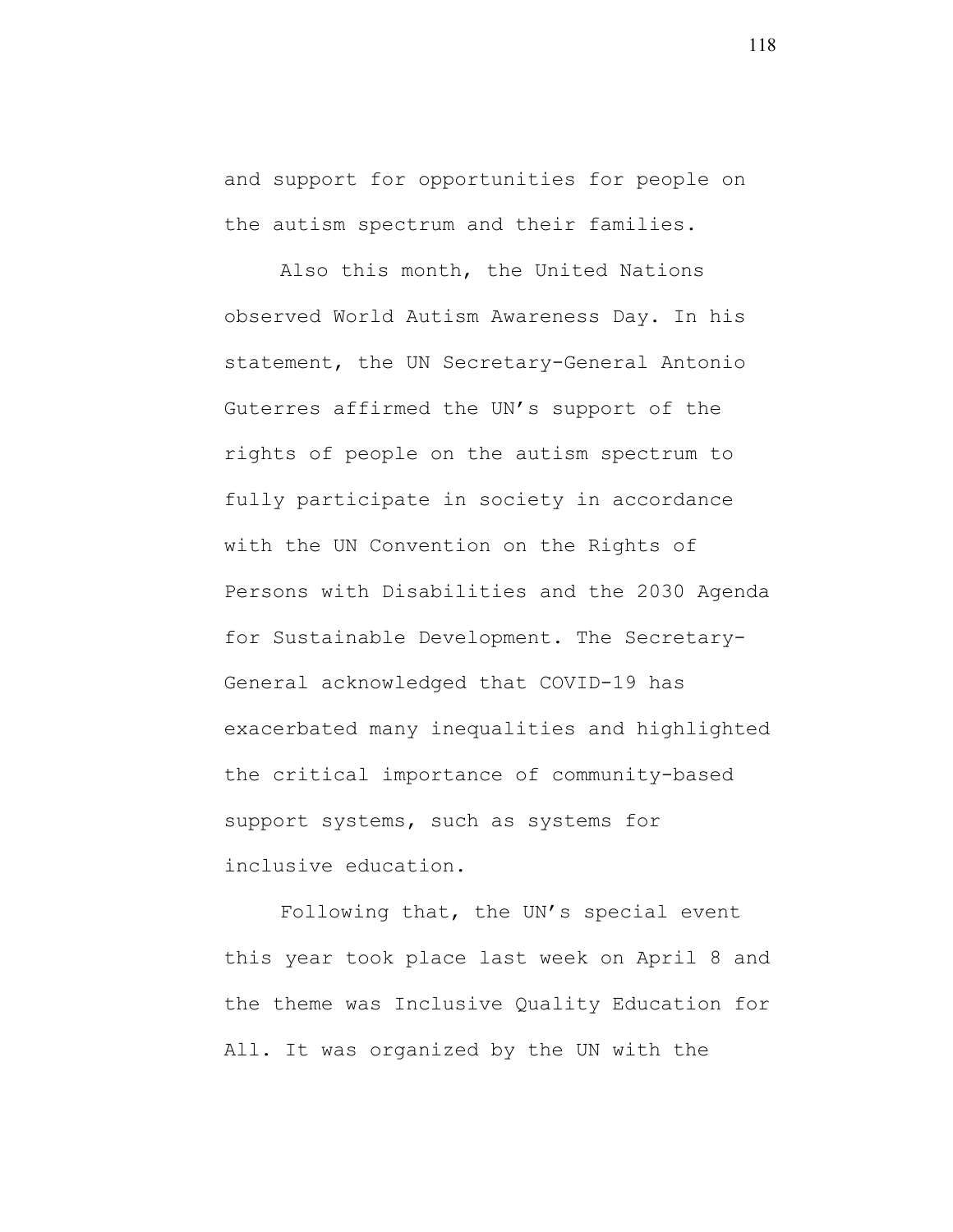and support for opportunities for people on the autism spectrum and their families.

Also this month, the United Nations observed World Autism Awareness Day. In his statement, the UN Secretary-General Antonio Guterres affirmed the UN's support of the rights of people on the autism spectrum to fully participate in society in accordance with the UN Convention on the Rights of Persons with Disabilities and the 2030 Agenda for Sustainable Development. The Secretary-General acknowledged that COVID-19 has exacerbated many inequalities and highlighted the critical importance of community-based support systems, such as systems for inclusive education.

Following that, the UN's special event this year took place last week on April 8 and the theme was Inclusive Quality Education for All. It was organized by the UN with the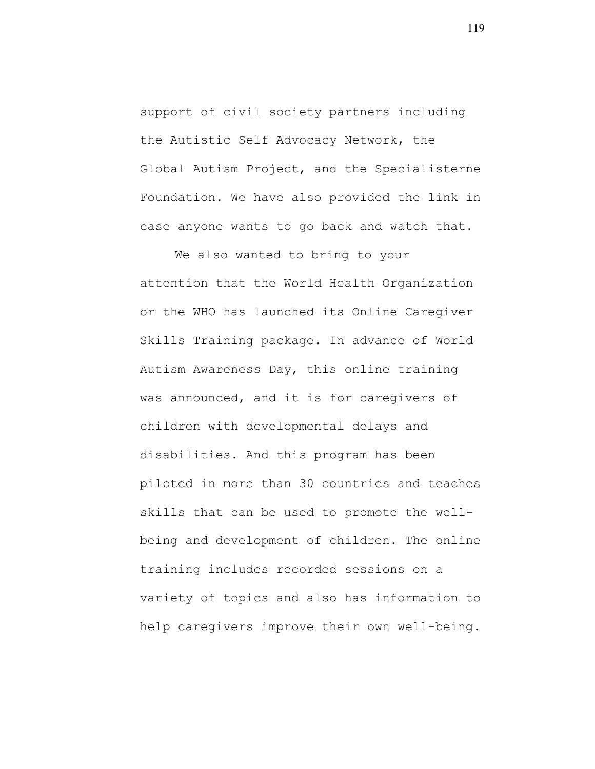support of civil society partners including the Autistic Self Advocacy Network, the Global Autism Project, and the Specialisterne Foundation. We have also provided the link in case anyone wants to go back and watch that.

We also wanted to bring to your attention that the World Health Organization or the WHO has launched its Online Caregiver Skills Training package. In advance of World Autism Awareness Day, this online training was announced, and it is for caregivers of children with developmental delays and disabilities. And this program has been piloted in more than 30 countries and teaches skills that can be used to promote the well-being and development of children. The online training includes recorded sessions on a variety of topics and also has information to help caregivers improve their own well-being.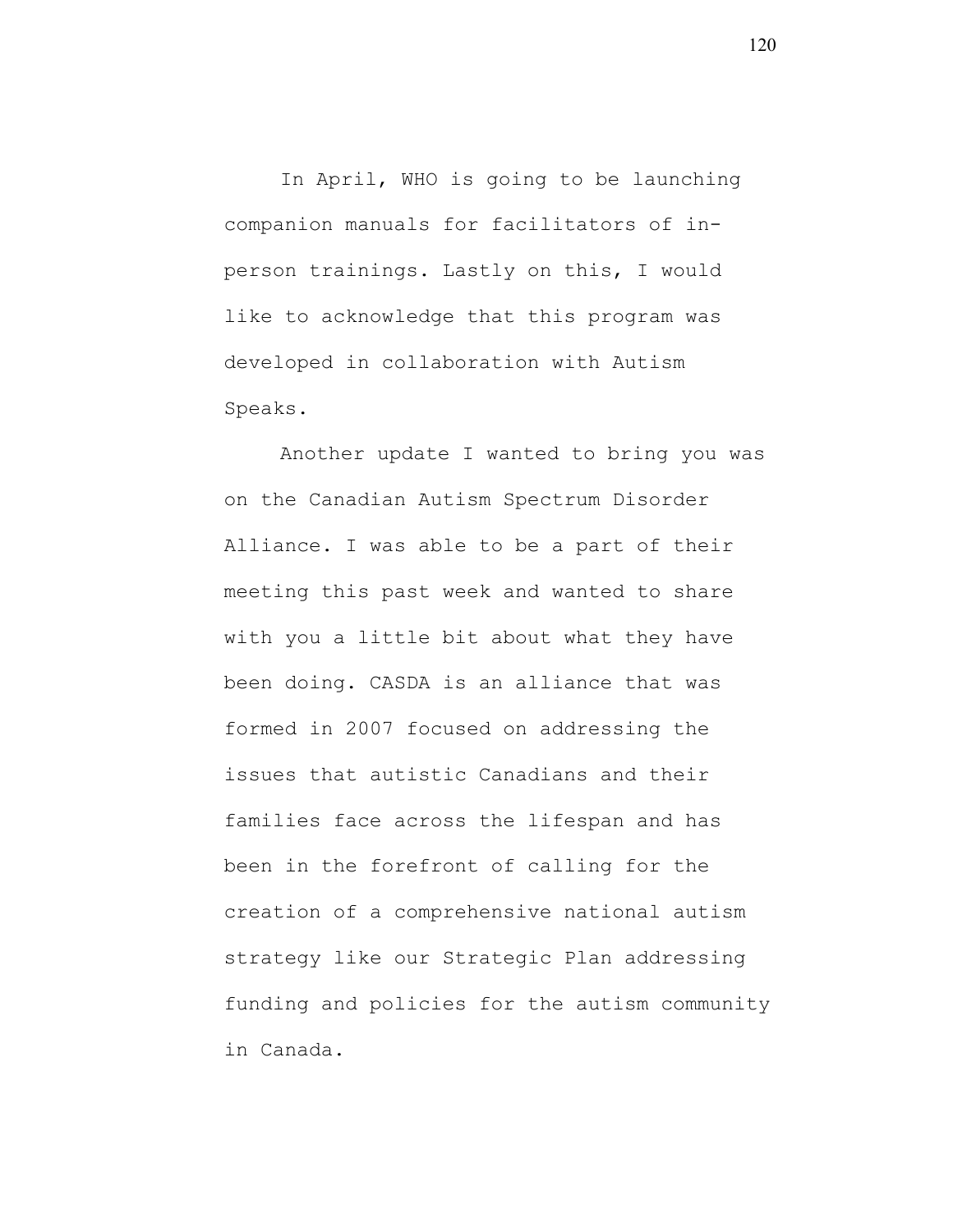In April, WHO is going to be launching companion manuals for facilitators of in-person trainings. Lastly on this, I would like to acknowledge that this program was developed in collaboration with Autism Speaks.

Another update I wanted to bring you was on the Canadian Autism Spectrum Disorder Alliance. I was able to be a part of their meeting this past week and wanted to share with you a little bit about what they have been doing. CASDA is an alliance that was formed in 2007 focused on addressing the issues that autistic Canadians and their families face across the lifespan and has been in the forefront of calling for the creation of a comprehensive national autism strategy like our Strategic Plan addressing funding and policies for the autism community in Canada.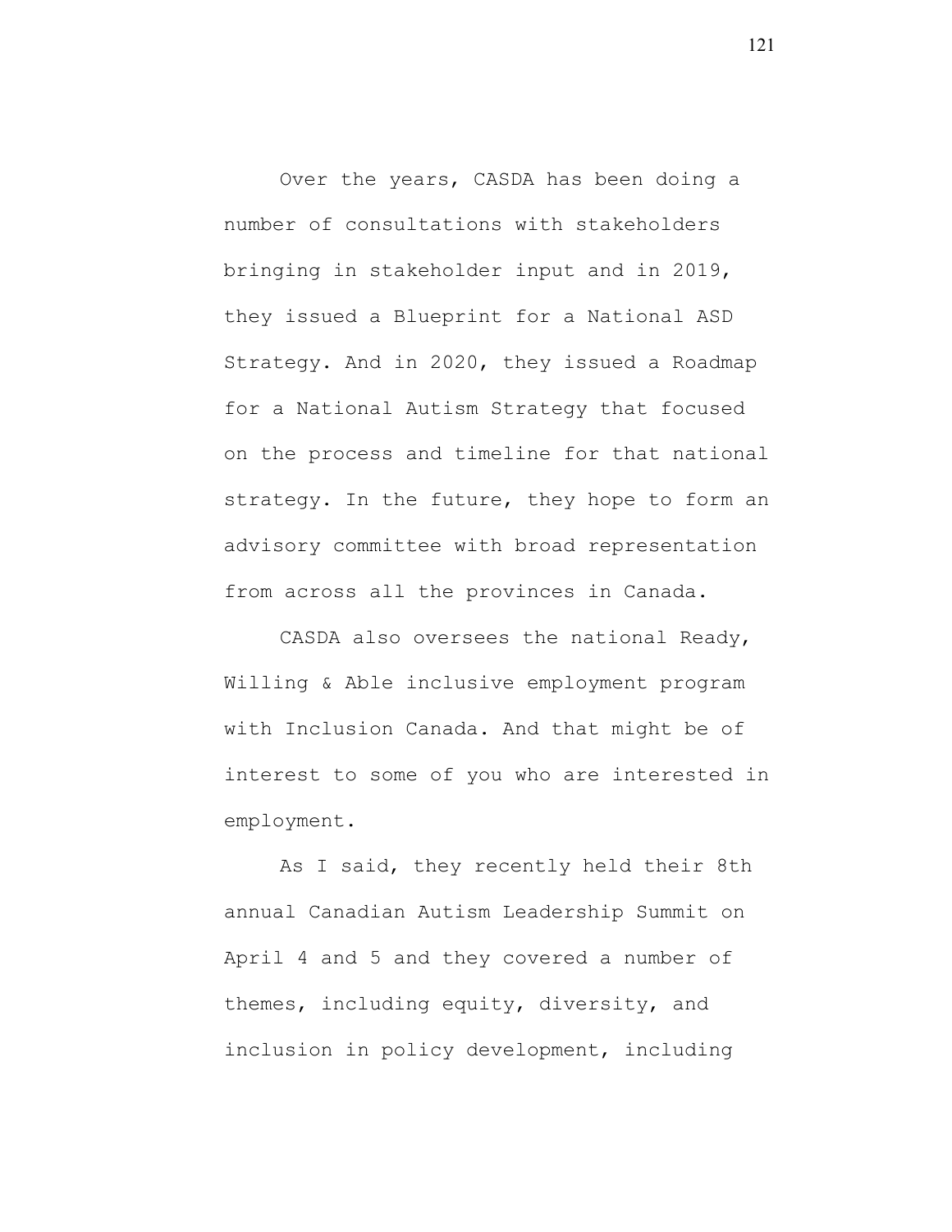Over the years, CASDA has been doing a number of consultations with stakeholders bringing in stakeholder input and in 2019, they issued a Blueprint for a National ASD Strategy. And in 2020, they issued a Roadmap for a National Autism Strategy that focused on the process and timeline for that national strategy. In the future, they hope to form an advisory committee with broad representation from across all the provinces in Canada.

CASDA also oversees the national Ready, Willing & Able inclusive employment program with Inclusion Canada. And that might be of interest to some of you who are interested in employment.

As I said, they recently held their 8th annual Canadian Autism Leadership Summit on April 4 and 5 and they covered a number of themes, including equity, diversity, and inclusion in policy development, including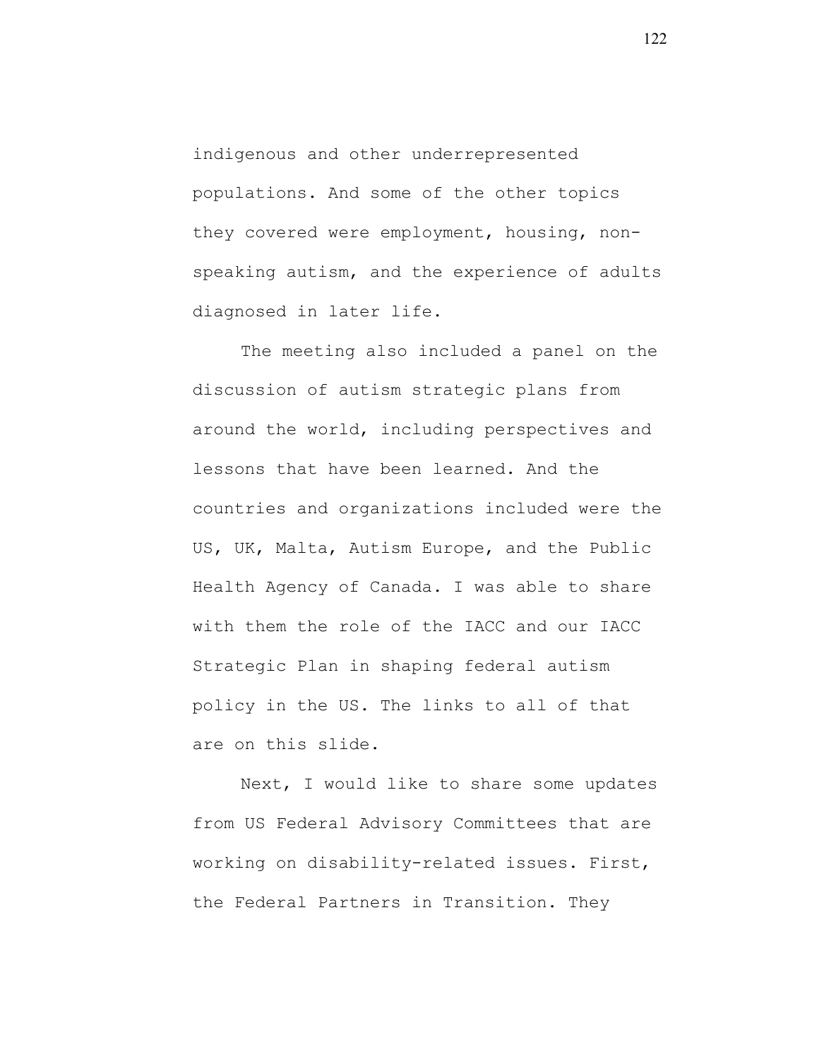indigenous and other underrepresented populations. And some of the other topics they covered were employment, housing, non-speaking autism, and the experience of adults diagnosed in later life.

The meeting also included a panel on the discussion of autism strategic plans from around the world, including perspectives and lessons that have been learned. And the countries and organizations included were the US, UK, Malta, Autism Europe, and the Public Health Agency of Canada. I was able to share with them the role of the IACC and our IACC Strategic Plan in shaping federal autism policy in the US. The links to all of that are on this slide.

Next, I would like to share some updates from US Federal Advisory Committees that are working on disability-related issues. First, the Federal Partners in Transition. They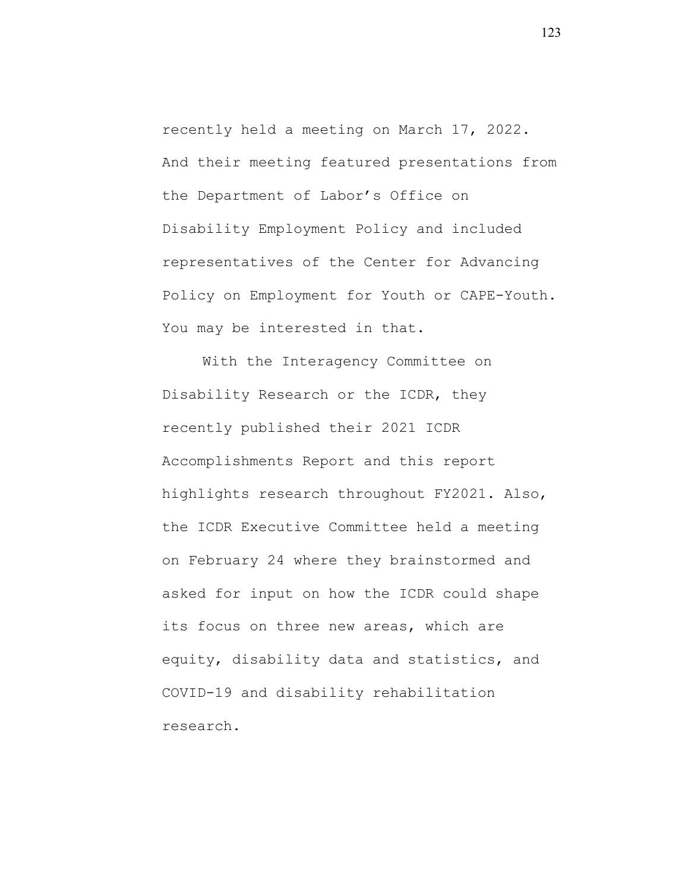recently held a meeting on March 17, 2022. And their meeting featured presentations from the Department of Labor's Office on Disability Employment Policy and included representatives of the Center for Advancing Policy on Employment for Youth or CAPE-Youth. You may be interested in that.

With the Interagency Committee on Disability Research or the ICDR, they recently published their 2021 ICDR Accomplishments Report and this report highlights research throughout FY2021. Also, the ICDR Executive Committee held a meeting on February 24 where they brainstormed and asked for input on how the ICDR could shape its focus on three new areas, which are equity, disability data and statistics, and COVID-19 and disability rehabilitation research.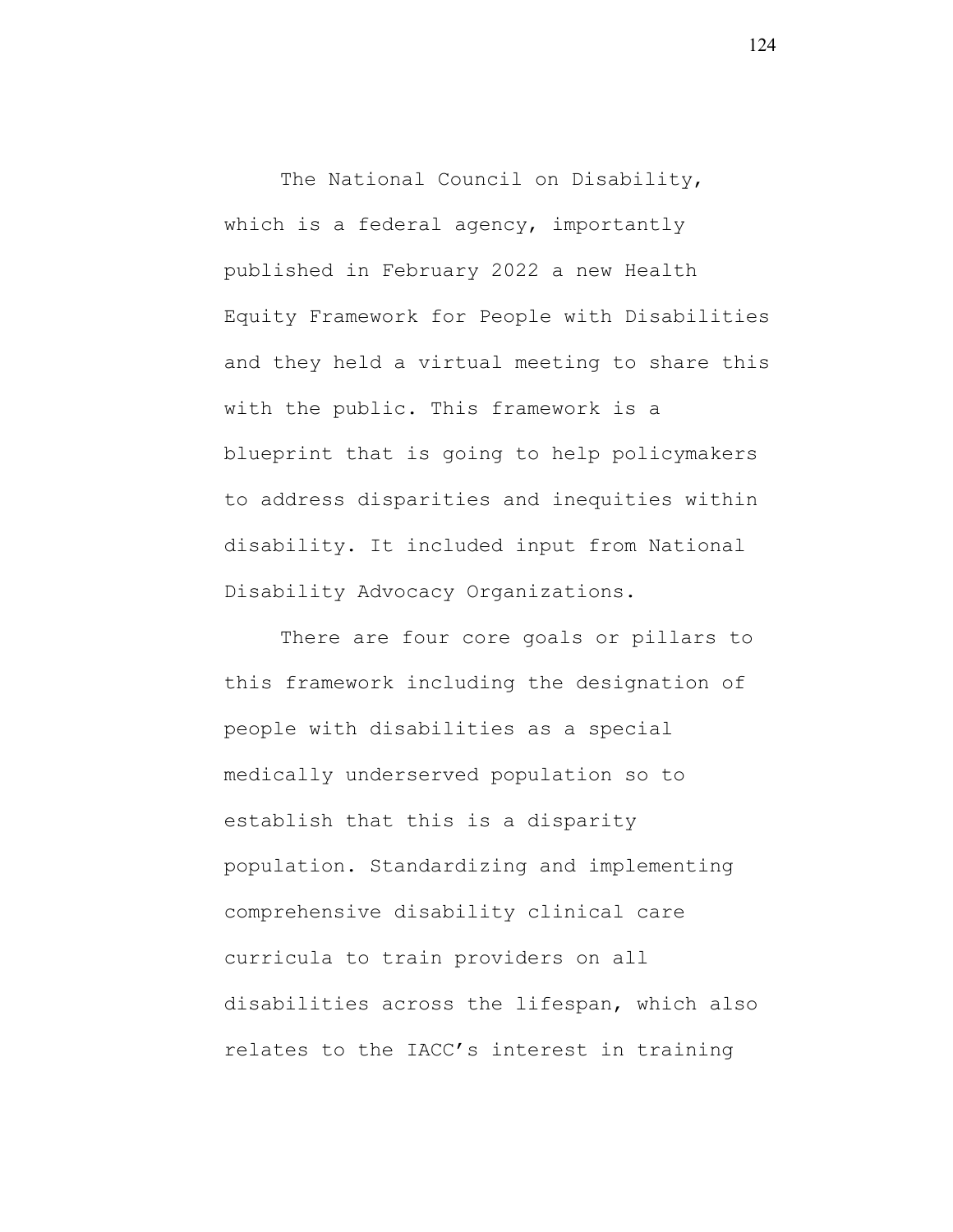The National Council on Disability, which is a federal agency, importantly published in February 2022 a new Health Equity Framework for People with Disabilities and they held a virtual meeting to share this with the public. This framework is a blueprint that is going to help policymakers to address disparities and inequities within disability. It included input from National Disability Advocacy Organizations.

There are four core goals or pillars to this framework including the designation of people with disabilities as a special medically underserved population so to establish that this is a disparity population. Standardizing and implementing comprehensive disability clinical care curricula to train providers on all disabilities across the lifespan, which also relates to the IACC's interest in training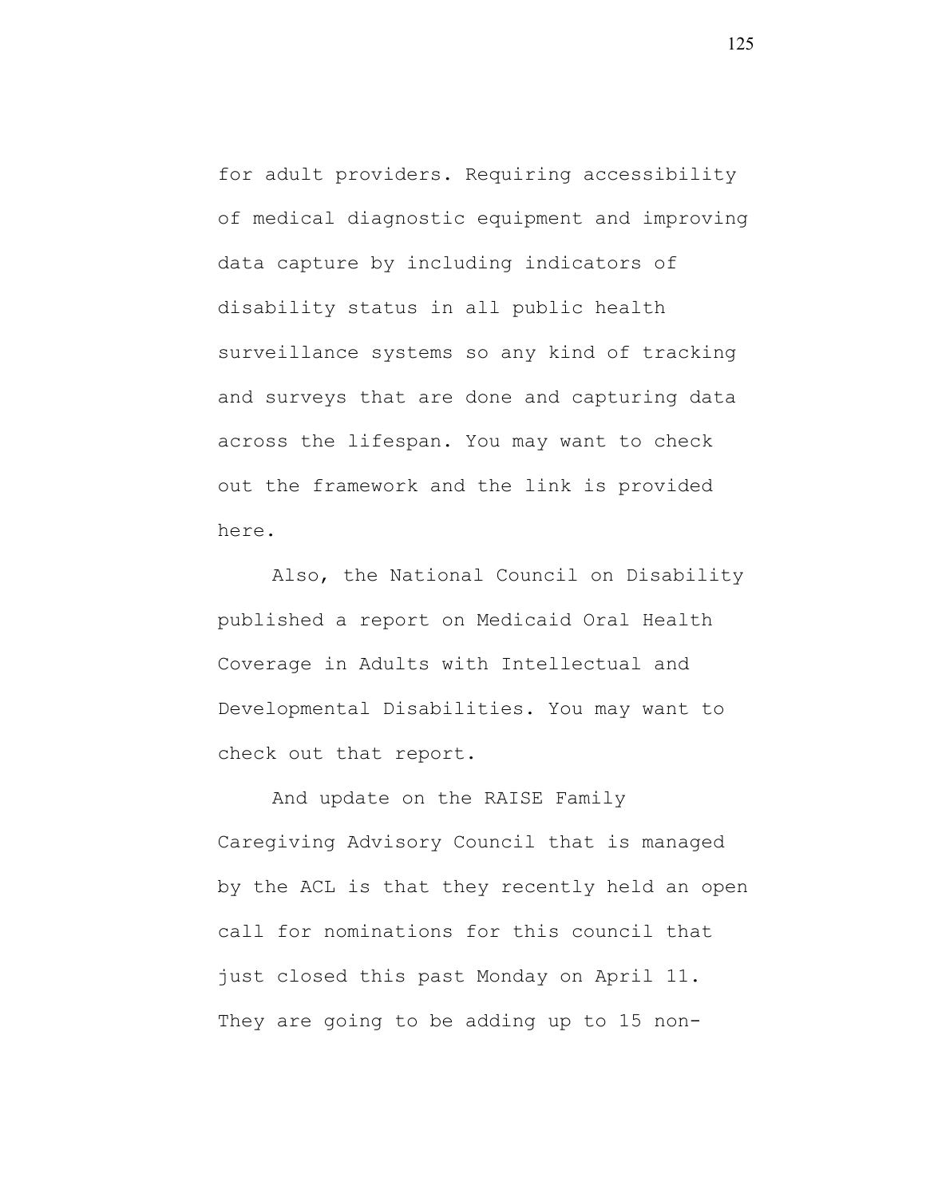for adult providers. Requiring accessibility of medical diagnostic equipment and improving data capture by including indicators of disability status in all public health surveillance systems so any kind of tracking and surveys that are done and capturing data across the lifespan. You may want to check out the framework and the link is provided here.

Also, the National Council on Disability published a report on Medicaid Oral Health Coverage in Adults with Intellectual and Developmental Disabilities. You may want to check out that report.

And update on the RAISE Family Caregiving Advisory Council that is managed by the ACL is that they recently held an open call for nominations for this council that just closed this past Monday on April 11. They are going to be adding up to 15 non-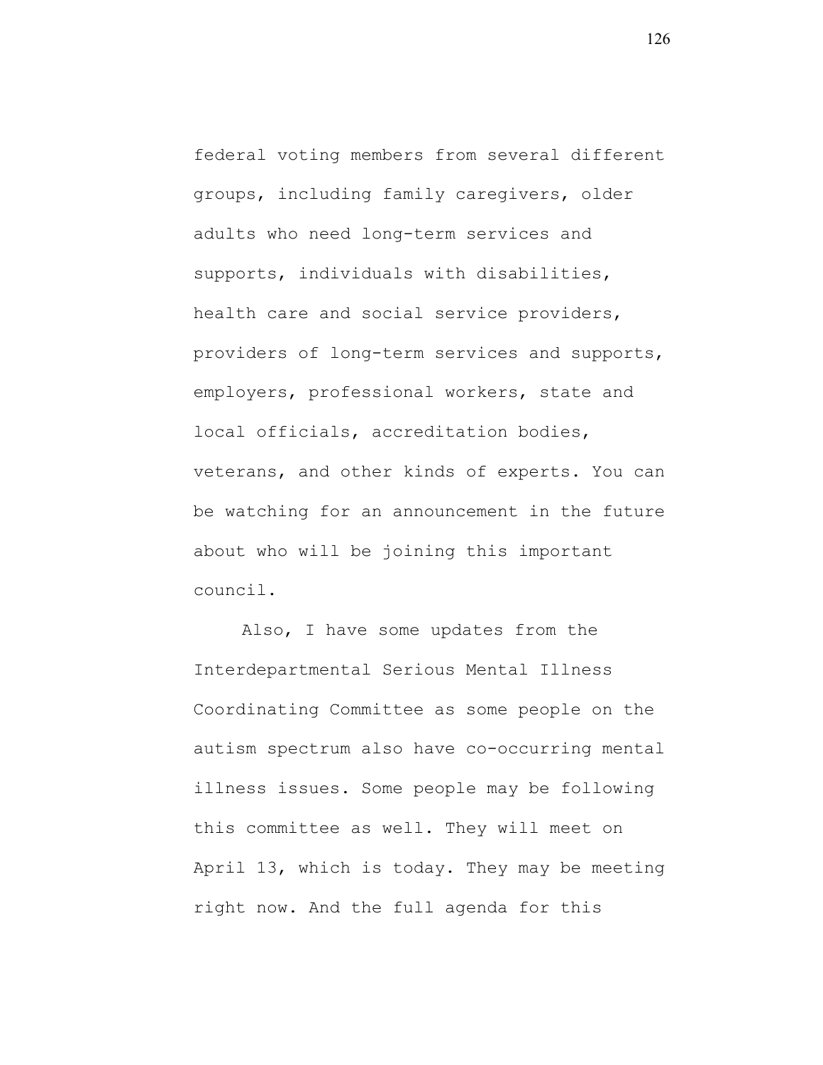federal voting members from several different groups, including family caregivers, older adults who need long-term services and supports, individuals with disabilities, health care and social service providers, providers of long-term services and supports, employers, professional workers, state and local officials, accreditation bodies, veterans, and other kinds of experts. You can be watching for an announcement in the future about who will be joining this important council.

Also, I have some updates from the Interdepartmental Serious Mental Illness Coordinating Committee as some people on the autism spectrum also have co-occurring mental illness issues. Some people may be following this committee as well. They will meet on April 13, which is today. They may be meeting right now. And the full agenda for this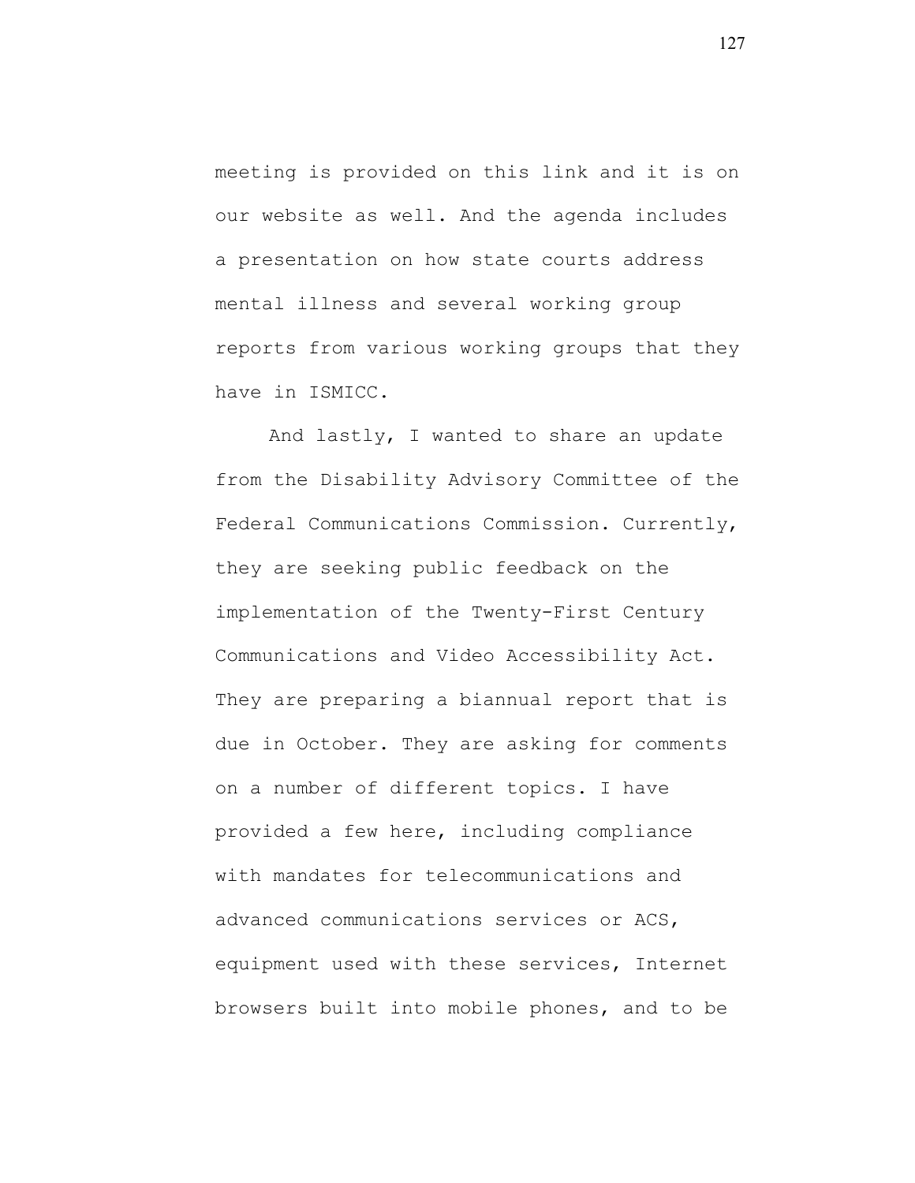meeting is provided on this link and it is on our website as well. And the agenda includes a presentation on how state courts address mental illness and several working group reports from various working groups that they have in ISMICC.

And lastly, I wanted to share an update from the Disability Advisory Committee of the Federal Communications Commission. Currently, they are seeking public feedback on the implementation of the Twenty-First Century Communications and Video Accessibility Act. They are preparing a biannual report that is due in October. They are asking for comments on a number of different topics. I have provided a few here, including compliance with mandates for telecommunications and advanced communications services or ACS, equipment used with these services, Internet browsers built into mobile phones, and to be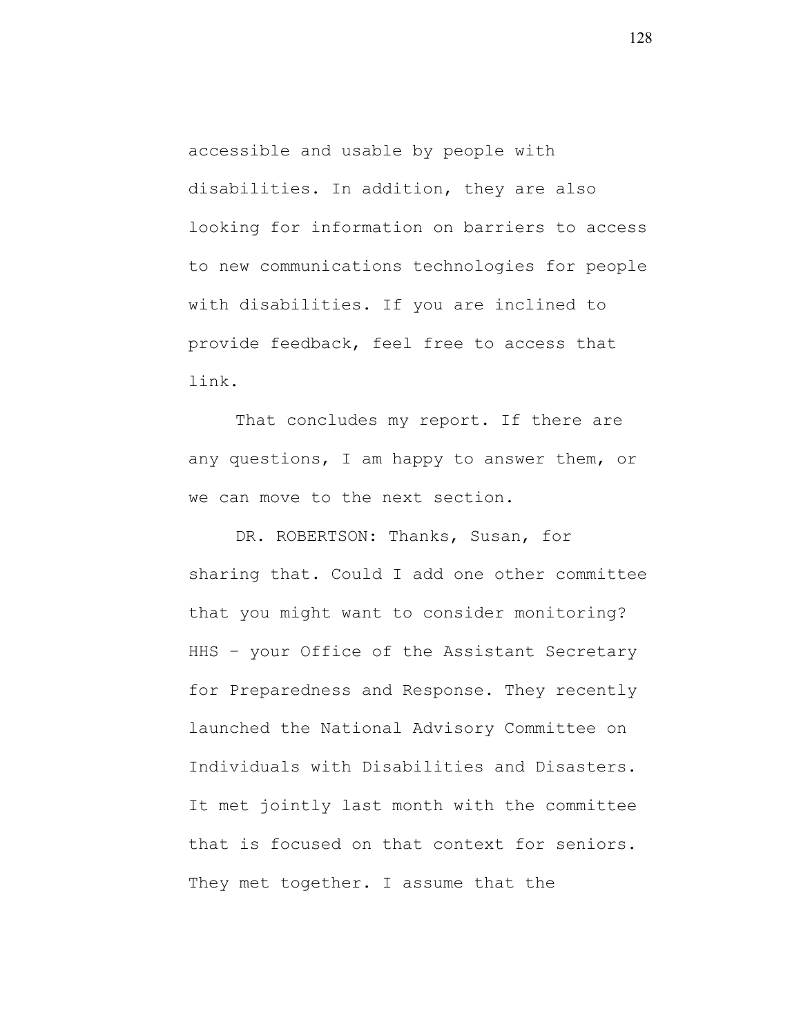accessible and usable by people with disabilities. In addition, they are also looking for information on barriers to access to new communications technologies for people with disabilities. If you are inclined to provide feedback, feel free to access that link.

That concludes my report. If there are any questions, I am happy to answer them, or we can move to the next section.

DR. ROBERTSON: Thanks, Susan, for sharing that. Could I add one other committee that you might want to consider monitoring? HHS – your Office of the Assistant Secretary for Preparedness and Response. They recently launched the National Advisory Committee on Individuals with Disabilities and Disasters. It met jointly last month with the committee that is focused on that context for seniors. They met together. I assume that the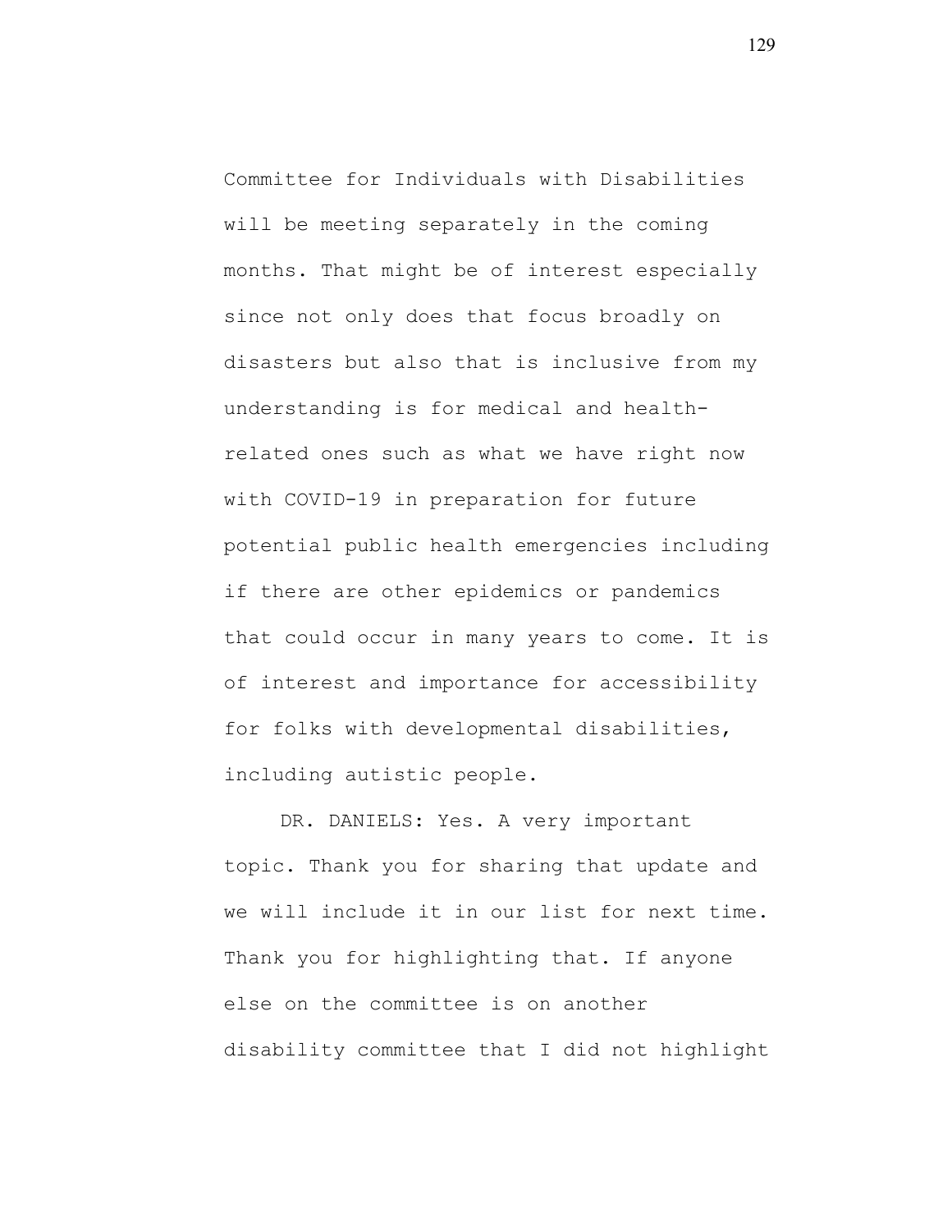Committee for Individuals with Disabilities will be meeting separately in the coming months. That might be of interest especially since not only does that focus broadly on disasters but also that is inclusive from my understanding is for medical and health-related ones such as what we have right now with COVID-19 in preparation for future potential public health emergencies including if there are other epidemics or pandemics that could occur in many years to come. It is of interest and importance for accessibility for folks with developmental disabilities, including autistic people.

DR. DANIELS: Yes. A very important topic. Thank you for sharing that update and we will include it in our list for next time. Thank you for highlighting that. If anyone else on the committee is on another disability committee that I did not highlight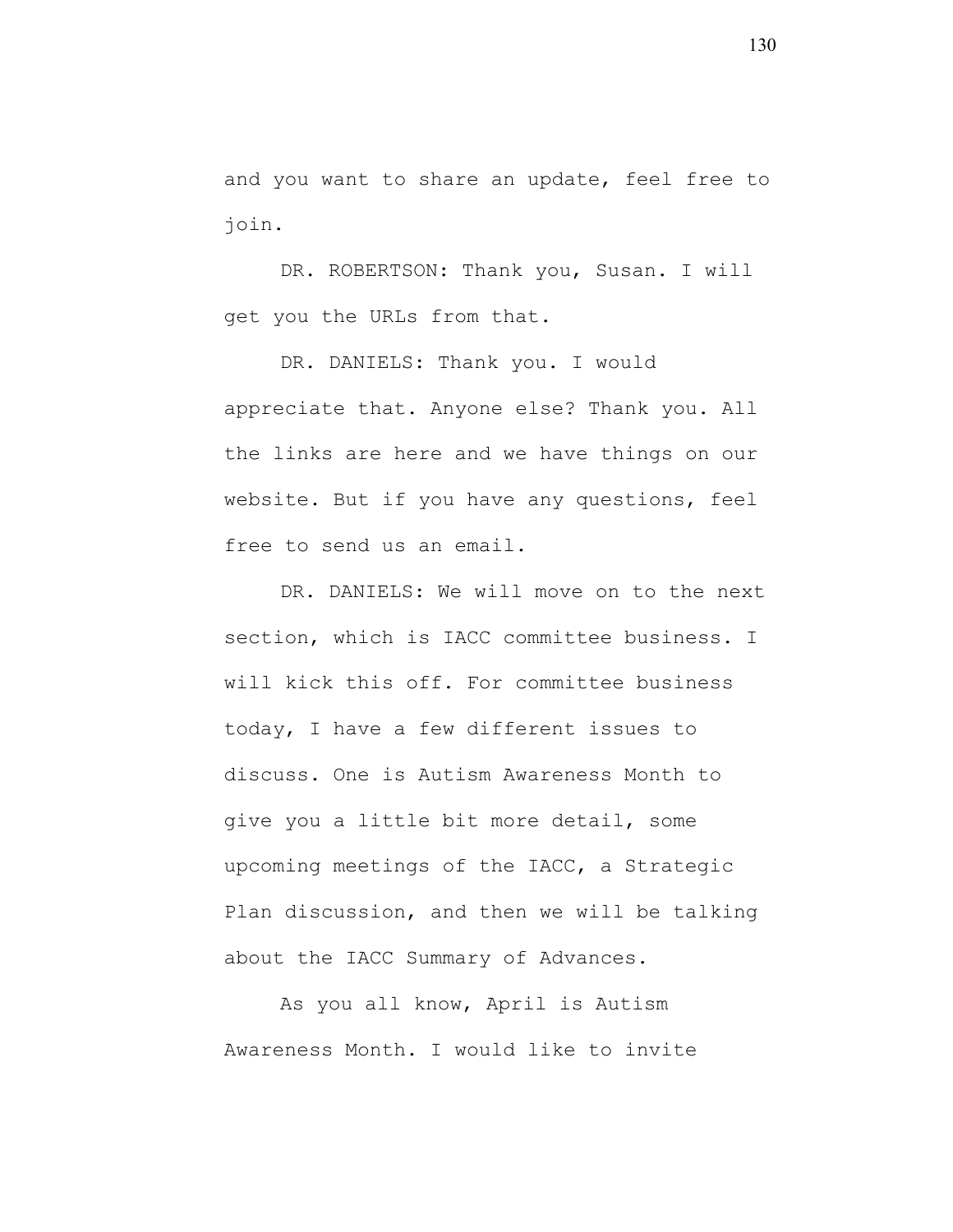and you want to share an update, feel free to join.

DR. ROBERTSON: Thank you, Susan. I will get you the URLs from that.

DR. DANIELS: Thank you. I would appreciate that. Anyone else? Thank you. All the links are here and we have things on our website. But if you have any questions, feel free to send us an email.

DR. DANIELS: We will move on to the next section, which is IACC committee business. I will kick this off. For committee business today, I have a few different issues to discuss. One is Autism Awareness Month to give you a little bit more detail, some upcoming meetings of the IACC, a Strategic Plan discussion, and then we will be talking about the IACC Summary of Advances.

As you all know, April is Autism Awareness Month. I would like to invite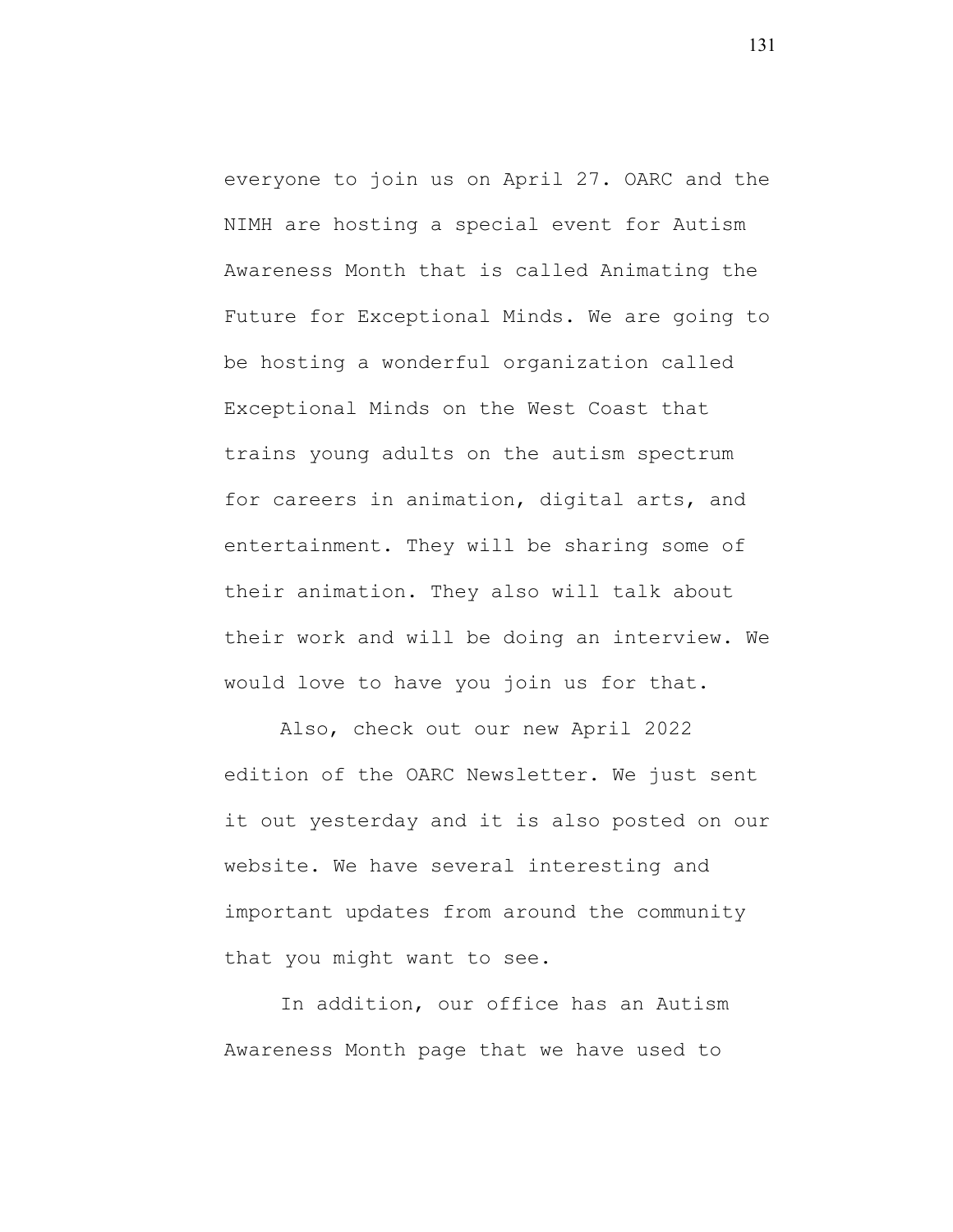everyone to join us on April 27. OARC and the NIMH are hosting a special event for Autism Awareness Month that is called Animating the Future for Exceptional Minds. We are going to be hosting a wonderful organization called Exceptional Minds on the West Coast that trains young adults on the autism spectrum for careers in animation, digital arts, and entertainment. They will be sharing some of their animation. They also will talk about their work and will be doing an interview. We would love to have you join us for that.

Also, check out our new April 2022 edition of the OARC Newsletter. We just sent it out yesterday and it is also posted on our website. We have several interesting and important updates from around the community that you might want to see.

In addition, our office has an Autism Awareness Month page that we have used to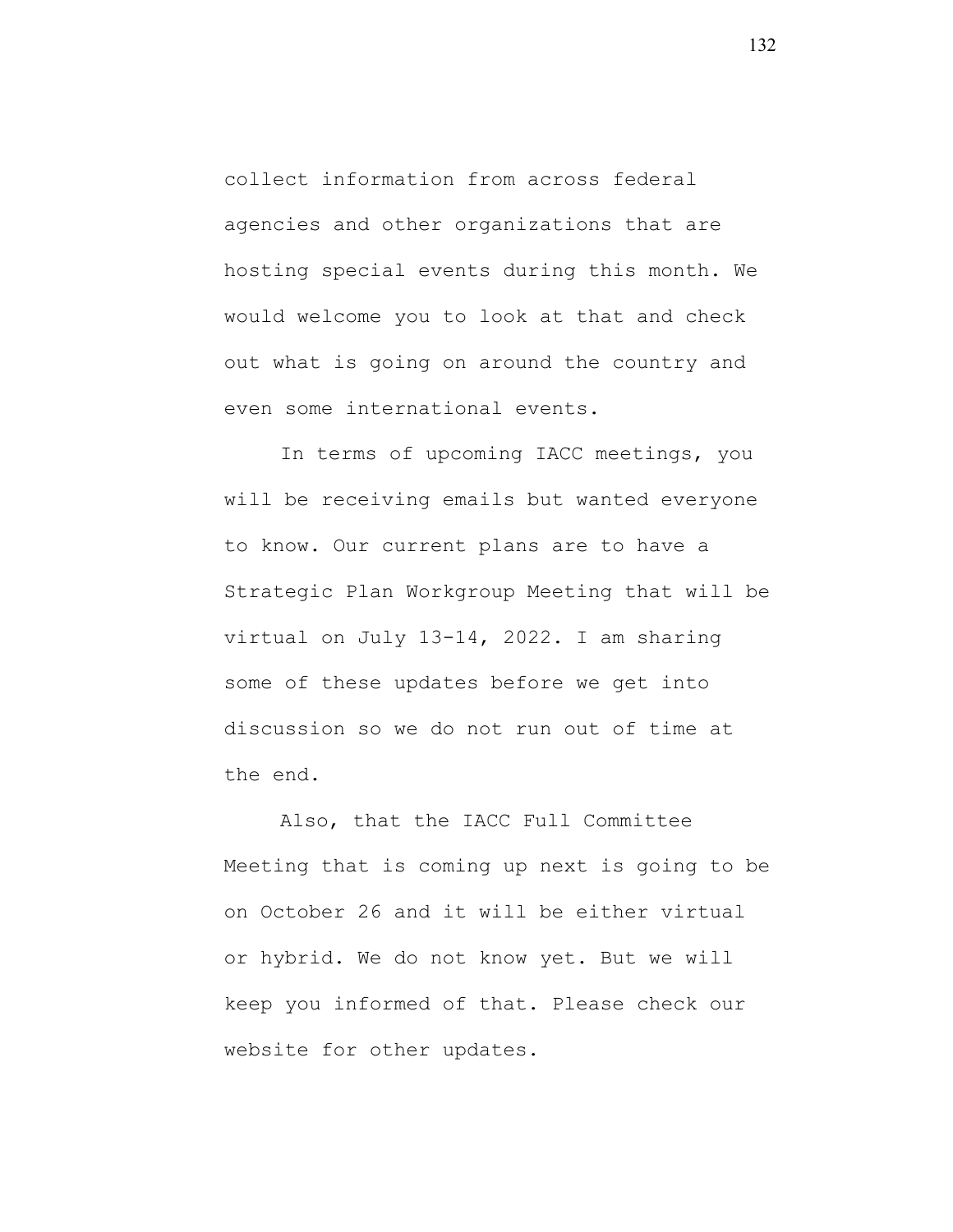collect information from across federal agencies and other organizations that are hosting special events during this month. We would welcome you to look at that and check out what is going on around the country and even some international events.

In terms of upcoming IACC meetings, you will be receiving emails but wanted everyone to know. Our current plans are to have a Strategic Plan Workgroup Meeting that will be virtual on July 13-14, 2022. I am sharing some of these updates before we get into discussion so we do not run out of time at the end.

Also, that the IACC Full Committee Meeting that is coming up next is going to be on October 26 and it will be either virtual or hybrid. We do not know yet. But we will keep you informed of that. Please check our website for other updates.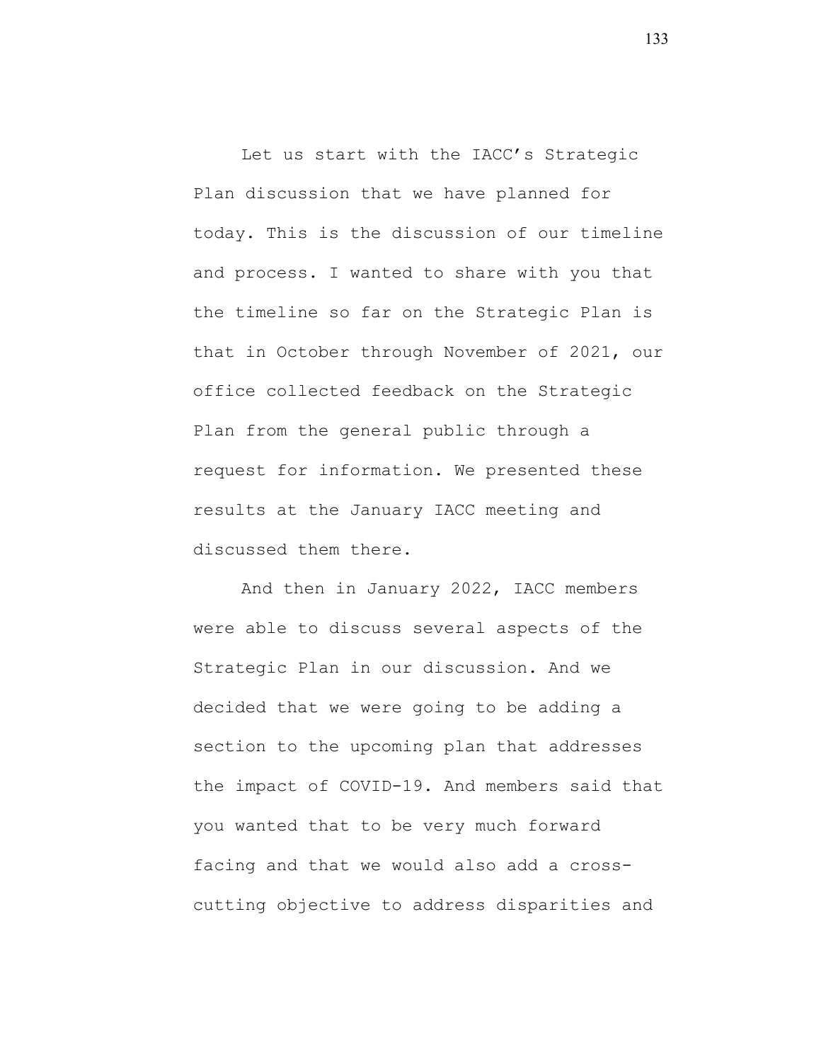Let us start with the IACC's Strategic Plan discussion that we have planned for today. This is the discussion of our timeline and process. I wanted to share with you that the timeline so far on the Strategic Plan is that in October through November of 2021, our office collected feedback on the Strategic Plan from the general public through a request for information. We presented these results at the January IACC meeting and discussed them there.

And then in January 2022, IACC members were able to discuss several aspects of the Strategic Plan in our discussion. And we decided that we were going to be adding a section to the upcoming plan that addresses the impact of COVID-19. And members said that you wanted that to be very much forward facing and that we would also add a cross-cutting objective to address disparities and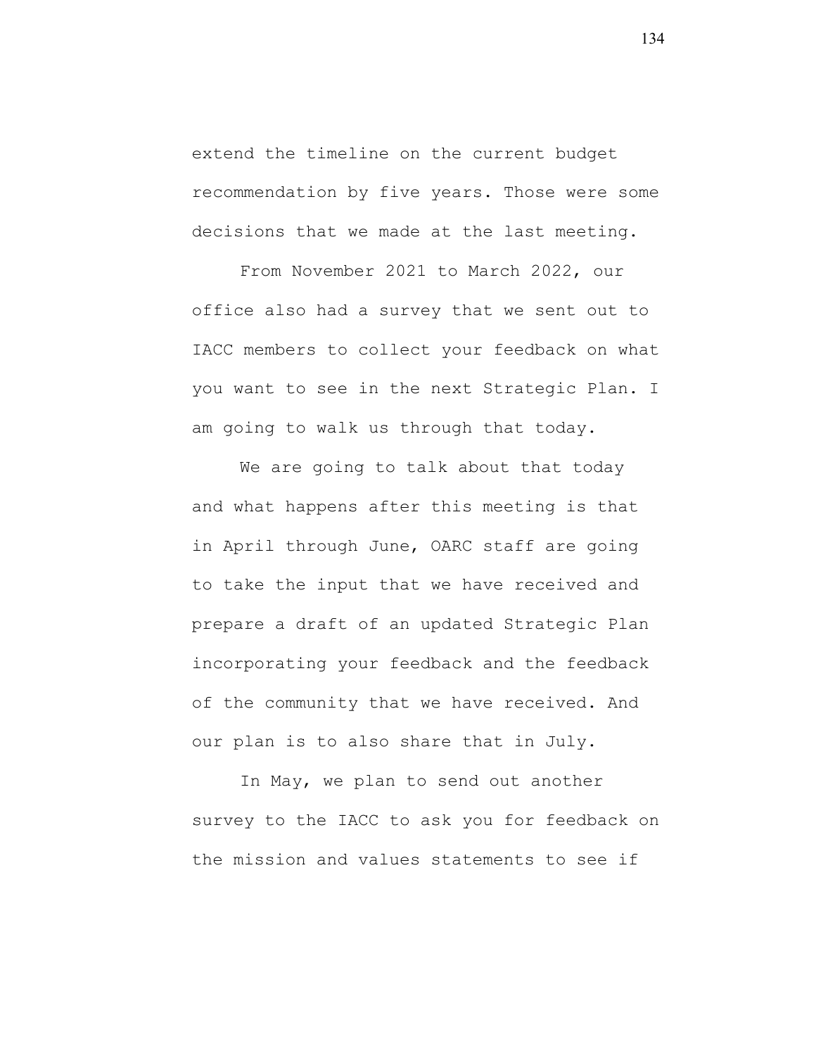extend the timeline on the current budget recommendation by five years. Those were some decisions that we made at the last meeting.

From November 2021 to March 2022, our office also had a survey that we sent out to IACC members to collect your feedback on what you want to see in the next Strategic Plan. I am going to walk us through that today.

We are going to talk about that today and what happens after this meeting is that in April through June, OARC staff are going to take the input that we have received and prepare a draft of an updated Strategic Plan incorporating your feedback and the feedback of the community that we have received. And our plan is to also share that in July.

In May, we plan to send out another survey to the IACC to ask you for feedback on the mission and values statements to see if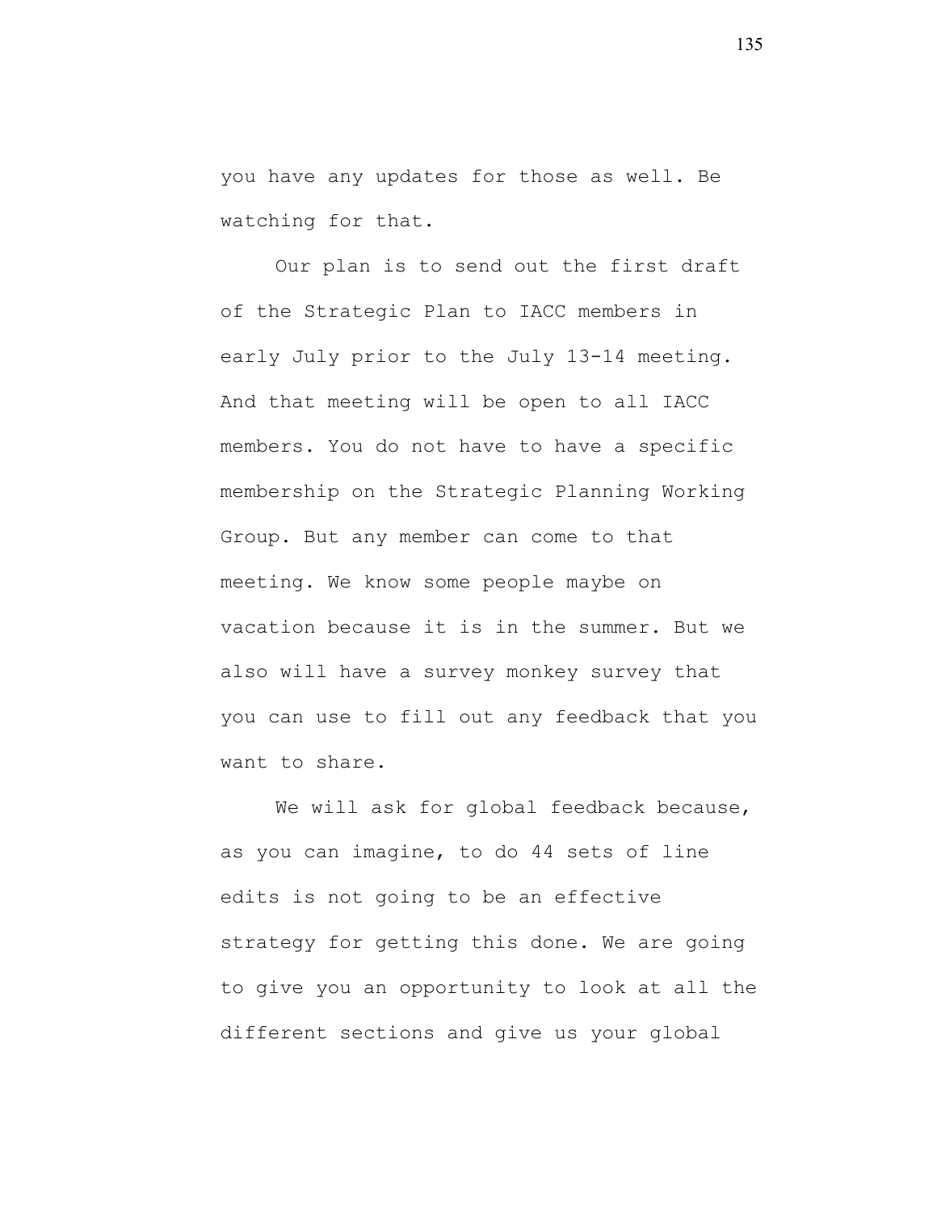you have any updates for those as well. Be watching for that.

Our plan is to send out the first draft of the Strategic Plan to IACC members in early July prior to the July 13-14 meeting. And that meeting will be open to all IACC members. You do not have to have a specific membership on the Strategic Planning Working Group. But any member can come to that meeting. We know some people maybe on vacation because it is in the summer. But we also will have a survey monkey survey that you can use to fill out any feedback that you want to share.

We will ask for global feedback because, as you can imagine, to do 44 sets of line edits is not going to be an effective strategy for getting this done. We are going to give you an opportunity to look at all the different sections and give us your global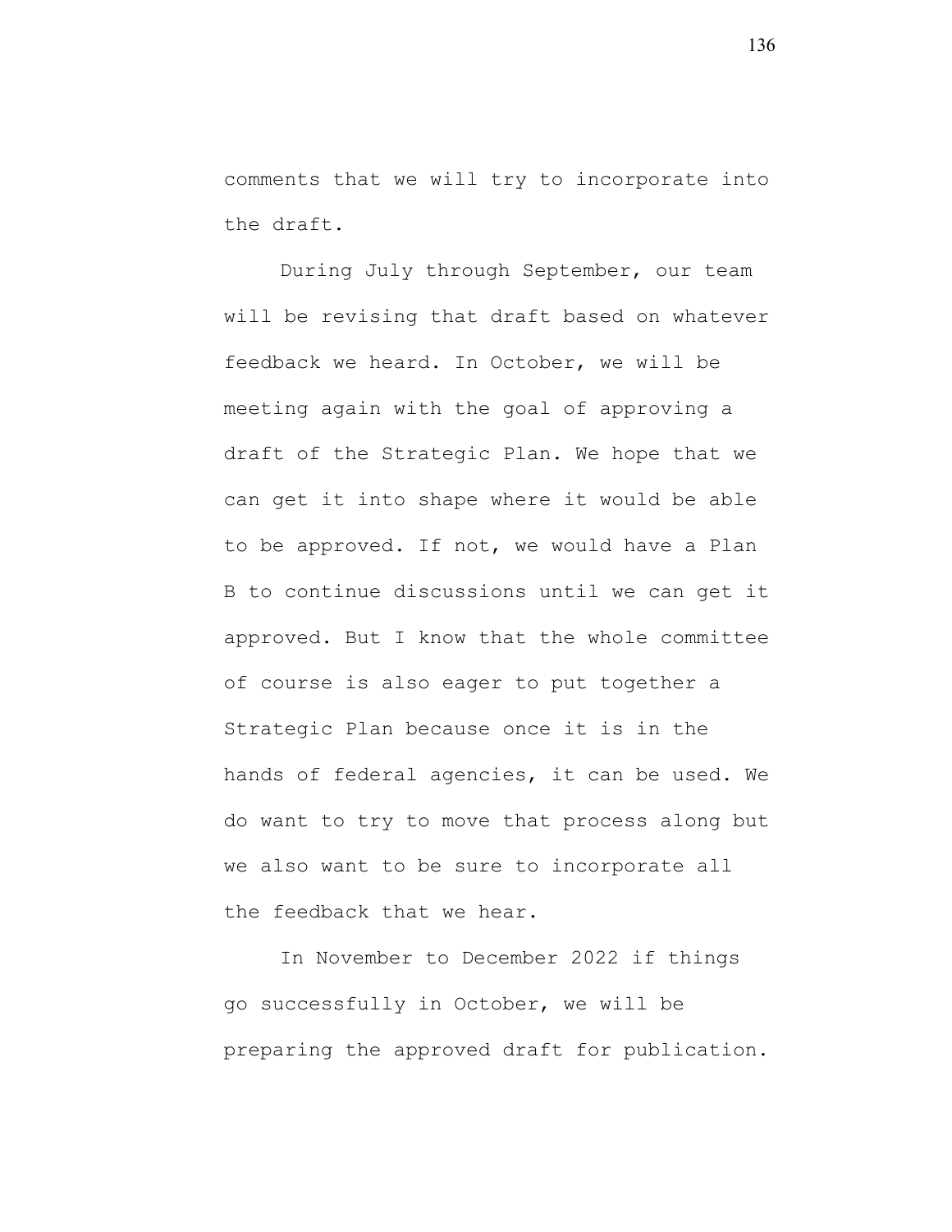comments that we will try to incorporate into the draft.

During July through September, our team will be revising that draft based on whatever feedback we heard. In October, we will be meeting again with the goal of approving a draft of the Strategic Plan. We hope that we can get it into shape where it would be able to be approved. If not, we would have a Plan B to continue discussions until we can get it approved. But I know that the whole committee of course is also eager to put together a Strategic Plan because once it is in the hands of federal agencies, it can be used. We do want to try to move that process along but we also want to be sure to incorporate all the feedback that we hear.

In November to December 2022 if things go successfully in October, we will be preparing the approved draft for publication.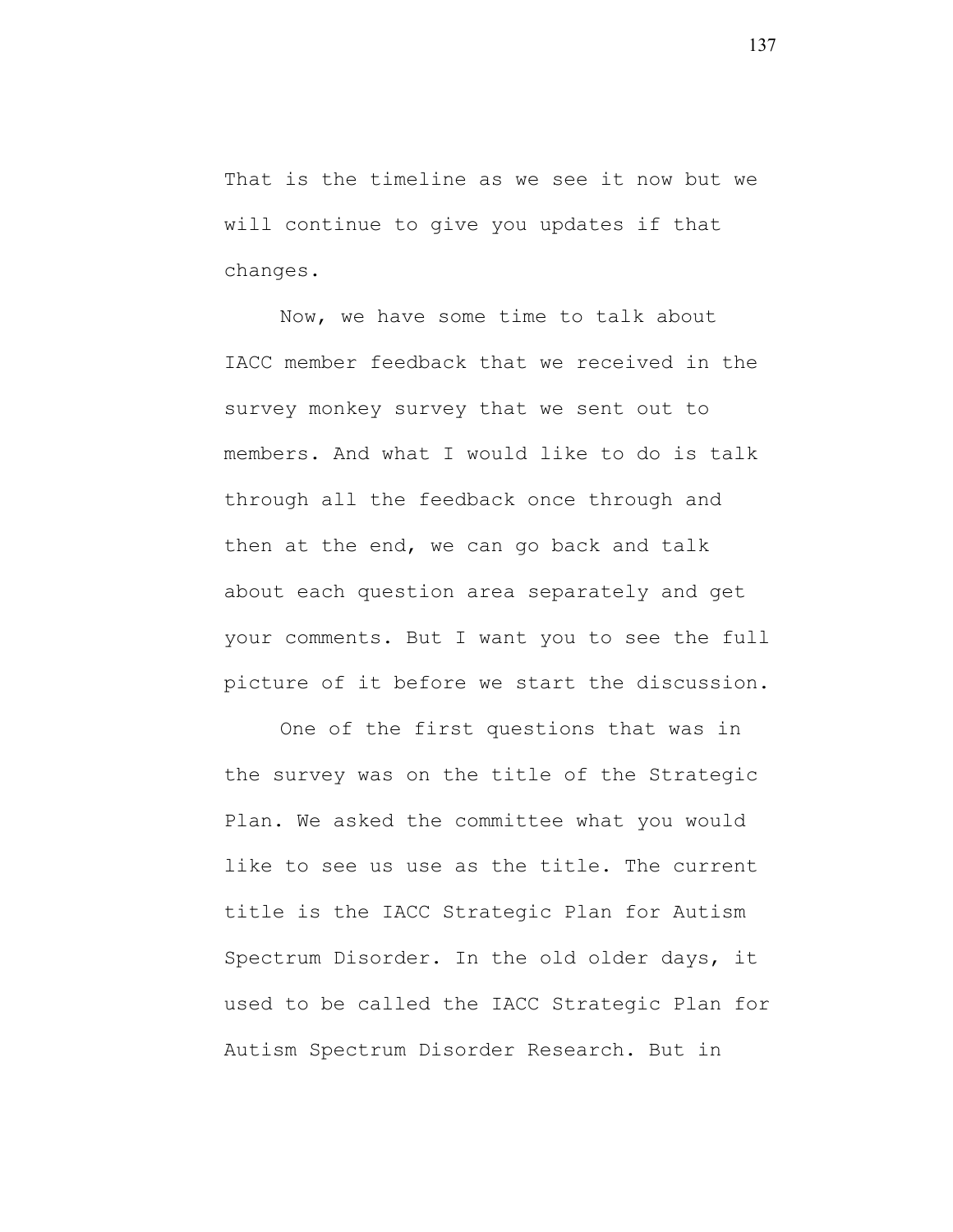That is the timeline as we see it now but we will continue to give you updates if that changes.

Now, we have some time to talk about IACC member feedback that we received in the survey monkey survey that we sent out to members. And what I would like to do is talk through all the feedback once through and then at the end, we can go back and talk about each question area separately and get your comments. But I want you to see the full picture of it before we start the discussion.

One of the first questions that was in the survey was on the title of the Strategic Plan. We asked the committee what you would like to see us use as the title. The current title is the IACC Strategic Plan for Autism Spectrum Disorder. In the old older days, it used to be called the IACC Strategic Plan for Autism Spectrum Disorder Research. But in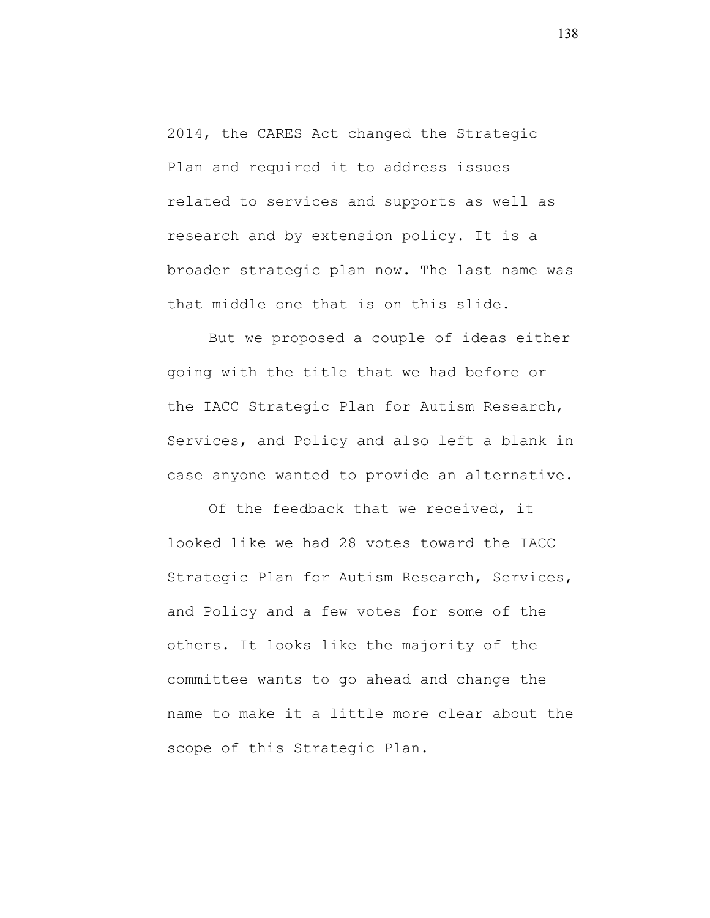2014, the CARES Act changed the Strategic Plan and required it to address issues related to services and supports as well as research and by extension policy. It is a broader strategic plan now. The last name was that middle one that is on this slide.

But we proposed a couple of ideas either going with the title that we had before or the IACC Strategic Plan for Autism Research, Services, and Policy and also left a blank in case anyone wanted to provide an alternative.

Of the feedback that we received, it looked like we had 28 votes toward the IACC Strategic Plan for Autism Research, Services, and Policy and a few votes for some of the others. It looks like the majority of the committee wants to go ahead and change the name to make it a little more clear about the scope of this Strategic Plan.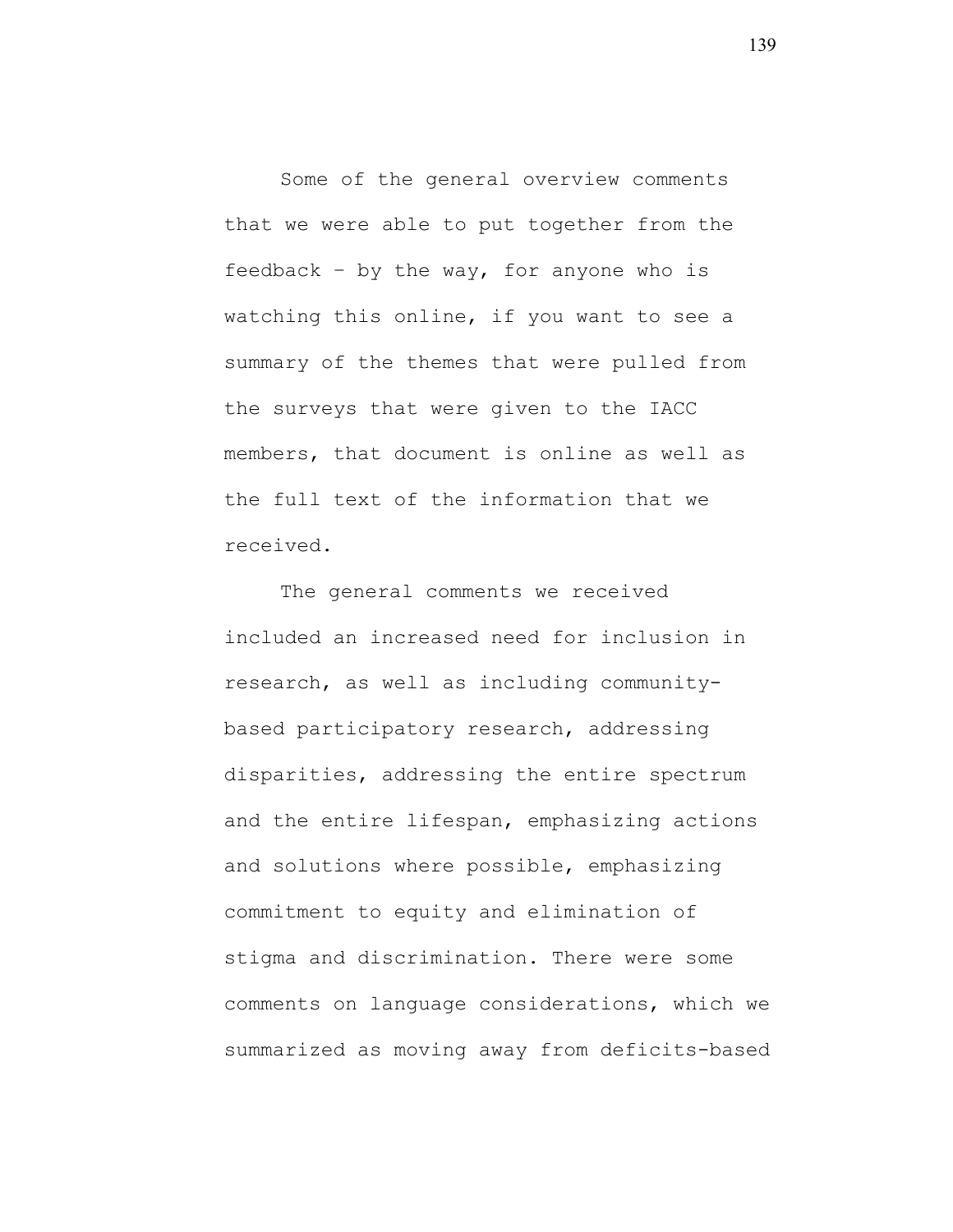Some of the general overview comments that we were able to put together from the feedback – by the way, for anyone who is watching this online, if you want to see a summary of the themes that were pulled from the surveys that were given to the IACC members, that document is online as well as the full text of the information that we received.

The general comments we received included an increased need for inclusion in research, as well as including community-based participatory research, addressing disparities, addressing the entire spectrum and the entire lifespan, emphasizing actions and solutions where possible, emphasizing commitment to equity and elimination of stigma and discrimination. There were some comments on language considerations, which we summarized as moving away from deficits-based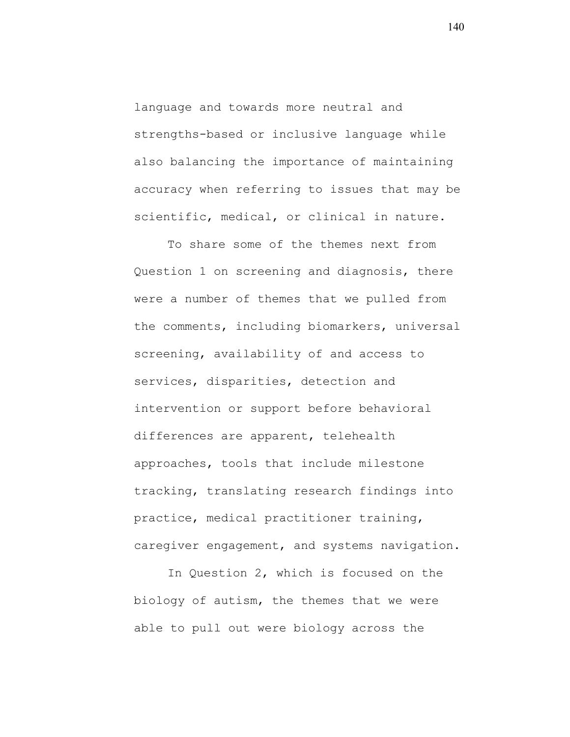language and towards more neutral and strengths-based or inclusive language while also balancing the importance of maintaining accuracy when referring to issues that may be scientific, medical, or clinical in nature.

To share some of the themes next from Question 1 on screening and diagnosis, there were a number of themes that we pulled from the comments, including biomarkers, universal screening, availability of and access to services, disparities, detection and intervention or support before behavioral differences are apparent, telehealth approaches, tools that include milestone tracking, translating research findings into practice, medical practitioner training, caregiver engagement, and systems navigation.

In Question 2, which is focused on the biology of autism, the themes that we were able to pull out were biology across the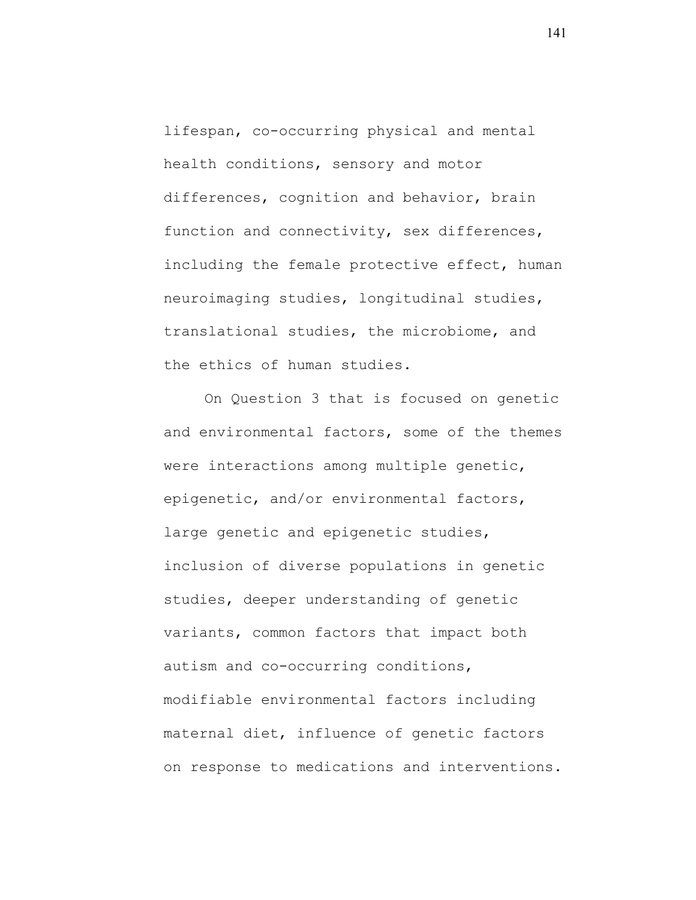lifespan, co-occurring physical and mental health conditions, sensory and motor differences, cognition and behavior, brain function and connectivity, sex differences, including the female protective effect, human neuroimaging studies, longitudinal studies, translational studies, the microbiome, and the ethics of human studies.

On Question 3 that is focused on genetic and environmental factors, some of the themes were interactions among multiple genetic, epigenetic, and/or environmental factors, large genetic and epigenetic studies, inclusion of diverse populations in genetic studies, deeper understanding of genetic variants, common factors that impact both autism and co-occurring conditions, modifiable environmental factors including maternal diet, influence of genetic factors on response to medications and interventions.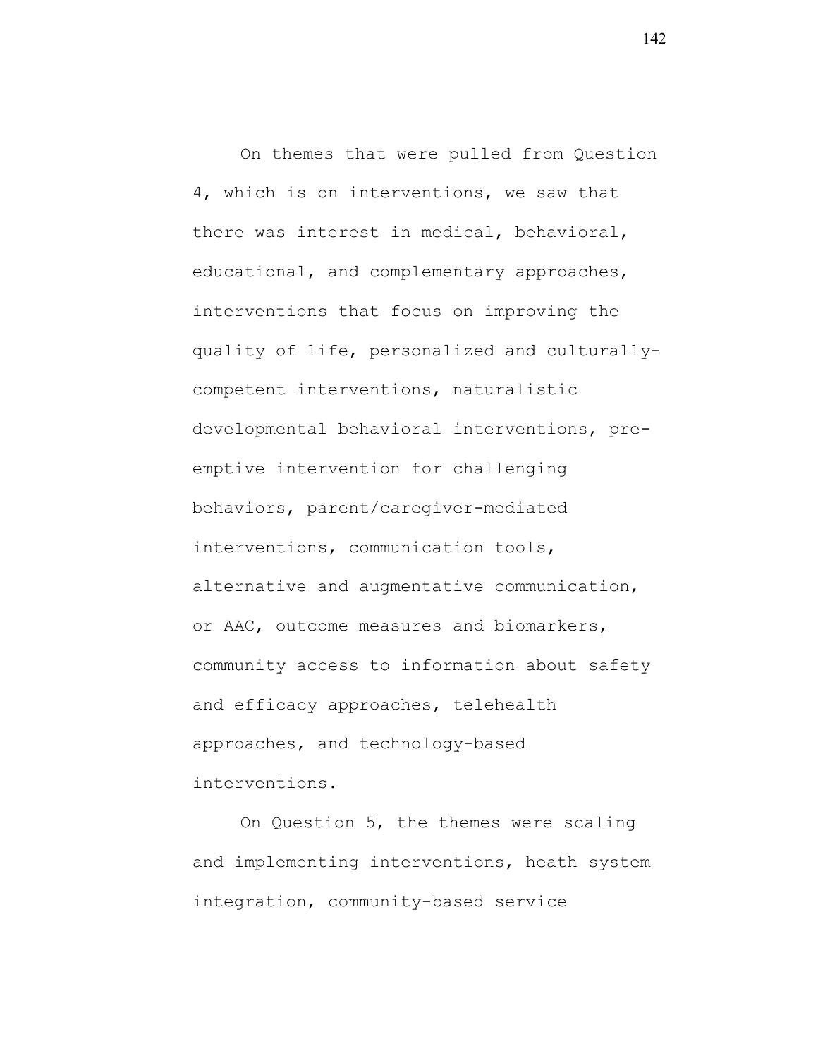On themes that were pulled from Question 4, which is on interventions, we saw that there was interest in medical, behavioral, educational, and complementary approaches, interventions that focus on improving the quality of life, personalized and culturally-competent interventions, naturalistic developmental behavioral interventions, pre-emptive intervention for challenging behaviors, parent/caregiver-mediated interventions, communication tools, alternative and augmentative communication, or AAC, outcome measures and biomarkers, community access to information about safety and efficacy approaches, telehealth approaches, and technology-based interventions.

On Question 5, the themes were scaling and implementing interventions, heath system integration, community-based service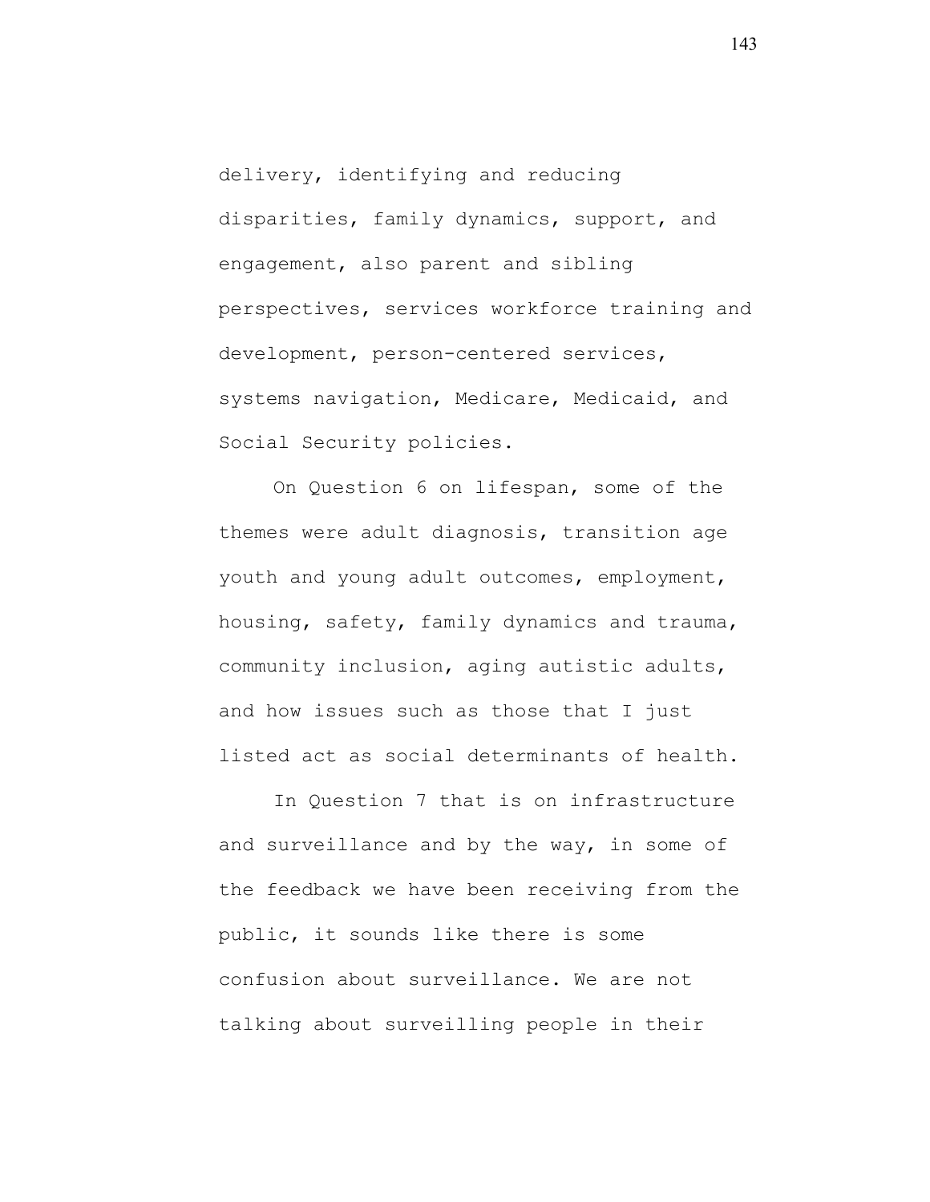delivery, identifying and reducing disparities, family dynamics, support, and engagement, also parent and sibling perspectives, services workforce training and development, person-centered services, systems navigation, Medicare, Medicaid, and Social Security policies.

On Question 6 on lifespan, some of the themes were adult diagnosis, transition age youth and young adult outcomes, employment, housing, safety, family dynamics and trauma, community inclusion, aging autistic adults, and how issues such as those that I just listed act as social determinants of health.

In Question 7 that is on infrastructure and surveillance and by the way, in some of the feedback we have been receiving from the public, it sounds like there is some confusion about surveillance. We are not talking about surveilling people in their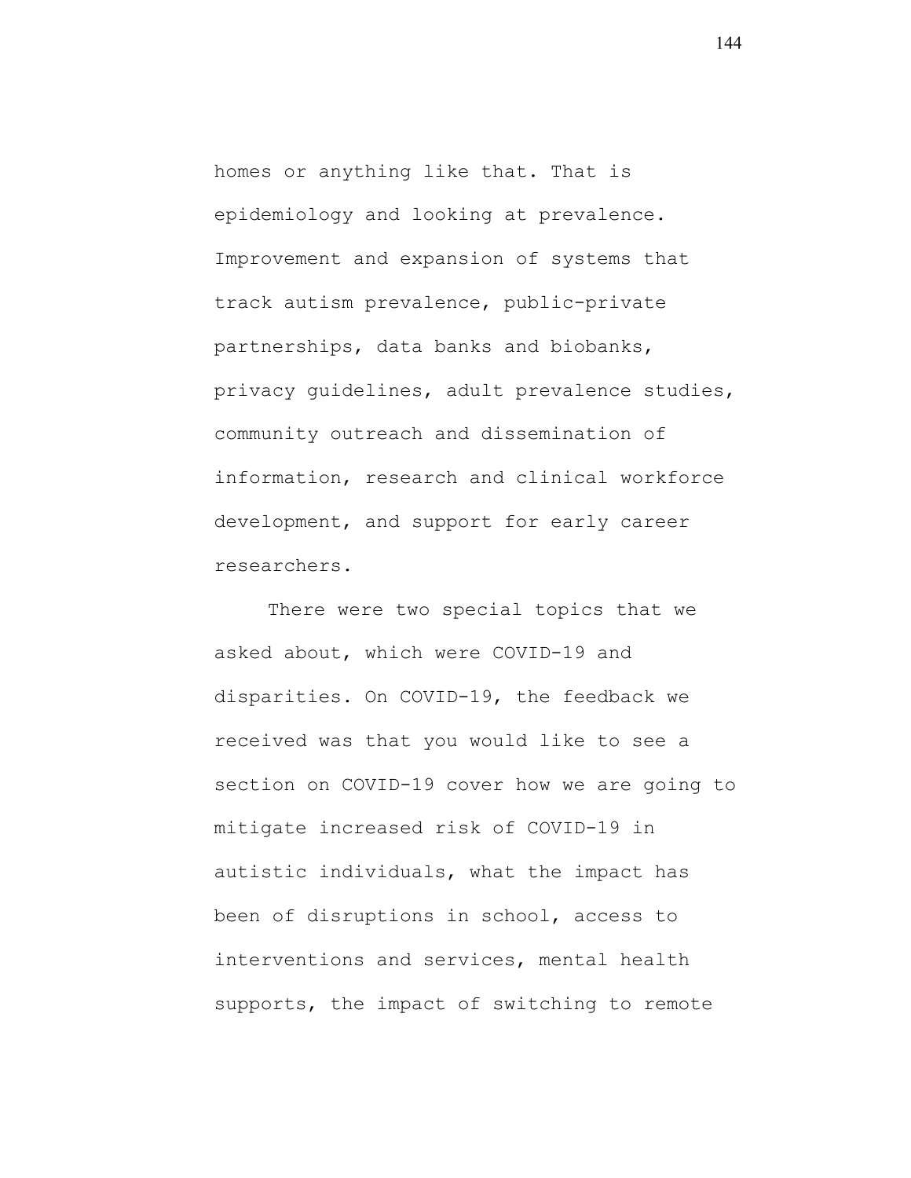homes or anything like that. That is epidemiology and looking at prevalence. Improvement and expansion of systems that track autism prevalence, public-private partnerships, data banks and biobanks, privacy guidelines, adult prevalence studies, community outreach and dissemination of information, research and clinical workforce development, and support for early career researchers.

There were two special topics that we asked about, which were COVID-19 and disparities. On COVID-19, the feedback we received was that you would like to see a section on COVID-19 cover how we are going to mitigate increased risk of COVID-19 in autistic individuals, what the impact has been of disruptions in school, access to interventions and services, mental health supports, the impact of switching to remote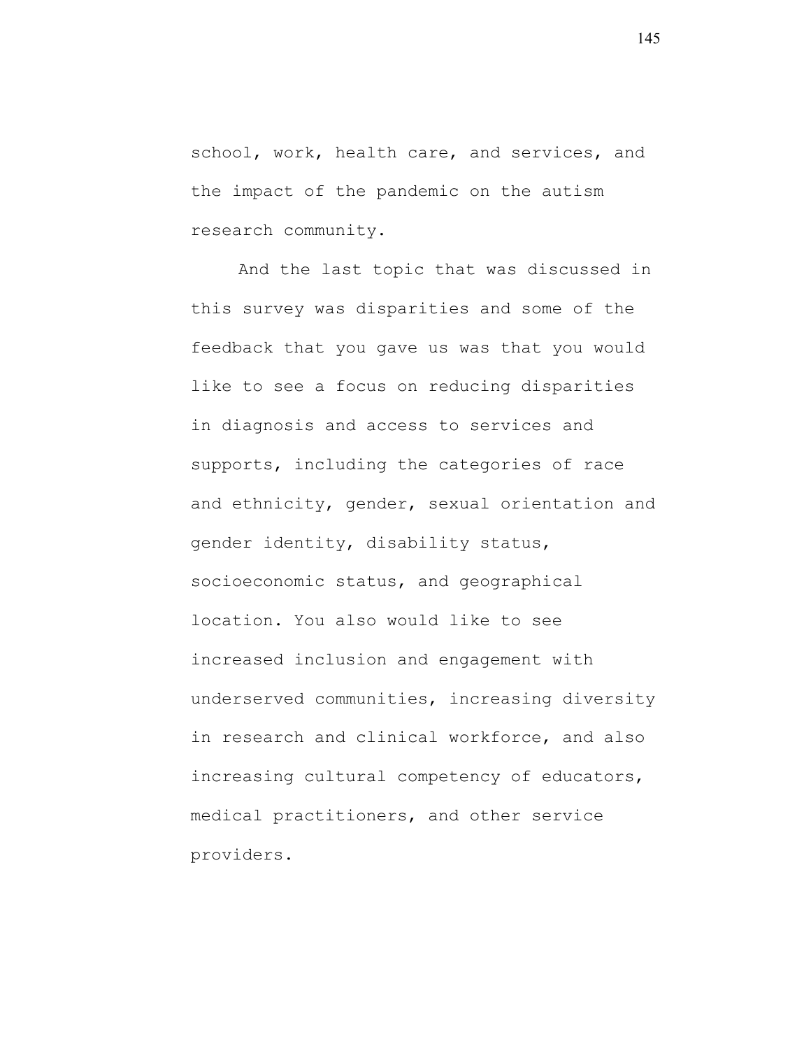school, work, health care, and services, and the impact of the pandemic on the autism research community.

And the last topic that was discussed in this survey was disparities and some of the feedback that you gave us was that you would like to see a focus on reducing disparities in diagnosis and access to services and supports, including the categories of race and ethnicity, gender, sexual orientation and gender identity, disability status, socioeconomic status, and geographical location. You also would like to see increased inclusion and engagement with underserved communities, increasing diversity in research and clinical workforce, and also increasing cultural competency of educators, medical practitioners, and other service providers.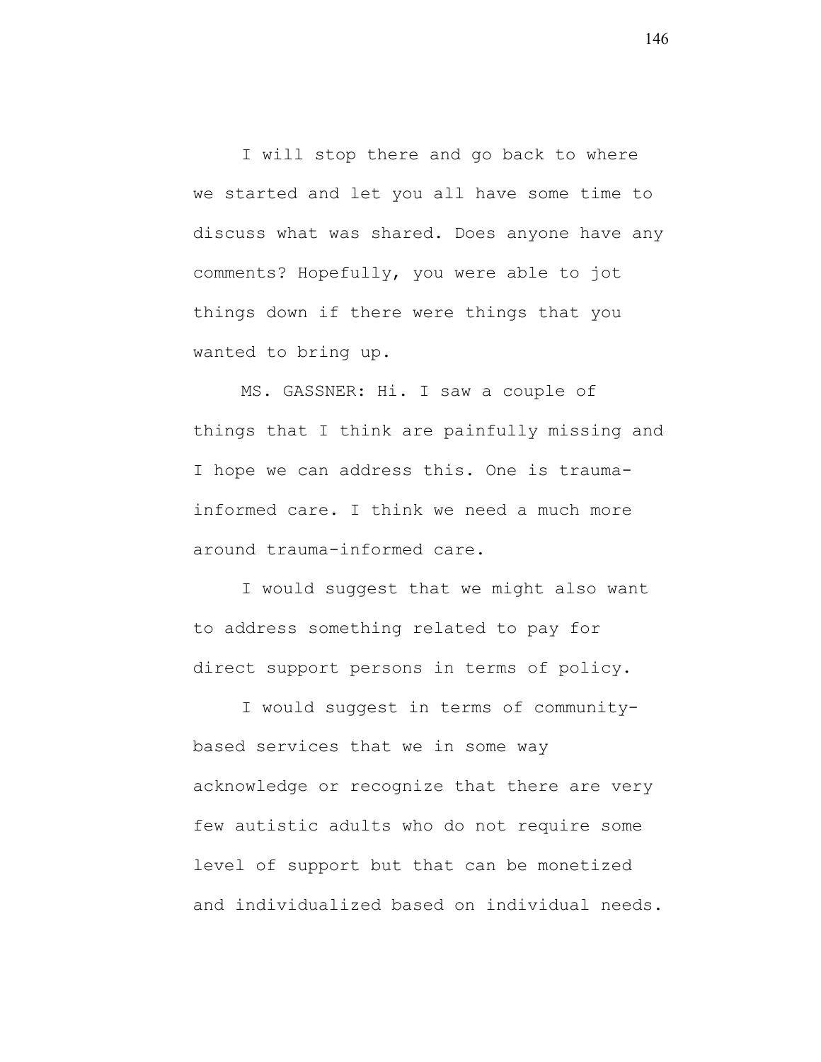I will stop there and go back to where we started and let you all have some time to discuss what was shared. Does anyone have any comments? Hopefully, you were able to jot things down if there were things that you wanted to bring up.

MS. GASSNER: Hi. I saw a couple of things that I think are painfully missing and I hope we can address this. One is trauma-informed care. I think we need a much more around trauma-informed care.

I would suggest that we might also want to address something related to pay for direct support persons in terms of policy.

I would suggest in terms of community-based services that we in some way acknowledge or recognize that there are very few autistic adults who do not require some level of support but that can be monetized and individualized based on individual needs.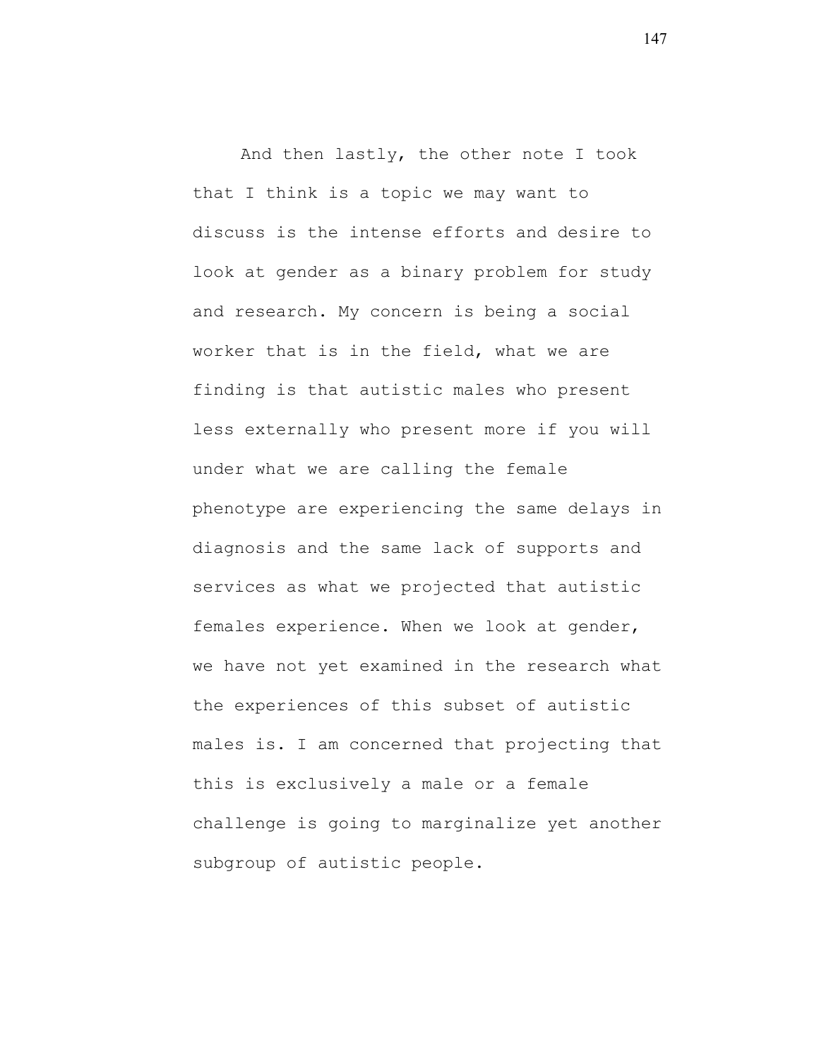And then lastly, the other note I took that I think is a topic we may want to discuss is the intense efforts and desire to look at gender as a binary problem for study and research. My concern is being a social worker that is in the field, what we are finding is that autistic males who present less externally who present more if you will under what we are calling the female phenotype are experiencing the same delays in diagnosis and the same lack of supports and services as what we projected that autistic females experience. When we look at gender, we have not yet examined in the research what the experiences of this subset of autistic males is. I am concerned that projecting that this is exclusively a male or a female challenge is going to marginalize yet another subgroup of autistic people.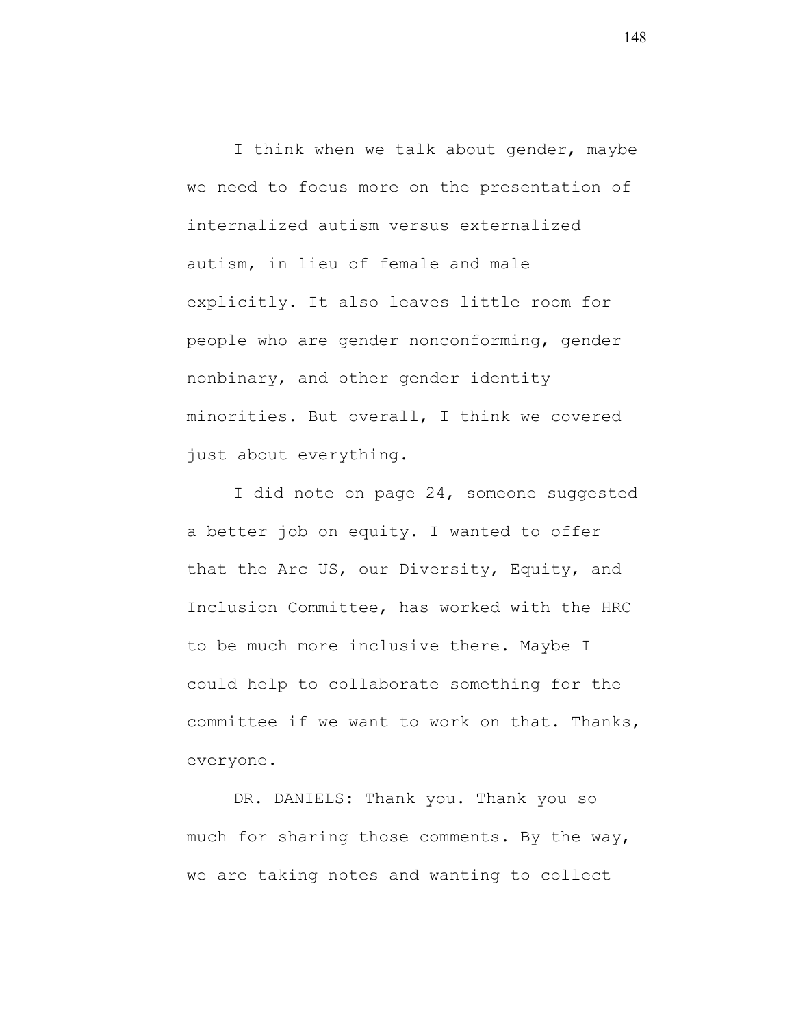I think when we talk about gender, maybe we need to focus more on the presentation of internalized autism versus externalized autism, in lieu of female and male explicitly. It also leaves little room for people who are gender nonconforming, gender nonbinary, and other gender identity minorities. But overall, I think we covered just about everything.

I did note on page 24, someone suggested a better job on equity. I wanted to offer that the Arc US, our Diversity, Equity, and Inclusion Committee, has worked with the HRC to be much more inclusive there. Maybe I could help to collaborate something for the committee if we want to work on that. Thanks, everyone.

DR. DANIELS: Thank you. Thank you so much for sharing those comments. By the way, we are taking notes and wanting to collect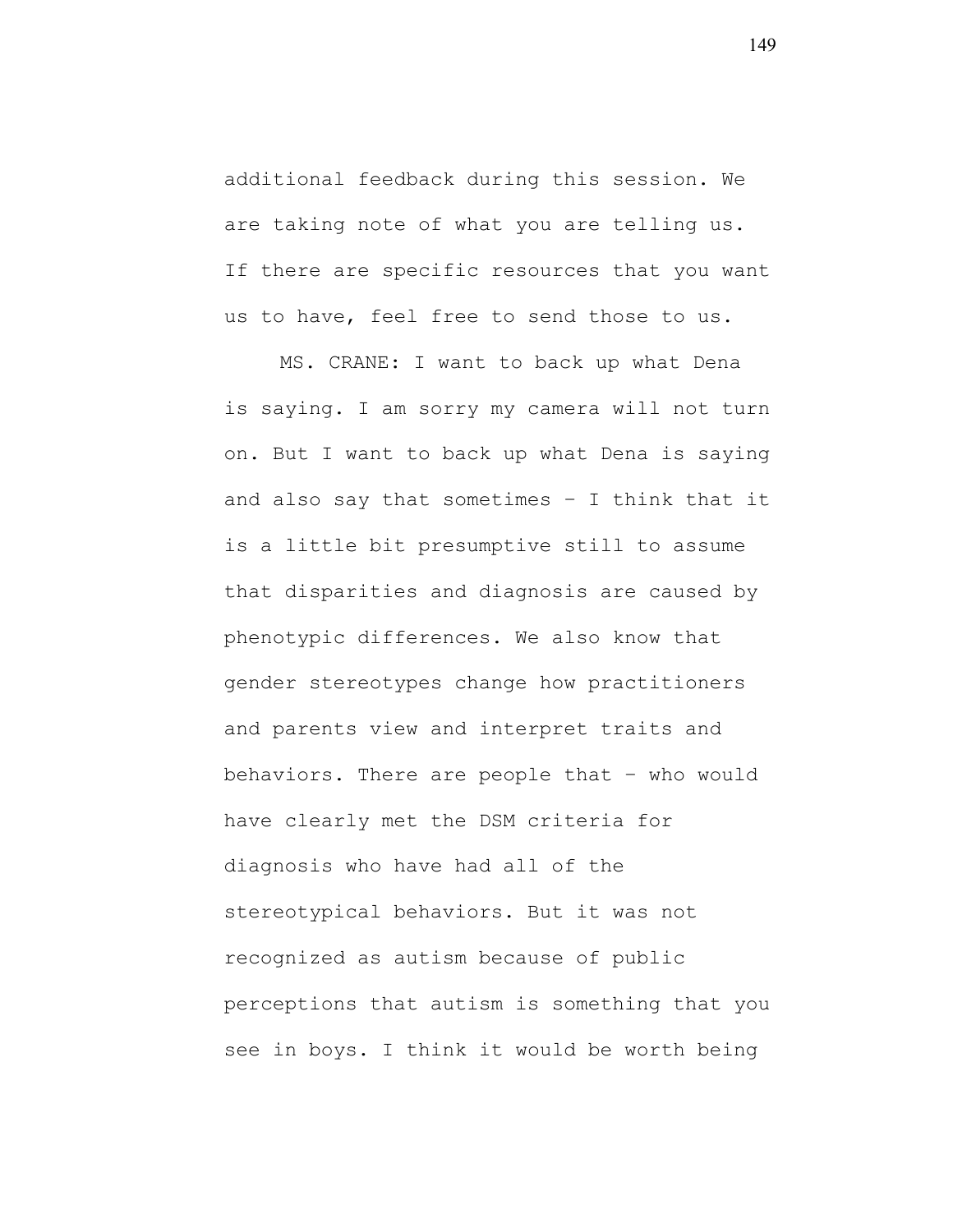additional feedback during this session. We are taking note of what you are telling us. If there are specific resources that you want us to have, feel free to send those to us.

MS. CRANE: I want to back up what Dena is saying. I am sorry my camera will not turn on. But I want to back up what Dena is saying and also say that sometimes – I think that it is a little bit presumptive still to assume that disparities and diagnosis are caused by phenotypic differences. We also know that gender stereotypes change how practitioners and parents view and interpret traits and behaviors. There are people that – who would have clearly met the DSM criteria for diagnosis who have had all of the stereotypical behaviors. But it was not recognized as autism because of public perceptions that autism is something that you see in boys. I think it would be worth being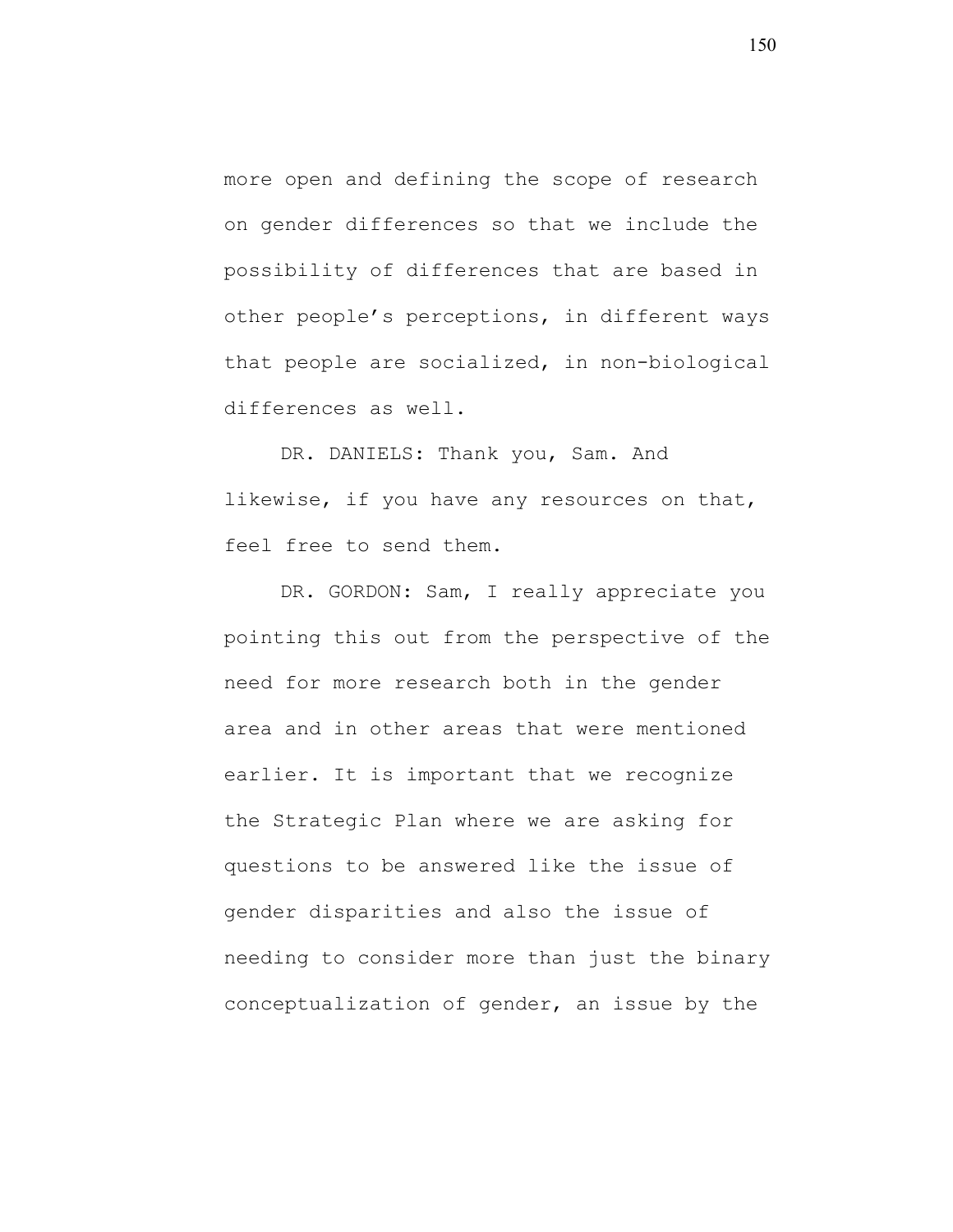more open and defining the scope of research on gender differences so that we include the possibility of differences that are based in other people's perceptions, in different ways that people are socialized, in non-biological differences as well.

DR. DANIELS: Thank you, Sam. And likewise, if you have any resources on that, feel free to send them.

DR. GORDON: Sam, I really appreciate you pointing this out from the perspective of the need for more research both in the gender area and in other areas that were mentioned earlier. It is important that we recognize the Strategic Plan where we are asking for questions to be answered like the issue of gender disparities and also the issue of needing to consider more than just the binary conceptualization of gender, an issue by the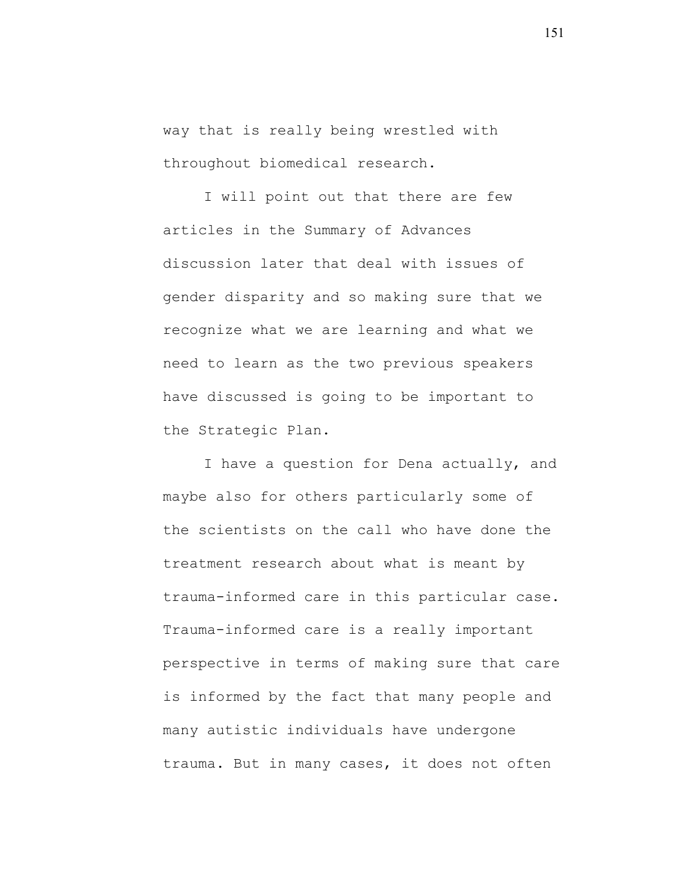way that is really being wrestled with throughout biomedical research.

I will point out that there are few articles in the Summary of Advances discussion later that deal with issues of gender disparity and so making sure that we recognize what we are learning and what we need to learn as the two previous speakers have discussed is going to be important to the Strategic Plan.

I have a question for Dena actually, and maybe also for others particularly some of the scientists on the call who have done the treatment research about what is meant by trauma-informed care in this particular case. Trauma-informed care is a really important perspective in terms of making sure that care is informed by the fact that many people and many autistic individuals have undergone trauma. But in many cases, it does not often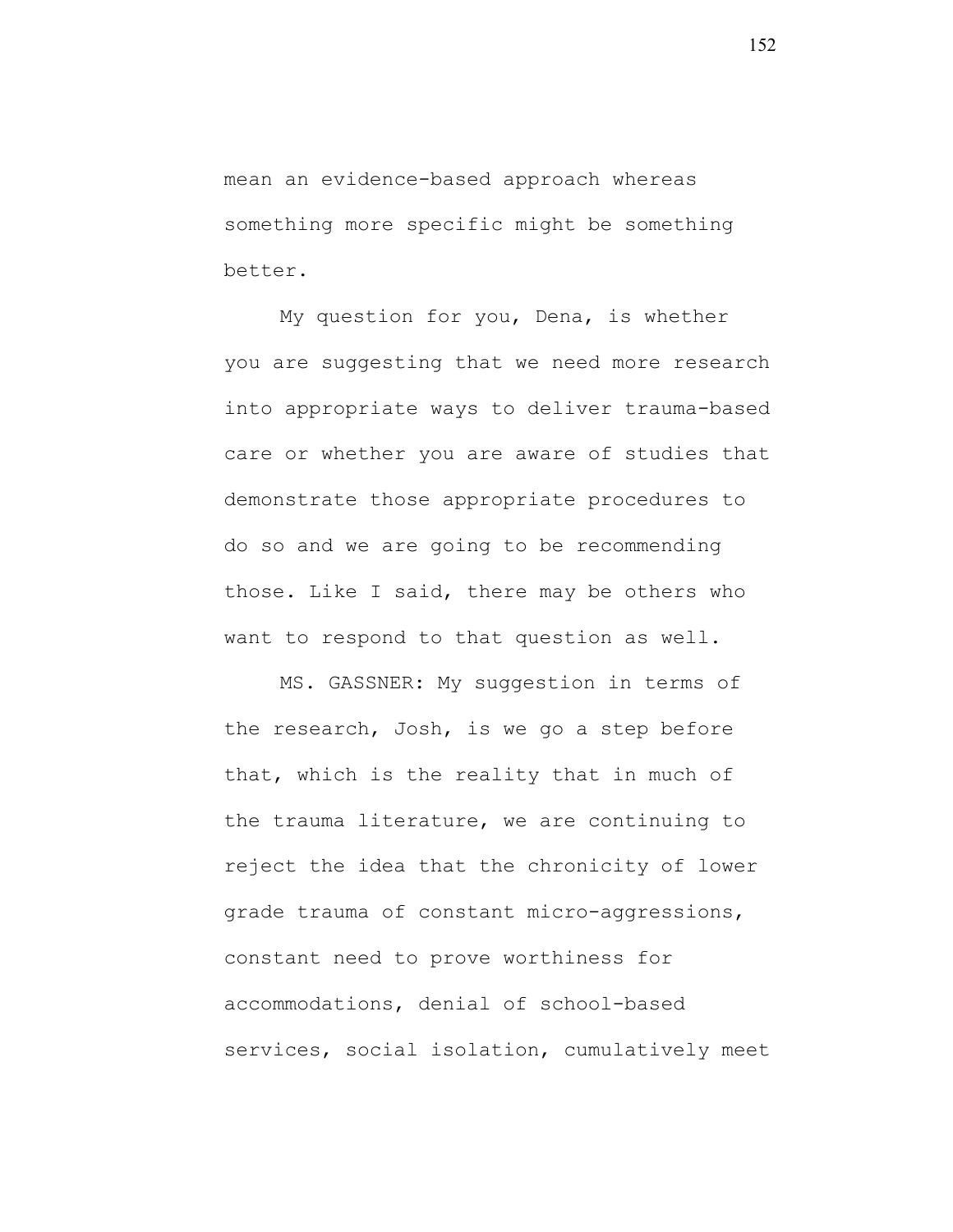mean an evidence-based approach whereas something more specific might be something better.

My question for you, Dena, is whether you are suggesting that we need more research into appropriate ways to deliver trauma-based care or whether you are aware of studies that demonstrate those appropriate procedures to do so and we are going to be recommending those. Like I said, there may be others who want to respond to that question as well.

MS. GASSNER: My suggestion in terms of the research, Josh, is we go a step before that, which is the reality that in much of the trauma literature, we are continuing to reject the idea that the chronicity of lower grade trauma of constant micro-aggressions, constant need to prove worthiness for accommodations, denial of school-based services, social isolation, cumulatively meet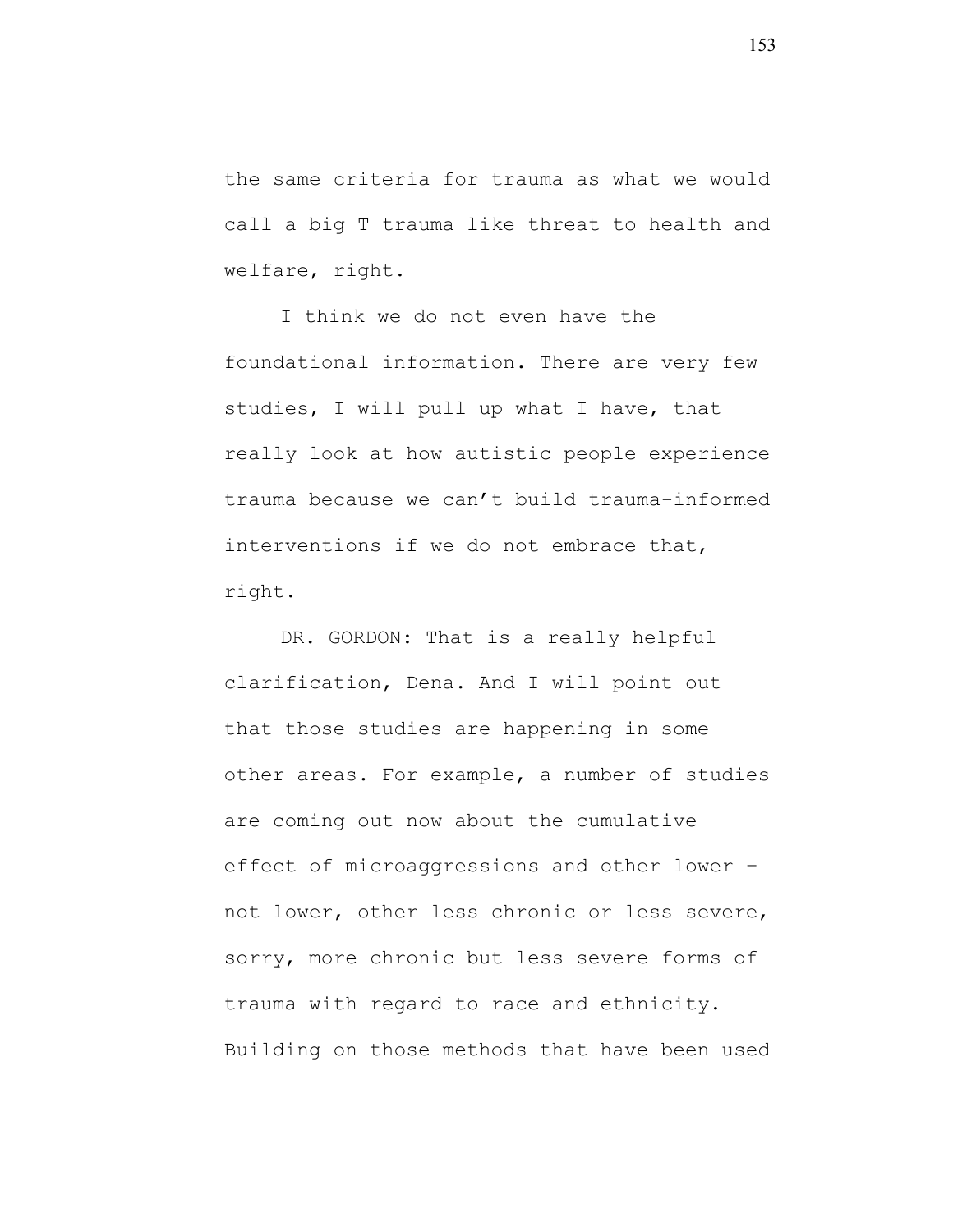the same criteria for trauma as what we would call a big T trauma like threat to health and welfare, right.

I think we do not even have the foundational information. There are very few studies, I will pull up what I have, that really look at how autistic people experience trauma because we can't build trauma-informed interventions if we do not embrace that, right.

DR. GORDON: That is a really helpful clarification, Dena. And I will point out that those studies are happening in some other areas. For example, a number of studies are coming out now about the cumulative effect of microaggressions and other lower – not lower, other less chronic or less severe, sorry, more chronic but less severe forms of trauma with regard to race and ethnicity. Building on those methods that have been used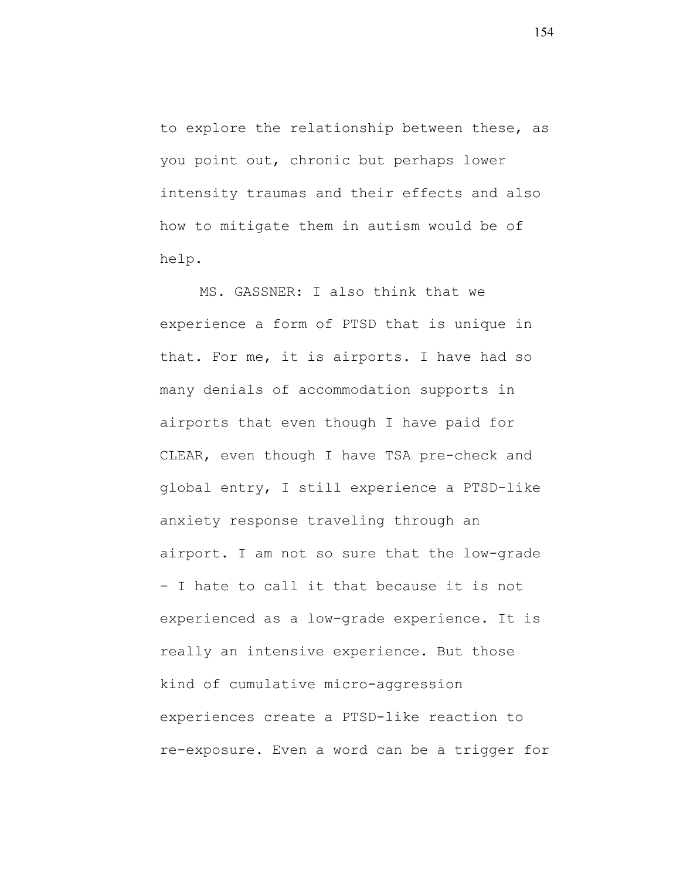to explore the relationship between these, as you point out, chronic but perhaps lower intensity traumas and their effects and also how to mitigate them in autism would be of help.

MS. GASSNER: I also think that we experience a form of PTSD that is unique in that. For me, it is airports. I have had so many denials of accommodation supports in airports that even though I have paid for CLEAR, even though I have TSA pre-check and global entry, I still experience a PTSD-like anxiety response traveling through an airport. I am not so sure that the low-grade – I hate to call it that because it is not experienced as a low-grade experience. It is really an intensive experience. But those kind of cumulative micro-aggression experiences create a PTSD-like reaction to re-exposure. Even a word can be a trigger for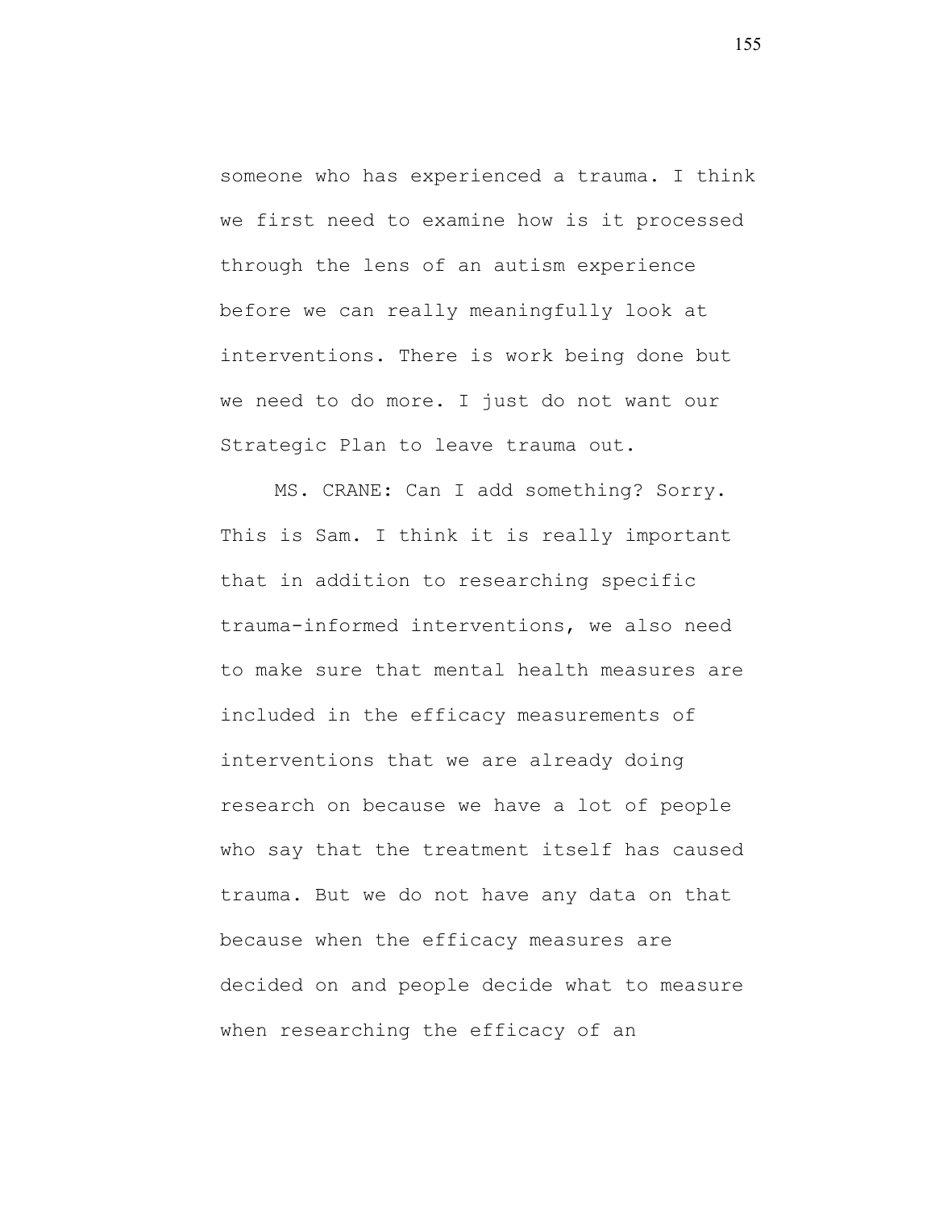someone who has experienced a trauma. I think we first need to examine how is it processed through the lens of an autism experience before we can really meaningfully look at interventions. There is work being done but we need to do more. I just do not want our Strategic Plan to leave trauma out.

MS. CRANE: Can I add something? Sorry. This is Sam. I think it is really important that in addition to researching specific trauma-informed interventions, we also need to make sure that mental health measures are included in the efficacy measurements of interventions that we are already doing research on because we have a lot of people who say that the treatment itself has caused trauma. But we do not have any data on that because when the efficacy measures are decided on and people decide what to measure when researching the efficacy of an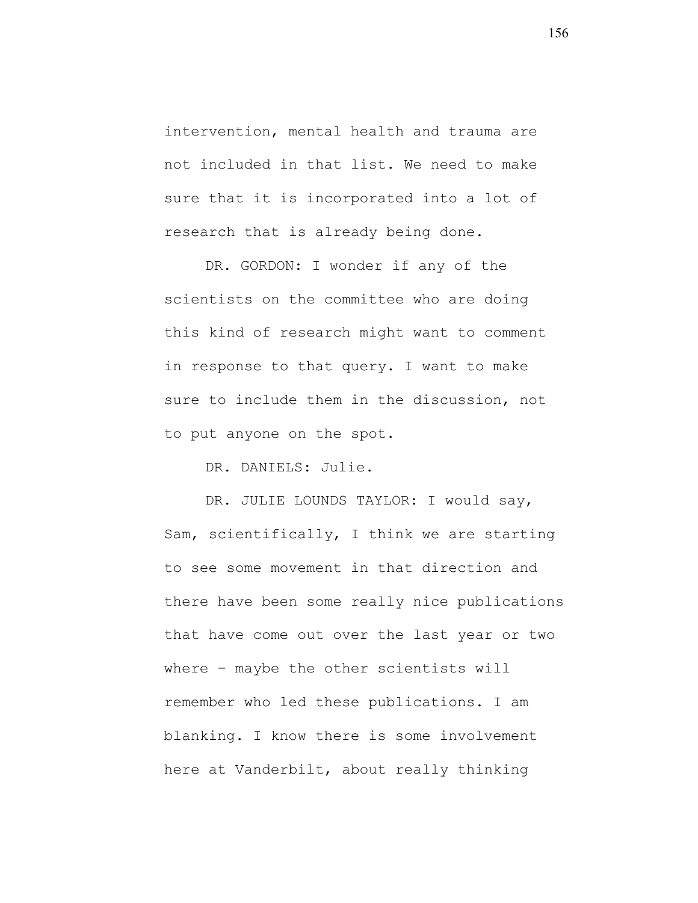intervention, mental health and trauma are not included in that list. We need to make sure that it is incorporated into a lot of research that is already being done.

DR. GORDON: I wonder if any of the scientists on the committee who are doing this kind of research might want to comment in response to that query. I want to make sure to include them in the discussion, not to put anyone on the spot.

DR. DANIELS: Julie.

DR. JULIE LOUNDS TAYLOR: I would say, Sam, scientifically, I think we are starting to see some movement in that direction and there have been some really nice publications that have come out over the last year or two where – maybe the other scientists will remember who led these publications. I am blanking. I know there is some involvement here at Vanderbilt, about really thinking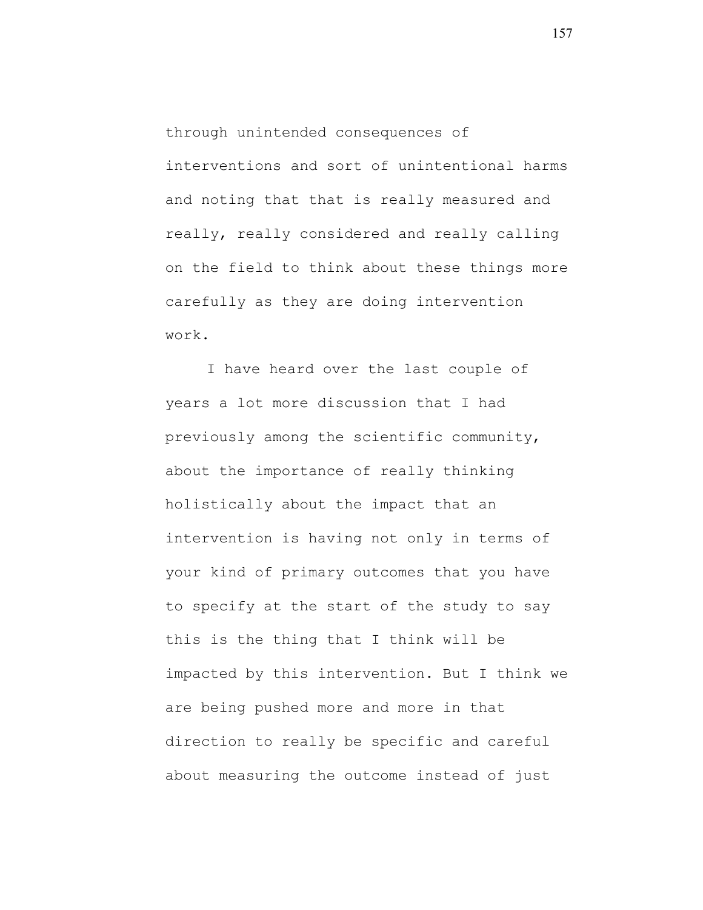through unintended consequences of interventions and sort of unintentional harms and noting that that is really measured and really, really considered and really calling on the field to think about these things more carefully as they are doing intervention work.

I have heard over the last couple of years a lot more discussion that I had previously among the scientific community, about the importance of really thinking holistically about the impact that an intervention is having not only in terms of your kind of primary outcomes that you have to specify at the start of the study to say this is the thing that I think will be impacted by this intervention. But I think we are being pushed more and more in that direction to really be specific and careful about measuring the outcome instead of just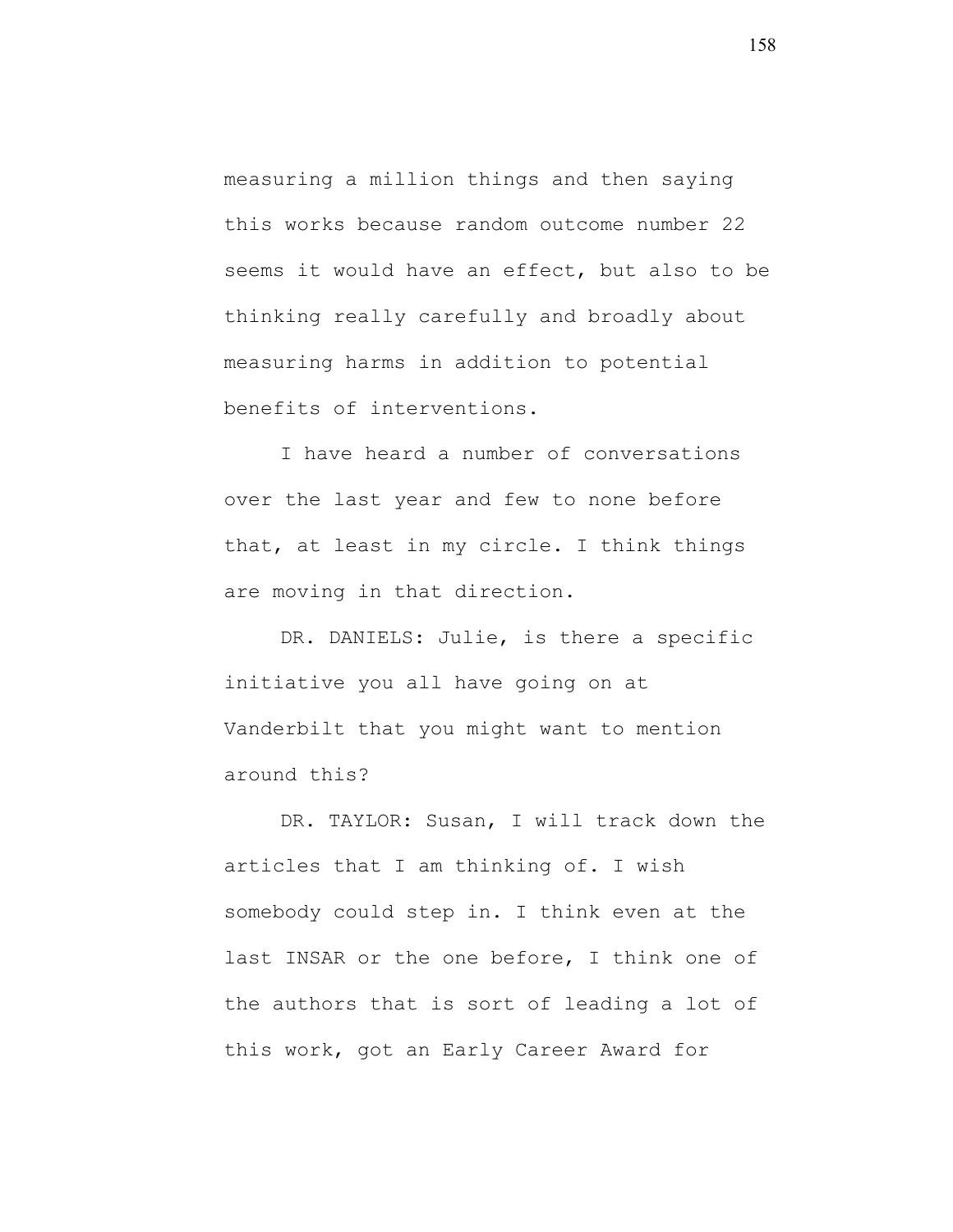measuring a million things and then saying this works because random outcome number 22 seems it would have an effect, but also to be thinking really carefully and broadly about measuring harms in addition to potential benefits of interventions.

I have heard a number of conversations over the last year and few to none before that, at least in my circle. I think things are moving in that direction.

DR. DANIELS: Julie, is there a specific initiative you all have going on at Vanderbilt that you might want to mention around this?

DR. TAYLOR: Susan, I will track down the articles that I am thinking of. I wish somebody could step in. I think even at the last INSAR or the one before, I think one of the authors that is sort of leading a lot of this work, got an Early Career Award for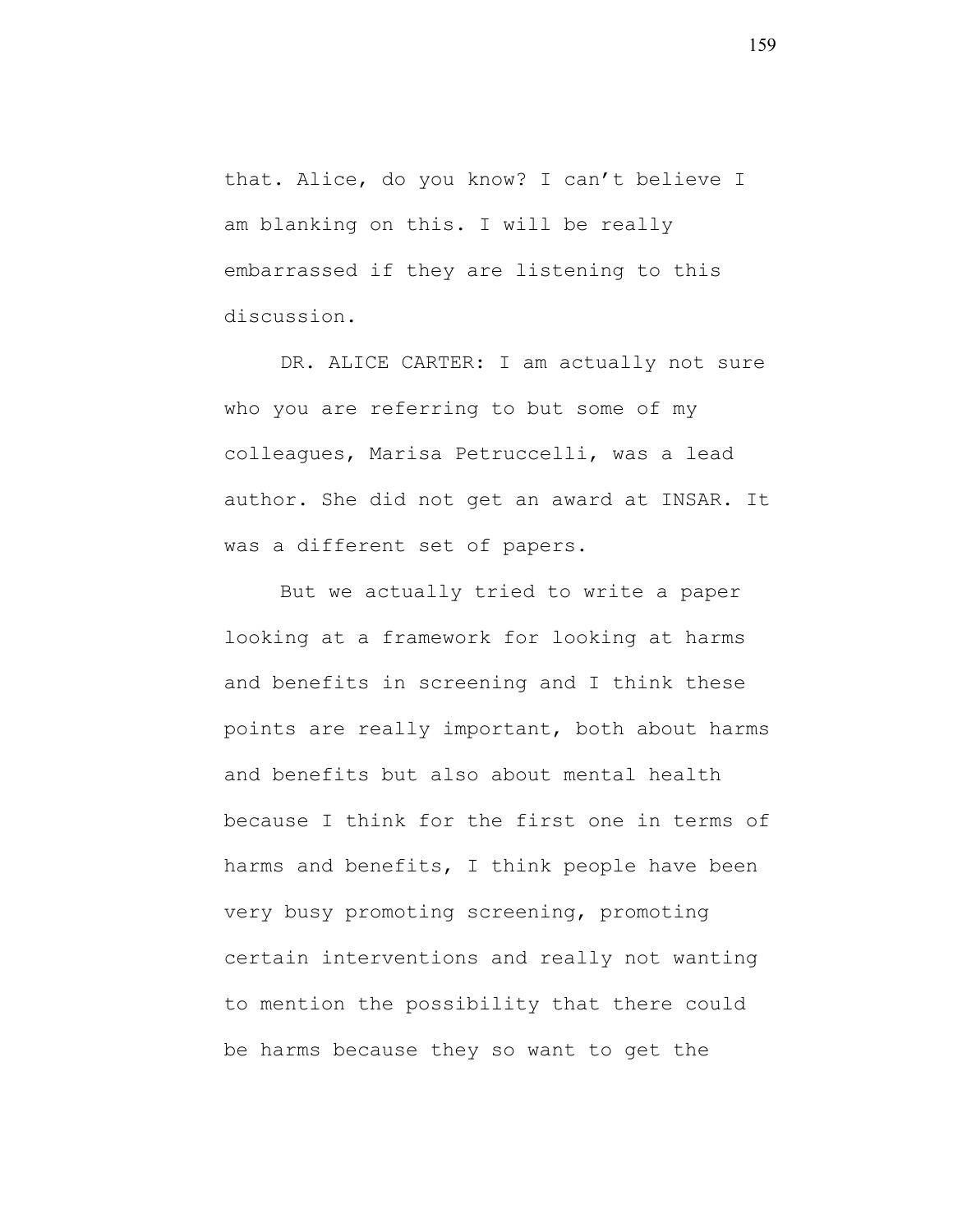that. Alice, do you know? I can't believe I am blanking on this. I will be really embarrassed if they are listening to this discussion.

DR. ALICE CARTER: I am actually not sure who you are referring to but some of my colleagues, Marisa Petruccelli, was a lead author. She did not get an award at INSAR. It was a different set of papers.

But we actually tried to write a paper looking at a framework for looking at harms and benefits in screening and I think these points are really important, both about harms and benefits but also about mental health because I think for the first one in terms of harms and benefits, I think people have been very busy promoting screening, promoting certain interventions and really not wanting to mention the possibility that there could be harms because they so want to get the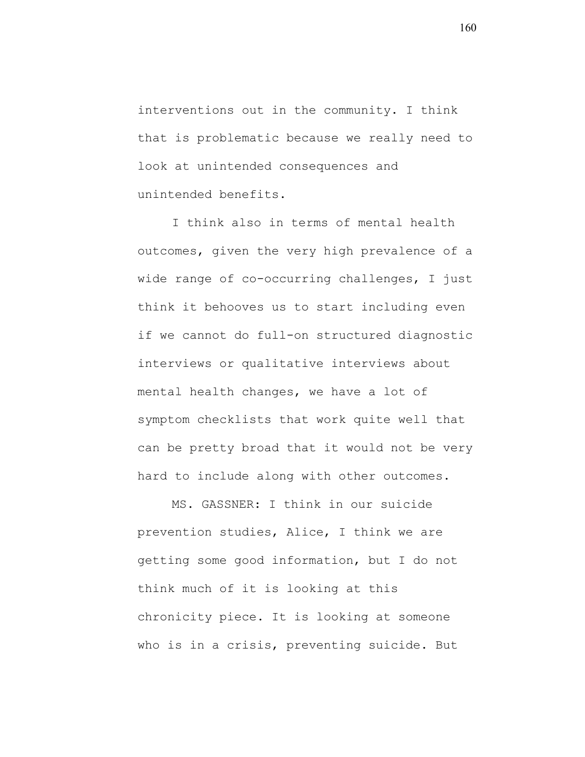interventions out in the community. I think that is problematic because we really need to look at unintended consequences and unintended benefits.

I think also in terms of mental health outcomes, given the very high prevalence of a wide range of co-occurring challenges, I just think it behooves us to start including even if we cannot do full-on structured diagnostic interviews or qualitative interviews about mental health changes, we have a lot of symptom checklists that work quite well that can be pretty broad that it would not be very hard to include along with other outcomes.

MS. GASSNER: I think in our suicide prevention studies, Alice, I think we are getting some good information, but I do not think much of it is looking at this chronicity piece. It is looking at someone who is in a crisis, preventing suicide. But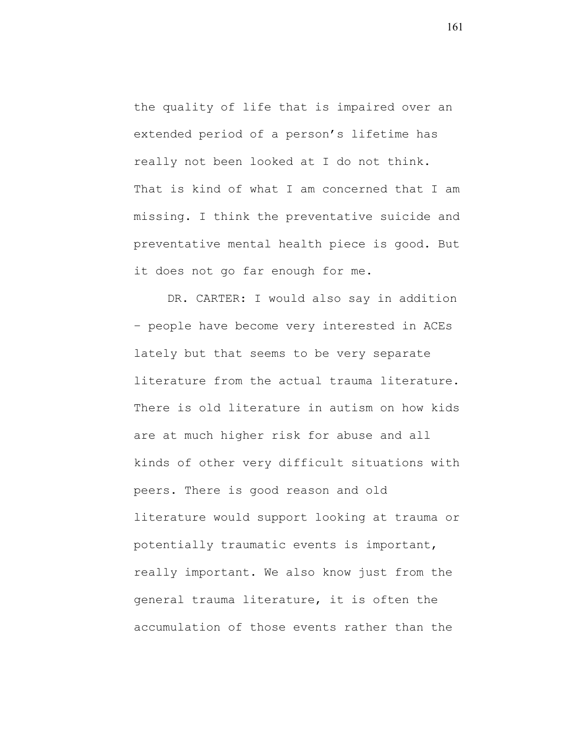the quality of life that is impaired over an extended period of a person's lifetime has really not been looked at I do not think. That is kind of what I am concerned that I am missing. I think the preventative suicide and preventative mental health piece is good. But it does not go far enough for me.

DR. CARTER: I would also say in addition – people have become very interested in ACEs lately but that seems to be very separate literature from the actual trauma literature. There is old literature in autism on how kids are at much higher risk for abuse and all kinds of other very difficult situations with peers. There is good reason and old literature would support looking at trauma or potentially traumatic events is important, really important. We also know just from the general trauma literature, it is often the accumulation of those events rather than the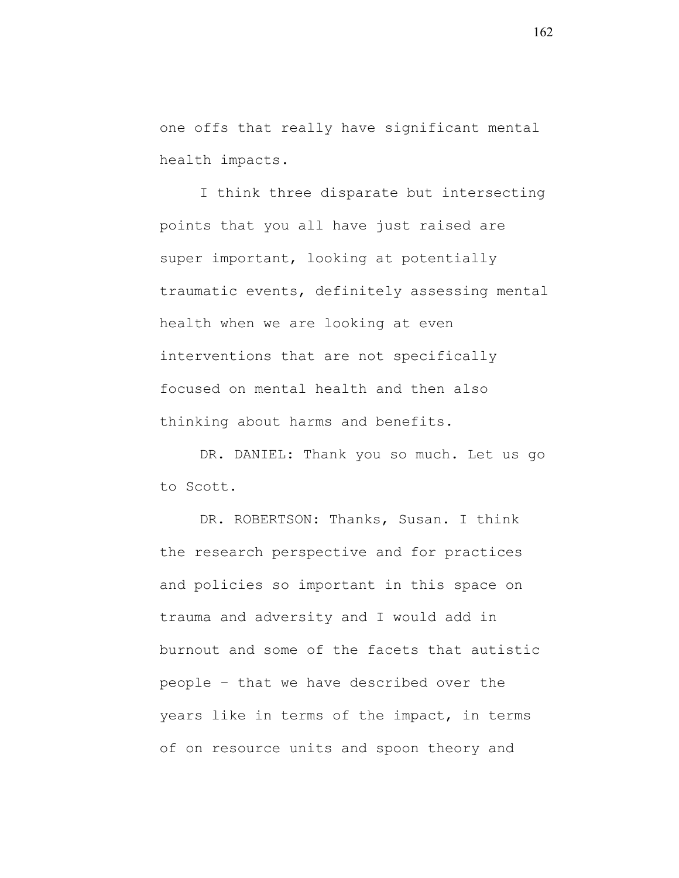one offs that really have significant mental health impacts.

I think three disparate but intersecting points that you all have just raised are super important, looking at potentially traumatic events, definitely assessing mental health when we are looking at even interventions that are not specifically focused on mental health and then also thinking about harms and benefits.

DR. DANIEL: Thank you so much. Let us go to Scott.

DR. ROBERTSON: Thanks, Susan. I think the research perspective and for practices and policies so important in this space on trauma and adversity and I would add in burnout and some of the facets that autistic people – that we have described over the years like in terms of the impact, in terms of on resource units and spoon theory and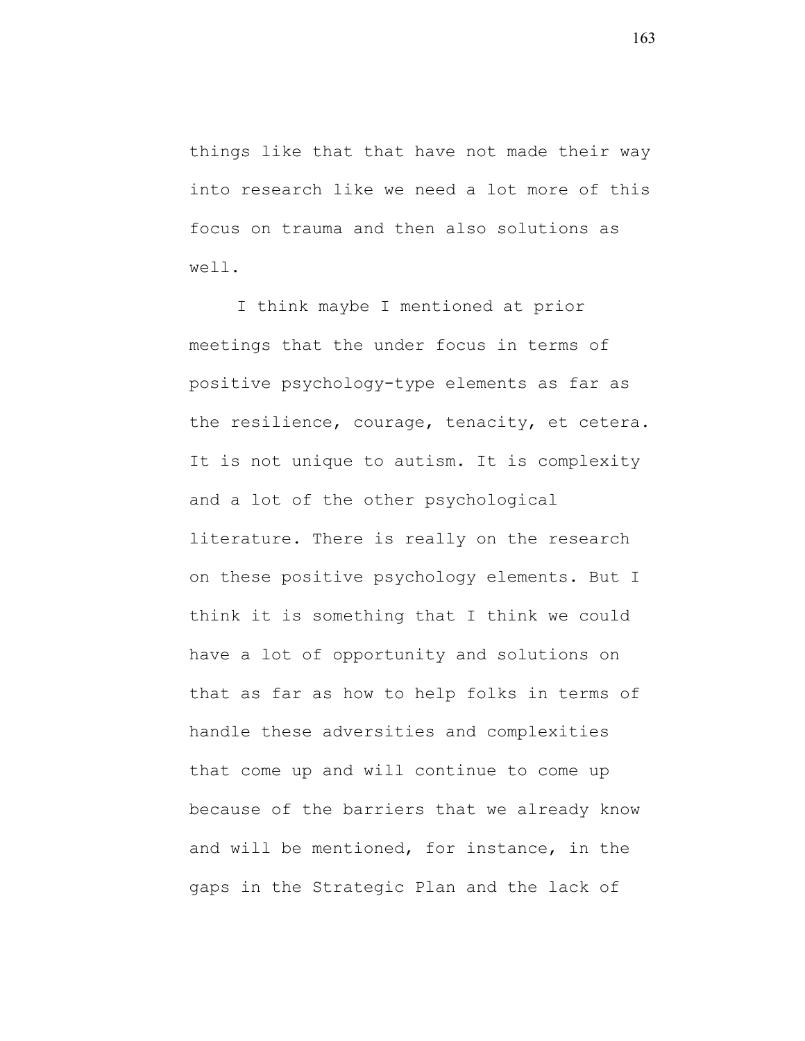things like that that have not made their way into research like we need a lot more of this focus on trauma and then also solutions as well.

I think maybe I mentioned at prior meetings that the under focus in terms of positive psychology-type elements as far as the resilience, courage, tenacity, et cetera. It is not unique to autism. It is complexity and a lot of the other psychological literature. There is really on the research on these positive psychology elements. But I think it is something that I think we could have a lot of opportunity and solutions on that as far as how to help folks in terms of handle these adversities and complexities that come up and will continue to come up because of the barriers that we already know and will be mentioned, for instance, in the gaps in the Strategic Plan and the lack of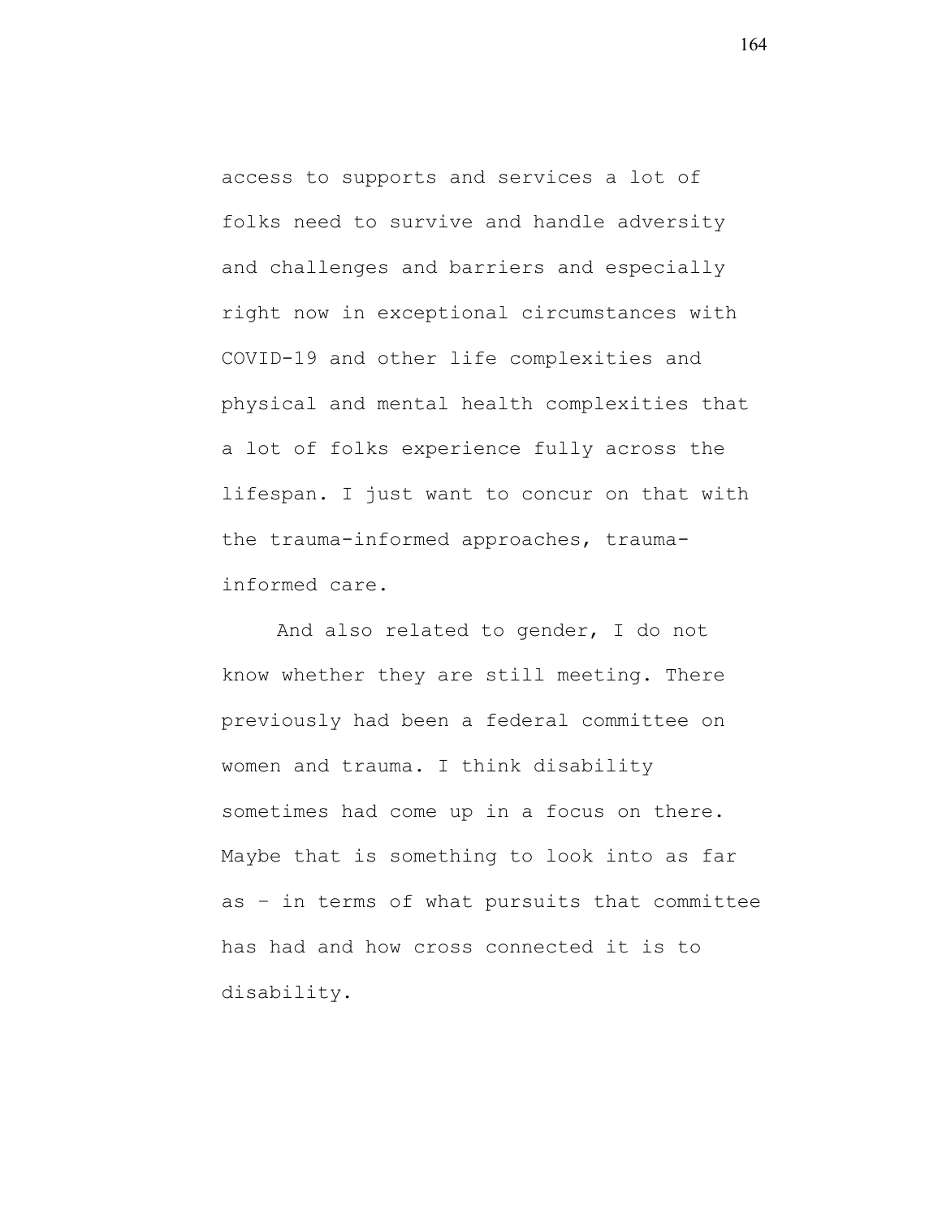access to supports and services a lot of folks need to survive and handle adversity and challenges and barriers and especially right now in exceptional circumstances with COVID-19 and other life complexities and physical and mental health complexities that a lot of folks experience fully across the lifespan. I just want to concur on that with the trauma-informed approaches, trauma-informed care.

And also related to gender, I do not know whether they are still meeting. There previously had been a federal committee on women and trauma. I think disability sometimes had come up in a focus on there. Maybe that is something to look into as far as – in terms of what pursuits that committee has had and how cross connected it is to disability.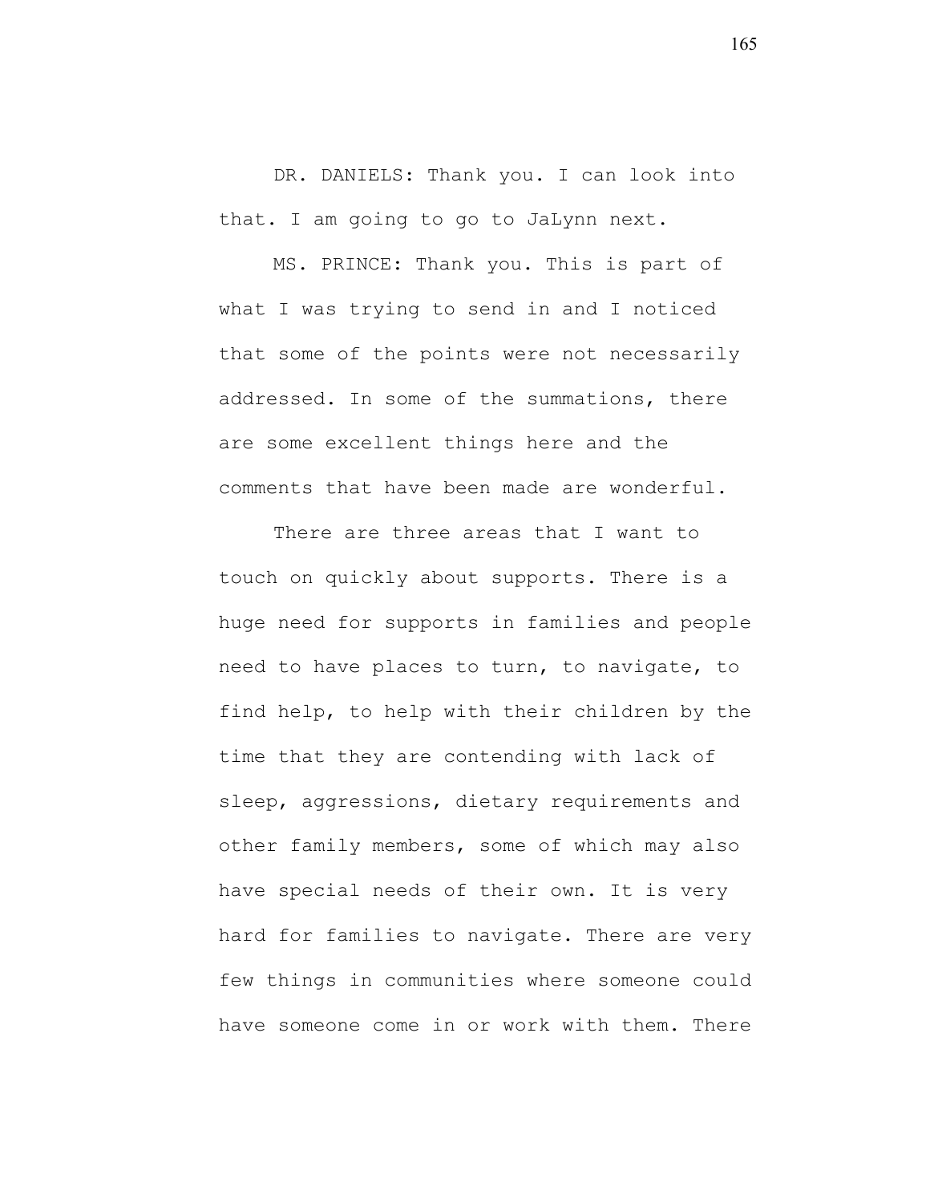DR. DANIELS: Thank you. I can look into that. I am going to go to JaLynn next.

MS. PRINCE: Thank you. This is part of what I was trying to send in and I noticed that some of the points were not necessarily addressed. In some of the summations, there are some excellent things here and the comments that have been made are wonderful.

There are three areas that I want to touch on quickly about supports. There is a huge need for supports in families and people need to have places to turn, to navigate, to find help, to help with their children by the time that they are contending with lack of sleep, aggressions, dietary requirements and other family members, some of which may also have special needs of their own. It is very hard for families to navigate. There are very few things in communities where someone could have someone come in or work with them. There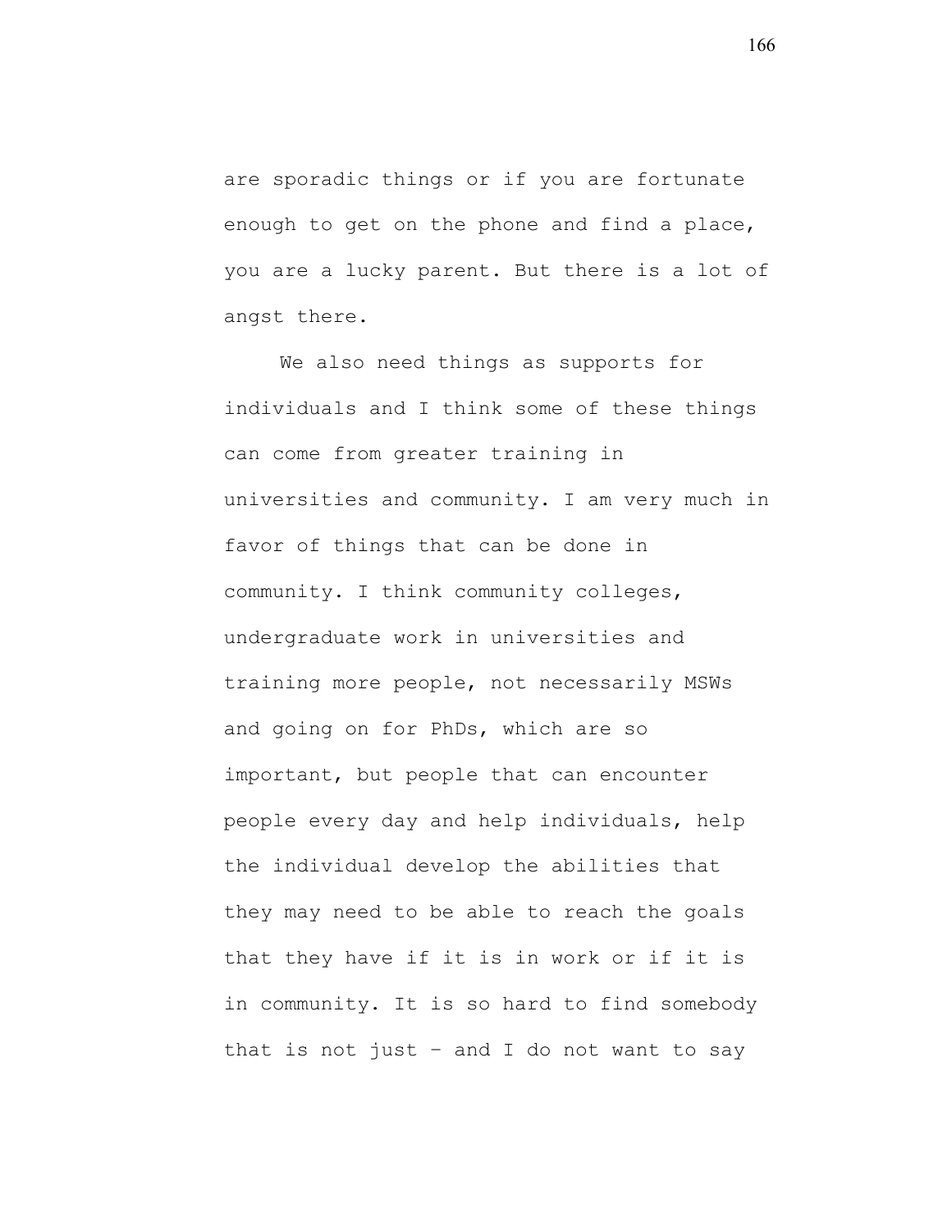are sporadic things or if you are fortunate enough to get on the phone and find a place, you are a lucky parent. But there is a lot of angst there.

We also need things as supports for individuals and I think some of these things can come from greater training in universities and community. I am very much in favor of things that can be done in community. I think community colleges, undergraduate work in universities and training more people, not necessarily MSWs and going on for PhDs, which are so important, but people that can encounter people every day and help individuals, help the individual develop the abilities that they may need to be able to reach the goals that they have if it is in work or if it is in community. It is so hard to find somebody that is not just – and I do not want to say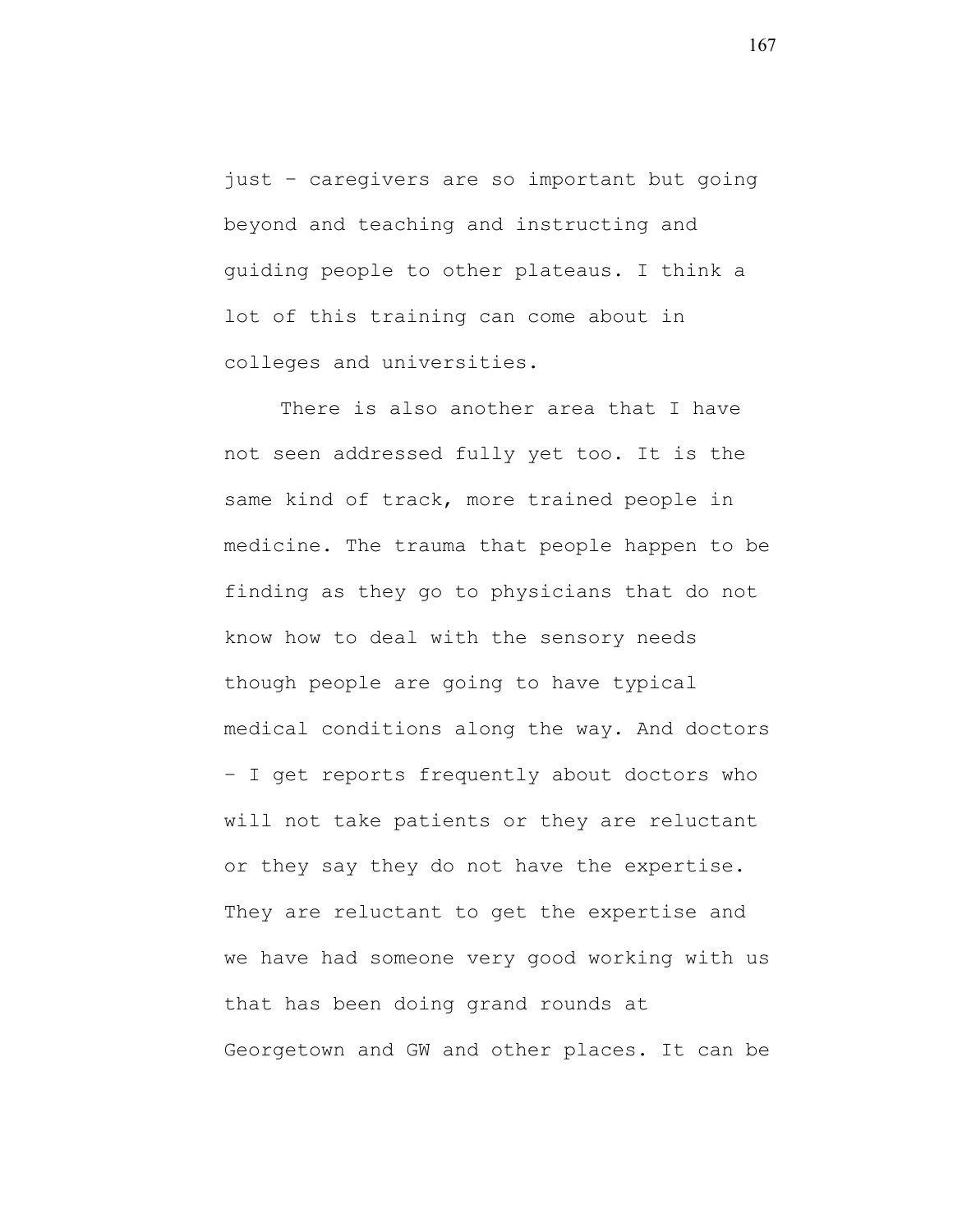just – caregivers are so important but going beyond and teaching and instructing and guiding people to other plateaus. I think a lot of this training can come about in colleges and universities.

There is also another area that I have not seen addressed fully yet too. It is the same kind of track, more trained people in medicine. The trauma that people happen to be finding as they go to physicians that do not know how to deal with the sensory needs though people are going to have typical medical conditions along the way. And doctors – I get reports frequently about doctors who will not take patients or they are reluctant or they say they do not have the expertise. They are reluctant to get the expertise and we have had someone very good working with us that has been doing grand rounds at Georgetown and GW and other places. It can be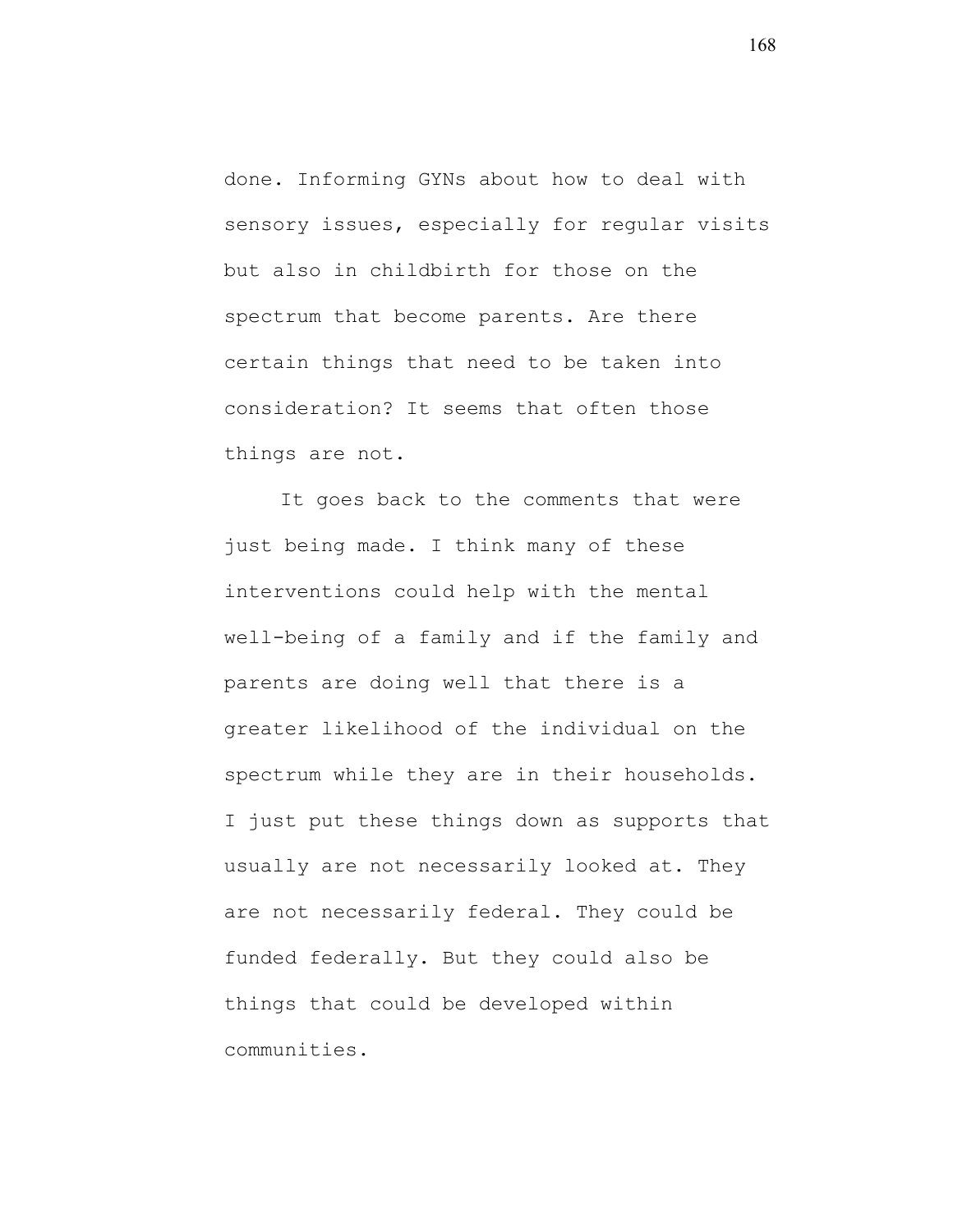done. Informing GYNs about how to deal with sensory issues, especially for regular visits but also in childbirth for those on the spectrum that become parents. Are there certain things that need to be taken into consideration? It seems that often those things are not.

It goes back to the comments that were just being made. I think many of these interventions could help with the mental well-being of a family and if the family and parents are doing well that there is a greater likelihood of the individual on the spectrum while they are in their households. I just put these things down as supports that usually are not necessarily looked at. They are not necessarily federal. They could be funded federally. But they could also be things that could be developed within communities.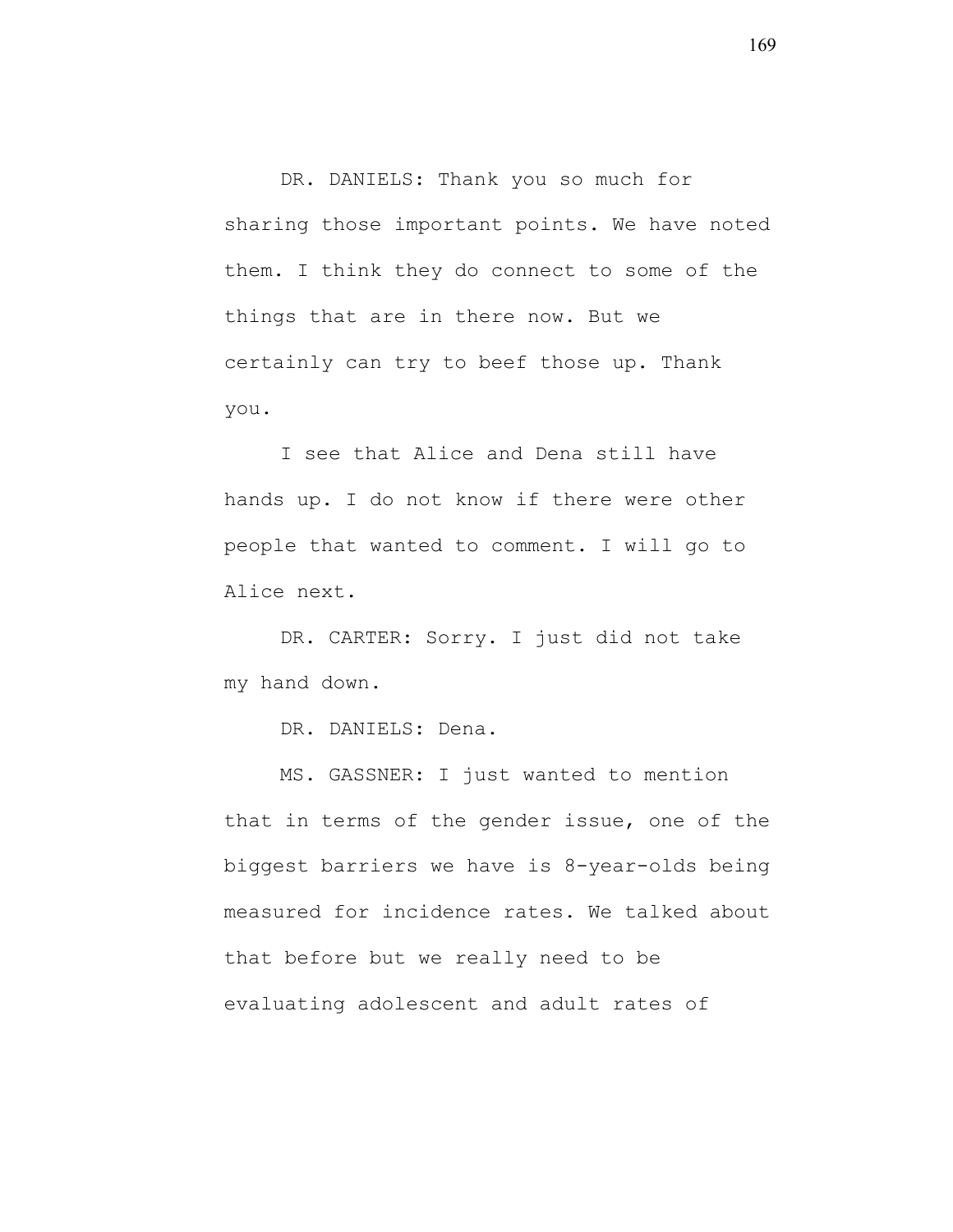DR. DANIELS: Thank you so much for sharing those important points. We have noted them. I think they do connect to some of the things that are in there now. But we certainly can try to beef those up. Thank you.

I see that Alice and Dena still have hands up. I do not know if there were other people that wanted to comment. I will go to Alice next.

DR. CARTER: Sorry. I just did not take my hand down.

DR. DANIELS: Dena.

MS. GASSNER: I just wanted to mention that in terms of the gender issue, one of the biggest barriers we have is 8-year-olds being measured for incidence rates. We talked about that before but we really need to be evaluating adolescent and adult rates of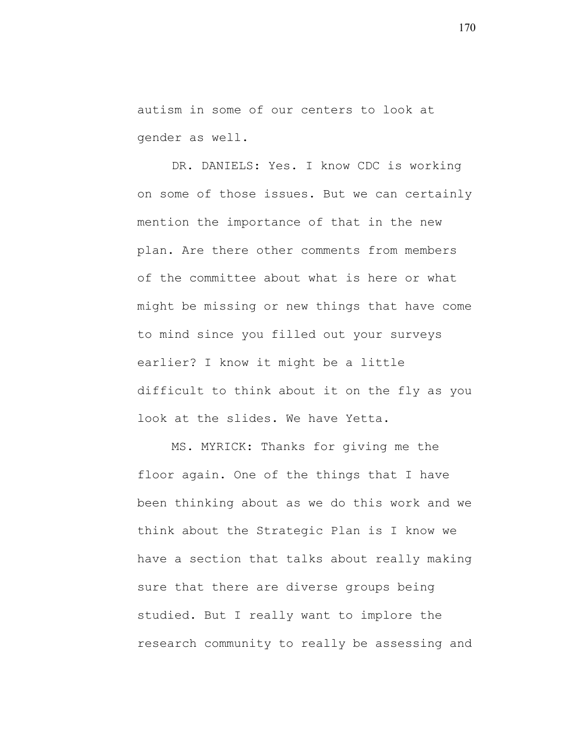autism in some of our centers to look at gender as well.

DR. DANIELS: Yes. I know CDC is working on some of those issues. But we can certainly mention the importance of that in the new plan. Are there other comments from members of the committee about what is here or what might be missing or new things that have come to mind since you filled out your surveys earlier? I know it might be a little difficult to think about it on the fly as you look at the slides. We have Yetta.

MS. MYRICK: Thanks for giving me the floor again. One of the things that I have been thinking about as we do this work and we think about the Strategic Plan is I know we have a section that talks about really making sure that there are diverse groups being studied. But I really want to implore the research community to really be assessing and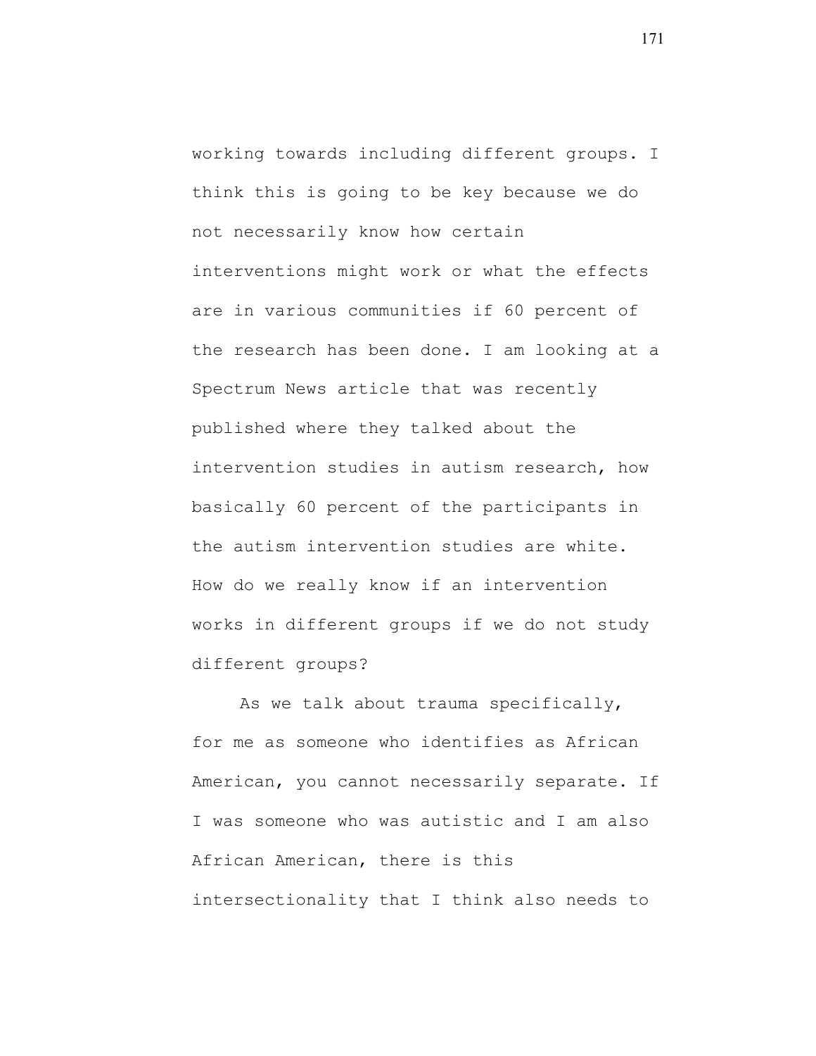working towards including different groups. I think this is going to be key because we do not necessarily know how certain interventions might work or what the effects are in various communities if 60 percent of the research has been done. I am looking at a Spectrum News article that was recently published where they talked about the intervention studies in autism research, how basically 60 percent of the participants in the autism intervention studies are white. How do we really know if an intervention works in different groups if we do not study different groups?

As we talk about trauma specifically, for me as someone who identifies as African American, you cannot necessarily separate. If I was someone who was autistic and I am also African American, there is this intersectionality that I think also needs to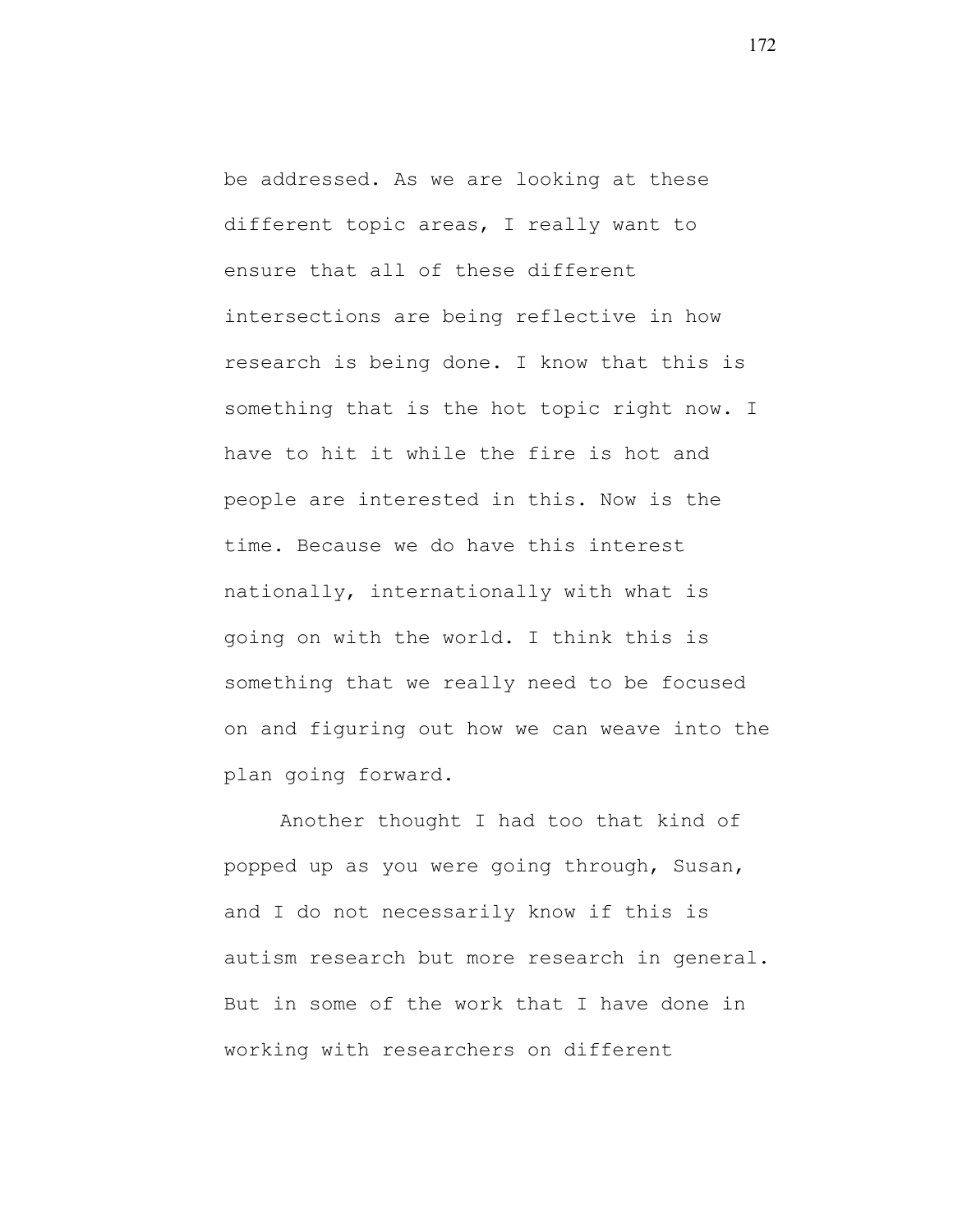be addressed. As we are looking at these different topic areas, I really want to ensure that all of these different intersections are being reflective in how research is being done. I know that this is something that is the hot topic right now. I have to hit it while the fire is hot and people are interested in this. Now is the time. Because we do have this interest nationally, internationally with what is going on with the world. I think this is something that we really need to be focused on and figuring out how we can weave into the plan going forward.

Another thought I had too that kind of popped up as you were going through, Susan, and I do not necessarily know if this is autism research but more research in general. But in some of the work that I have done in working with researchers on different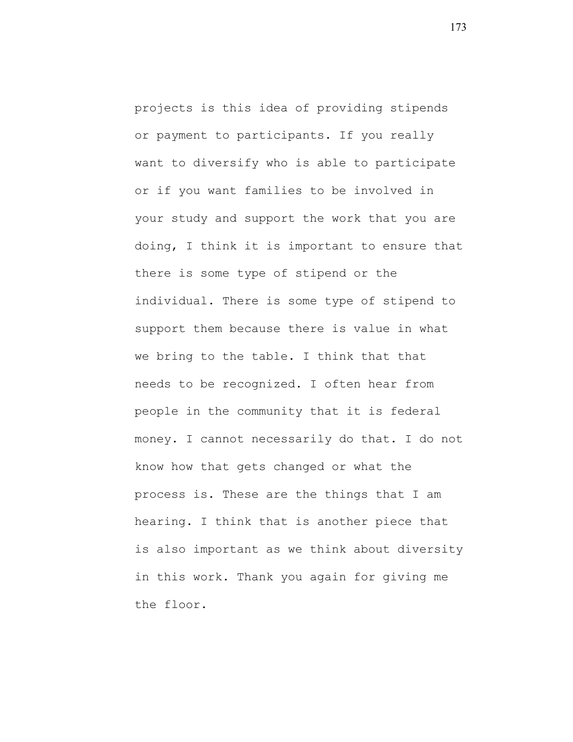projects is this idea of providing stipends or payment to participants. If you really want to diversify who is able to participate or if you want families to be involved in your study and support the work that you are doing, I think it is important to ensure that there is some type of stipend or the individual. There is some type of stipend to support them because there is value in what we bring to the table. I think that that needs to be recognized. I often hear from people in the community that it is federal money. I cannot necessarily do that. I do not know how that gets changed or what the process is. These are the things that I am hearing. I think that is another piece that is also important as we think about diversity in this work. Thank you again for giving me the floor.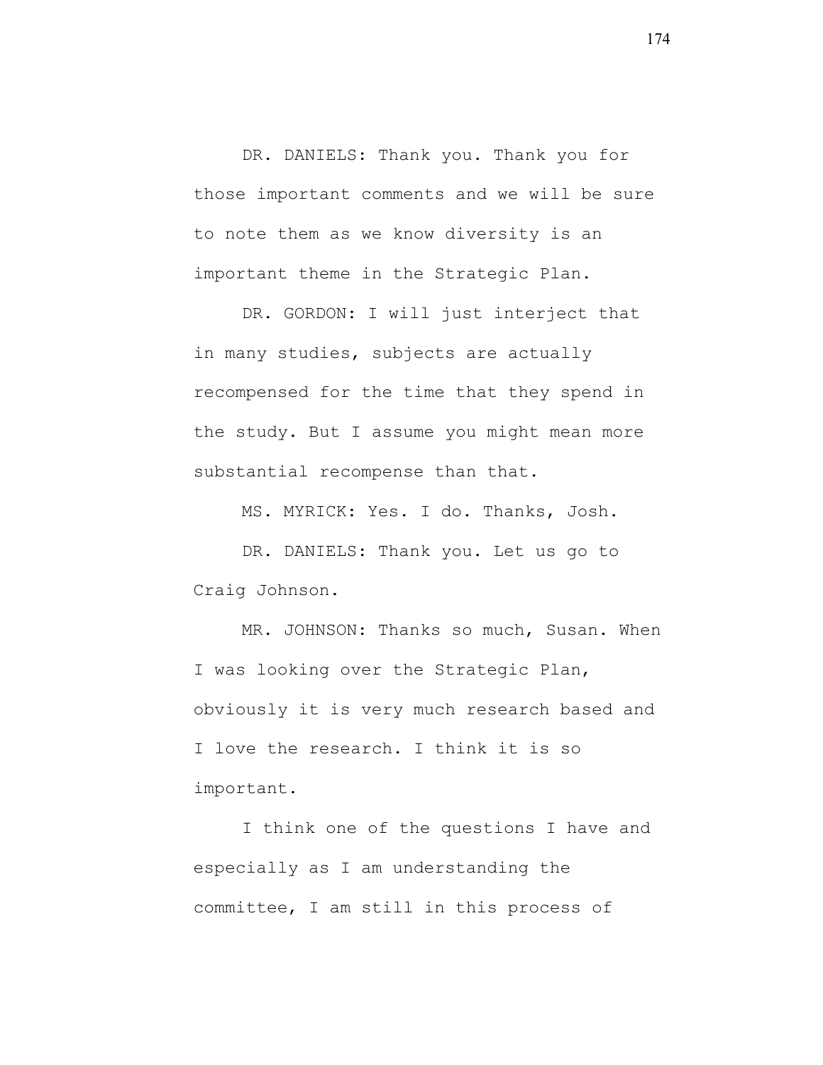DR. DANIELS: Thank you. Thank you for those important comments and we will be sure to note them as we know diversity is an important theme in the Strategic Plan.

DR. GORDON: I will just interject that in many studies, subjects are actually recompensed for the time that they spend in the study. But I assume you might mean more substantial recompense than that.

MS. MYRICK: Yes. I do. Thanks, Josh.

DR. DANIELS: Thank you. Let us go to Craig Johnson.

MR. JOHNSON: Thanks so much, Susan. When I was looking over the Strategic Plan, obviously it is very much research based and I love the research. I think it is so important.

I think one of the questions I have and especially as I am understanding the committee, I am still in this process of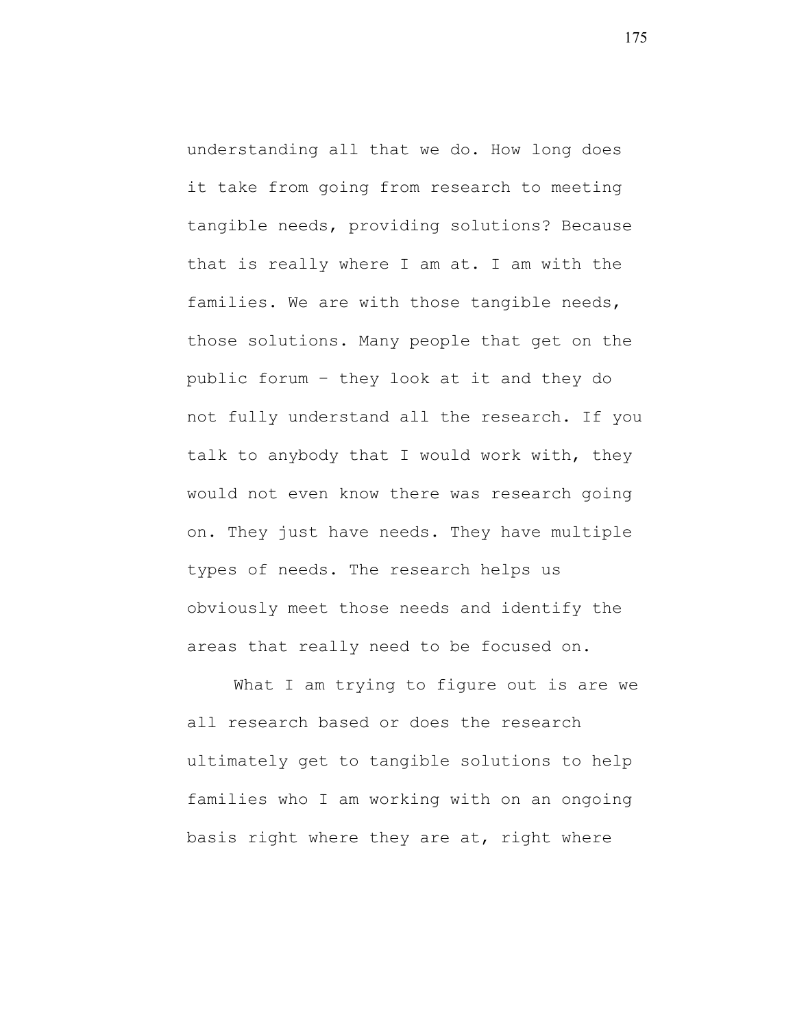understanding all that we do. How long does it take from going from research to meeting tangible needs, providing solutions? Because that is really where I am at. I am with the families. We are with those tangible needs, those solutions. Many people that get on the public forum – they look at it and they do not fully understand all the research. If you talk to anybody that I would work with, they would not even know there was research going on. They just have needs. They have multiple types of needs. The research helps us obviously meet those needs and identify the areas that really need to be focused on.

What I am trying to figure out is are we all research based or does the research ultimately get to tangible solutions to help families who I am working with on an ongoing basis right where they are at, right where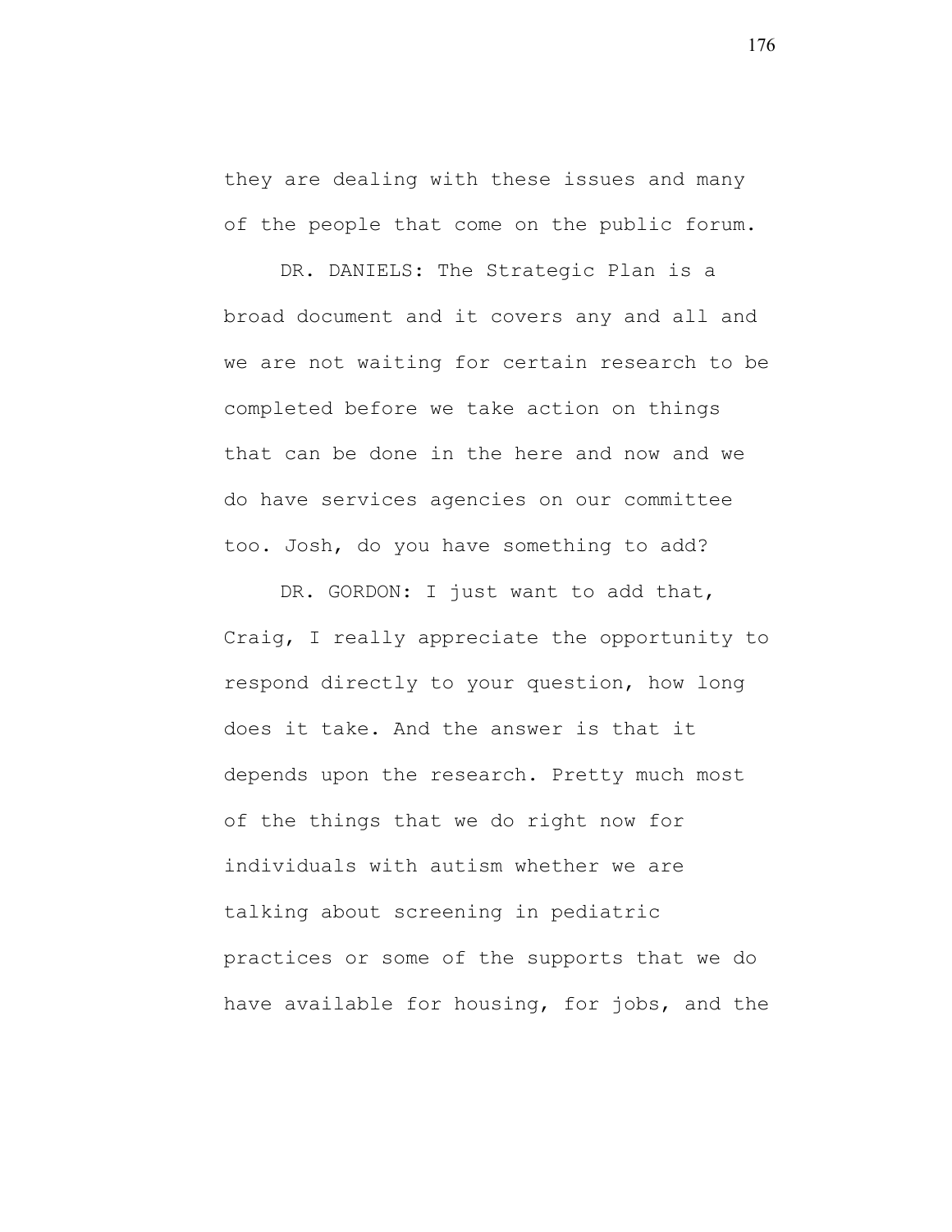they are dealing with these issues and many of the people that come on the public forum.

DR. DANIELS: The Strategic Plan is a broad document and it covers any and all and we are not waiting for certain research to be completed before we take action on things that can be done in the here and now and we do have services agencies on our committee too. Josh, do you have something to add?

DR. GORDON: I just want to add that, Craig, I really appreciate the opportunity to respond directly to your question, how long does it take. And the answer is that it depends upon the research. Pretty much most of the things that we do right now for individuals with autism whether we are talking about screening in pediatric practices or some of the supports that we do have available for housing, for jobs, and the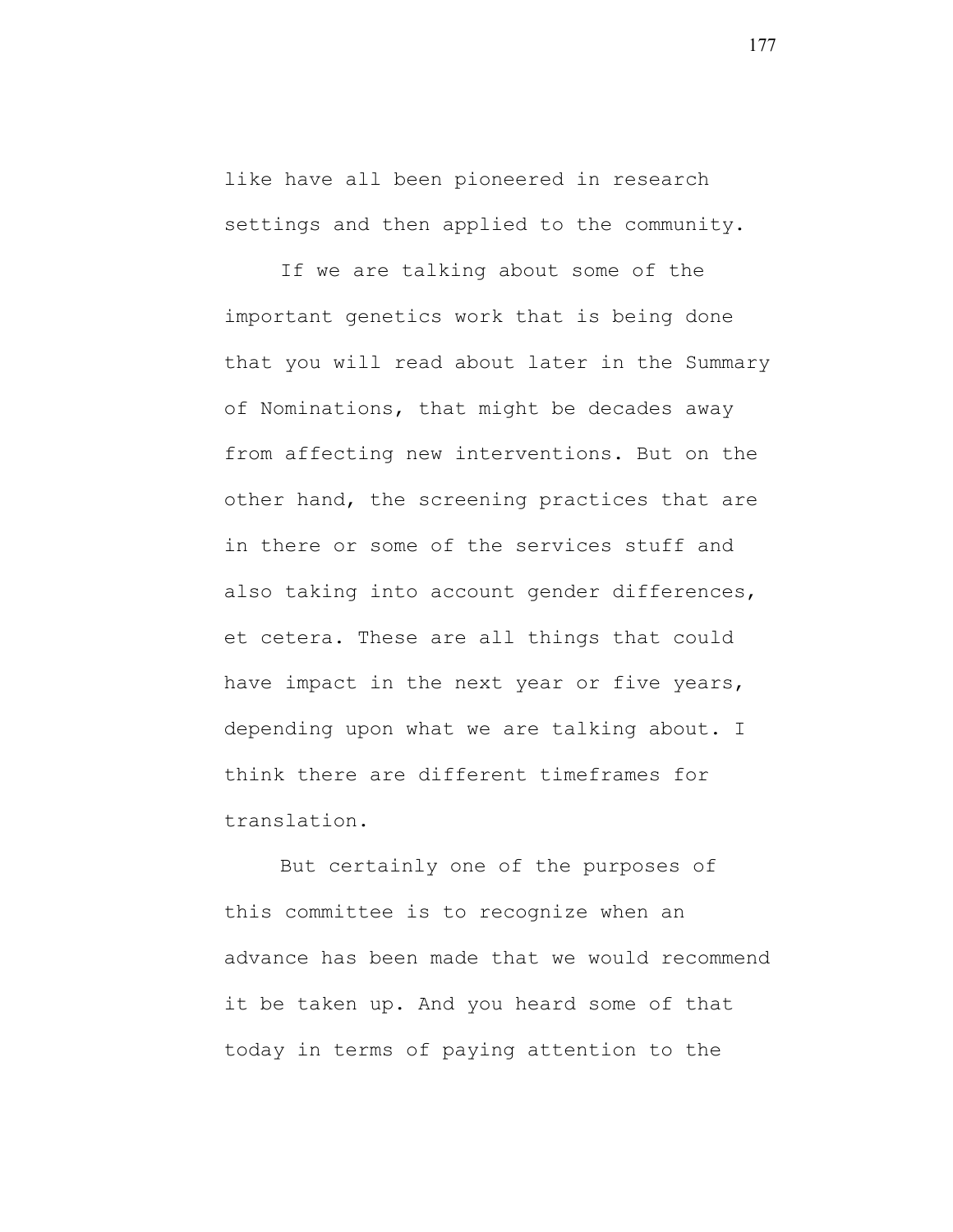like have all been pioneered in research settings and then applied to the community.

If we are talking about some of the important genetics work that is being done that you will read about later in the Summary of Nominations, that might be decades away from affecting new interventions. But on the other hand, the screening practices that are in there or some of the services stuff and also taking into account gender differences, et cetera. These are all things that could have impact in the next year or five years, depending upon what we are talking about. I think there are different timeframes for translation.

But certainly one of the purposes of this committee is to recognize when an advance has been made that we would recommend it be taken up. And you heard some of that today in terms of paying attention to the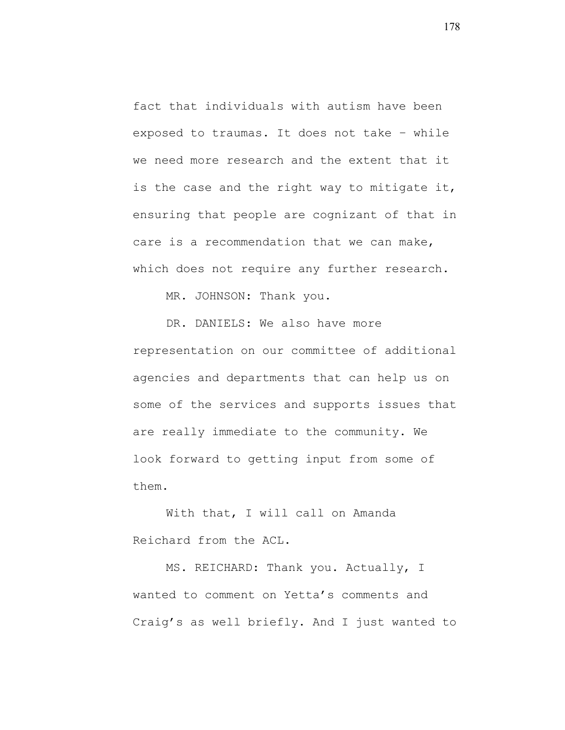fact that individuals with autism have been exposed to traumas. It does not take – while we need more research and the extent that it is the case and the right way to mitigate it, ensuring that people are cognizant of that in care is a recommendation that we can make, which does not require any further research.

MR. JOHNSON: Thank you.

DR. DANIELS: We also have more representation on our committee of additional agencies and departments that can help us on some of the services and supports issues that are really immediate to the community. We look forward to getting input from some of them.

With that, I will call on Amanda Reichard from the ACL.

MS. REICHARD: Thank you. Actually, I wanted to comment on Yetta's comments and Craig's as well briefly. And I just wanted to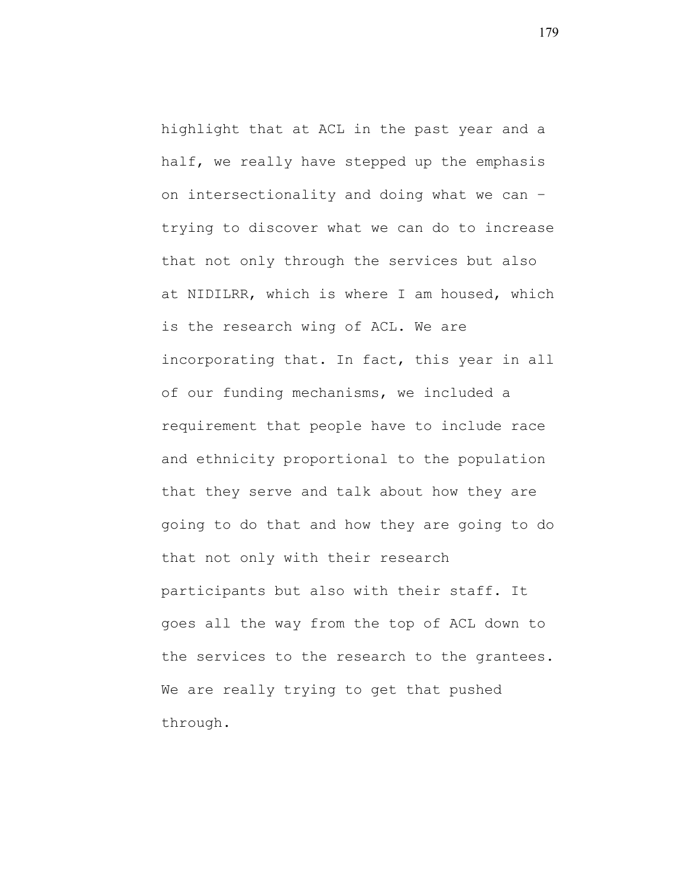highlight that at ACL in the past year and a half, we really have stepped up the emphasis on intersectionality and doing what we can – trying to discover what we can do to increase that not only through the services but also at NIDILRR, which is where I am housed, which is the research wing of ACL. We are incorporating that. In fact, this year in all of our funding mechanisms, we included a requirement that people have to include race and ethnicity proportional to the population that they serve and talk about how they are going to do that and how they are going to do that not only with their research participants but also with their staff. It goes all the way from the top of ACL down to the services to the research to the grantees. We are really trying to get that pushed through.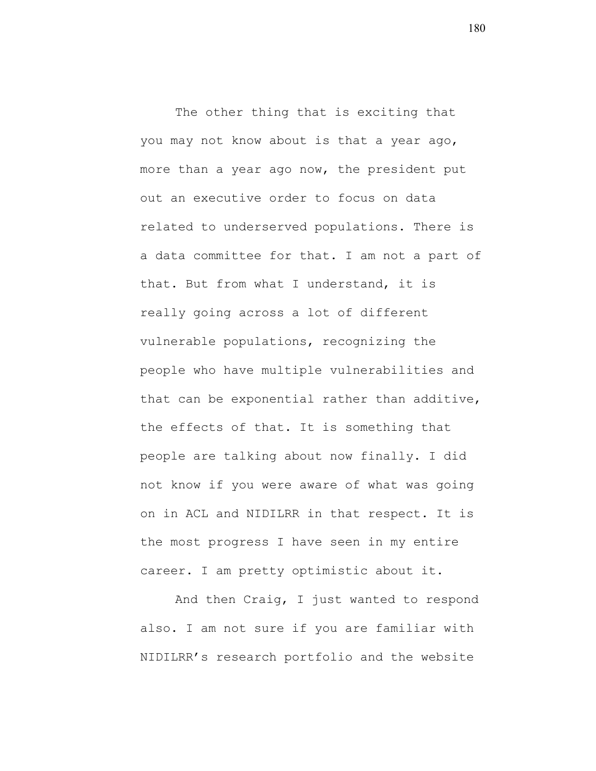The other thing that is exciting that you may not know about is that a year ago, more than a year ago now, the president put out an executive order to focus on data related to underserved populations. There is a data committee for that. I am not a part of that. But from what I understand, it is really going across a lot of different vulnerable populations, recognizing the people who have multiple vulnerabilities and that can be exponential rather than additive, the effects of that. It is something that people are talking about now finally. I did not know if you were aware of what was going on in ACL and NIDILRR in that respect. It is the most progress I have seen in my entire career. I am pretty optimistic about it.

And then Craig, I just wanted to respond also. I am not sure if you are familiar with NIDILRR's research portfolio and the website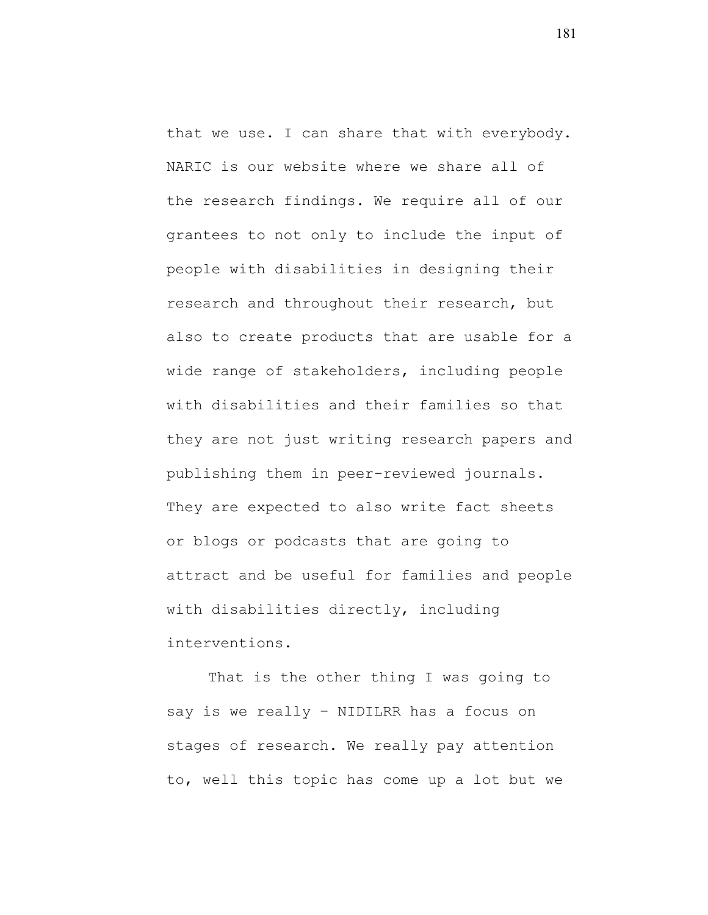that we use. I can share that with everybody. NARIC is our website where we share all of the research findings. We require all of our grantees to not only to include the input of people with disabilities in designing their research and throughout their research, but also to create products that are usable for a wide range of stakeholders, including people with disabilities and their families so that they are not just writing research papers and publishing them in peer-reviewed journals. They are expected to also write fact sheets or blogs or podcasts that are going to attract and be useful for families and people with disabilities directly, including interventions.

That is the other thing I was going to say is we really – NIDILRR has a focus on stages of research. We really pay attention to, well this topic has come up a lot but we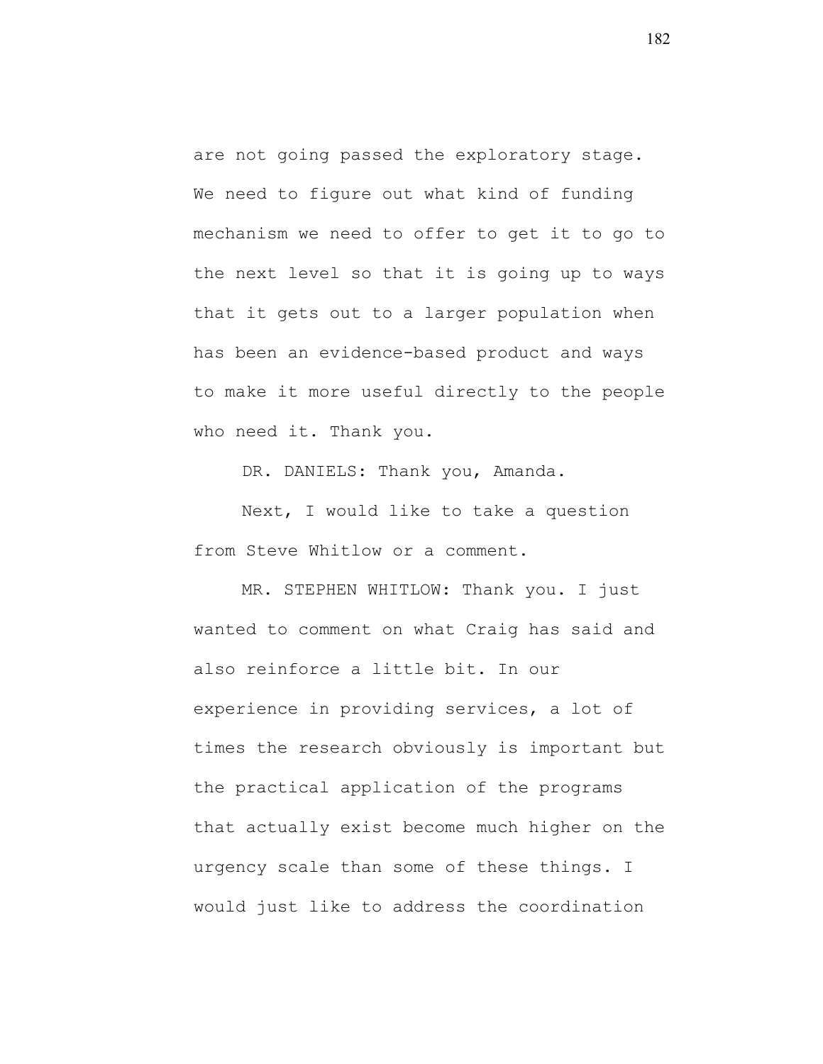are not going passed the exploratory stage. We need to figure out what kind of funding mechanism we need to offer to get it to go to the next level so that it is going up to ways that it gets out to a larger population when has been an evidence-based product and ways to make it more useful directly to the people who need it. Thank you.

DR. DANIELS: Thank you, Amanda.

Next, I would like to take a question from Steve Whitlow or a comment.

MR. STEPHEN WHITLOW: Thank you. I just wanted to comment on what Craig has said and also reinforce a little bit. In our experience in providing services, a lot of times the research obviously is important but the practical application of the programs that actually exist become much higher on the urgency scale than some of these things. I would just like to address the coordination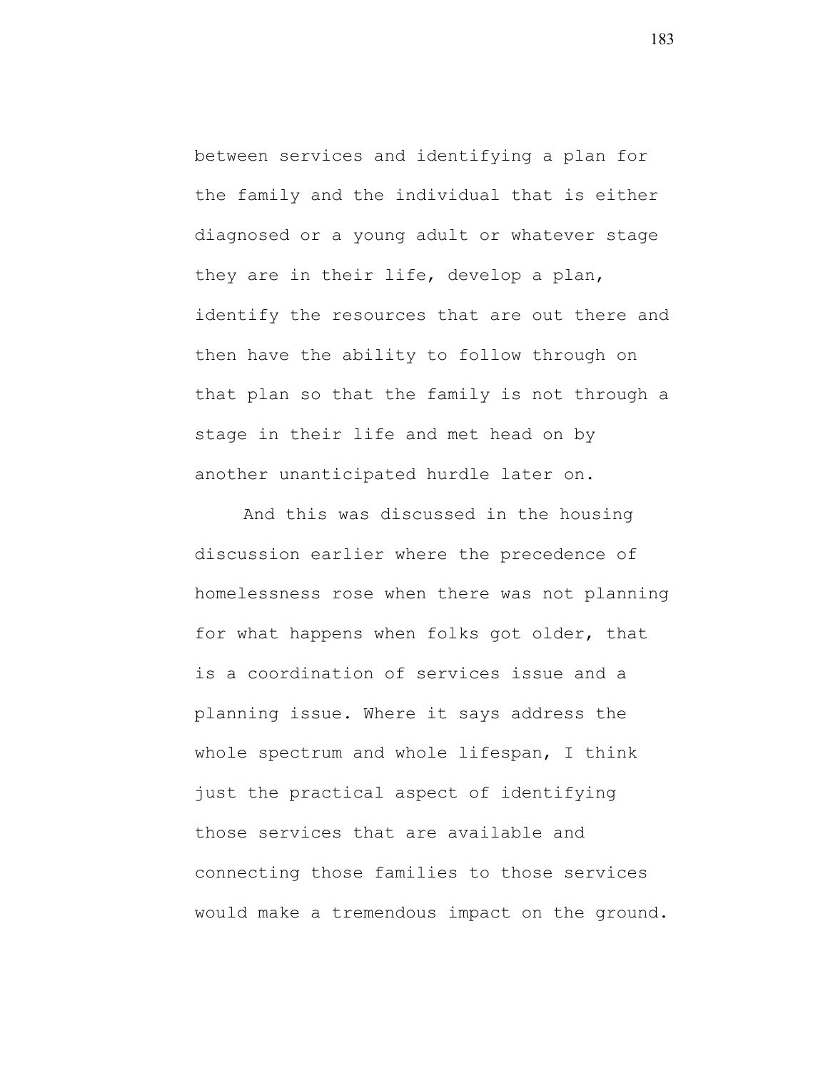between services and identifying a plan for the family and the individual that is either diagnosed or a young adult or whatever stage they are in their life, develop a plan, identify the resources that are out there and then have the ability to follow through on that plan so that the family is not through a stage in their life and met head on by another unanticipated hurdle later on.

And this was discussed in the housing discussion earlier where the precedence of homelessness rose when there was not planning for what happens when folks got older, that is a coordination of services issue and a planning issue. Where it says address the whole spectrum and whole lifespan, I think just the practical aspect of identifying those services that are available and connecting those families to those services would make a tremendous impact on the ground.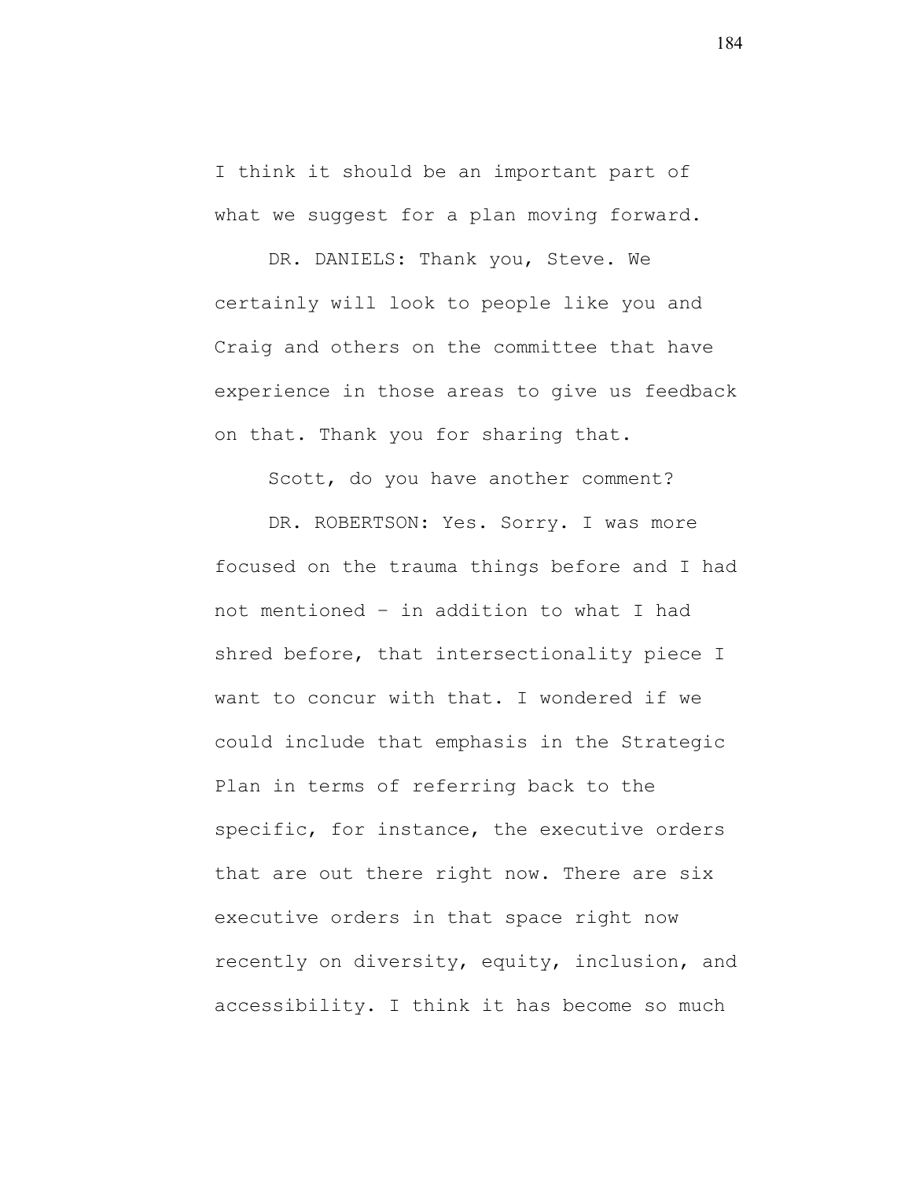I think it should be an important part of what we suggest for a plan moving forward.

DR. DANIELS: Thank you, Steve. We certainly will look to people like you and Craig and others on the committee that have experience in those areas to give us feedback on that. Thank you for sharing that.

Scott, do you have another comment?

DR. ROBERTSON: Yes. Sorry. I was more focused on the trauma things before and I had not mentioned – in addition to what I had shred before, that intersectionality piece I want to concur with that. I wondered if we could include that emphasis in the Strategic Plan in terms of referring back to the specific, for instance, the executive orders that are out there right now. There are six executive orders in that space right now recently on diversity, equity, inclusion, and accessibility. I think it has become so much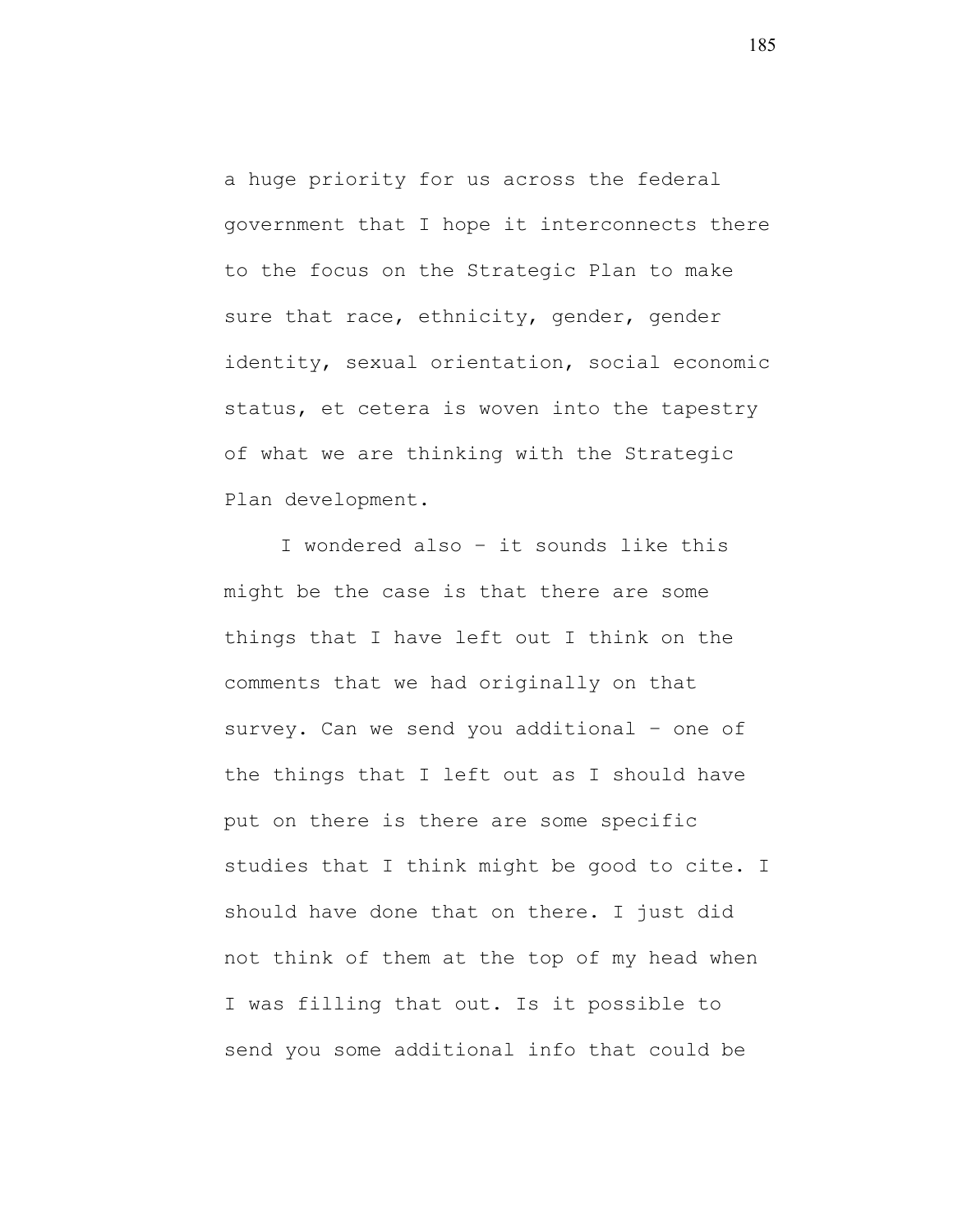a huge priority for us across the federal government that I hope it interconnects there to the focus on the Strategic Plan to make sure that race, ethnicity, gender, gender identity, sexual orientation, social economic status, et cetera is woven into the tapestry of what we are thinking with the Strategic Plan development.

I wondered also – it sounds like this might be the case is that there are some things that I have left out I think on the comments that we had originally on that survey. Can we send you additional – one of the things that I left out as I should have put on there is there are some specific studies that I think might be good to cite. I should have done that on there. I just did not think of them at the top of my head when I was filling that out. Is it possible to send you some additional info that could be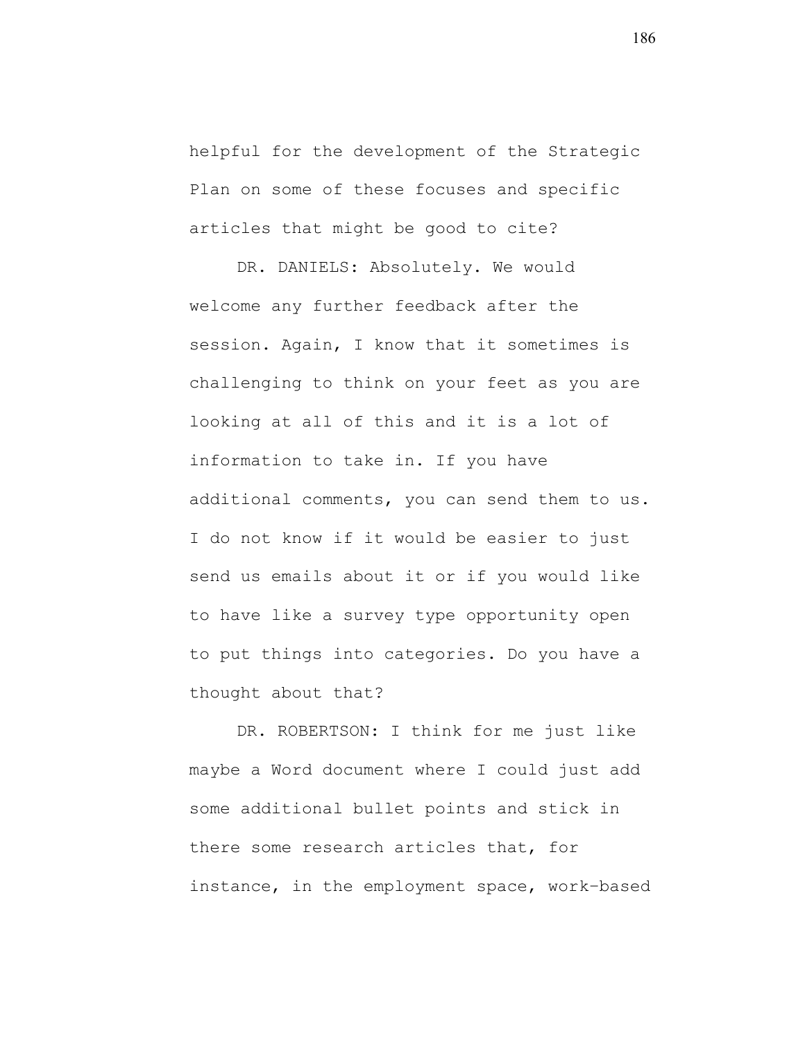helpful for the development of the Strategic Plan on some of these focuses and specific articles that might be good to cite?

DR. DANIELS: Absolutely. We would welcome any further feedback after the session. Again, I know that it sometimes is challenging to think on your feet as you are looking at all of this and it is a lot of information to take in. If you have additional comments, you can send them to us. I do not know if it would be easier to just send us emails about it or if you would like to have like a survey type opportunity open to put things into categories. Do you have a thought about that?

DR. ROBERTSON: I think for me just like maybe a Word document where I could just add some additional bullet points and stick in there some research articles that, for instance, in the employment space, work-based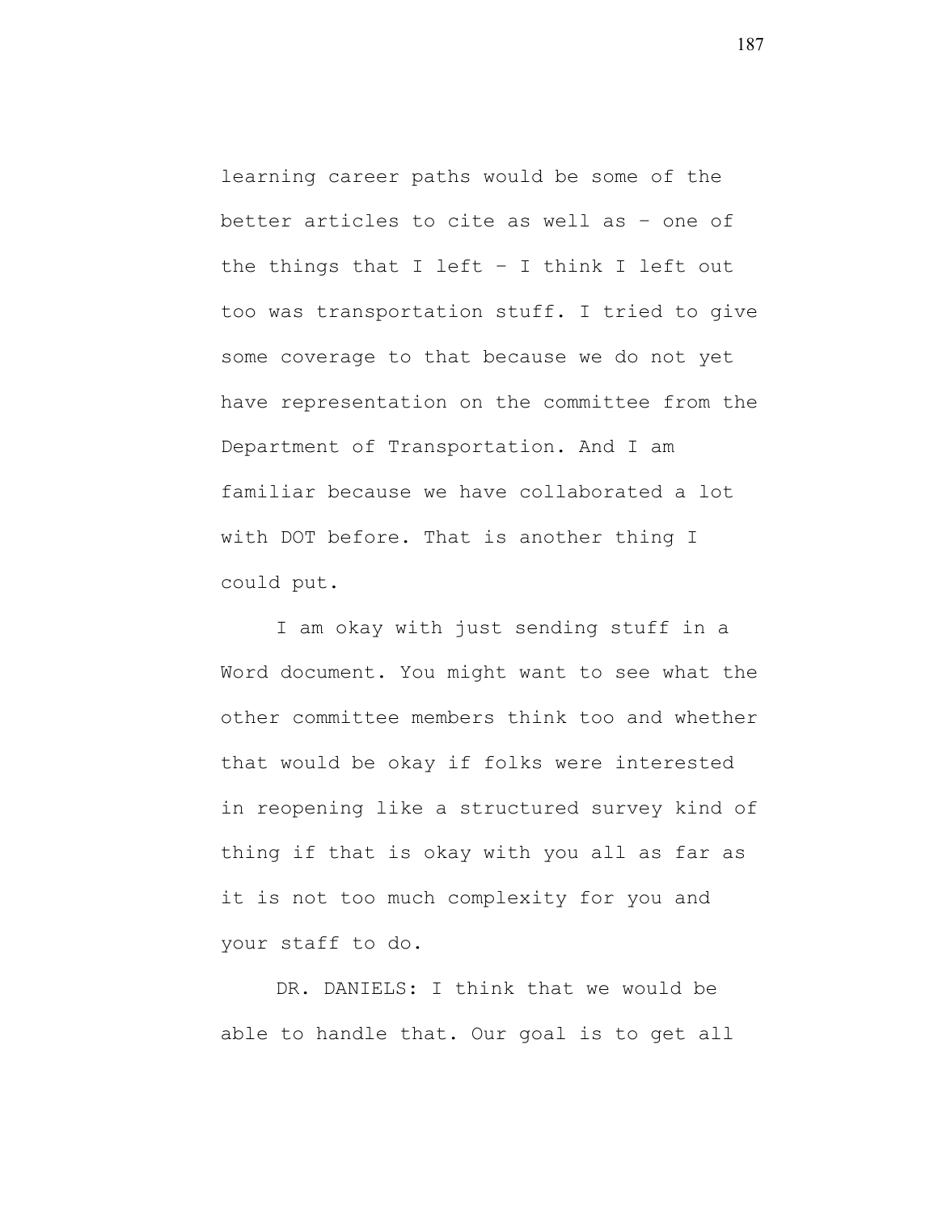learning career paths would be some of the better articles to cite as well as – one of the things that I left – I think I left out too was transportation stuff. I tried to give some coverage to that because we do not yet have representation on the committee from the Department of Transportation. And I am familiar because we have collaborated a lot with DOT before. That is another thing I could put.

I am okay with just sending stuff in a Word document. You might want to see what the other committee members think too and whether that would be okay if folks were interested in reopening like a structured survey kind of thing if that is okay with you all as far as it is not too much complexity for you and your staff to do.

DR. DANIELS: I think that we would be able to handle that. Our goal is to get all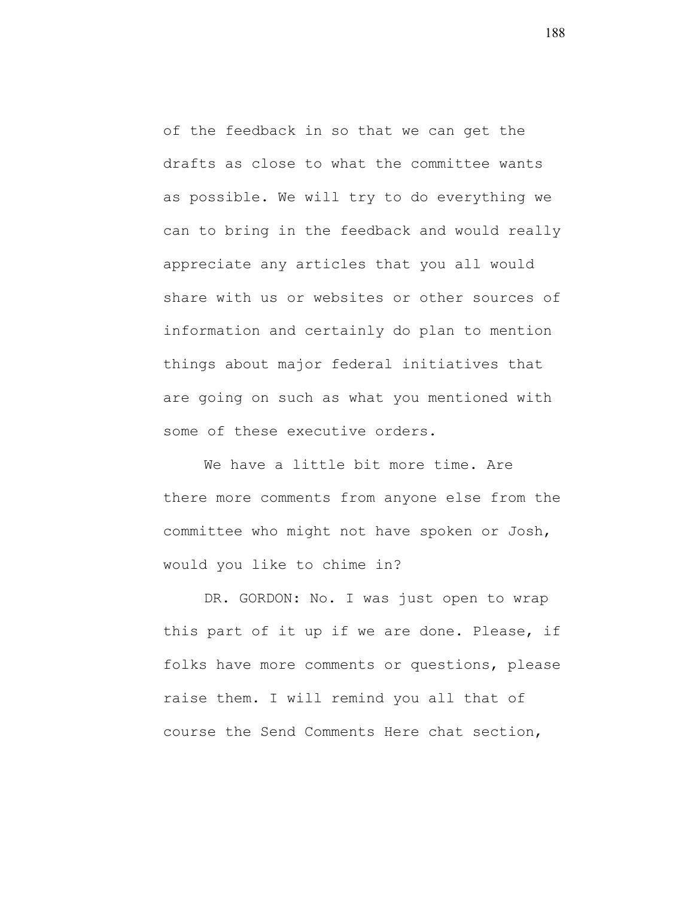of the feedback in so that we can get the drafts as close to what the committee wants as possible. We will try to do everything we can to bring in the feedback and would really appreciate any articles that you all would share with us or websites or other sources of information and certainly do plan to mention things about major federal initiatives that are going on such as what you mentioned with some of these executive orders.

We have a little bit more time. Are there more comments from anyone else from the committee who might not have spoken or Josh, would you like to chime in?

DR. GORDON: No. I was just open to wrap this part of it up if we are done. Please, if folks have more comments or questions, please raise them. I will remind you all that of course the Send Comments Here chat section,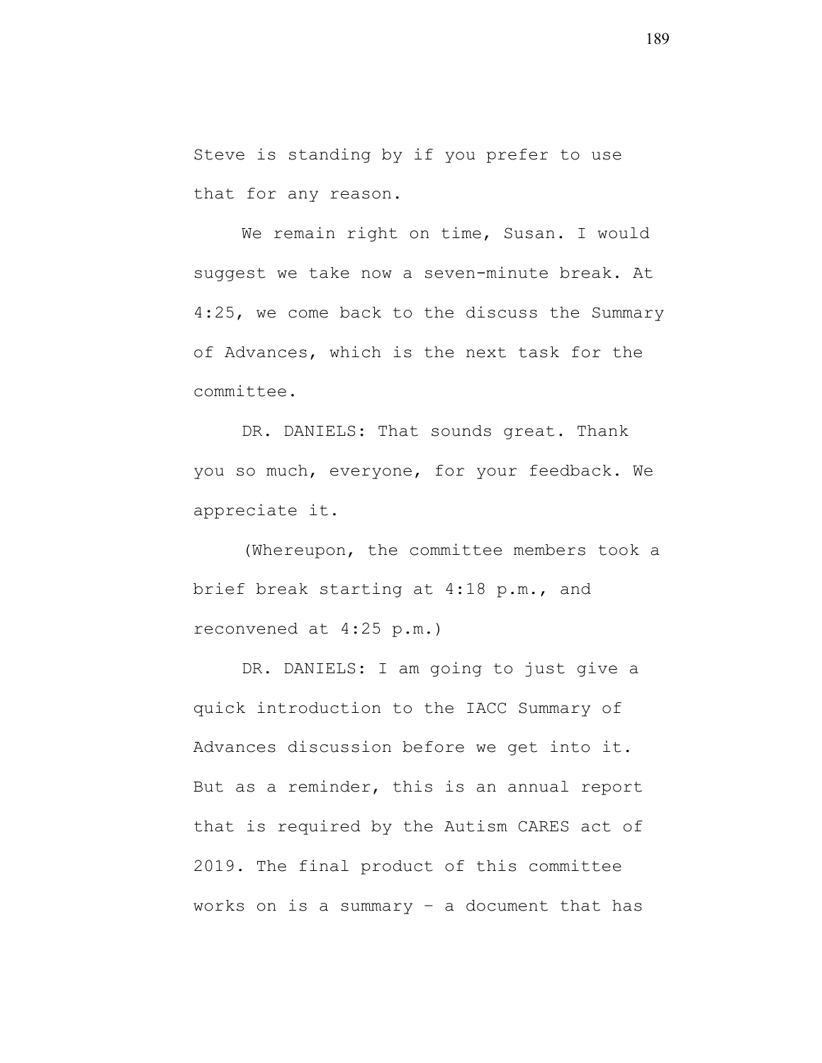Steve is standing by if you prefer to use that for any reason.

We remain right on time, Susan. I would suggest we take now a seven-minute break. At 4:25, we come back to the discuss the Summary of Advances, which is the next task for the committee.

DR. DANIELS: That sounds great. Thank you so much, everyone, for your feedback. We appreciate it.

(Whereupon, the committee members took a brief break starting at 4:18 p.m., and reconvened at 4:25 p.m.)

DR. DANIELS: I am going to just give a quick introduction to the IACC Summary of Advances discussion before we get into it. But as a reminder, this is an annual report that is required by the Autism CARES act of 2019. The final product of this committee works on is a summary – a document that has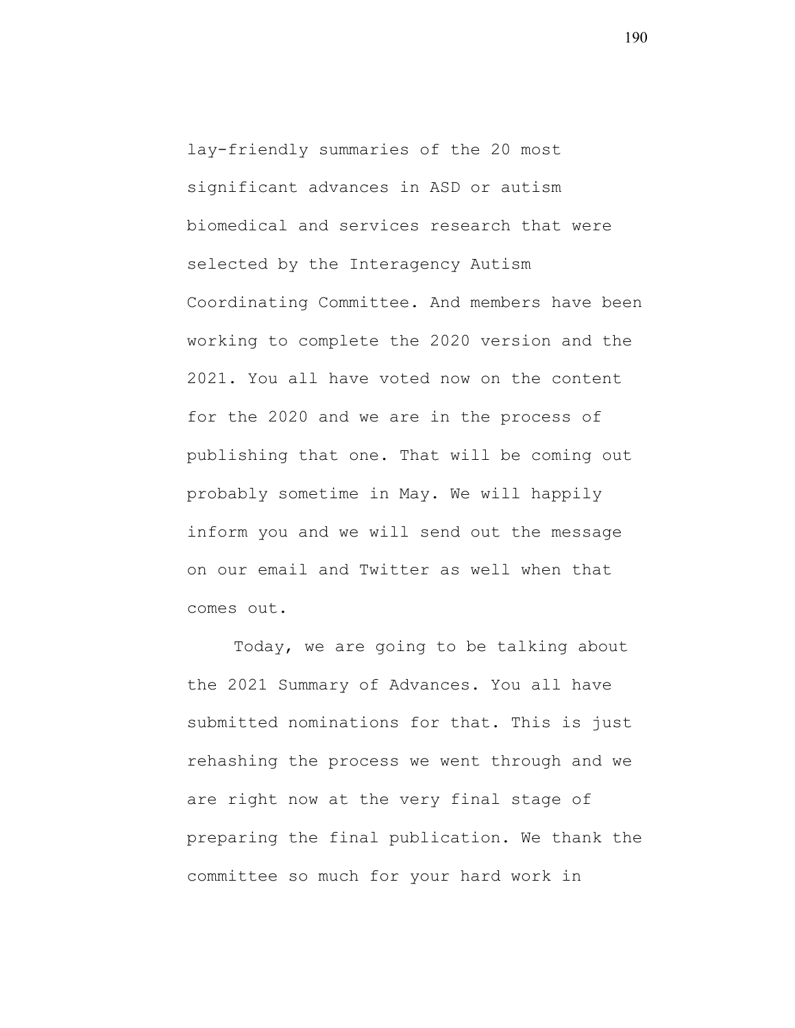lay-friendly summaries of the 20 most significant advances in ASD or autism biomedical and services research that were selected by the Interagency Autism Coordinating Committee. And members have been working to complete the 2020 version and the 2021. You all have voted now on the content for the 2020 and we are in the process of publishing that one. That will be coming out probably sometime in May. We will happily inform you and we will send out the message on our email and Twitter as well when that comes out.

Today, we are going to be talking about the 2021 Summary of Advances. You all have submitted nominations for that. This is just rehashing the process we went through and we are right now at the very final stage of preparing the final publication. We thank the committee so much for your hard work in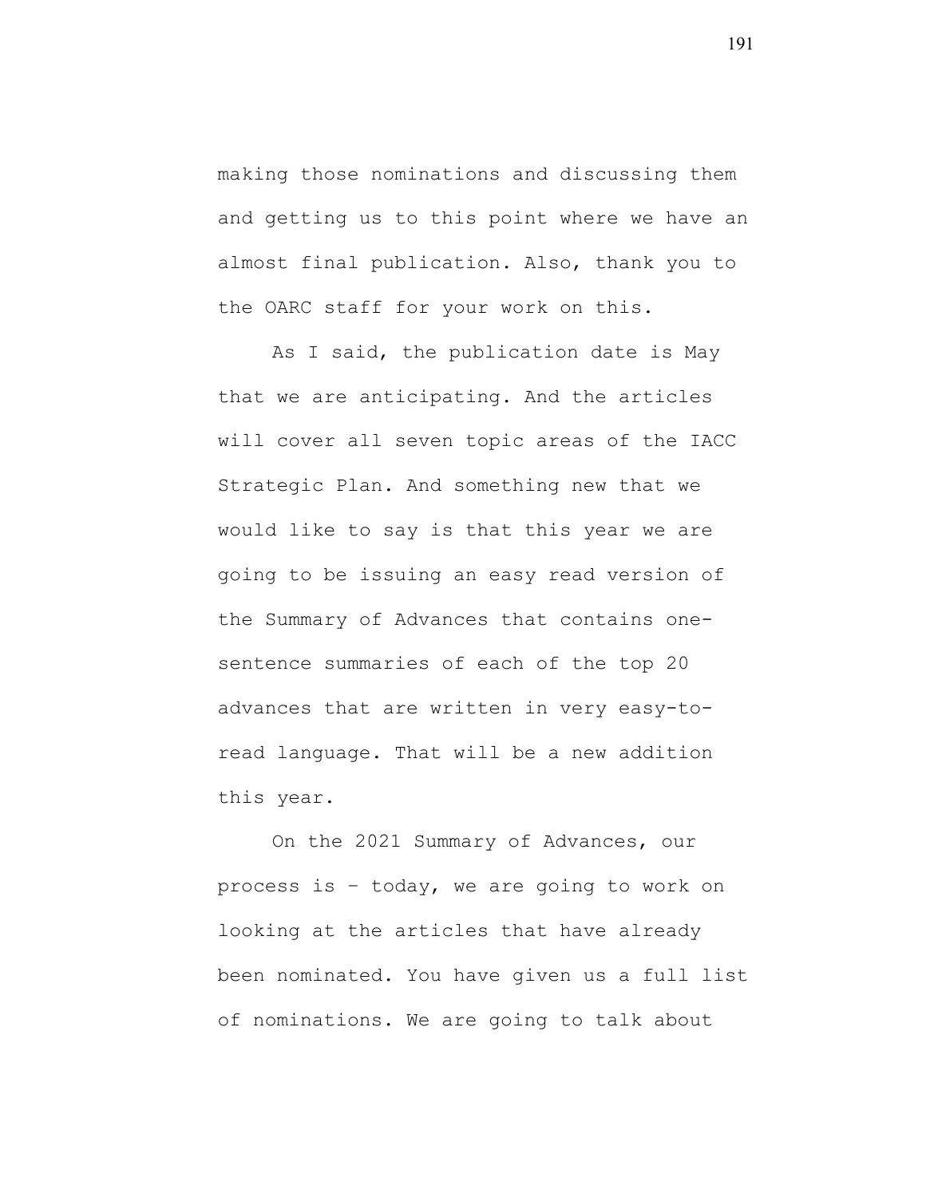making those nominations and discussing them and getting us to this point where we have an almost final publication. Also, thank you to the OARC staff for your work on this.

As I said, the publication date is May that we are anticipating. And the articles will cover all seven topic areas of the IACC Strategic Plan. And something new that we would like to say is that this year we are going to be issuing an easy read version of the Summary of Advances that contains one-sentence summaries of each of the top 20 advances that are written in very easy-to-read language. That will be a new addition this year.

On the 2021 Summary of Advances, our process is – today, we are going to work on looking at the articles that have already been nominated. You have given us a full list of nominations. We are going to talk about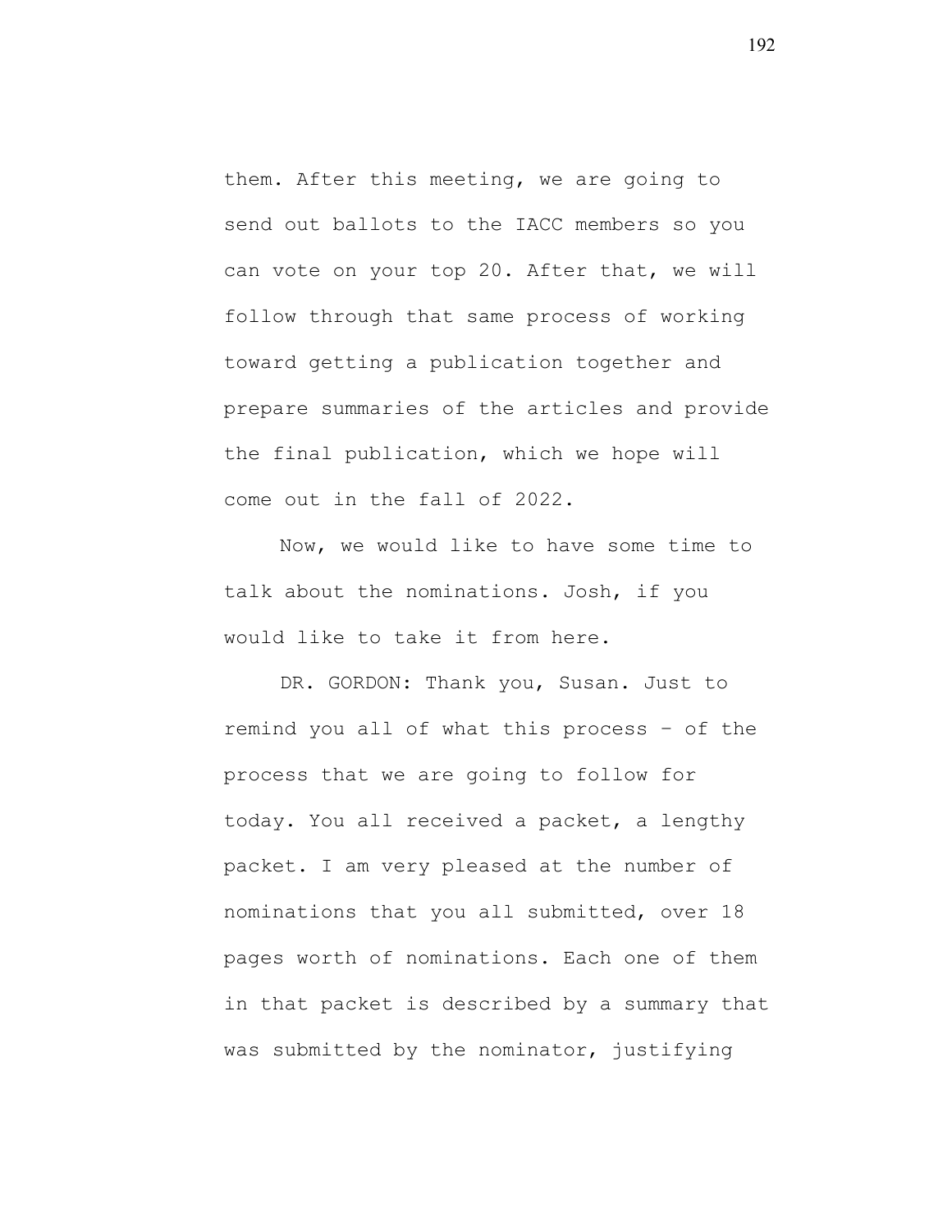them. After this meeting, we are going to send out ballots to the IACC members so you can vote on your top 20. After that, we will follow through that same process of working toward getting a publication together and prepare summaries of the articles and provide the final publication, which we hope will come out in the fall of 2022.

Now, we would like to have some time to talk about the nominations. Josh, if you would like to take it from here.

DR. GORDON: Thank you, Susan. Just to remind you all of what this process – of the process that we are going to follow for today. You all received a packet, a lengthy packet. I am very pleased at the number of nominations that you all submitted, over 18 pages worth of nominations. Each one of them in that packet is described by a summary that was submitted by the nominator, justifying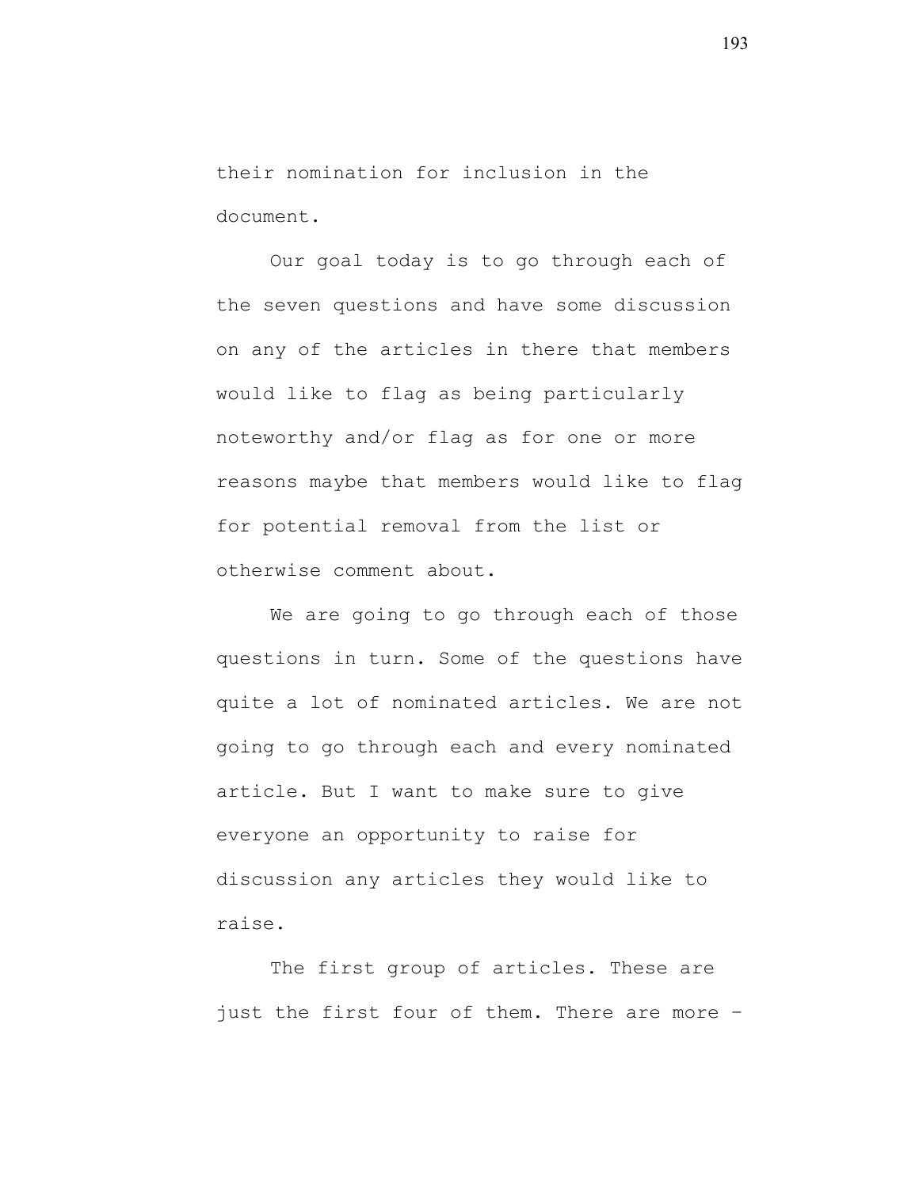their nomination for inclusion in the document.

Our goal today is to go through each of the seven questions and have some discussion on any of the articles in there that members would like to flag as being particularly noteworthy and/or flag as for one or more reasons maybe that members would like to flag for potential removal from the list or otherwise comment about.

We are going to go through each of those questions in turn. Some of the questions have quite a lot of nominated articles. We are not going to go through each and every nominated article. But I want to make sure to give everyone an opportunity to raise for discussion any articles they would like to raise.

The first group of articles. These are just the first four of them. There are more –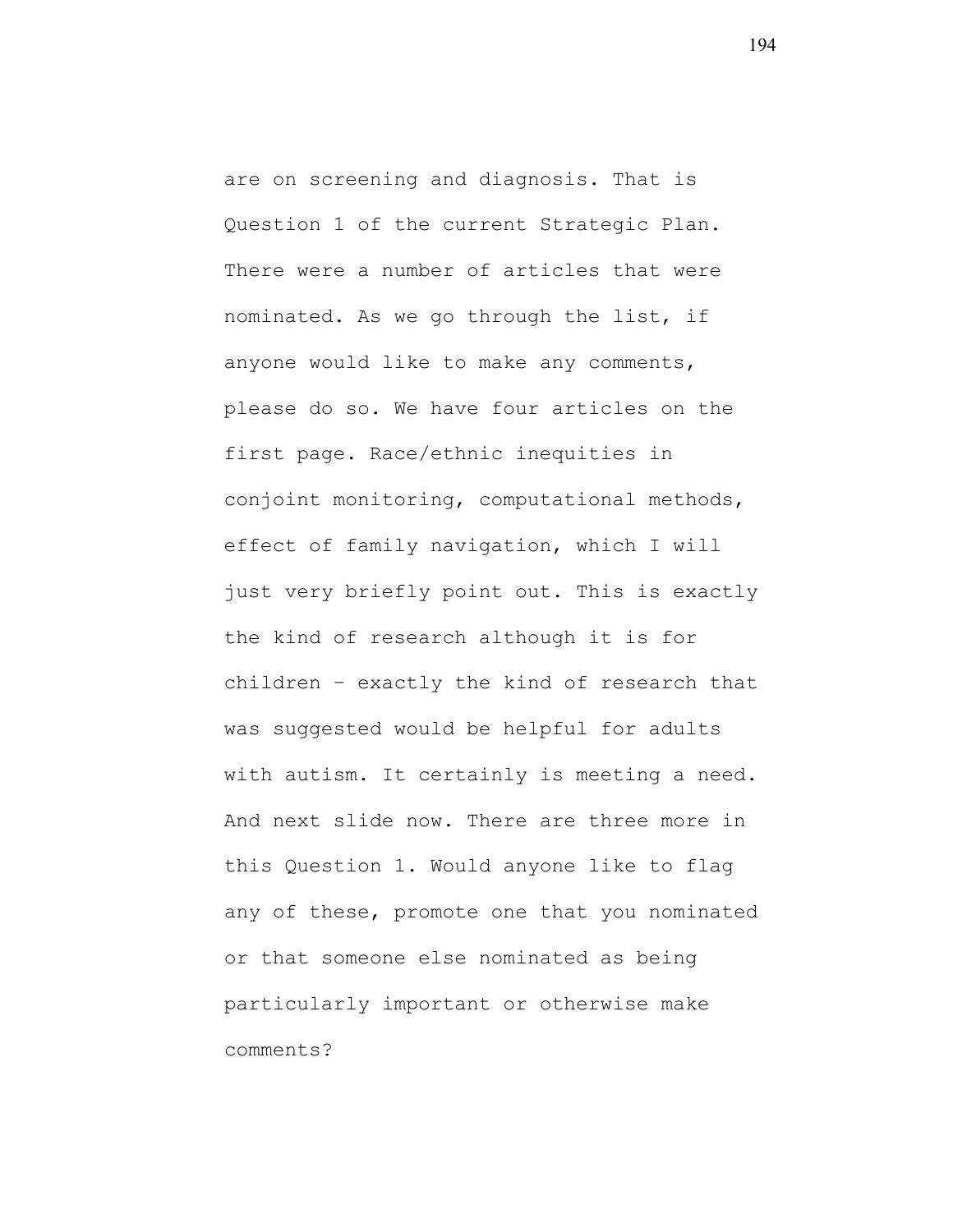are on screening and diagnosis. That is Question 1 of the current Strategic Plan. There were a number of articles that were nominated. As we go through the list, if anyone would like to make any comments, please do so. We have four articles on the first page. Race/ethnic inequities in conjoint monitoring, computational methods, effect of family navigation, which I will just very briefly point out. This is exactly the kind of research although it is for children – exactly the kind of research that was suggested would be helpful for adults with autism. It certainly is meeting a need. And next slide now. There are three more in this Question 1. Would anyone like to flag any of these, promote one that you nominated or that someone else nominated as being particularly important or otherwise make comments?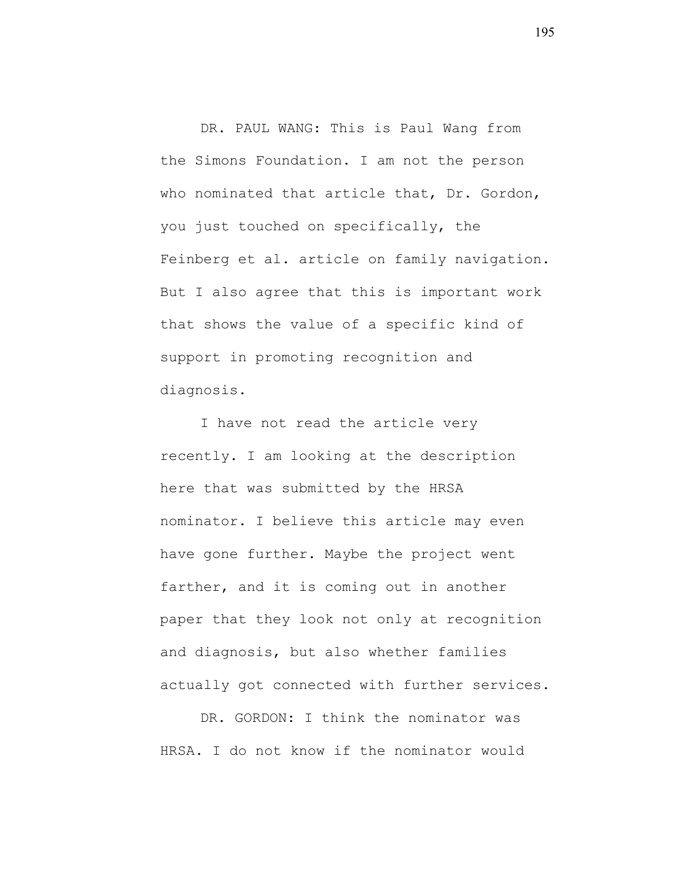DR. PAUL WANG: This is Paul Wang from the Simons Foundation. I am not the person who nominated that article that, Dr. Gordon, you just touched on specifically, the Feinberg et al. article on family navigation. But I also agree that this is important work that shows the value of a specific kind of support in promoting recognition and diagnosis.

I have not read the article very recently. I am looking at the description here that was submitted by the HRSA nominator. I believe this article may even have gone further. Maybe the project went farther, and it is coming out in another paper that they look not only at recognition and diagnosis, but also whether families actually got connected with further services.

DR. GORDON: I think the nominator was HRSA. I do not know if the nominator would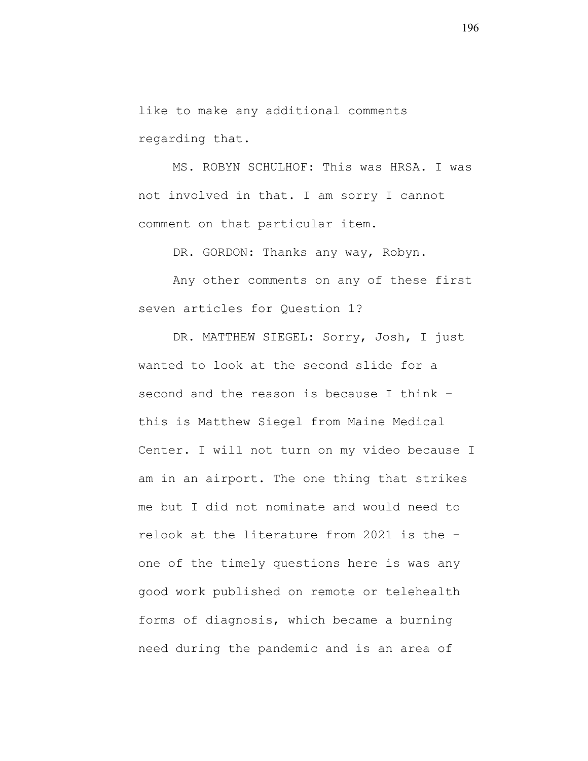like to make any additional comments regarding that.

MS. ROBYN SCHULHOF: This was HRSA. I was not involved in that. I am sorry I cannot comment on that particular item.

DR. GORDON: Thanks any way, Robyn.

Any other comments on any of these first seven articles for Question 1?

DR. MATTHEW SIEGEL: Sorry, Josh, I just wanted to look at the second slide for a second and the reason is because I think – this is Matthew Siegel from Maine Medical Center. I will not turn on my video because I am in an airport. The one thing that strikes me but I did not nominate and would need to relook at the literature from 2021 is the – one of the timely questions here is was any good work published on remote or telehealth forms of diagnosis, which became a burning need during the pandemic and is an area of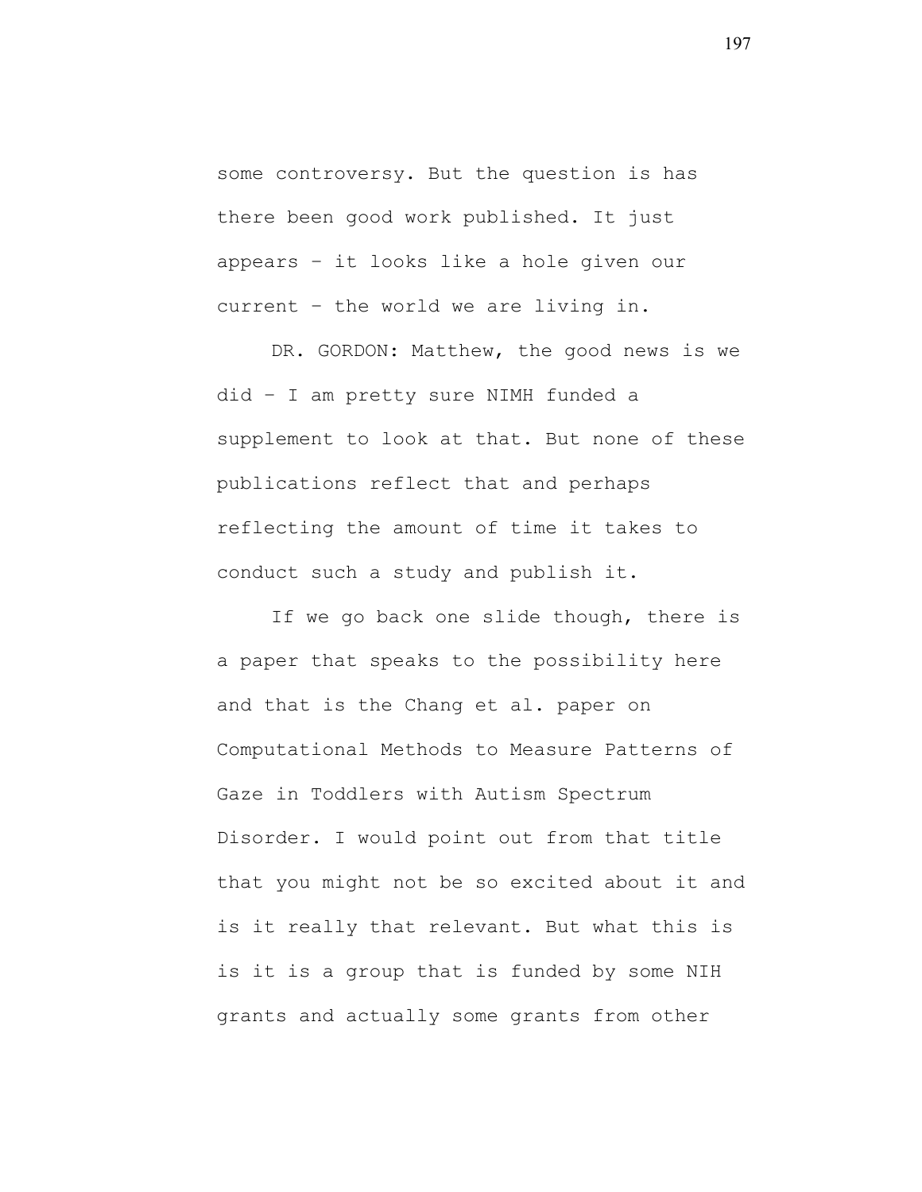some controversy. But the question is has there been good work published. It just appears – it looks like a hole given our current – the world we are living in.

DR. GORDON: Matthew, the good news is we did – I am pretty sure NIMH funded a supplement to look at that. But none of these publications reflect that and perhaps reflecting the amount of time it takes to conduct such a study and publish it.

If we go back one slide though, there is a paper that speaks to the possibility here and that is the Chang et al. paper on Computational Methods to Measure Patterns of Gaze in Toddlers with Autism Spectrum Disorder. I would point out from that title that you might not be so excited about it and is it really that relevant. But what this is is it is a group that is funded by some NIH grants and actually some grants from other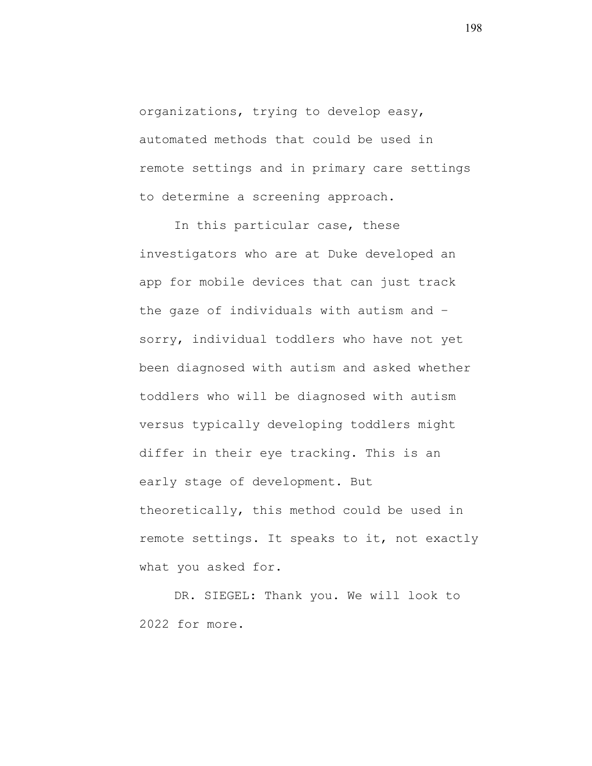organizations, trying to develop easy, automated methods that could be used in remote settings and in primary care settings to determine a screening approach.

In this particular case, these investigators who are at Duke developed an app for mobile devices that can just track the gaze of individuals with autism and – sorry, individual toddlers who have not yet been diagnosed with autism and asked whether toddlers who will be diagnosed with autism versus typically developing toddlers might differ in their eye tracking. This is an early stage of development. But theoretically, this method could be used in remote settings. It speaks to it, not exactly what you asked for.

DR. SIEGEL: Thank you. We will look to 2022 for more.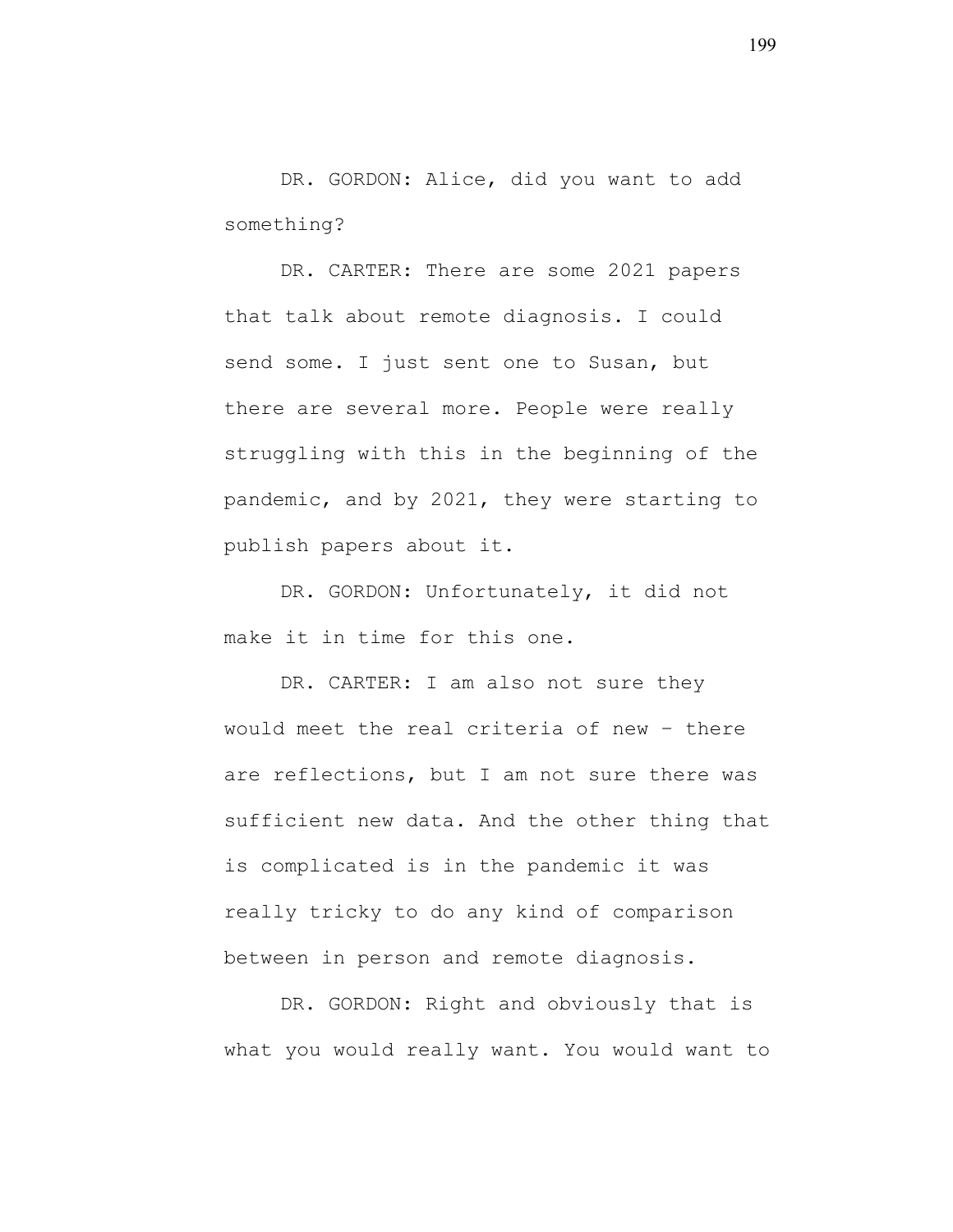DR. GORDON: Alice, did you want to add something?

DR. CARTER: There are some 2021 papers that talk about remote diagnosis. I could send some. I just sent one to Susan, but there are several more. People were really struggling with this in the beginning of the pandemic, and by 2021, they were starting to publish papers about it.

DR. GORDON: Unfortunately, it did not make it in time for this one.

DR. CARTER: I am also not sure they would meet the real criteria of new – there are reflections, but I am not sure there was sufficient new data. And the other thing that is complicated is in the pandemic it was really tricky to do any kind of comparison between in person and remote diagnosis.

DR. GORDON: Right and obviously that is what you would really want. You would want to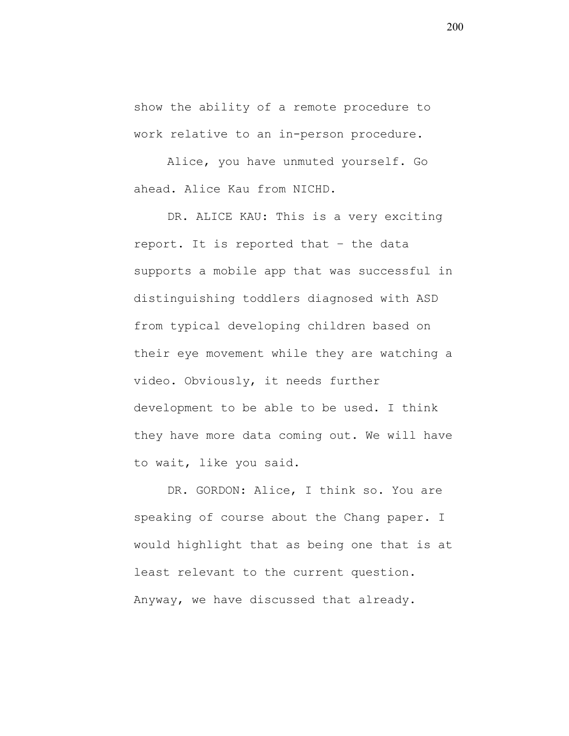show the ability of a remote procedure to work relative to an in-person procedure.

Alice, you have unmuted yourself. Go ahead. Alice Kau from NICHD.

DR. ALICE KAU: This is a very exciting report. It is reported that – the data supports a mobile app that was successful in distinguishing toddlers diagnosed with ASD from typical developing children based on their eye movement while they are watching a video. Obviously, it needs further development to be able to be used. I think they have more data coming out. We will have to wait, like you said.

DR. GORDON: Alice, I think so. You are speaking of course about the Chang paper. I would highlight that as being one that is at least relevant to the current question. Anyway, we have discussed that already.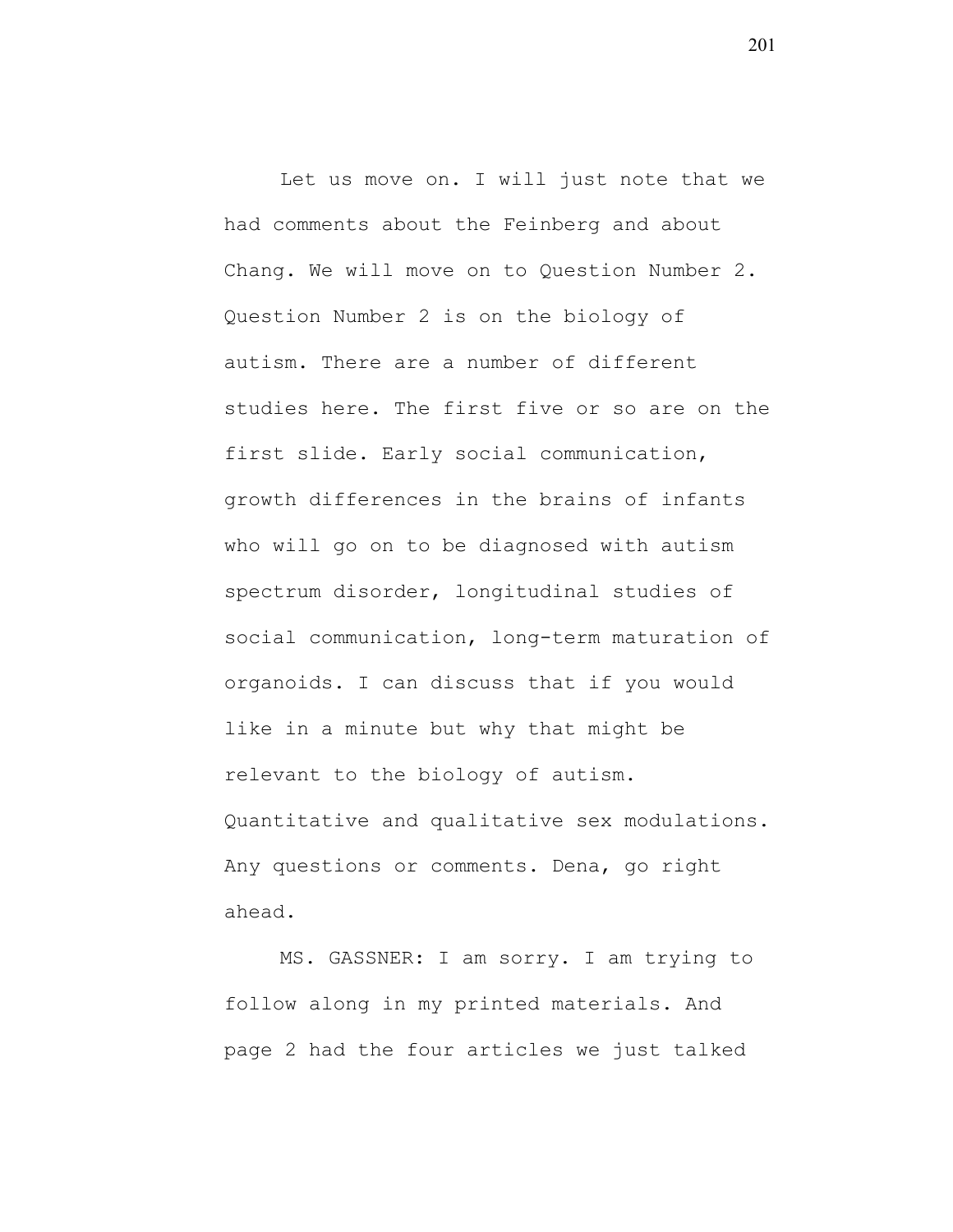Let us move on. I will just note that we had comments about the Feinberg and about Chang. We will move on to Question Number 2. Question Number 2 is on the biology of autism. There are a number of different studies here. The first five or so are on the first slide. Early social communication, growth differences in the brains of infants who will go on to be diagnosed with autism spectrum disorder, longitudinal studies of social communication, long-term maturation of organoids. I can discuss that if you would like in a minute but why that might be relevant to the biology of autism. Quantitative and qualitative sex modulations. Any questions or comments. Dena, go right ahead.

MS. GASSNER: I am sorry. I am trying to follow along in my printed materials. And page 2 had the four articles we just talked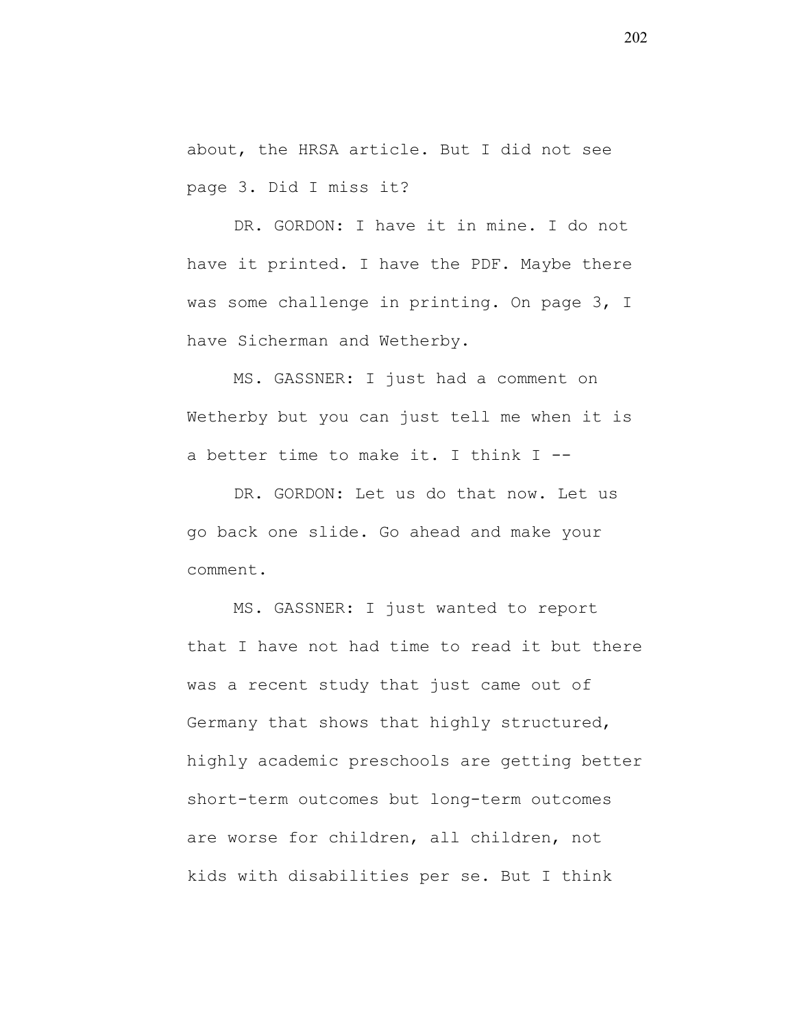about, the HRSA article. But I did not see page 3. Did I miss it?

DR. GORDON: I have it in mine. I do not have it printed. I have the PDF. Maybe there was some challenge in printing. On page 3, I have Sicherman and Wetherby.

MS. GASSNER: I just had a comment on Wetherby but you can just tell me when it is a better time to make it. I think I --

DR. GORDON: Let us do that now. Let us go back one slide. Go ahead and make your comment.

MS. GASSNER: I just wanted to report that I have not had time to read it but there was a recent study that just came out of Germany that shows that highly structured, highly academic preschools are getting better short-term outcomes but long-term outcomes are worse for children, all children, not kids with disabilities per se. But I think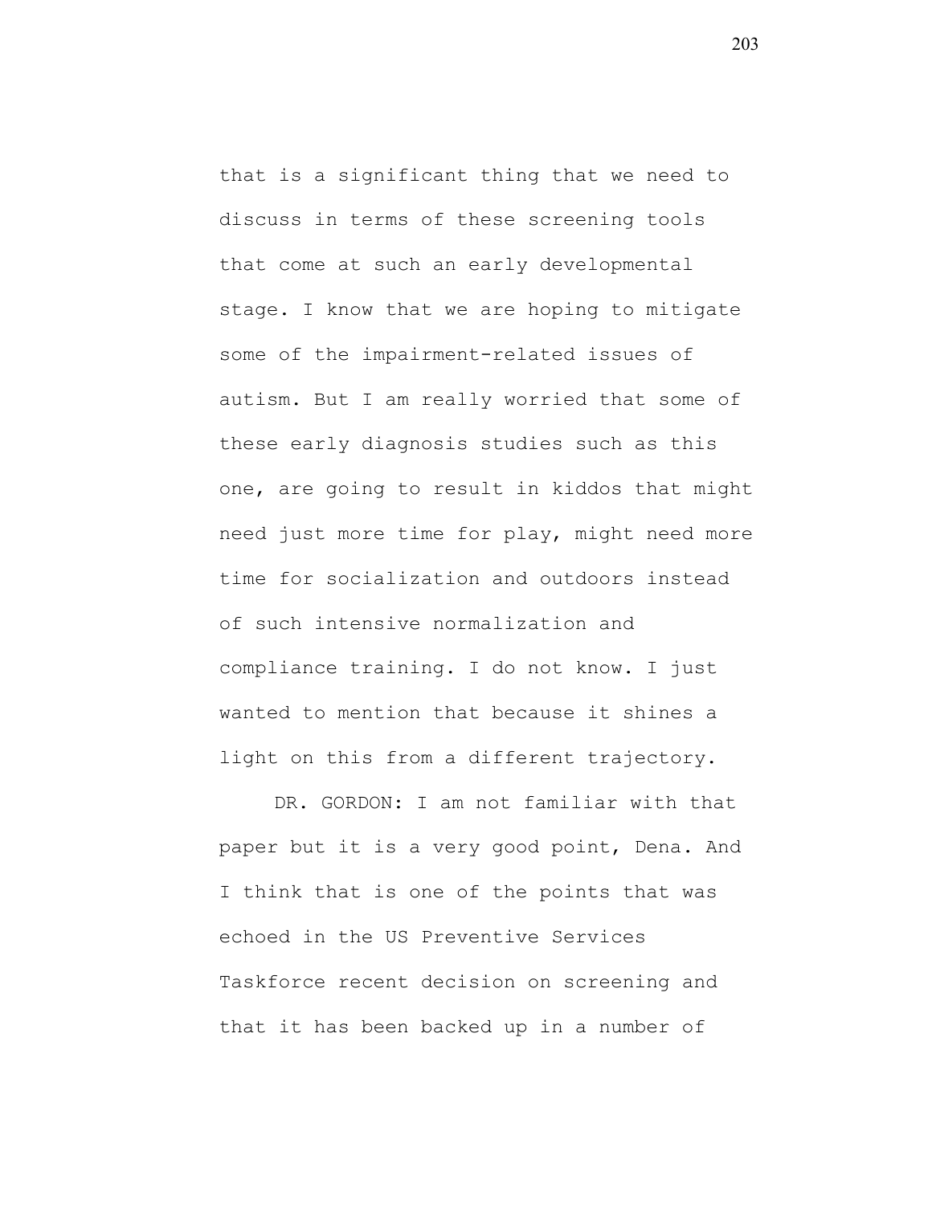that is a significant thing that we need to discuss in terms of these screening tools that come at such an early developmental stage. I know that we are hoping to mitigate some of the impairment-related issues of autism. But I am really worried that some of these early diagnosis studies such as this one, are going to result in kiddos that might need just more time for play, might need more time for socialization and outdoors instead of such intensive normalization and compliance training. I do not know. I just wanted to mention that because it shines a light on this from a different trajectory.

DR. GORDON: I am not familiar with that paper but it is a very good point, Dena. And I think that is one of the points that was echoed in the US Preventive Services Taskforce recent decision on screening and that it has been backed up in a number of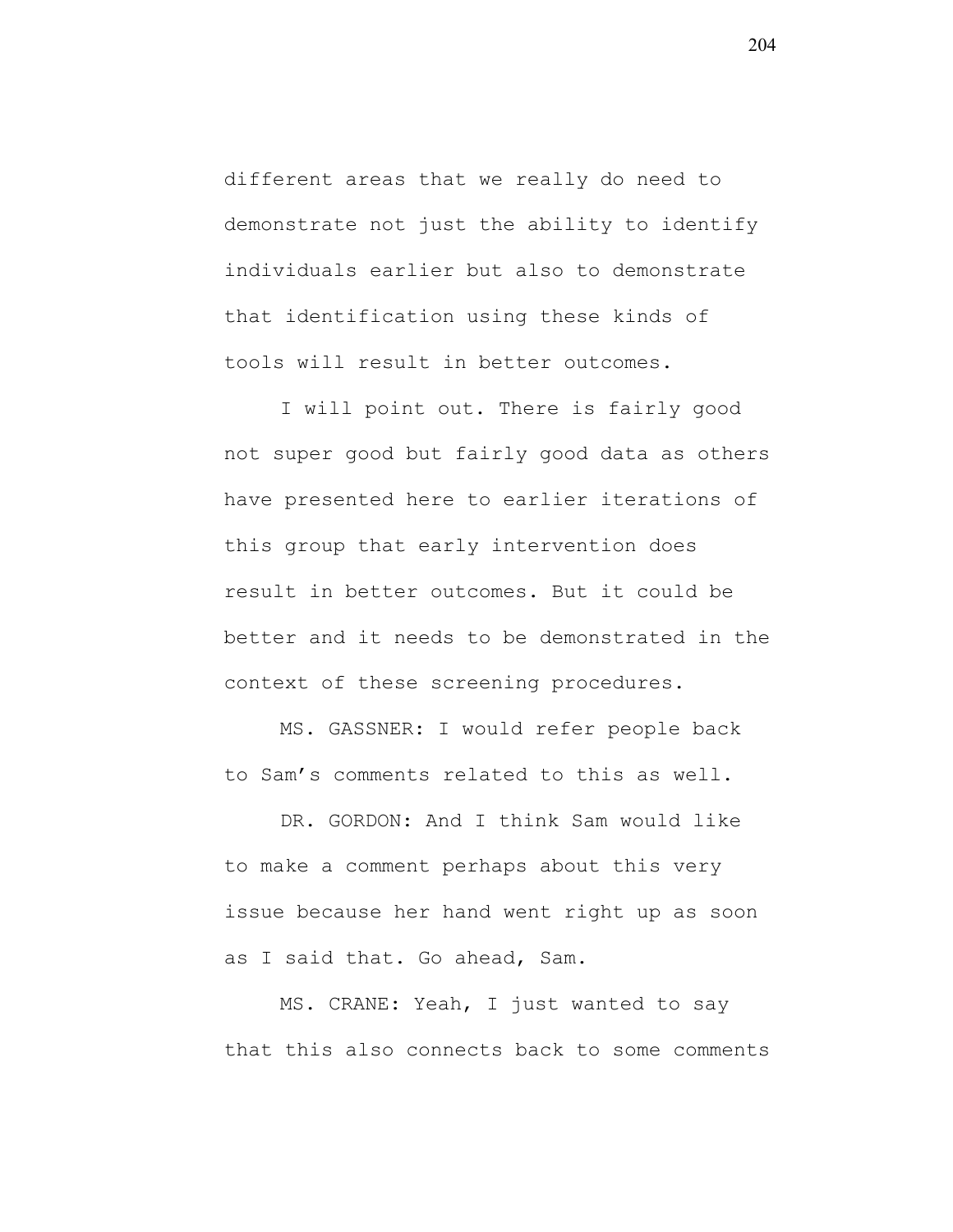different areas that we really do need to demonstrate not just the ability to identify individuals earlier but also to demonstrate that identification using these kinds of tools will result in better outcomes.

I will point out. There is fairly good not super good but fairly good data as others have presented here to earlier iterations of this group that early intervention does result in better outcomes. But it could be better and it needs to be demonstrated in the context of these screening procedures.

MS. GASSNER: I would refer people back to Sam's comments related to this as well.

DR. GORDON: And I think Sam would like to make a comment perhaps about this very issue because her hand went right up as soon as I said that. Go ahead, Sam.

MS. CRANE: Yeah, I just wanted to say that this also connects back to some comments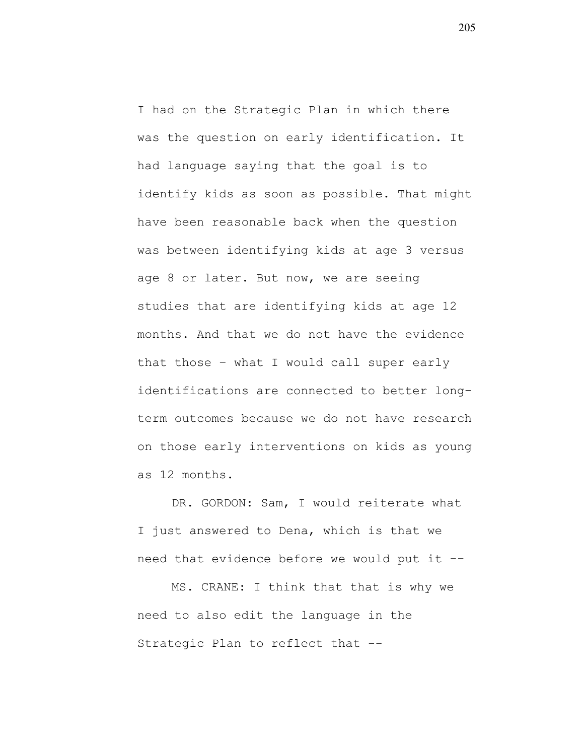I had on the Strategic Plan in which there was the question on early identification. It had language saying that the goal is to identify kids as soon as possible. That might have been reasonable back when the question was between identifying kids at age 3 versus age 8 or later. But now, we are seeing studies that are identifying kids at age 12 months. And that we do not have the evidence that those – what I would call super early identifications are connected to better long-term outcomes because we do not have research on those early interventions on kids as young as 12 months.

DR. GORDON: Sam, I would reiterate what I just answered to Dena, which is that we need that evidence before we would put it --

MS. CRANE: I think that that is why we need to also edit the language in the Strategic Plan to reflect that --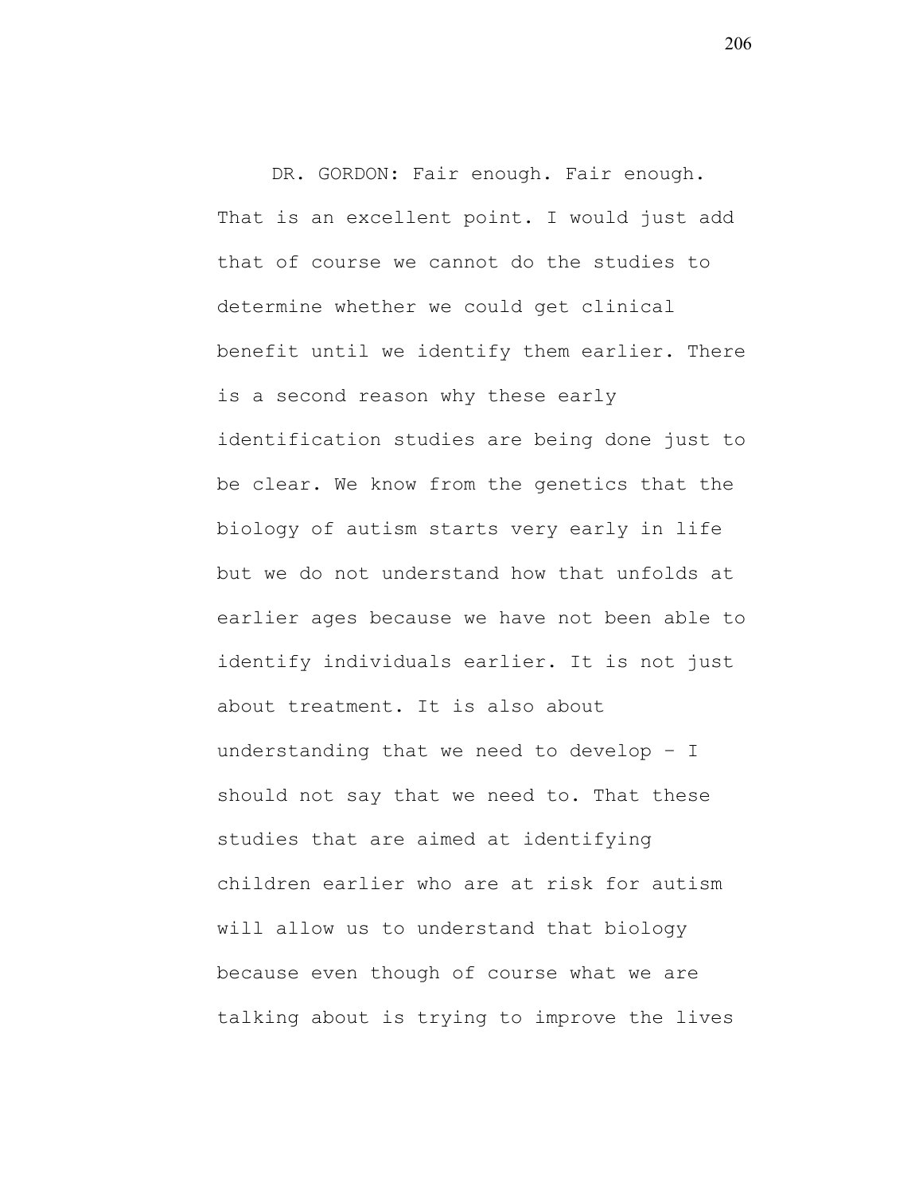DR. GORDON: Fair enough. Fair enough. That is an excellent point. I would just add that of course we cannot do the studies to determine whether we could get clinical benefit until we identify them earlier. There is a second reason why these early identification studies are being done just to be clear. We know from the genetics that the biology of autism starts very early in life but we do not understand how that unfolds at earlier ages because we have not been able to identify individuals earlier. It is not just about treatment. It is also about understanding that we need to develop – I should not say that we need to. That these studies that are aimed at identifying children earlier who are at risk for autism will allow us to understand that biology because even though of course what we are talking about is trying to improve the lives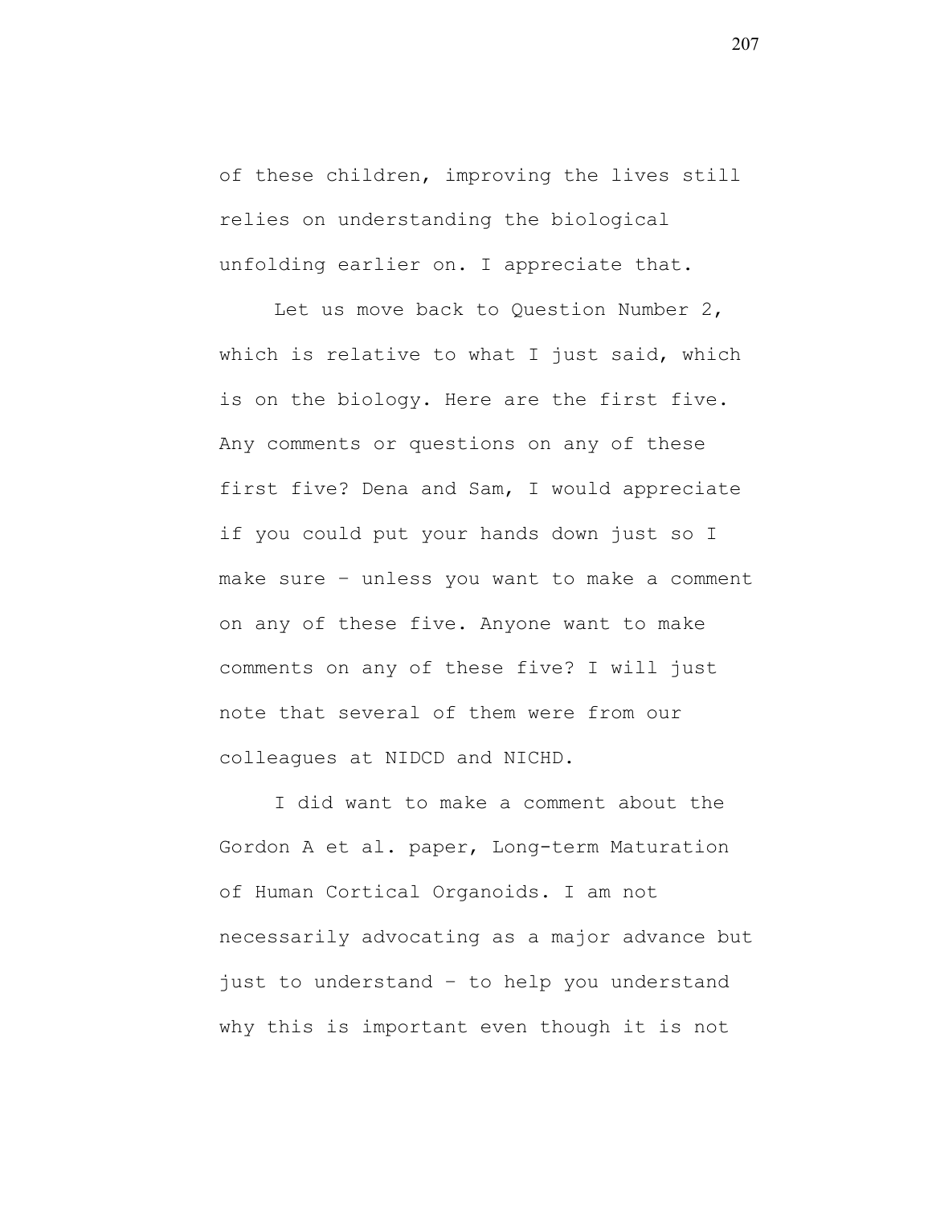of these children, improving the lives still relies on understanding the biological unfolding earlier on. I appreciate that.

Let us move back to Question Number 2, which is relative to what I just said, which is on the biology. Here are the first five. Any comments or questions on any of these first five? Dena and Sam, I would appreciate if you could put your hands down just so I make sure – unless you want to make a comment on any of these five. Anyone want to make comments on any of these five? I will just note that several of them were from our colleagues at NIDCD and NICHD.

I did want to make a comment about the Gordon A et al. paper, Long-term Maturation of Human Cortical Organoids. I am not necessarily advocating as a major advance but just to understand – to help you understand why this is important even though it is not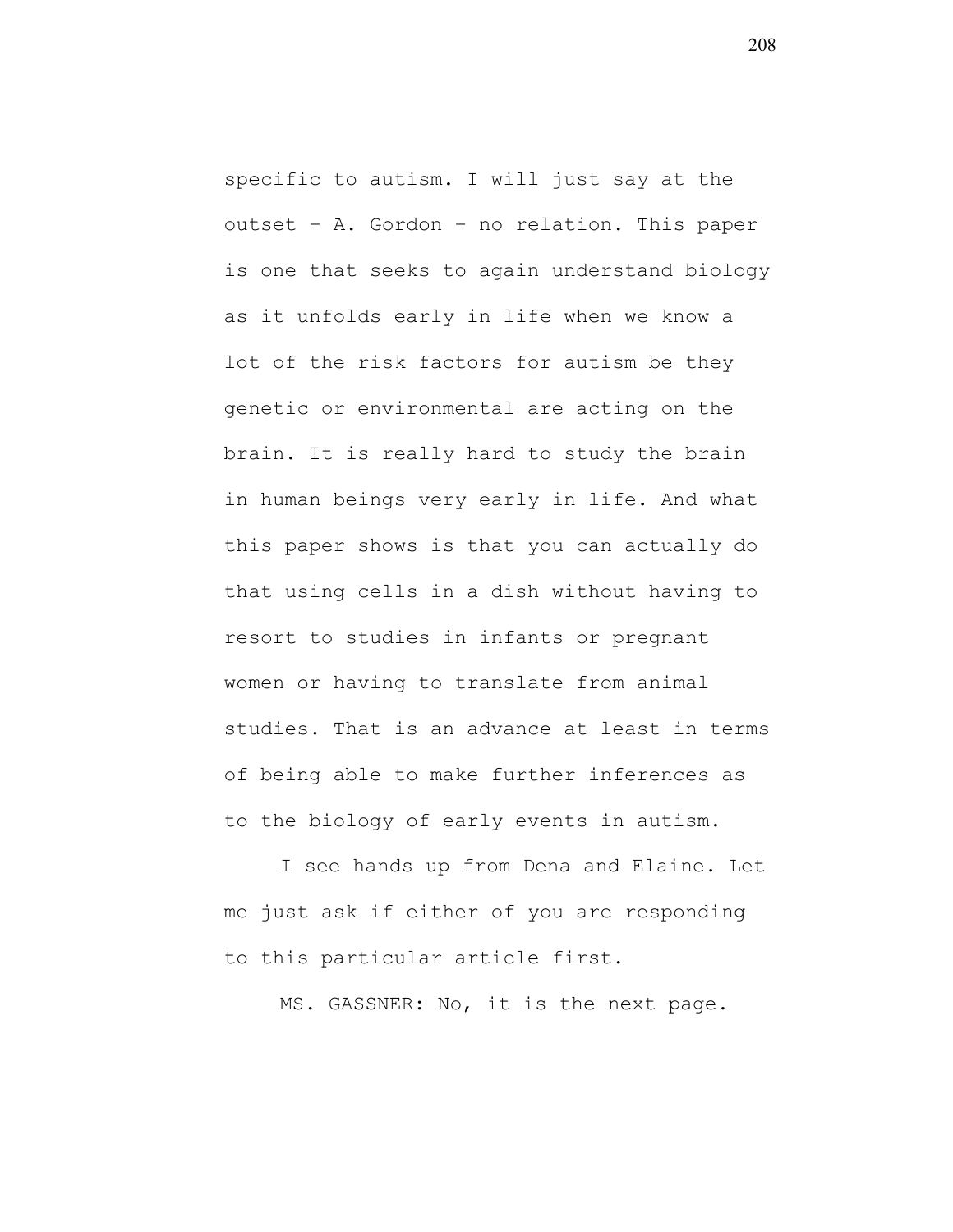specific to autism. I will just say at the outset – A. Gordon – no relation. This paper is one that seeks to again understand biology as it unfolds early in life when we know a lot of the risk factors for autism be they genetic or environmental are acting on the brain. It is really hard to study the brain in human beings very early in life. And what this paper shows is that you can actually do that using cells in a dish without having to resort to studies in infants or pregnant women or having to translate from animal studies. That is an advance at least in terms of being able to make further inferences as to the biology of early events in autism.

I see hands up from Dena and Elaine. Let me just ask if either of you are responding to this particular article first.

MS. GASSNER: No, it is the next page.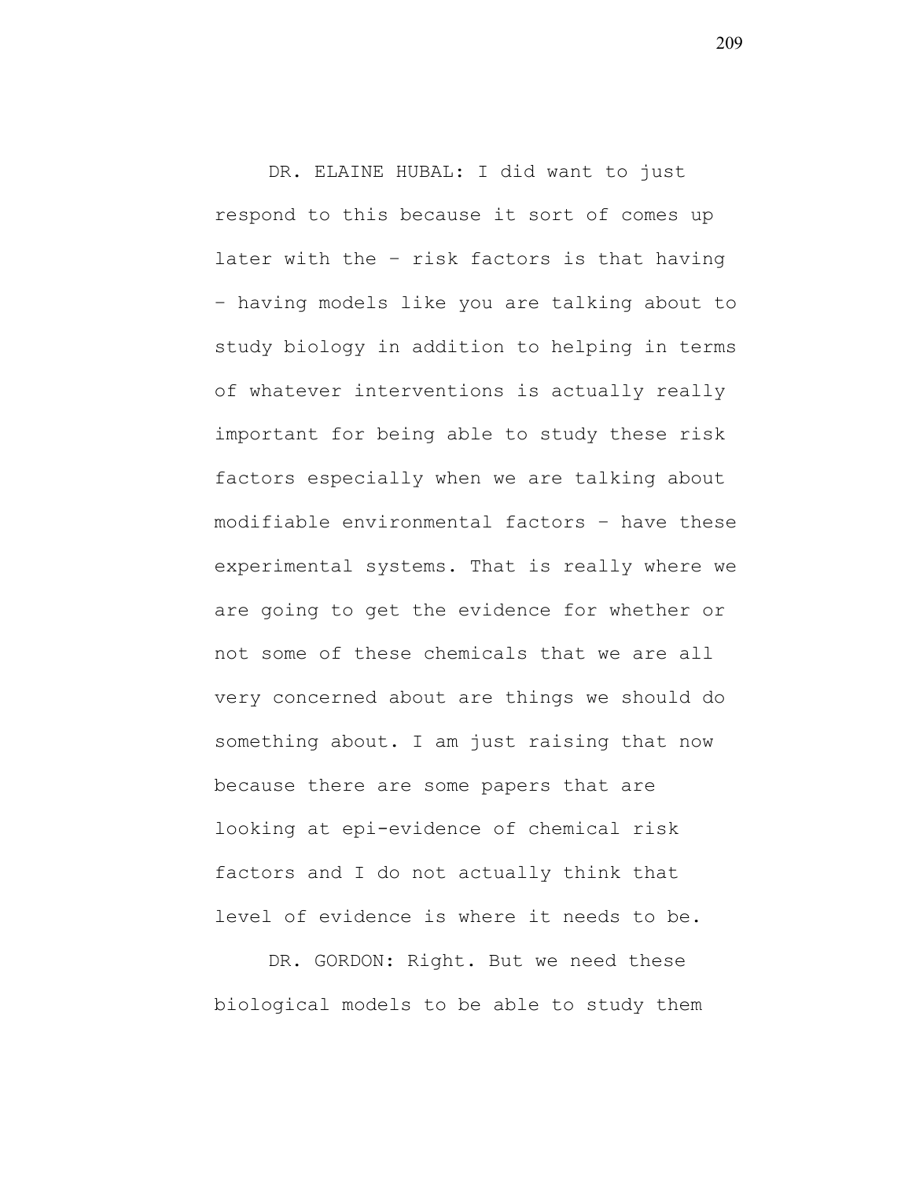DR. ELAINE HUBAL: I did want to just respond to this because it sort of comes up later with the – risk factors is that having – having models like you are talking about to study biology in addition to helping in terms of whatever interventions is actually really important for being able to study these risk factors especially when we are talking about modifiable environmental factors – have these experimental systems. That is really where we are going to get the evidence for whether or not some of these chemicals that we are all very concerned about are things we should do something about. I am just raising that now because there are some papers that are looking at epi-evidence of chemical risk factors and I do not actually think that level of evidence is where it needs to be.

DR. GORDON: Right. But we need these biological models to be able to study them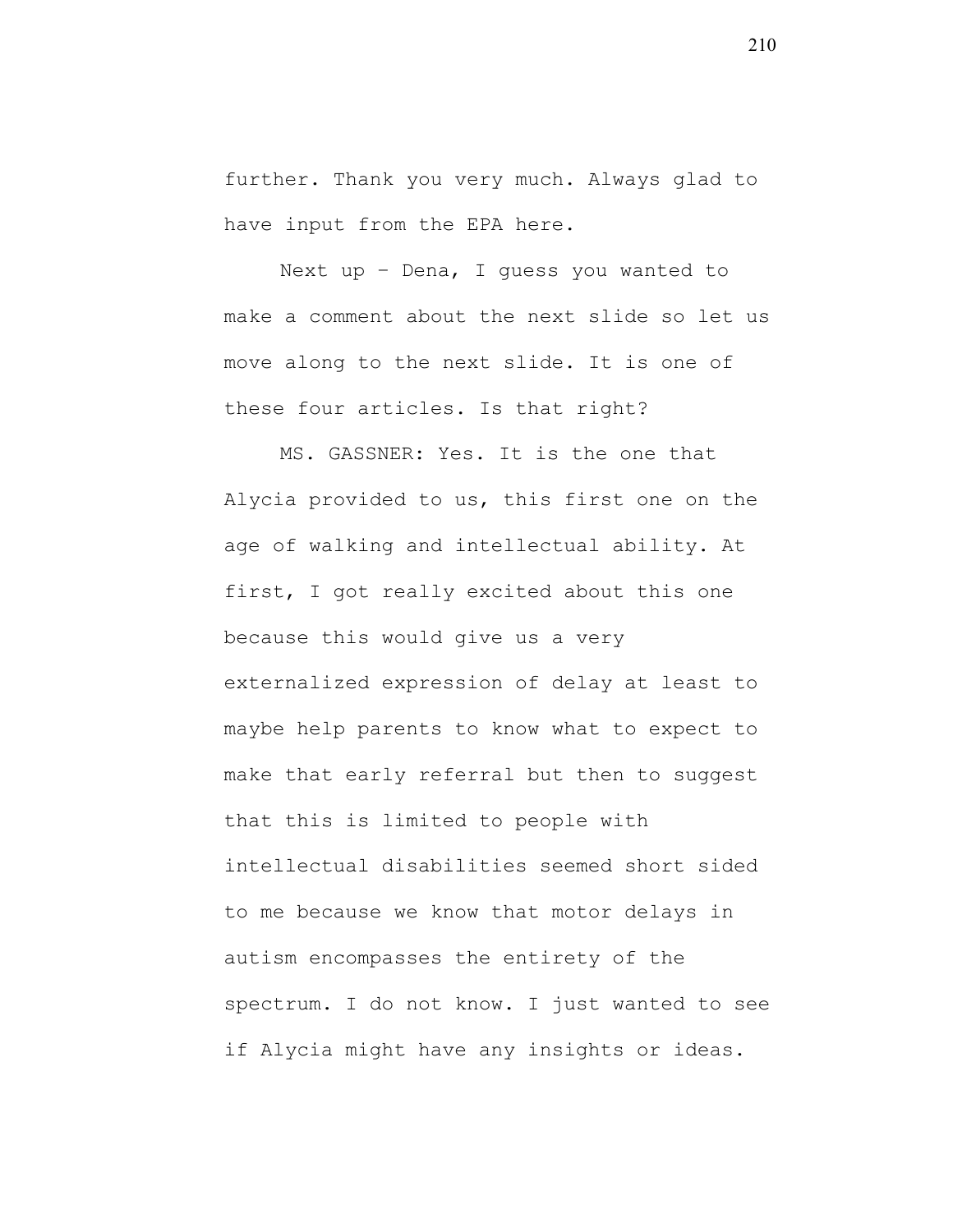further. Thank you very much. Always glad to have input from the EPA here.

Next up – Dena, I guess you wanted to make a comment about the next slide so let us move along to the next slide. It is one of these four articles. Is that right?

MS. GASSNER: Yes. It is the one that Alycia provided to us, this first one on the age of walking and intellectual ability. At first, I got really excited about this one because this would give us a very externalized expression of delay at least to maybe help parents to know what to expect to make that early referral but then to suggest that this is limited to people with intellectual disabilities seemed short sided to me because we know that motor delays in autism encompasses the entirety of the spectrum. I do not know. I just wanted to see if Alycia might have any insights or ideas.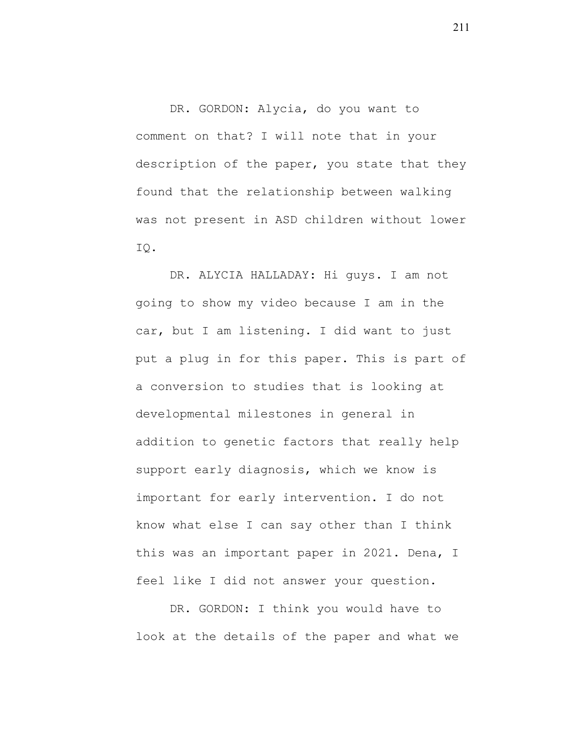DR. GORDON: Alycia, do you want to comment on that? I will note that in your description of the paper, you state that they found that the relationship between walking was not present in ASD children without lower IQ.

DR. ALYCIA HALLADAY: Hi guys. I am not going to show my video because I am in the car, but I am listening. I did want to just put a plug in for this paper. This is part of a conversion to studies that is looking at developmental milestones in general in addition to genetic factors that really help support early diagnosis, which we know is important for early intervention. I do not know what else I can say other than I think this was an important paper in 2021. Dena, I feel like I did not answer your question.

DR. GORDON: I think you would have to look at the details of the paper and what we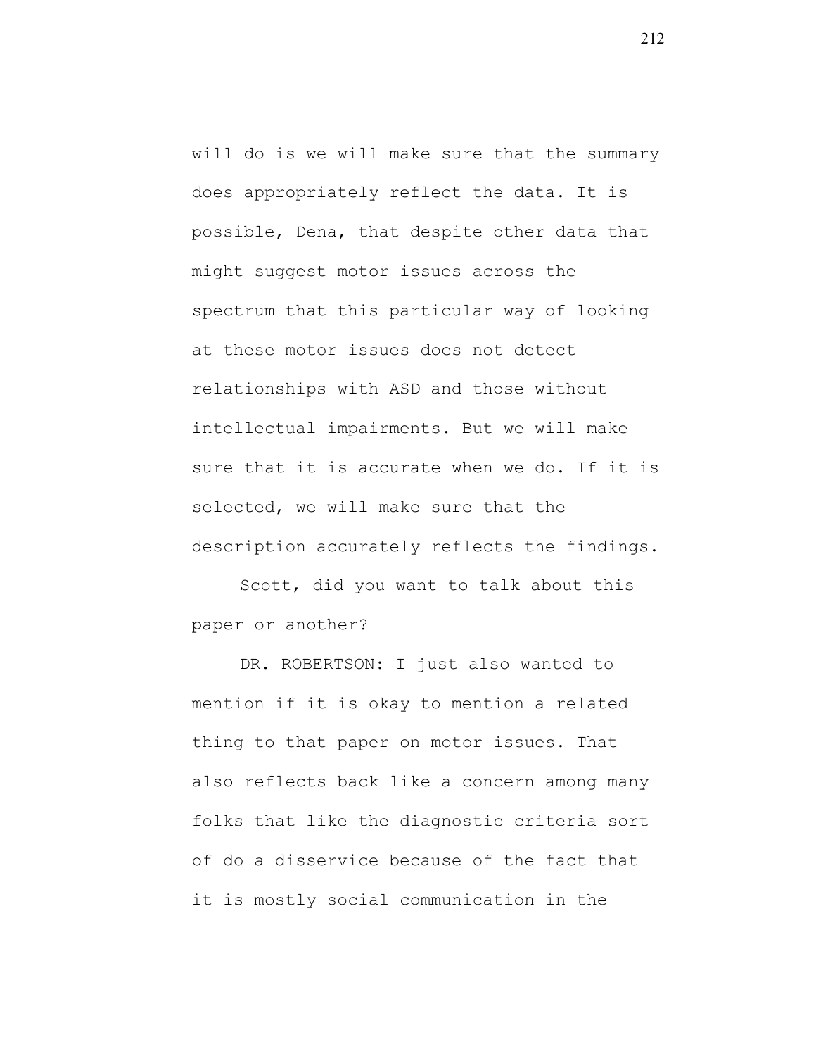will do is we will make sure that the summary does appropriately reflect the data. It is possible, Dena, that despite other data that might suggest motor issues across the spectrum that this particular way of looking at these motor issues does not detect relationships with ASD and those without intellectual impairments. But we will make sure that it is accurate when we do. If it is selected, we will make sure that the description accurately reflects the findings.

Scott, did you want to talk about this paper or another?

DR. ROBERTSON: I just also wanted to mention if it is okay to mention a related thing to that paper on motor issues. That also reflects back like a concern among many folks that like the diagnostic criteria sort of do a disservice because of the fact that it is mostly social communication in the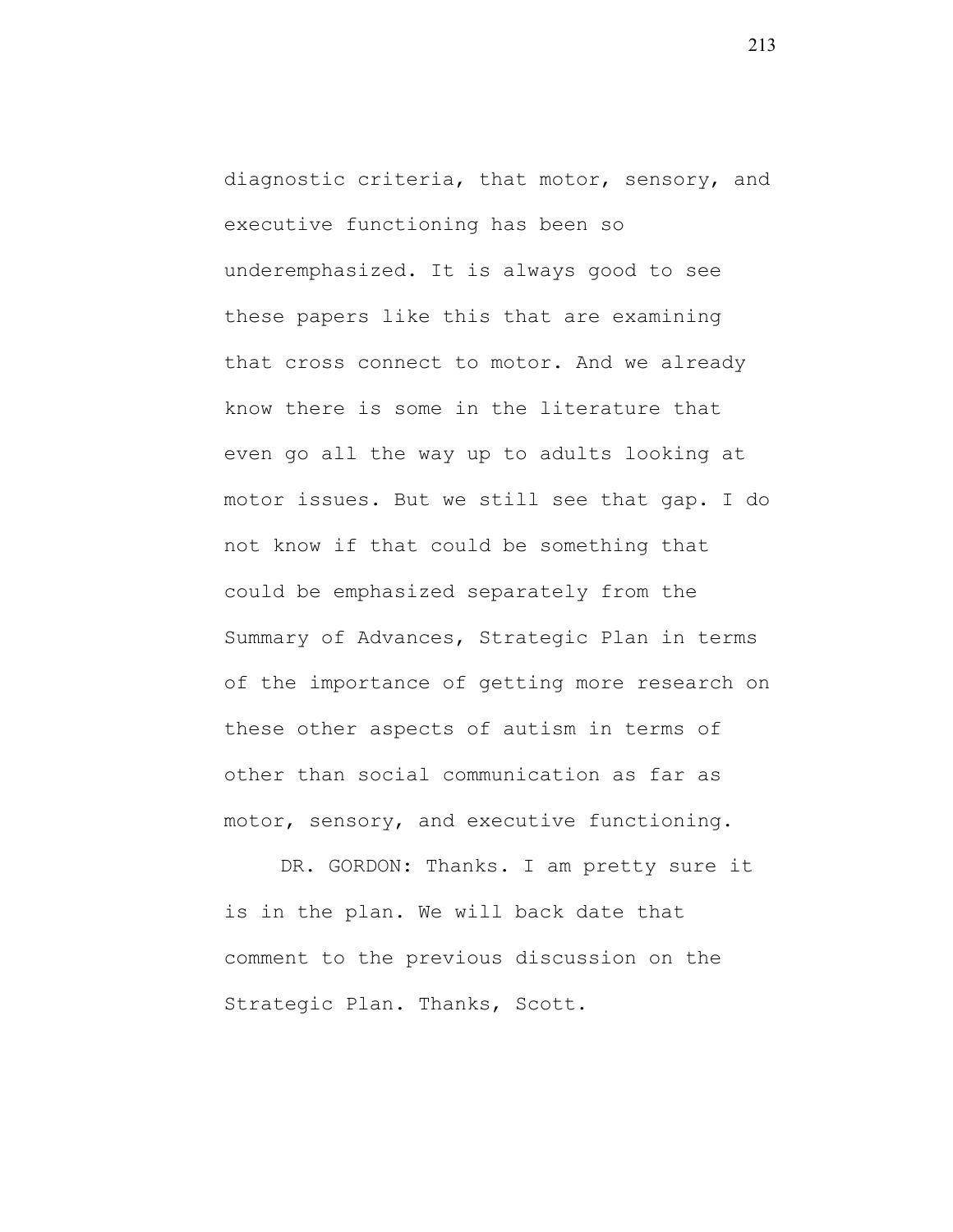diagnostic criteria, that motor, sensory, and executive functioning has been so underemphasized. It is always good to see these papers like this that are examining that cross connect to motor. And we already know there is some in the literature that even go all the way up to adults looking at motor issues. But we still see that gap. I do not know if that could be something that could be emphasized separately from the Summary of Advances, Strategic Plan in terms of the importance of getting more research on these other aspects of autism in terms of other than social communication as far as motor, sensory, and executive functioning.

DR. GORDON: Thanks. I am pretty sure it is in the plan. We will back date that comment to the previous discussion on the Strategic Plan. Thanks, Scott.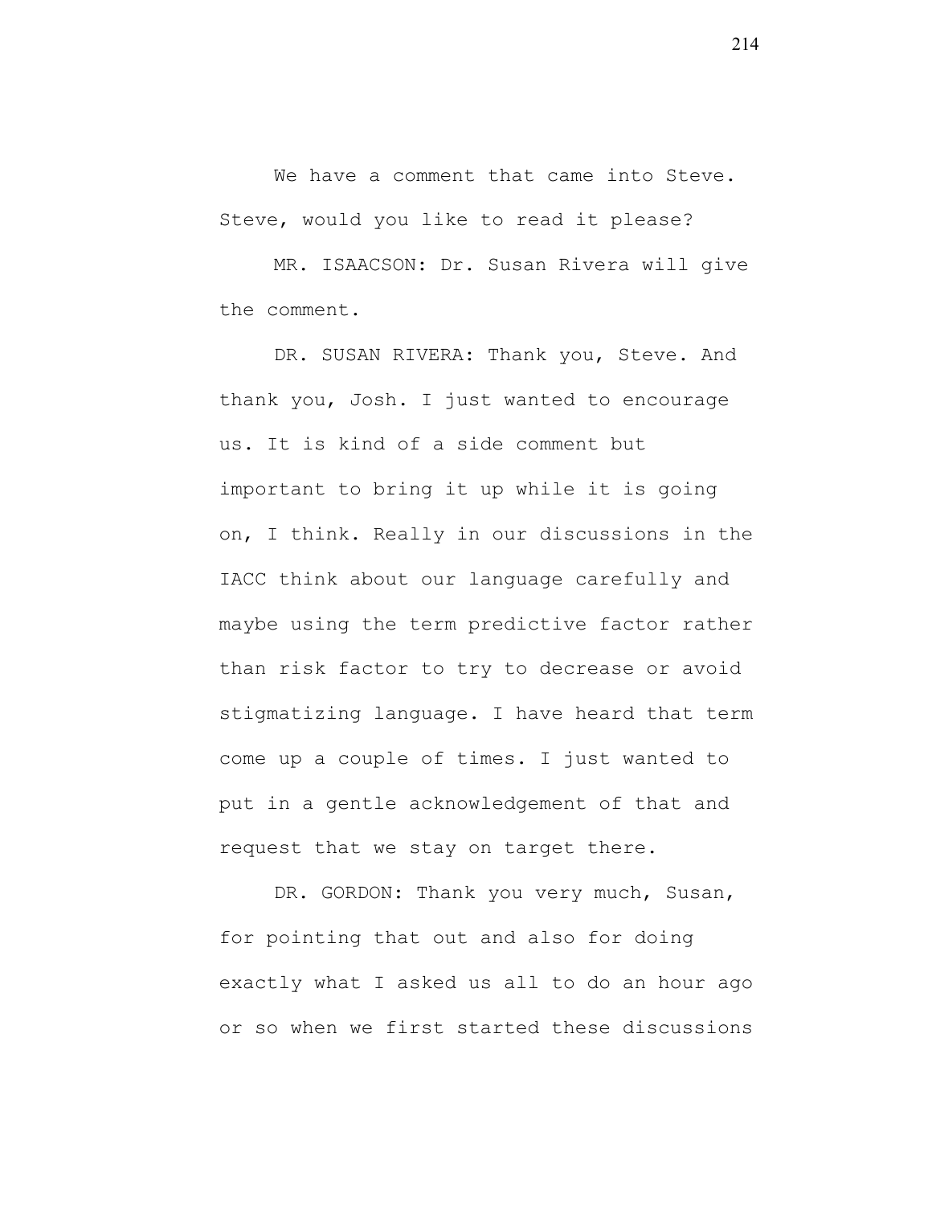We have a comment that came into Steve. Steve, would you like to read it please?

MR. ISAACSON: Dr. Susan Rivera will give the comment.

DR. SUSAN RIVERA: Thank you, Steve. And thank you, Josh. I just wanted to encourage us. It is kind of a side comment but important to bring it up while it is going on, I think. Really in our discussions in the IACC think about our language carefully and maybe using the term predictive factor rather than risk factor to try to decrease or avoid stigmatizing language. I have heard that term come up a couple of times. I just wanted to put in a gentle acknowledgement of that and request that we stay on target there.

DR. GORDON: Thank you very much, Susan, for pointing that out and also for doing exactly what I asked us all to do an hour ago or so when we first started these discussions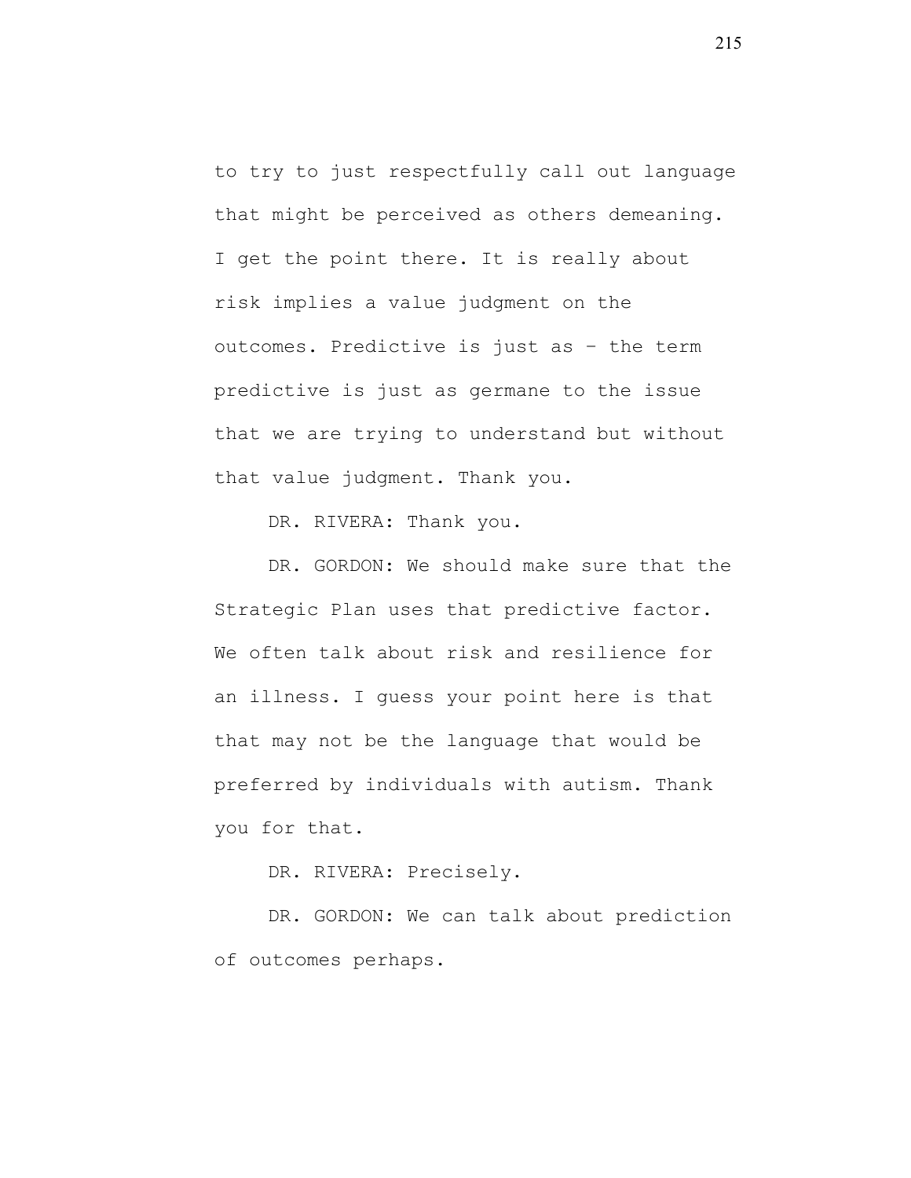to try to just respectfully call out language that might be perceived as others demeaning. I get the point there. It is really about risk implies a value judgment on the outcomes. Predictive is just as – the term predictive is just as germane to the issue that we are trying to understand but without that value judgment. Thank you.

DR. RIVERA: Thank you.

DR. GORDON: We should make sure that the Strategic Plan uses that predictive factor. We often talk about risk and resilience for an illness. I guess your point here is that that may not be the language that would be preferred by individuals with autism. Thank you for that.

DR. RIVERA: Precisely.

DR. GORDON: We can talk about prediction of outcomes perhaps.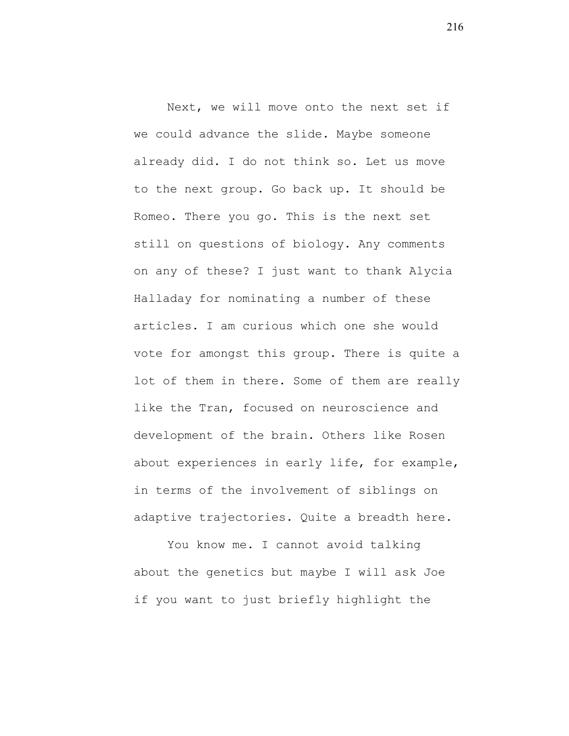Next, we will move onto the next set if we could advance the slide. Maybe someone already did. I do not think so. Let us move to the next group. Go back up. It should be Romeo. There you go. This is the next set still on questions of biology. Any comments on any of these? I just want to thank Alycia Halladay for nominating a number of these articles. I am curious which one she would vote for amongst this group. There is quite a lot of them in there. Some of them are really like the Tran, focused on neuroscience and development of the brain. Others like Rosen about experiences in early life, for example, in terms of the involvement of siblings on adaptive trajectories. Quite a breadth here.

You know me. I cannot avoid talking about the genetics but maybe I will ask Joe if you want to just briefly highlight the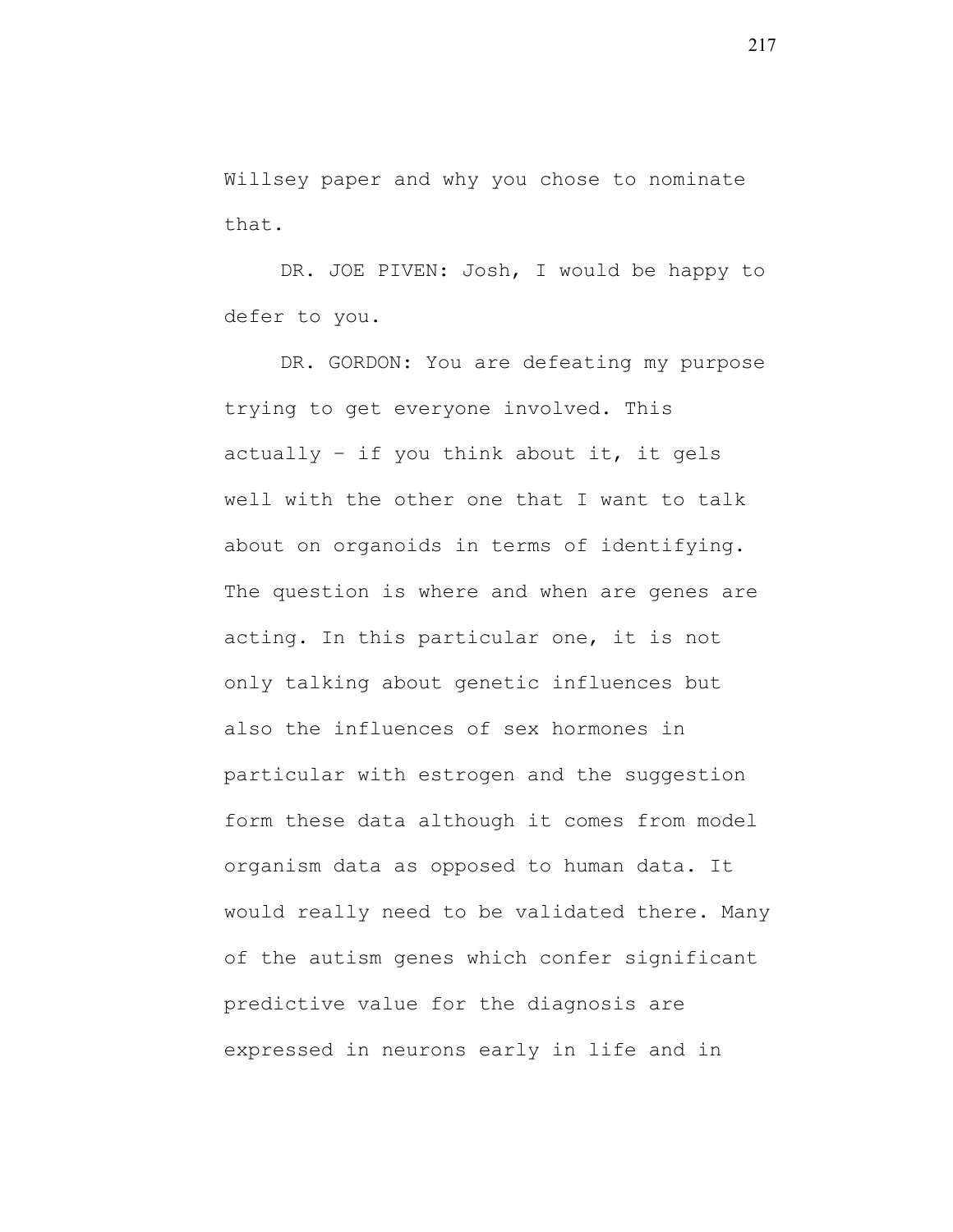Willsey paper and why you chose to nominate that.

DR. JOE PIVEN: Josh, I would be happy to defer to you.

DR. GORDON: You are defeating my purpose trying to get everyone involved. This actually – if you think about it, it gels well with the other one that I want to talk about on organoids in terms of identifying. The question is where and when are genes are acting. In this particular one, it is not only talking about genetic influences but also the influences of sex hormones in particular with estrogen and the suggestion form these data although it comes from model organism data as opposed to human data. It would really need to be validated there. Many of the autism genes which confer significant predictive value for the diagnosis are expressed in neurons early in life and in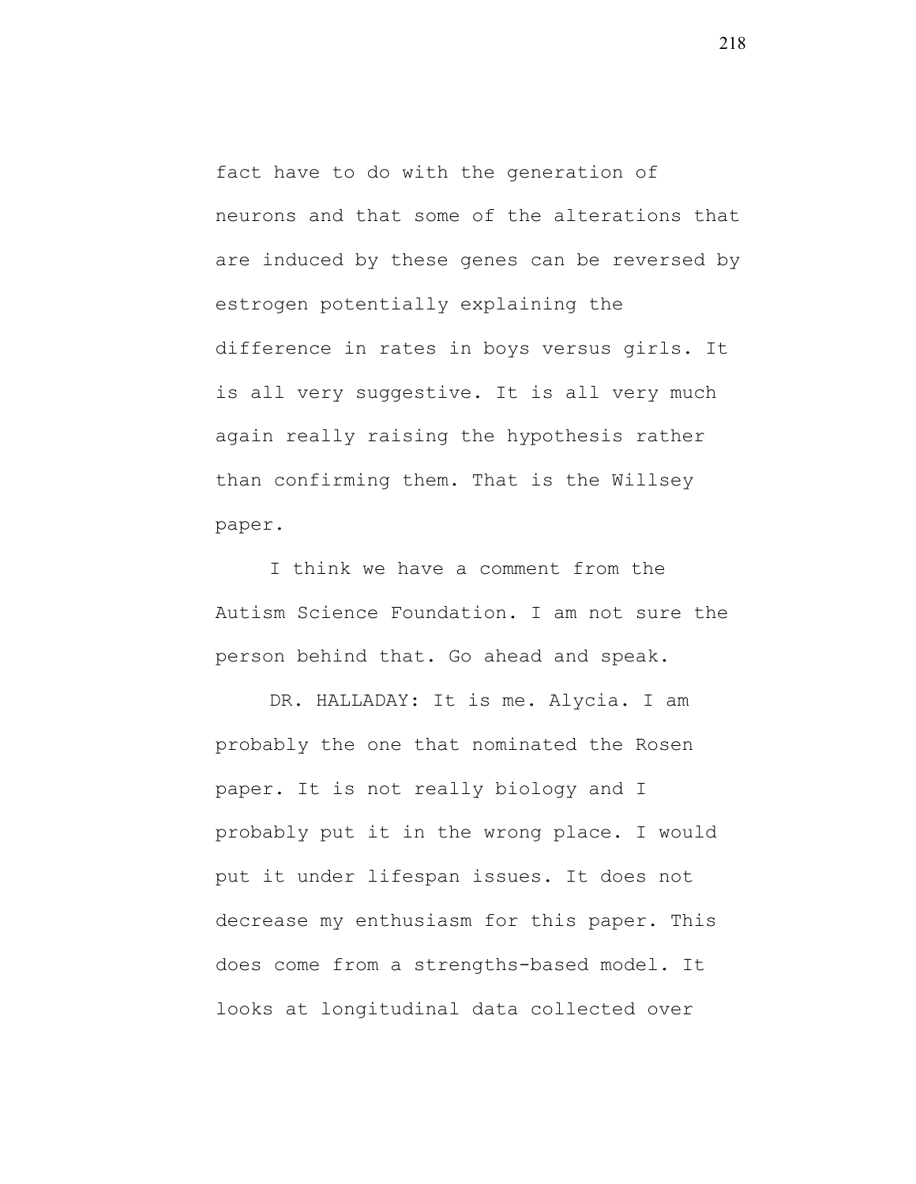fact have to do with the generation of neurons and that some of the alterations that are induced by these genes can be reversed by estrogen potentially explaining the difference in rates in boys versus girls. It is all very suggestive. It is all very much again really raising the hypothesis rather than confirming them. That is the Willsey paper.

I think we have a comment from the Autism Science Foundation. I am not sure the person behind that. Go ahead and speak.

DR. HALLADAY: It is me. Alycia. I am probably the one that nominated the Rosen paper. It is not really biology and I probably put it in the wrong place. I would put it under lifespan issues. It does not decrease my enthusiasm for this paper. This does come from a strengths-based model. It looks at longitudinal data collected over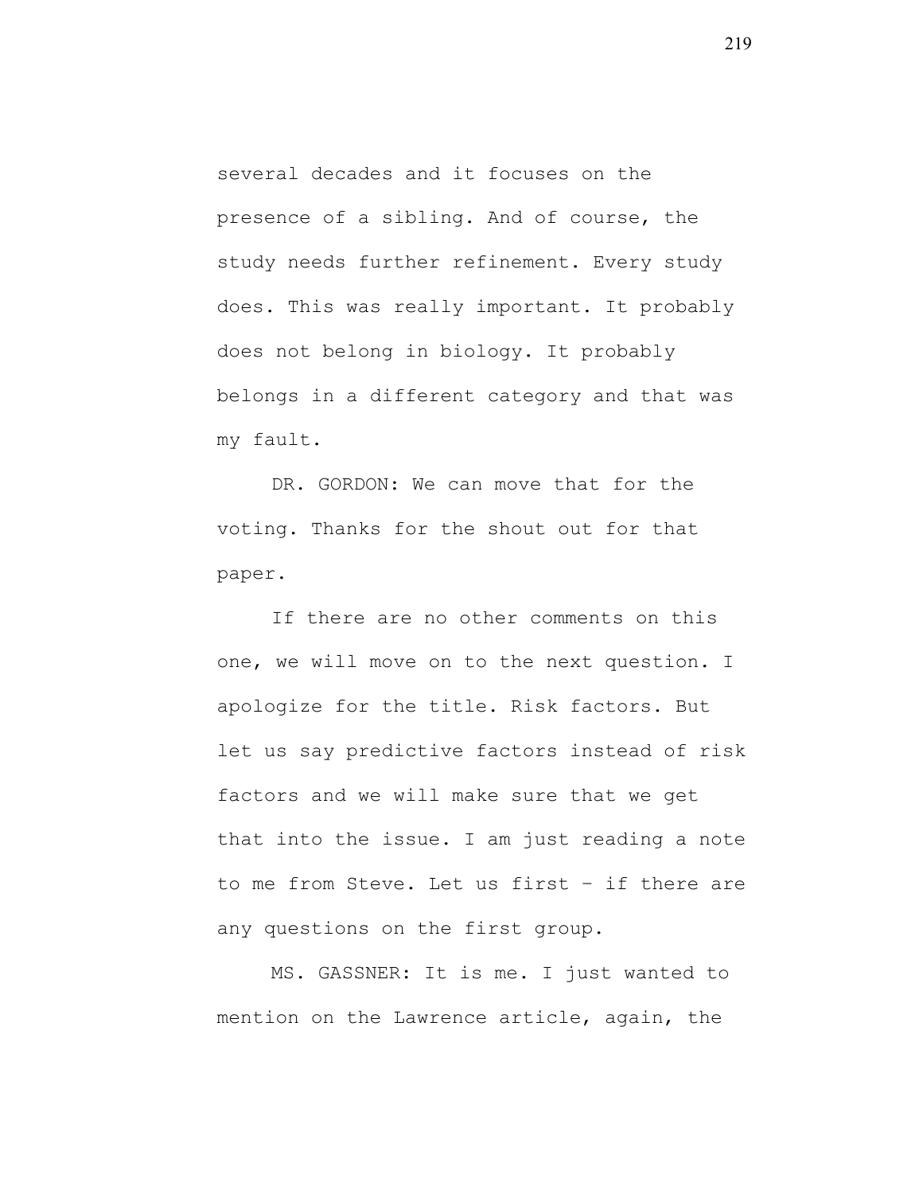several decades and it focuses on the presence of a sibling. And of course, the study needs further refinement. Every study does. This was really important. It probably does not belong in biology. It probably belongs in a different category and that was my fault.

DR. GORDON: We can move that for the voting. Thanks for the shout out for that paper.

If there are no other comments on this one, we will move on to the next question. I apologize for the title. Risk factors. But let us say predictive factors instead of risk factors and we will make sure that we get that into the issue. I am just reading a note to me from Steve. Let us first – if there are any questions on the first group.

MS. GASSNER: It is me. I just wanted to mention on the Lawrence article, again, the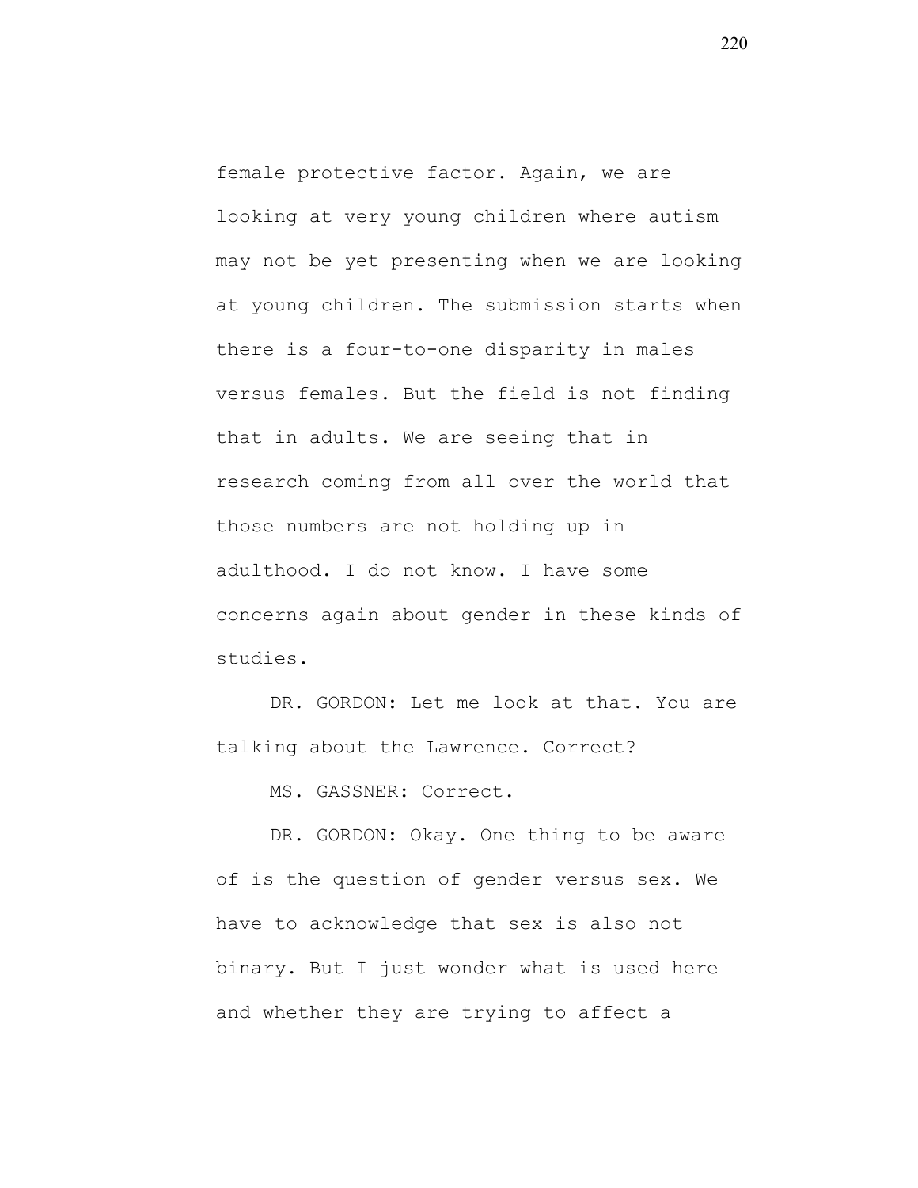female protective factor. Again, we are looking at very young children where autism may not be yet presenting when we are looking at young children. The submission starts when there is a four-to-one disparity in males versus females. But the field is not finding that in adults. We are seeing that in research coming from all over the world that those numbers are not holding up in adulthood. I do not know. I have some concerns again about gender in these kinds of studies.

DR. GORDON: Let me look at that. You are talking about the Lawrence. Correct?

MS. GASSNER: Correct.

DR. GORDON: Okay. One thing to be aware of is the question of gender versus sex. We have to acknowledge that sex is also not binary. But I just wonder what is used here and whether they are trying to affect a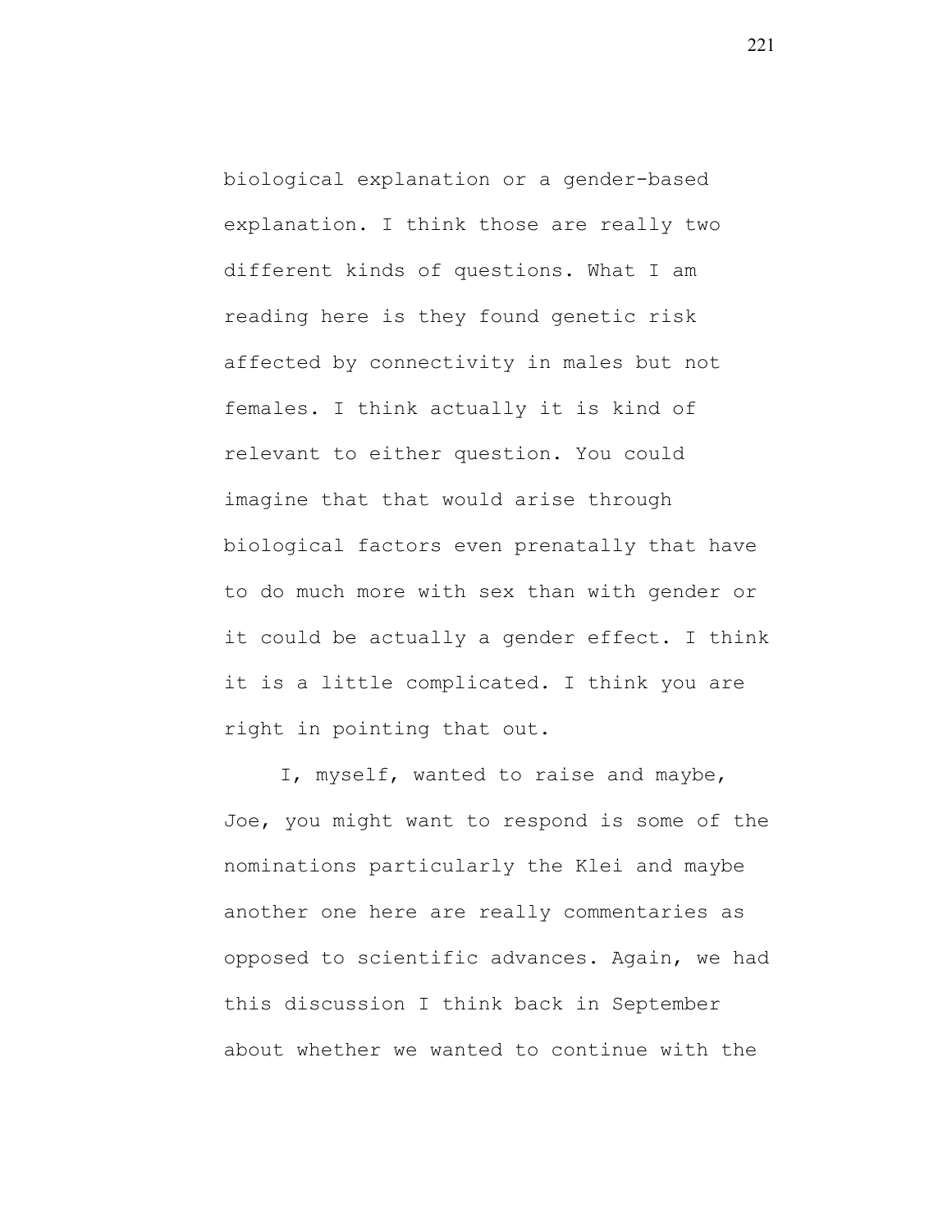biological explanation or a gender-based explanation. I think those are really two different kinds of questions. What I am reading here is they found genetic risk affected by connectivity in males but not females. I think actually it is kind of relevant to either question. You could imagine that that would arise through biological factors even prenatally that have to do much more with sex than with gender or it could be actually a gender effect. I think it is a little complicated. I think you are right in pointing that out.

I, myself, wanted to raise and maybe, Joe, you might want to respond is some of the nominations particularly the Klei and maybe another one here are really commentaries as opposed to scientific advances. Again, we had this discussion I think back in September about whether we wanted to continue with the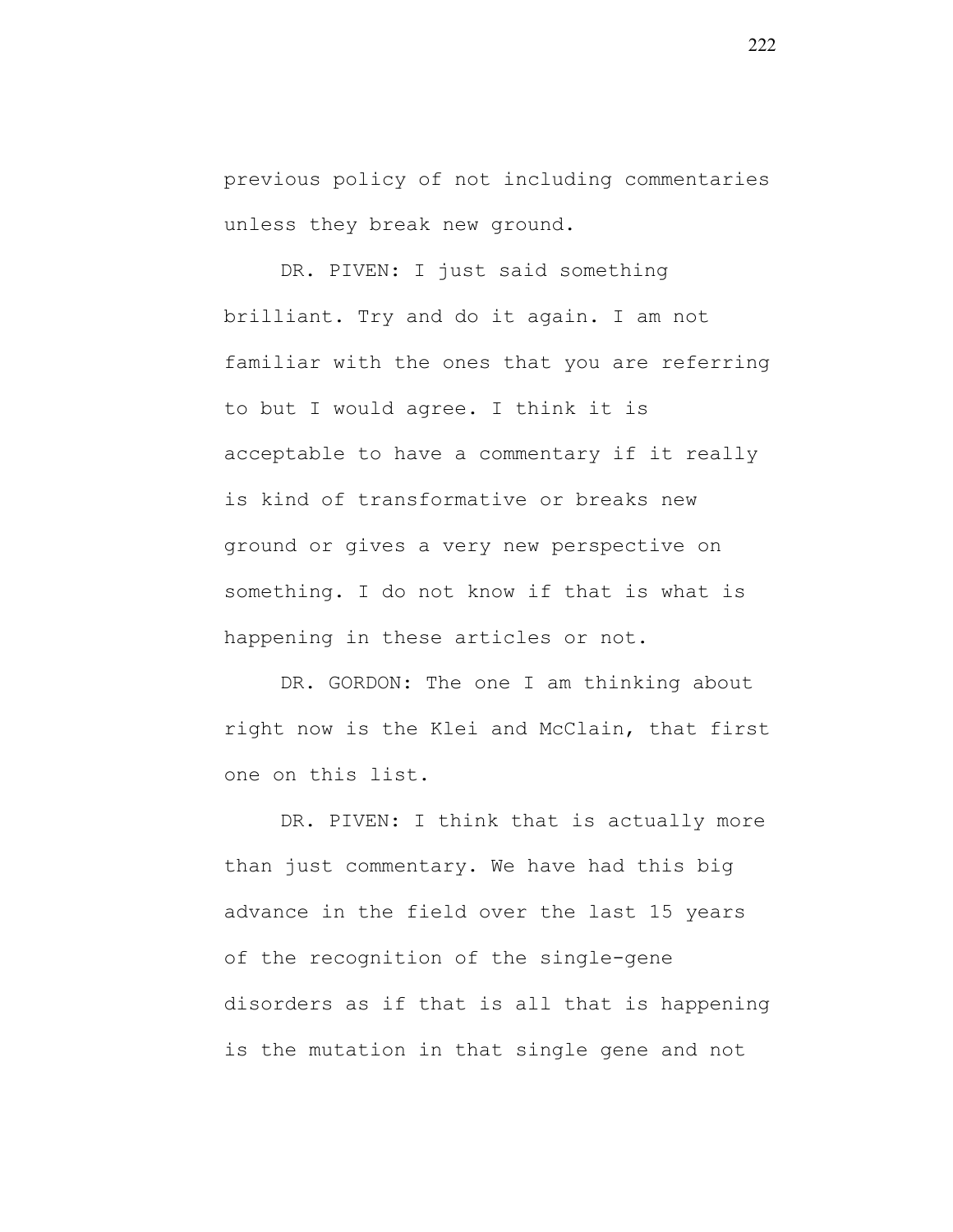previous policy of not including commentaries unless they break new ground.

DR. PIVEN: I just said something brilliant. Try and do it again. I am not familiar with the ones that you are referring to but I would agree. I think it is acceptable to have a commentary if it really is kind of transformative or breaks new ground or gives a very new perspective on something. I do not know if that is what is happening in these articles or not.

DR. GORDON: The one I am thinking about right now is the Klei and McClain, that first one on this list.

DR. PIVEN: I think that is actually more than just commentary. We have had this big advance in the field over the last 15 years of the recognition of the single-gene disorders as if that is all that is happening is the mutation in that single gene and not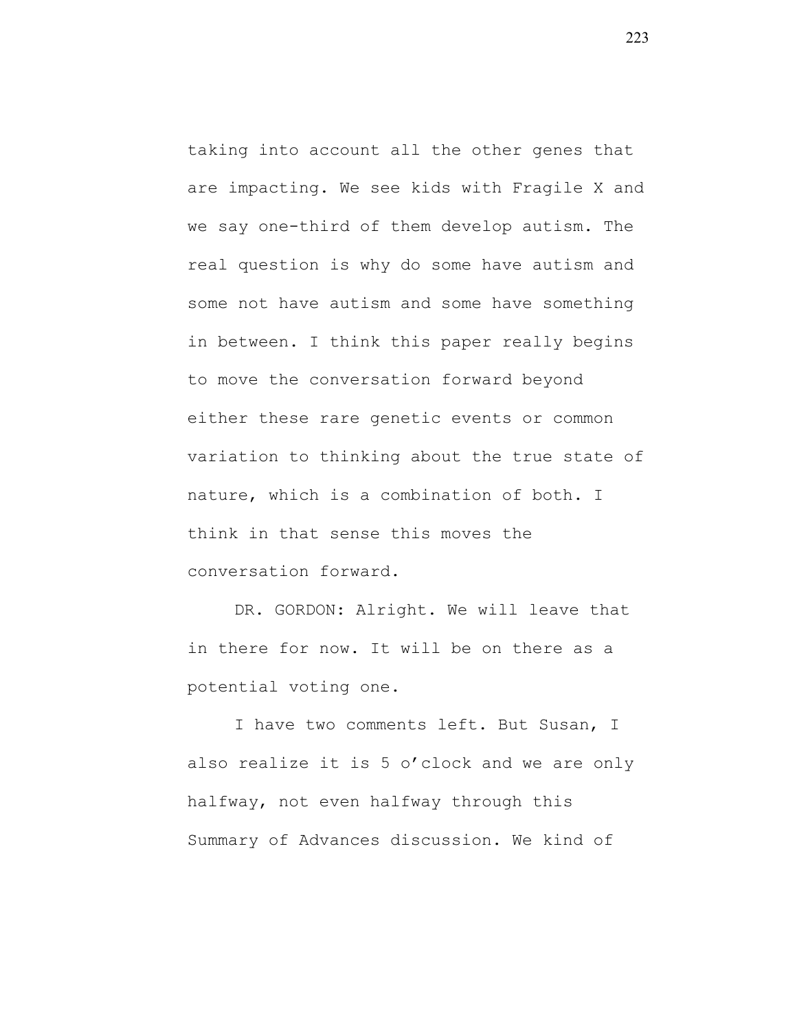taking into account all the other genes that are impacting. We see kids with Fragile X and we say one-third of them develop autism. The real question is why do some have autism and some not have autism and some have something in between. I think this paper really begins to move the conversation forward beyond either these rare genetic events or common variation to thinking about the true state of nature, which is a combination of both. I think in that sense this moves the conversation forward.

DR. GORDON: Alright. We will leave that in there for now. It will be on there as a potential voting one.

I have two comments left. But Susan, I also realize it is 5 o'clock and we are only halfway, not even halfway through this Summary of Advances discussion. We kind of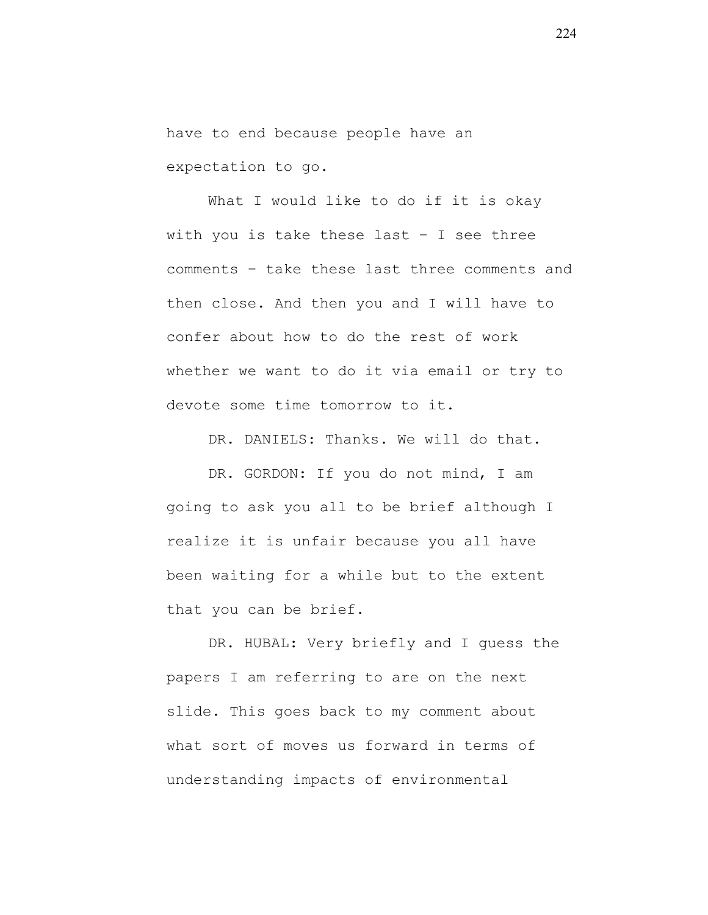have to end because people have an expectation to go.

What I would like to do if it is okay with you is take these last – I see three comments – take these last three comments and then close. And then you and I will have to confer about how to do the rest of work whether we want to do it via email or try to devote some time tomorrow to it.

DR. DANIELS: Thanks. We will do that.

DR. GORDON: If you do not mind, I am going to ask you all to be brief although I realize it is unfair because you all have been waiting for a while but to the extent that you can be brief.

DR. HUBAL: Very briefly and I guess the papers I am referring to are on the next slide. This goes back to my comment about what sort of moves us forward in terms of understanding impacts of environmental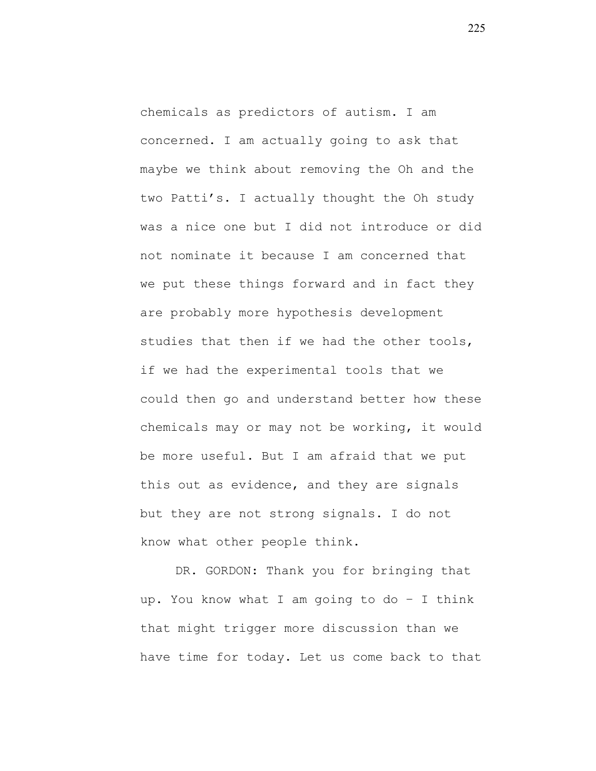chemicals as predictors of autism. I am concerned. I am actually going to ask that maybe we think about removing the Oh and the two Patti's. I actually thought the Oh study was a nice one but I did not introduce or did not nominate it because I am concerned that we put these things forward and in fact they are probably more hypothesis development studies that then if we had the other tools, if we had the experimental tools that we could then go and understand better how these chemicals may or may not be working, it would be more useful. But I am afraid that we put this out as evidence, and they are signals but they are not strong signals. I do not know what other people think.

DR. GORDON: Thank you for bringing that up. You know what I am going to do – I think that might trigger more discussion than we have time for today. Let us come back to that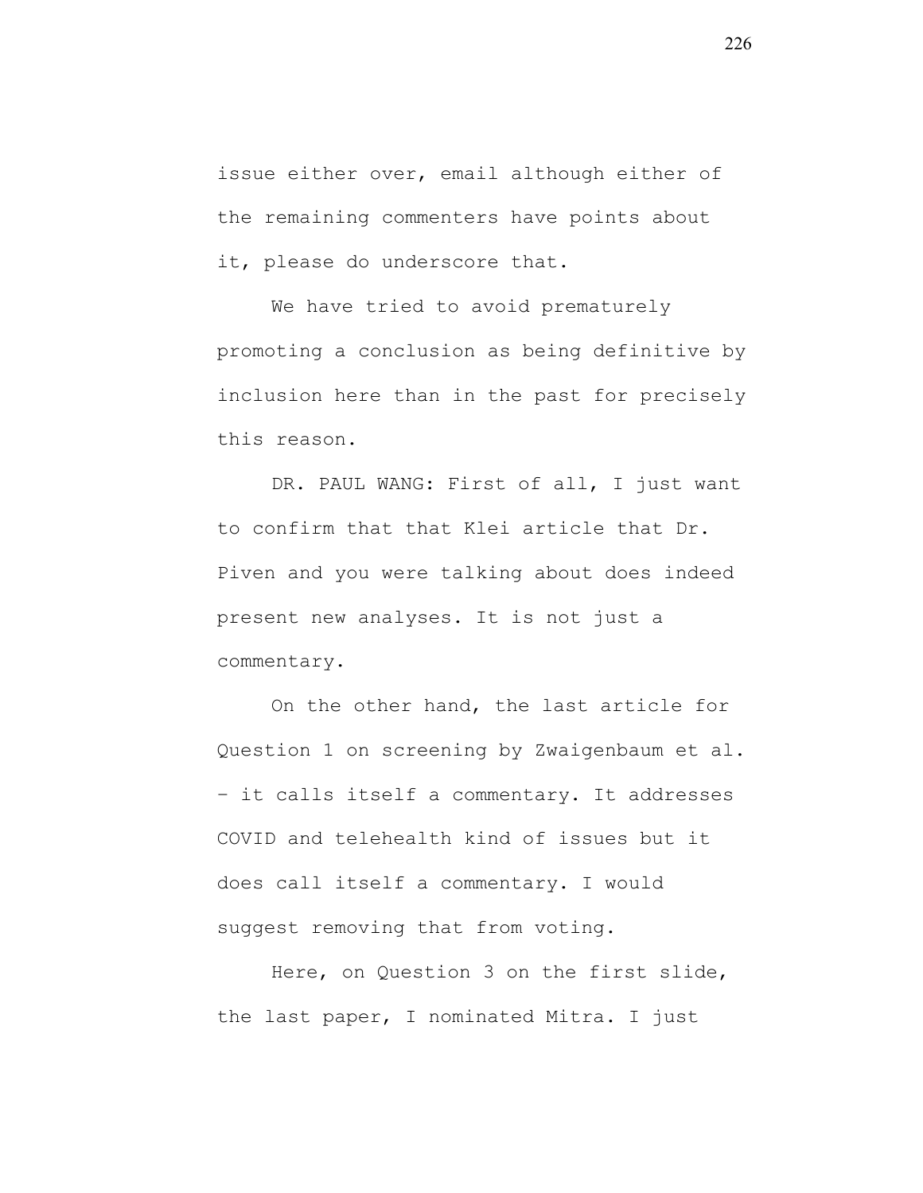issue either over, email although either of the remaining commenters have points about it, please do underscore that.

We have tried to avoid prematurely promoting a conclusion as being definitive by inclusion here than in the past for precisely this reason.

DR. PAUL WANG: First of all, I just want to confirm that that Klei article that Dr. Piven and you were talking about does indeed present new analyses. It is not just a commentary.

On the other hand, the last article for Question 1 on screening by Zwaigenbaum et al. – it calls itself a commentary. It addresses COVID and telehealth kind of issues but it does call itself a commentary. I would suggest removing that from voting.

Here, on Question 3 on the first slide, the last paper, I nominated Mitra. I just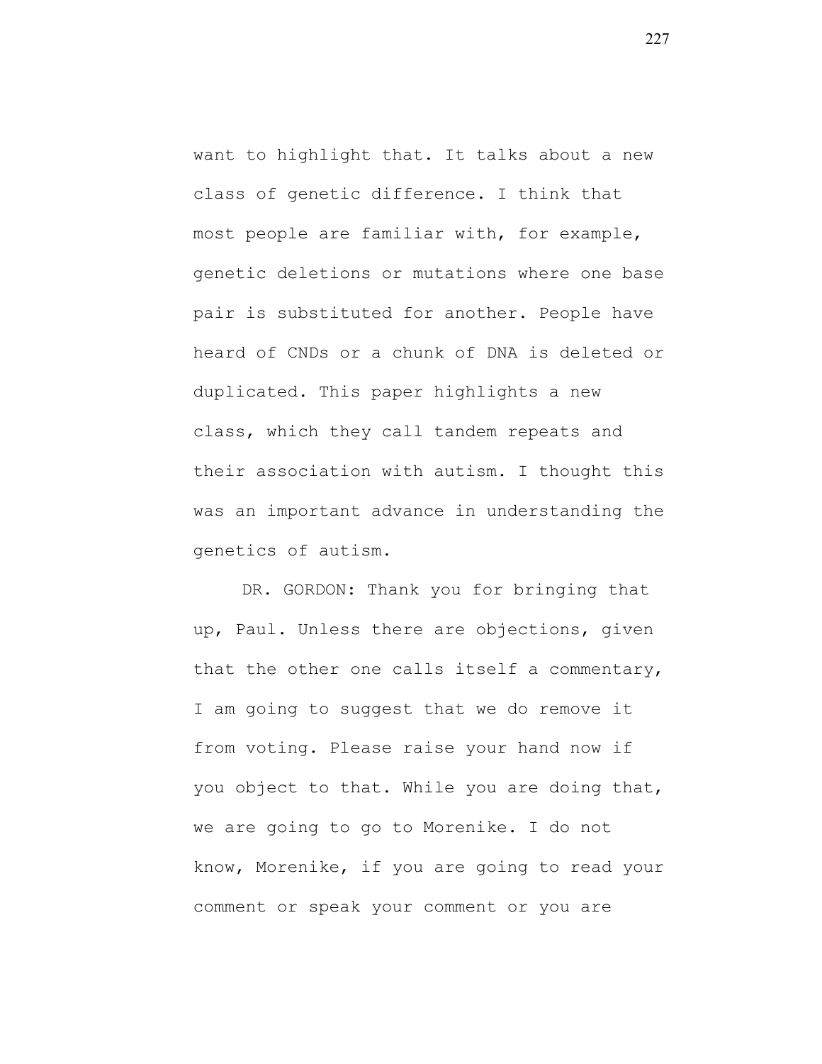want to highlight that. It talks about a new class of genetic difference. I think that most people are familiar with, for example, genetic deletions or mutations where one base pair is substituted for another. People have heard of CNDs or a chunk of DNA is deleted or duplicated. This paper highlights a new class, which they call tandem repeats and their association with autism. I thought this was an important advance in understanding the genetics of autism.

DR. GORDON: Thank you for bringing that up, Paul. Unless there are objections, given that the other one calls itself a commentary, I am going to suggest that we do remove it from voting. Please raise your hand now if you object to that. While you are doing that, we are going to go to Morenike. I do not know, Morenike, if you are going to read your comment or speak your comment or you are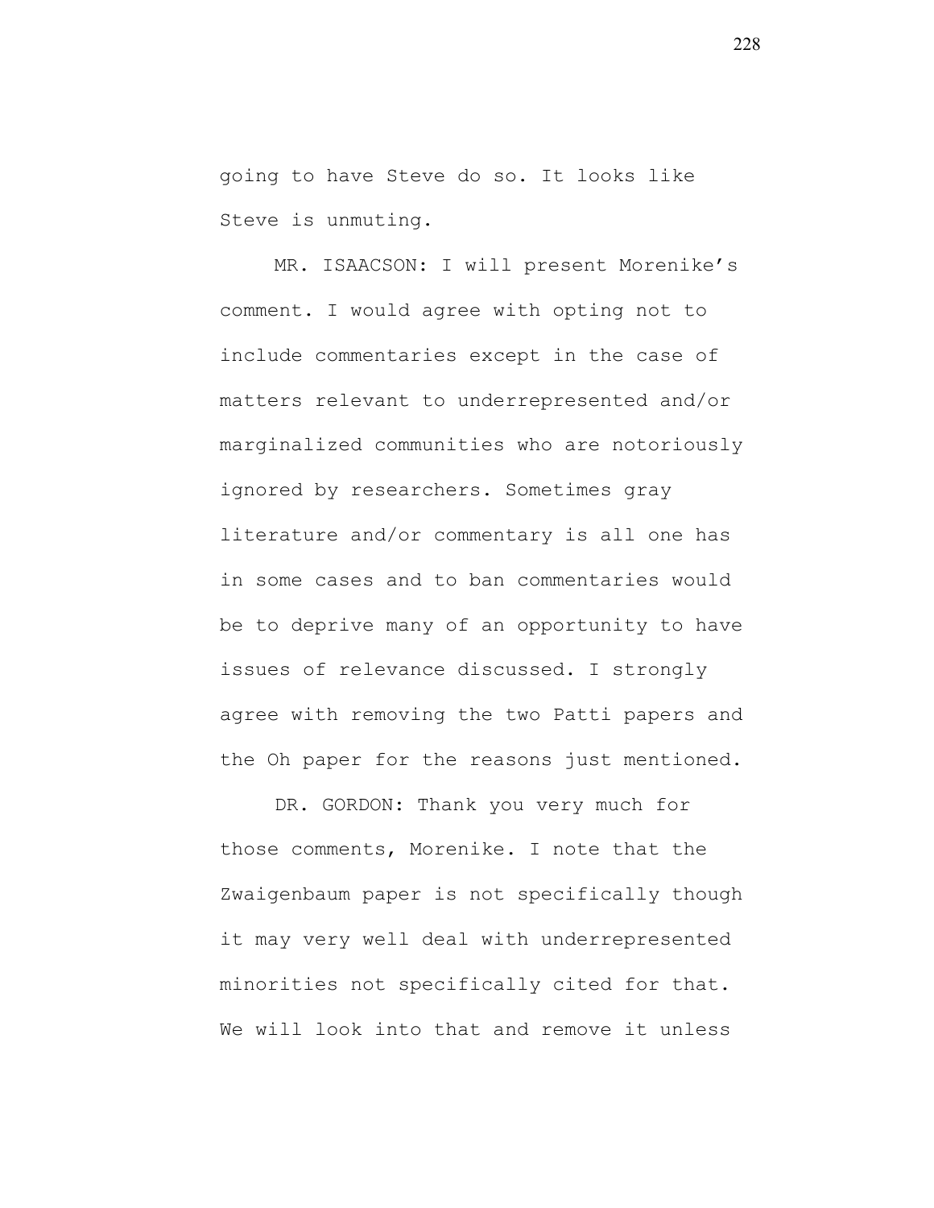going to have Steve do so. It looks like Steve is unmuting.

MR. ISAACSON: I will present Morenike's comment. I would agree with opting not to include commentaries except in the case of matters relevant to underrepresented and/or marginalized communities who are notoriously ignored by researchers. Sometimes gray literature and/or commentary is all one has in some cases and to ban commentaries would be to deprive many of an opportunity to have issues of relevance discussed. I strongly agree with removing the two Patti papers and the Oh paper for the reasons just mentioned.

DR. GORDON: Thank you very much for those comments, Morenike. I note that the Zwaigenbaum paper is not specifically though it may very well deal with underrepresented minorities not specifically cited for that. We will look into that and remove it unless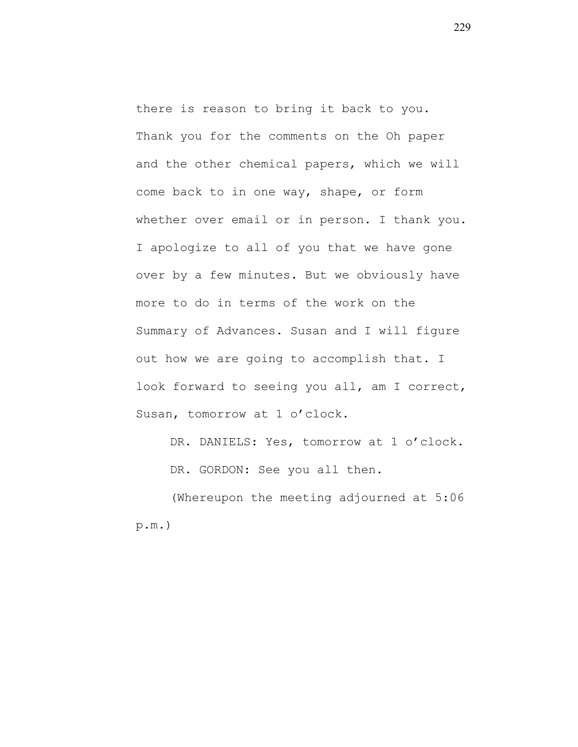there is reason to bring it back to you. Thank you for the comments on the Oh paper and the other chemical papers, which we will come back to in one way, shape, or form whether over email or in person. I thank you. I apologize to all of you that we have gone over by a few minutes. But we obviously have more to do in terms of the work on the Summary of Advances. Susan and I will figure out how we are going to accomplish that. I look forward to seeing you all, am I correct, Susan, tomorrow at 1 o'clock.

DR. DANIELS: Yes, tomorrow at 1 o'clock.

DR. GORDON: See you all then.

(Whereupon the meeting adjourned at 5:06 p.m.)